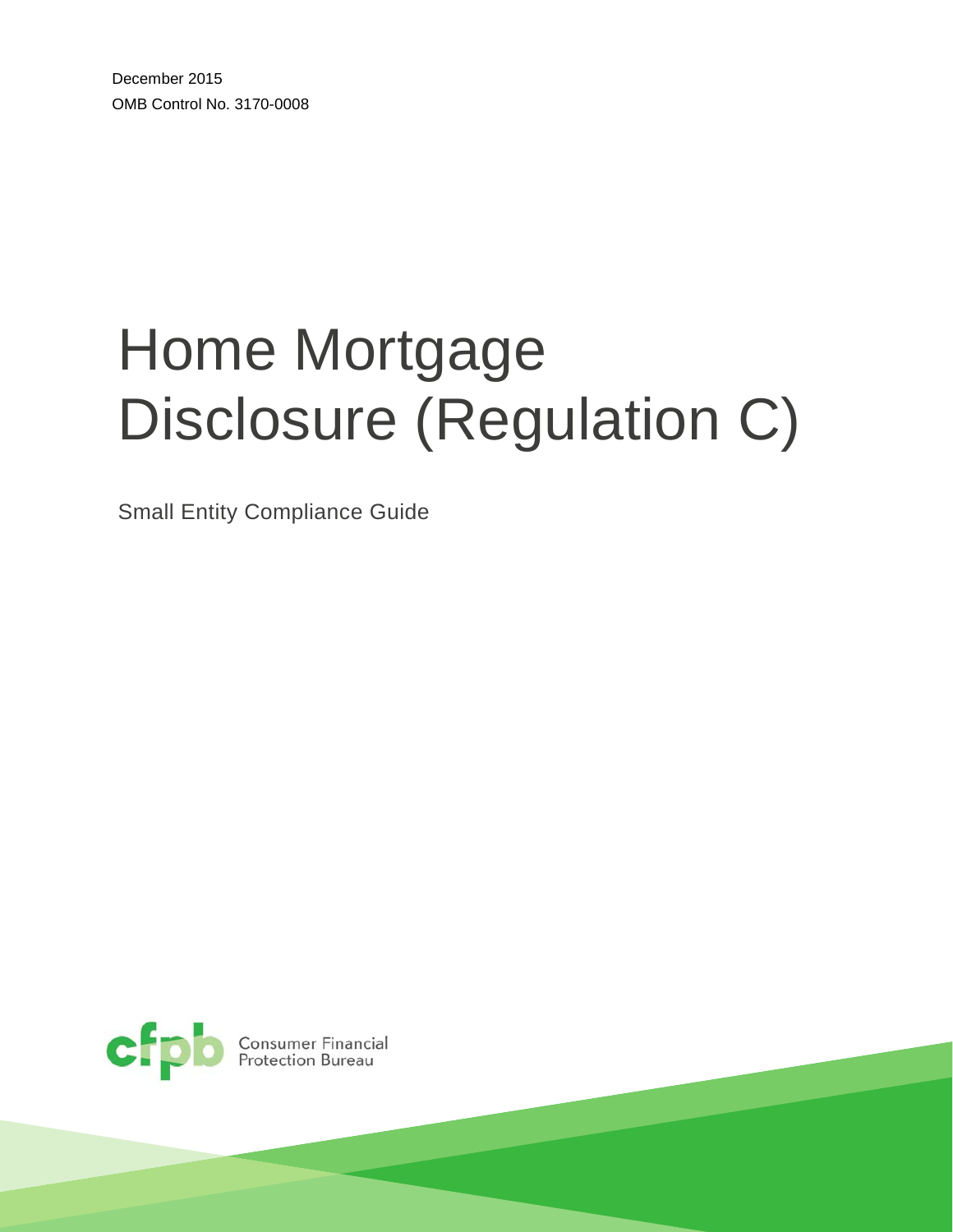December 2015

OMB Control No. 3170-0008

# Home Mortgage Disclosure (Regulation C)

Small Entity Compliance Guide

Consumer Financial Protection Bureau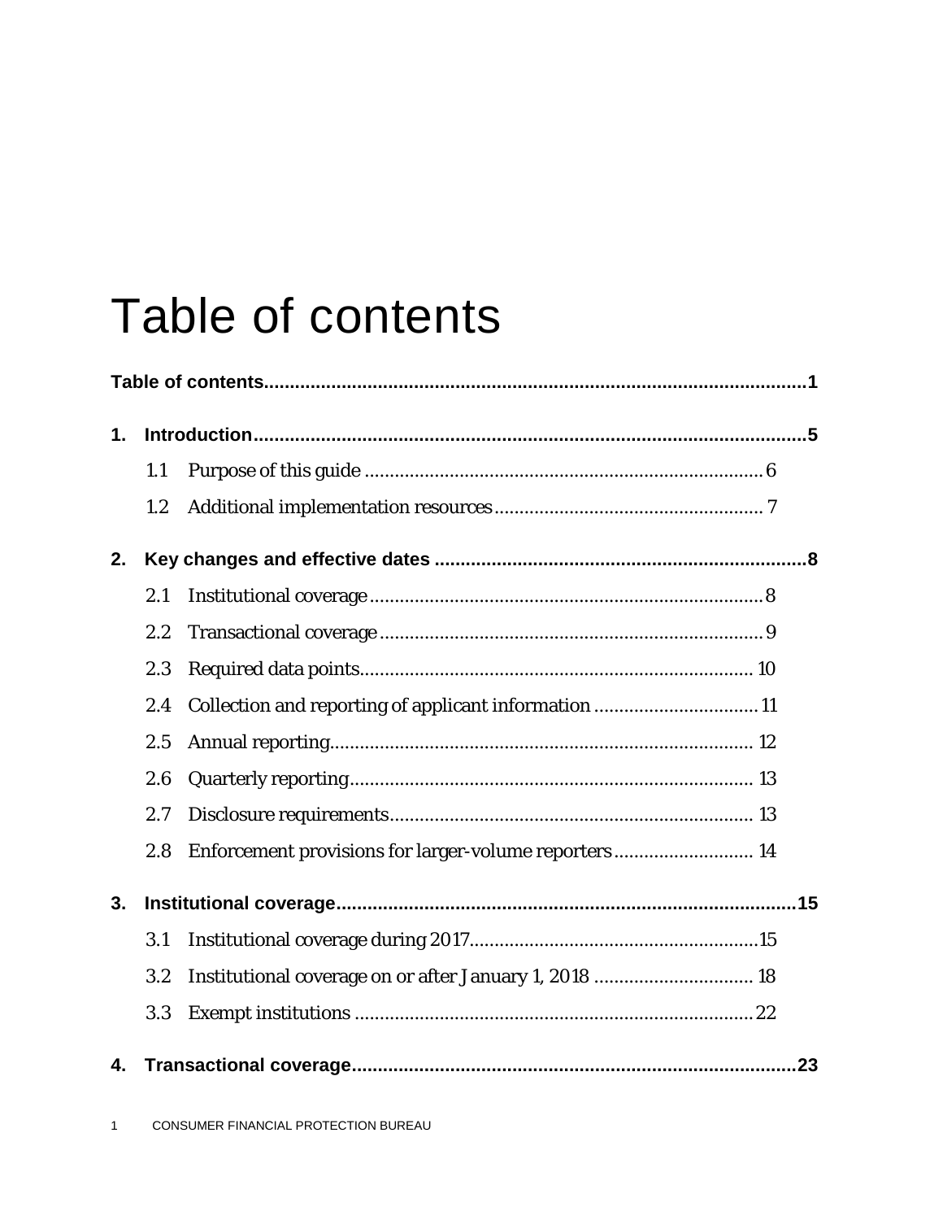# Table of contents

**Table of contents......................................................................................................1**

**1. Introduction..........................................................................................................5**

1.1 Purpose of this guide ............................................................................... 6

1.2 Additional implementation resources...................................................... 7

**2. Key changes and effective dates .......................................................................8**

2.1 Institutional coverage .............................................................................. 8

2.2 Transactional coverage ............................................................................ 9

2.3 Required data points.............................................................................. 10

2.4 Collection and reporting of applicant information ................................ 11

2.5 Annual reporting.................................................................................... 12

2.6 Quarterly reporting................................................................................ 13

2.7 Disclosure requirements......................................................................... 13

2.8 Enforcement provisions for larger-volume reporters ............................ 14

**3. Institutional coverage........................................................................................15**

3.1 Institutional coverage during 2017..........................................................15

3.2 Institutional coverage on or after January 1, 2018 ................................ 18

3.3 Exempt institutions ............................................................................... 22

**4. Transactional coverage.....................................................................................23**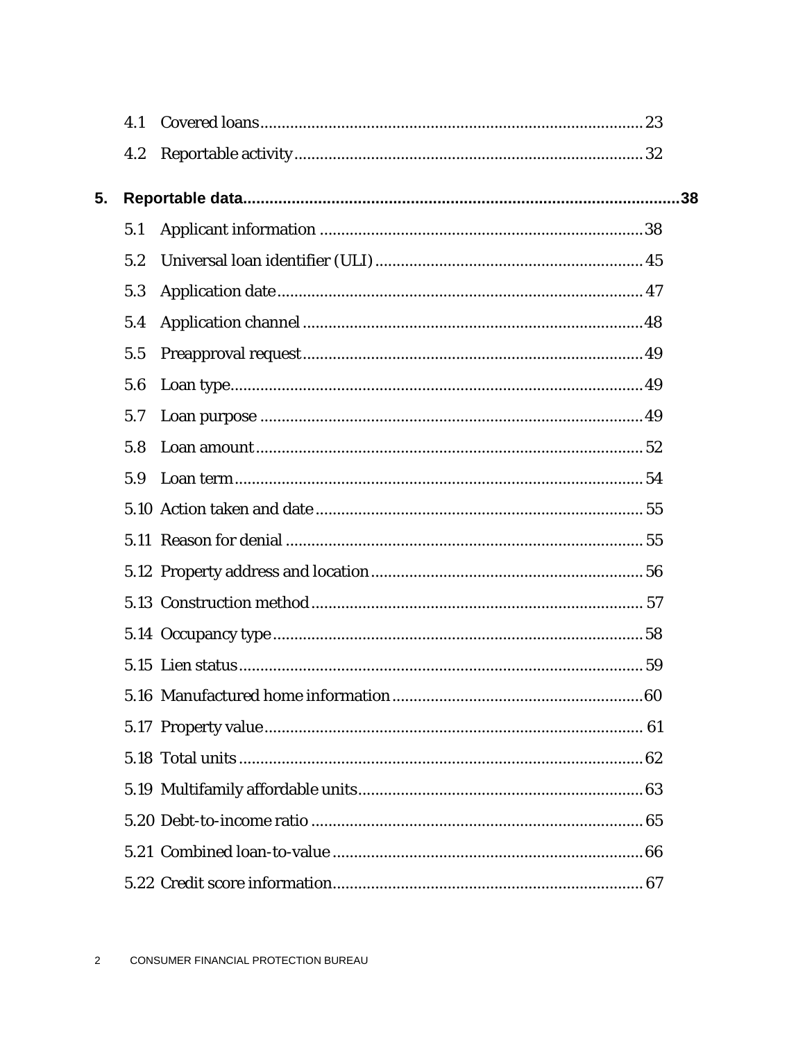4.1 Covered loans.........................................................................................23

4.2 Reportable activity.................................................................................32

**5. Reportable data..................................................................................................38**

5.1 Applicant information ...........................................................................38

5.2 Universal loan identifier (ULI).............................................................45

5.3 Application date.....................................................................................47

5.4 Application channel ..............................................................................48

5.5 Preapproval request...............................................................................49

5.6 Loan type.................................................................................................49

5.7 Loan purpose .........................................................................................49

5.8 Loan amount..........................................................................................52

5.9 Loan term...............................................................................................54

5.10 Action taken and date...........................................................................55

5.11 Reason for denial ..................................................................................55

5.12 Property address and location.............................................................56

5.13 Construction method............................................................................57

5.14 Occupancy type......................................................................................58

5.15 Lien status..............................................................................................59

5.16 Manufactured home information.........................................................60

5.17 Property value.......................................................................................61

5.18 Total units..............................................................................................62

5.19 Multifamily affordable units.................................................................63

5.20 Debt-to-income ratio............................................................................65

5.21 Combined loan-to-value........................................................................66

5.22 Credit score information.......................................................................67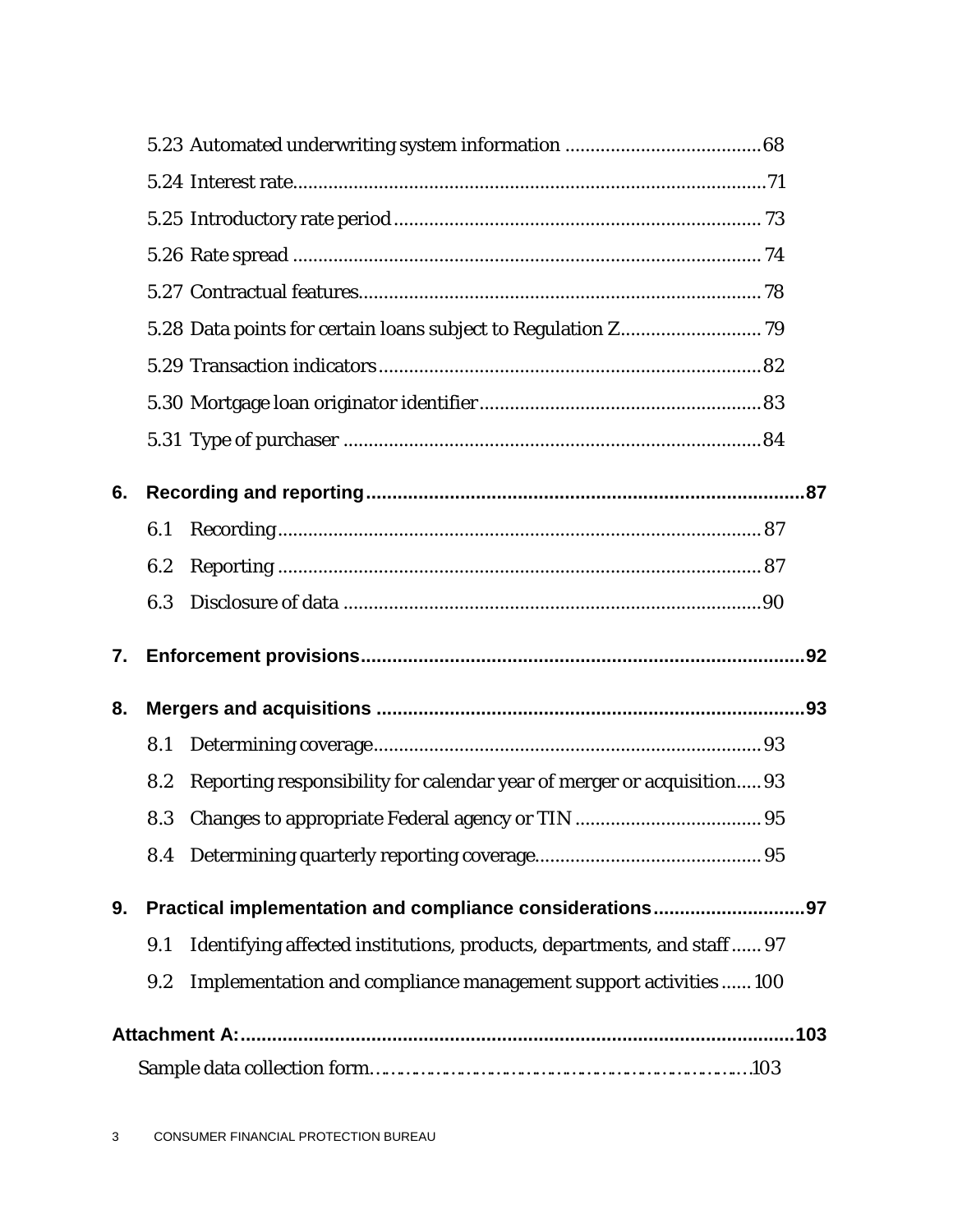5.23 Automated underwriting system information ....................................... 68

5.24 Interest rate............................................................................................. 71

5.25 Introductory rate period ........................................................................ 73

5.26 Rate spread ............................................................................................ 74

5.27 Contractual features............................................................................... 78

5.28 Data points for certain loans subject to Regulation Z............................ 79

5.29 Transaction indicators ........................................................................... 82

5.30 Mortgage loan originator identifier ....................................................... 83

5.31 Type of purchaser .................................................................................. 84

**6. Recording and reporting .................................................................................... 87**

6.1 Recording................................................................................................ 87

6.2 Reporting ................................................................................................ 87

6.3 Disclosure of data ................................................................................... 90

**7. Enforcement provisions .................................................................................... 92**

**8. Mergers and acquisitions .................................................................................. 93**

8.1 Determining coverage............................................................................. 93

8.2 Reporting responsibility for calendar year of merger or acquisition..... 93

8.3 Changes to appropriate Federal agency or TIN ..................................... 95

8.4 Determining quarterly reporting coverage............................................. 95

**9. Practical implementation and compliance considerations ............................. 97**

9.1 Identifying affected institutions, products, departments, and staff ...... 97

9.2 Implementation and compliance management support activities ...... 100

**Attachment A: ........................................................................................................ 103**

Sample data collection form............................................................................. 103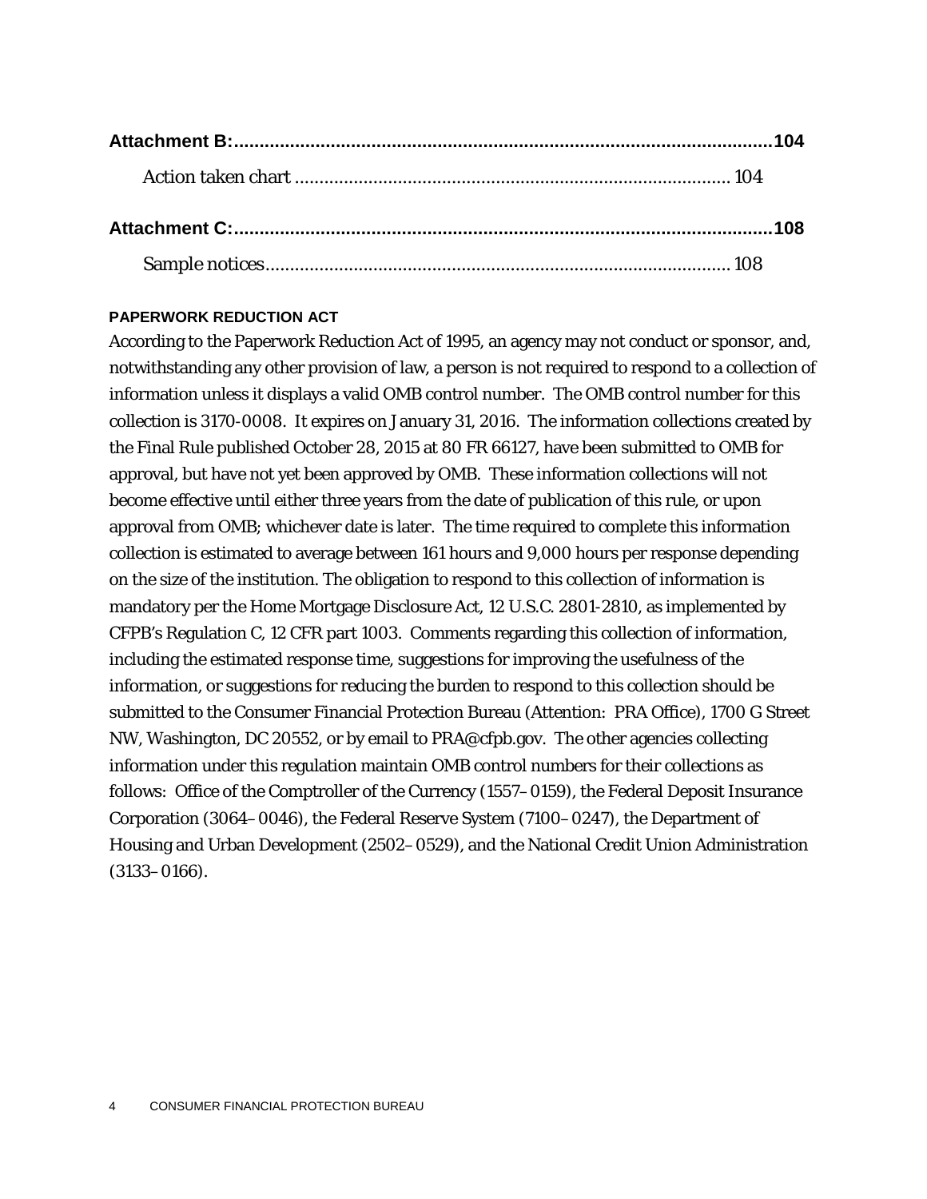**Attachment B:** .......................................................................................................... **104**

Action taken chart ....................................................................................... 104

**Attachment C:** .......................................................................................................... **108**

Sample notices.............................................................................................. 108

### PAPERWORK REDUCTION ACT

According to the Paperwork Reduction Act of 1995, an agency may not conduct or sponsor, and, notwithstanding any other provision of law, a person is not required to respond to a collection of information unless it displays a valid OMB control number. The OMB control number for this collection is 3170-0008. It expires on January 31, 2016. The information collections created by the Final Rule published October 28, 2015 at 80 FR 66127, have been submitted to OMB for approval, but have not yet been approved by OMB. These information collections will not become effective until either three years from the date of publication of this rule, or upon approval from OMB; whichever date is later. The time required to complete this information collection is estimated to average between 161 hours and 9,000 hours per response depending on the size of the institution. The obligation to respond to this collection of information is mandatory per the Home Mortgage Disclosure Act, 12 U.S.C. 2801-2810, as implemented by CFPB's Regulation C, 12 CFR part 1003. Comments regarding this collection of information, including the estimated response time, suggestions for improving the usefulness of the information, or suggestions for reducing the burden to respond to this collection should be submitted to the Consumer Financial Protection Bureau (Attention: PRA Office), 1700 G Street NW, Washington, DC 20552, or by email to PRA@cfpb.gov. The other agencies collecting information under this regulation maintain OMB control numbers for their collections as follows: Office of the Comptroller of the Currency (1557–0159), the Federal Deposit Insurance Corporation (3064–0046), the Federal Reserve System (7100–0247), the Department of Housing and Urban Development (2502–0529), and the National Credit Union Administration (3133–0166).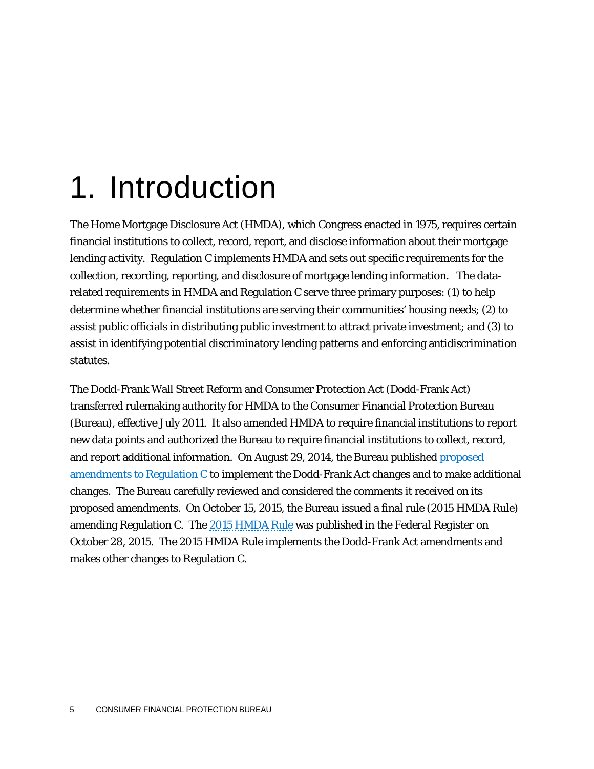# 1. Introduction

The Home Mortgage Disclosure Act (HMDA), which Congress enacted in 1975, requires certain financial institutions to collect, record, report, and disclose information about their mortgage lending activity. Regulation C implements HMDA and sets out specific requirements for the collection, recording, reporting, and disclosure of mortgage lending information. The data-related requirements in HMDA and Regulation C serve three primary purposes: (1) to help determine whether financial institutions are serving their communities' housing needs; (2) to assist public officials in distributing public investment to attract private investment; and (3) to assist in identifying potential discriminatory lending patterns and enforcing antidiscrimination statutes.

The Dodd-Frank Wall Street Reform and Consumer Protection Act (Dodd-Frank Act) transferred rulemaking authority for HMDA to the Consumer Financial Protection Bureau (Bureau), effective July 2011. It also amended HMDA to require financial institutions to report new data points and authorized the Bureau to require financial institutions to collect, record, and report additional information. On August 29, 2014, the Bureau published proposed amendments to Regulation C to implement the Dodd-Frank Act changes and to make additional changes. The Bureau carefully reviewed and considered the comments it received on its proposed amendments. On October 15, 2015, the Bureau issued a final rule (2015 HMDA Rule) amending Regulation C. The 2015 HMDA Rule was published in the *Federal Register* on October 28, 2015. The 2015 HMDA Rule implements the Dodd-Frank Act amendments and makes other changes to Regulation C.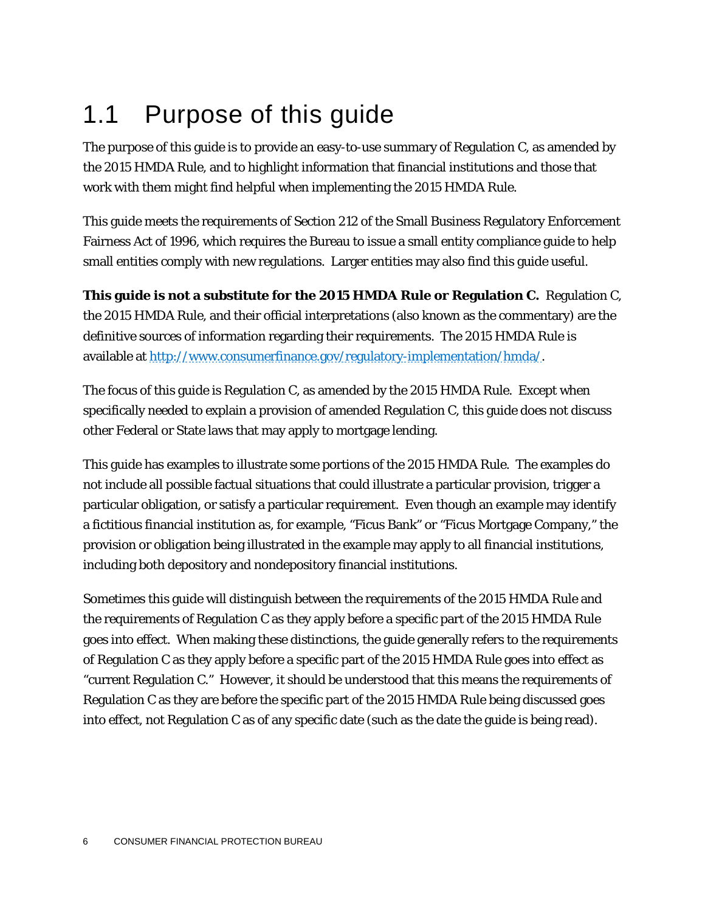## 1.1 Purpose of this guide

The purpose of this guide is to provide an easy-to-use summary of Regulation C, as amended by the 2015 HMDA Rule, and to highlight information that financial institutions and those that work with them might find helpful when implementing the 2015 HMDA Rule.

This guide meets the requirements of Section 212 of the Small Business Regulatory Enforcement Fairness Act of 1996, which requires the Bureau to issue a small entity compliance guide to help small entities comply with new regulations. Larger entities may also find this guide useful.

**This guide is not a substitute for the 2015 HMDA Rule or Regulation C.** Regulation C, the 2015 HMDA Rule, and their official interpretations (also known as the commentary) are the definitive sources of information regarding their requirements. The 2015 HMDA Rule is available at http://www.consumerfinance.gov/regulatory-implementation/hmda/.

The focus of this guide is Regulation C, as amended by the 2015 HMDA Rule. Except when specifically needed to explain a provision of amended Regulation C, this guide does not discuss other Federal or State laws that may apply to mortgage lending.

This guide has examples to illustrate some portions of the 2015 HMDA Rule. The examples do not include all possible factual situations that could illustrate a particular provision, trigger a particular obligation, or satisfy a particular requirement. Even though an example may identify a fictitious financial institution as, for example, "Ficus Bank" or "Ficus Mortgage Company," the provision or obligation being illustrated in the example may apply to all financial institutions, including both depository and nondepository financial institutions.

Sometimes this guide will distinguish between the requirements of the 2015 HMDA Rule and the requirements of Regulation C as they apply before a specific part of the 2015 HMDA Rule goes into effect. When making these distinctions, the guide generally refers to the requirements of Regulation C as they apply before a specific part of the 2015 HMDA Rule goes into effect as "current Regulation C." However, it should be understood that this means the requirements of Regulation C as they are before the specific part of the 2015 HMDA Rule being discussed goes into effect, not Regulation C as of any specific date (such as the date the guide is being read).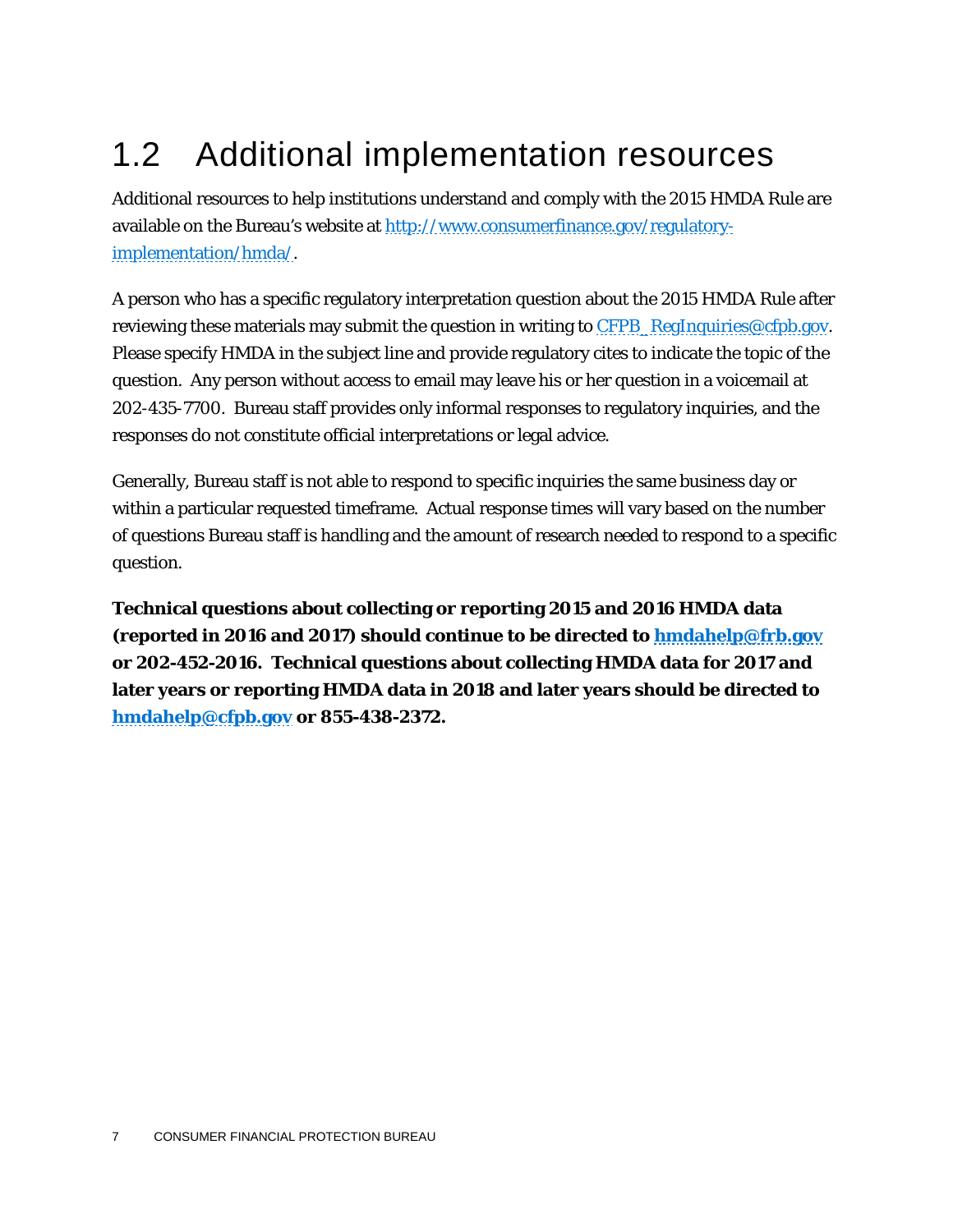## 1.2 Additional implementation resources

Additional resources to help institutions understand and comply with the 2015 HMDA Rule are available on the Bureau's website at [http://www.consumerfinance.gov/regulatory-implementation/hmda/](http://www.consumerfinance.gov/regulatory-implementation/hmda/).

A person who has a specific regulatory interpretation question about the 2015 HMDA Rule after reviewing these materials may submit the question in writing to CFPB_RegInquiries@cfpb.gov. Please specify HMDA in the subject line and provide regulatory cites to indicate the topic of the question. Any person without access to email may leave his or her question in a voicemail at 202-435-7700. Bureau staff provides only informal responses to regulatory inquiries, and the responses do not constitute official interpretations or legal advice.

Generally, Bureau staff is not able to respond to specific inquiries the same business day or within a particular requested timeframe. Actual response times will vary based on the number of questions Bureau staff is handling and the amount of research needed to respond to a specific question.

**Technical questions about collecting or reporting 2015 and 2016 HMDA data (reported in 2016 and 2017) should continue to be directed to hmdahelp@frb.gov or 202-452-2016. Technical questions about collecting HMDA data for 2017 and later years or reporting HMDA data in 2018 and later years should be directed to hmdahelp@cfpb.gov or 855-438-2372.**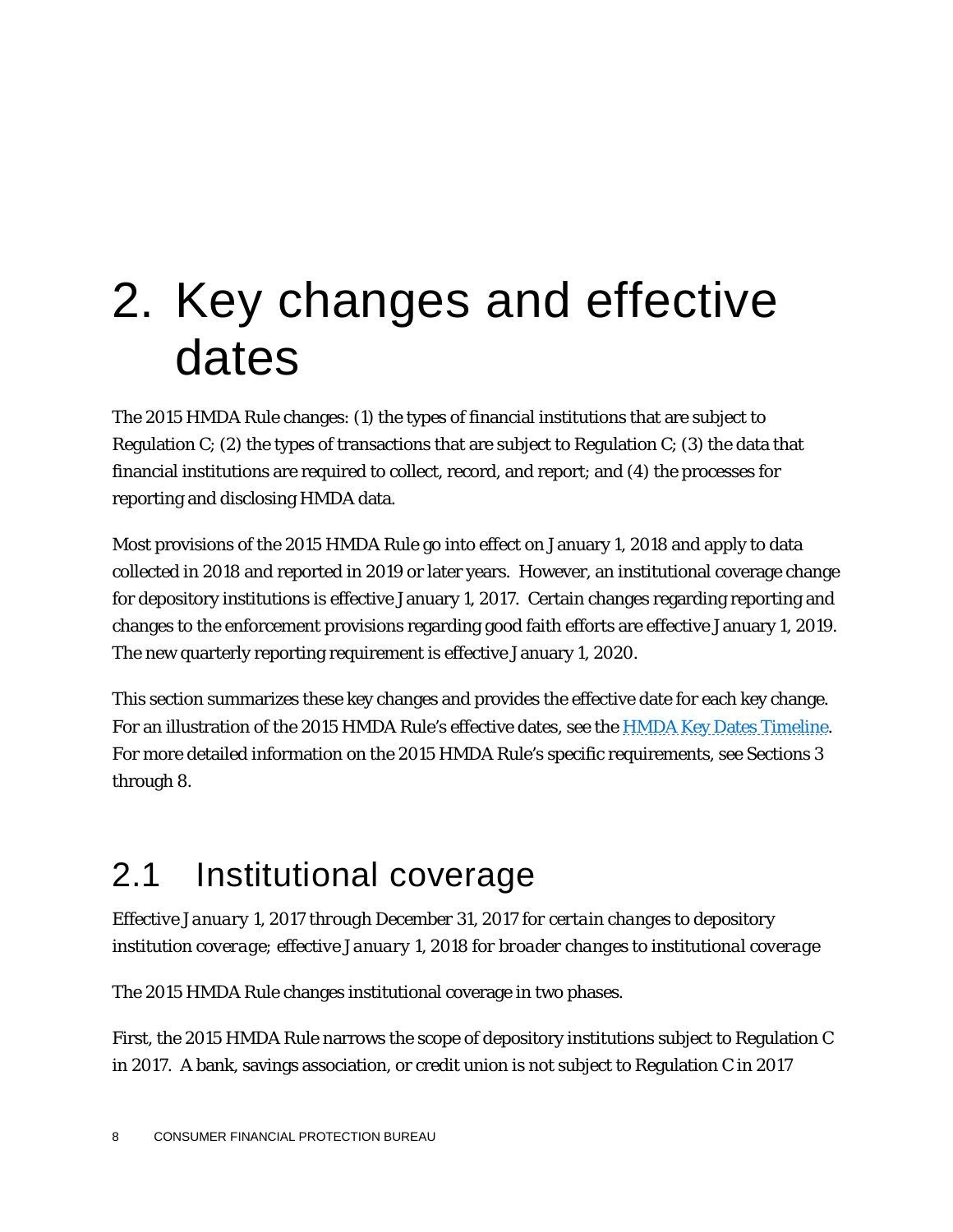# 2. Key changes and effective dates

The 2015 HMDA Rule changes: (1) the types of financial institutions that are subject to Regulation C; (2) the types of transactions that are subject to Regulation C; (3) the data that financial institutions are required to collect, record, and report; and (4) the processes for reporting and disclosing HMDA data.

Most provisions of the 2015 HMDA Rule go into effect on January 1, 2018 and apply to data collected in 2018 and reported in 2019 or later years. However, an institutional coverage change for depository institutions is effective January 1, 2017. Certain changes regarding reporting and changes to the enforcement provisions regarding good faith efforts are effective January 1, 2019. The new quarterly reporting requirement is effective January 1, 2020.

This section summarizes these key changes and provides the effective date for each key change. For an illustration of the 2015 HMDA Rule's effective dates, see the HMDA Key Dates Timeline. For more detailed information on the 2015 HMDA Rule's specific requirements, see Sections 3 through 8.

## 2.1 Institutional coverage

*Effective January 1, 2017 through December 31, 2017 for certain changes to depository institution coverage; effective January 1, 2018 for broader changes to institutional coverage*

The 2015 HMDA Rule changes institutional coverage in two phases.

First, the 2015 HMDA Rule narrows the scope of depository institutions subject to Regulation C in 2017. A bank, savings association, or credit union is not subject to Regulation C in 2017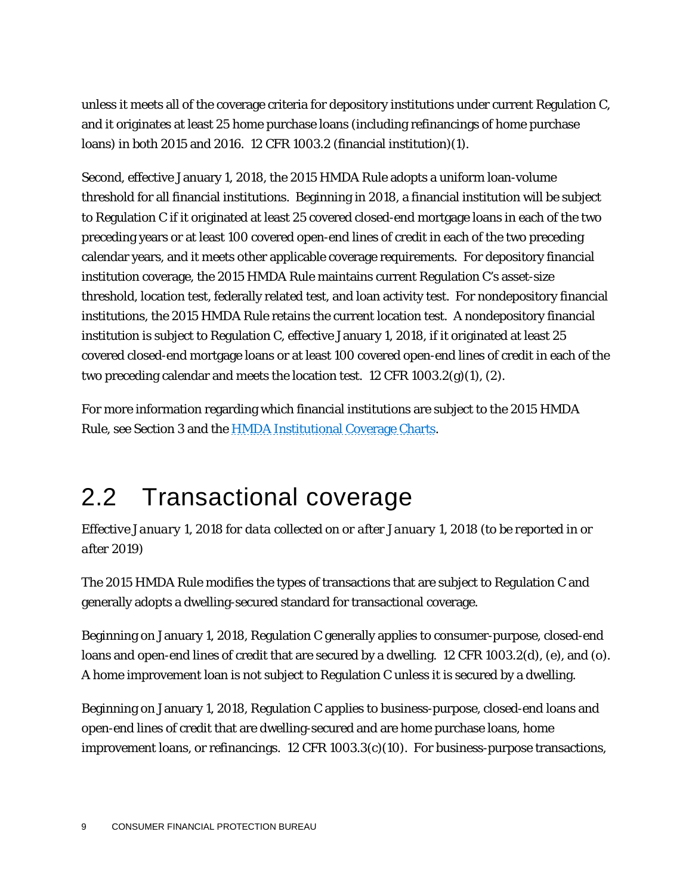unless it meets all of the coverage criteria for depository institutions under current Regulation C, and it originates at least 25 home purchase loans (including refinancings of home purchase loans) in both 2015 and 2016. 12 CFR 1003.2 (financial institution)(1).

Second, effective January 1, 2018, the 2015 HMDA Rule adopts a uniform loan-volume threshold for all financial institutions. Beginning in 2018, a financial institution will be subject to Regulation C if it originated at least 25 covered closed-end mortgage loans in each of the two preceding years or at least 100 covered open-end lines of credit in each of the two preceding calendar years, and it meets other applicable coverage requirements. For depository financial institution coverage, the 2015 HMDA Rule maintains current Regulation C's asset-size threshold, location test, federally related test, and loan activity test. For nondepository financial institutions, the 2015 HMDA Rule retains the current location test. A nondepository financial institution is subject to Regulation C, effective January 1, 2018, if it originated at least 25 covered closed-end mortgage loans or at least 100 covered open-end lines of credit in each of the two preceding calendar and meets the location test. 12 CFR 1003.2(g)(1), (2).

For more information regarding which financial institutions are subject to the 2015 HMDA Rule, see Section 3 and the HMDA Institutional Coverage Charts.

## 2.2 Transactional coverage

*Effective January 1, 2018 for data collected on or after January 1, 2018 (to be reported in or after 2019)*

The 2015 HMDA Rule modifies the types of transactions that are subject to Regulation C and generally adopts a dwelling-secured standard for transactional coverage.

Beginning on January 1, 2018, Regulation C generally applies to consumer-purpose, closed-end loans and open-end lines of credit that are secured by a dwelling. 12 CFR 1003.2(d), (e), and (o). A home improvement loan is not subject to Regulation C unless it is secured by a dwelling.

Beginning on January 1, 2018, Regulation C applies to business-purpose, closed-end loans and open-end lines of credit that are dwelling-secured and are home purchase loans, home improvement loans, or refinancings. 12 CFR 1003.3(c)(10). For business-purpose transactions,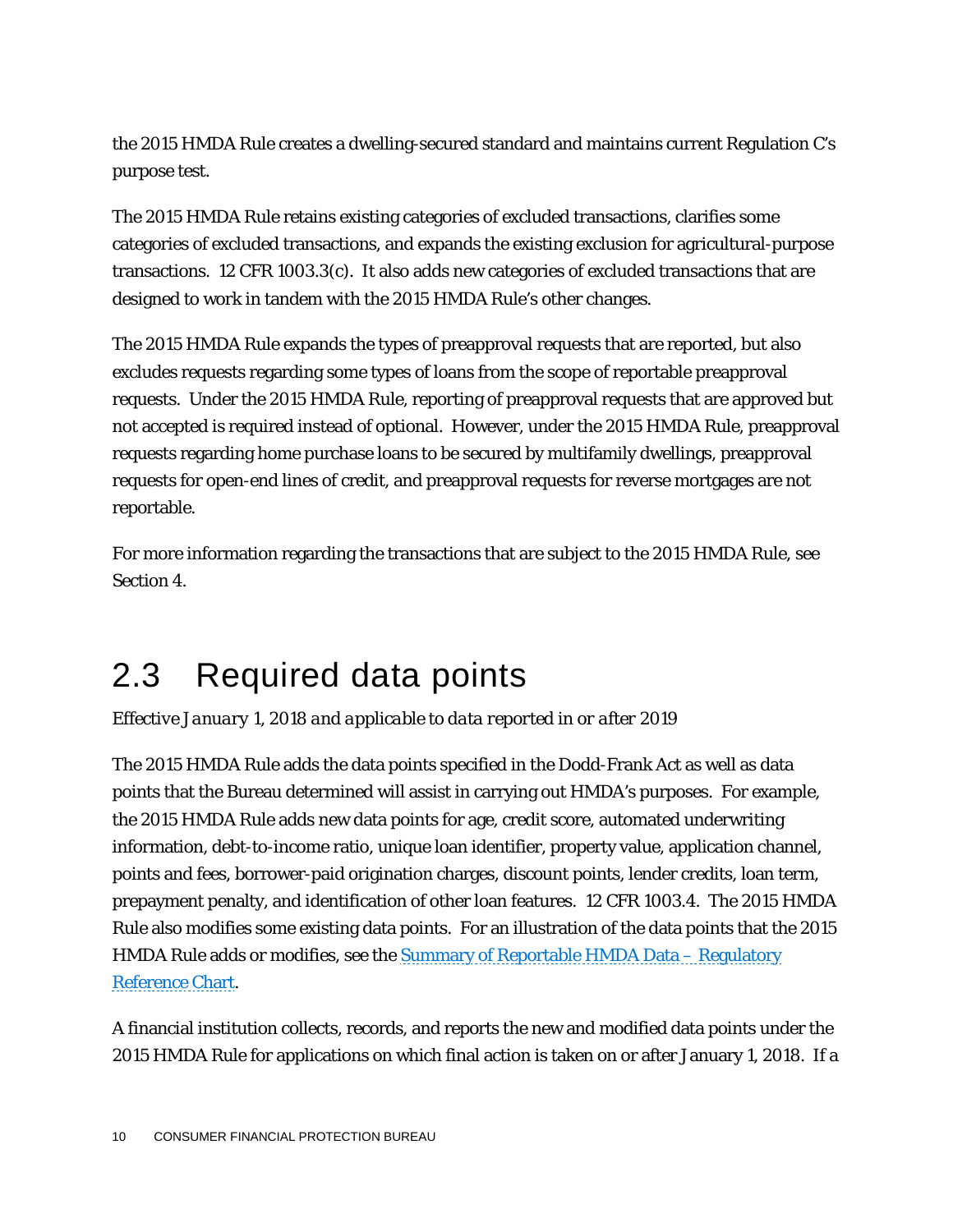the 2015 HMDA Rule creates a dwelling-secured standard and maintains current Regulation C's purpose test.

The 2015 HMDA Rule retains existing categories of excluded transactions, clarifies some categories of excluded transactions, and expands the existing exclusion for agricultural-purpose transactions. 12 CFR 1003.3(c). It also adds new categories of excluded transactions that are designed to work in tandem with the 2015 HMDA Rule's other changes.

The 2015 HMDA Rule expands the types of preapproval requests that are reported, but also excludes requests regarding some types of loans from the scope of reportable preapproval requests. Under the 2015 HMDA Rule, reporting of preapproval requests that are approved but not accepted is required instead of optional. However, under the 2015 HMDA Rule, preapproval requests regarding home purchase loans to be secured by multifamily dwellings, preapproval requests for open-end lines of credit, and preapproval requests for reverse mortgages are not reportable.

For more information regarding the transactions that are subject to the 2015 HMDA Rule, see Section 4.

## 2.3 Required data points

*Effective January 1, 2018 and applicable to data reported in or after 2019*

The 2015 HMDA Rule adds the data points specified in the Dodd-Frank Act as well as data points that the Bureau determined will assist in carrying out HMDA's purposes. For example, the 2015 HMDA Rule adds new data points for age, credit score, automated underwriting information, debt-to-income ratio, unique loan identifier, property value, application channel, points and fees, borrower-paid origination charges, discount points, lender credits, loan term, prepayment penalty, and identification of other loan features. 12 CFR 1003.4. The 2015 HMDA Rule also modifies some existing data points. For an illustration of the data points that the 2015 HMDA Rule adds or modifies, see the Summary of Reportable HMDA Data – Regulatory Reference Chart.

A financial institution collects, records, and reports the new and modified data points under the 2015 HMDA Rule for applications on which final action is taken on or after January 1, 2018. If a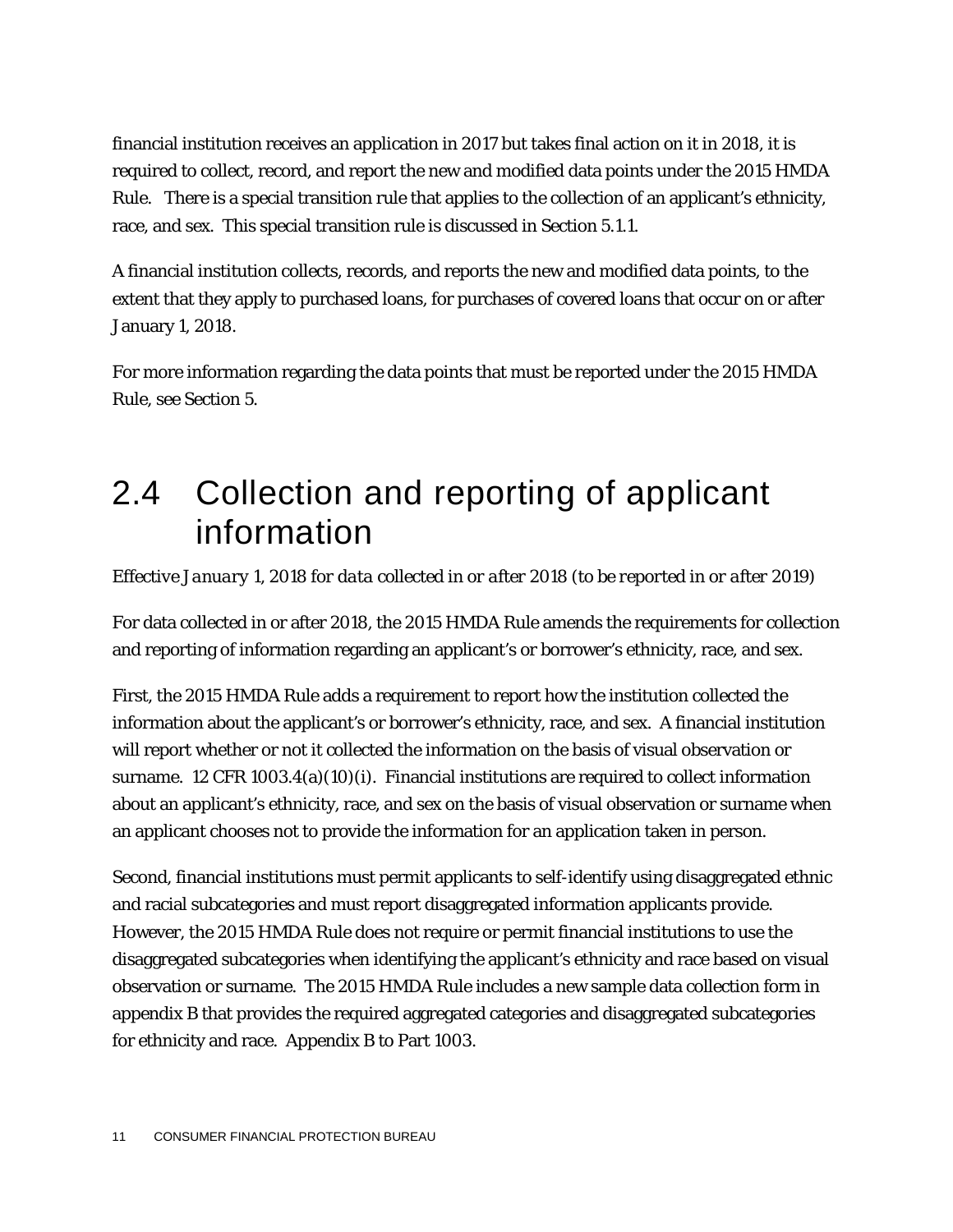financial institution receives an application in 2017 but takes final action on it in 2018, it is required to collect, record, and report the new and modified data points under the 2015 HMDA Rule. There is a special transition rule that applies to the collection of an applicant's ethnicity, race, and sex. This special transition rule is discussed in Section 5.1.1.

A financial institution collects, records, and reports the new and modified data points, to the extent that they apply to purchased loans, for purchases of covered loans that occur on or after January 1, 2018.

For more information regarding the data points that must be reported under the 2015 HMDA Rule, see Section 5.

## 2.4 Collection and reporting of applicant information

*Effective January 1, 2018 for data collected in or after 2018 (to be reported in or after 2019)*

For data collected in or after 2018, the 2015 HMDA Rule amends the requirements for collection and reporting of information regarding an applicant's or borrower's ethnicity, race, and sex.

First, the 2015 HMDA Rule adds a requirement to report how the institution collected the information about the applicant's or borrower's ethnicity, race, and sex. A financial institution will report whether or not it collected the information on the basis of visual observation or surname. 12 CFR 1003.4(a)(10)(i). Financial institutions are required to collect information about an applicant's ethnicity, race, and sex on the basis of visual observation or surname when an applicant chooses not to provide the information for an application taken in person.

Second, financial institutions must permit applicants to self-identify using disaggregated ethnic and racial subcategories and must report disaggregated information applicants provide. However, the 2015 HMDA Rule does not require or permit financial institutions to use the disaggregated subcategories when identifying the applicant's ethnicity and race based on visual observation or surname. The 2015 HMDA Rule includes a new sample data collection form in appendix B that provides the required aggregated categories and disaggregated subcategories for ethnicity and race. Appendix B to Part 1003.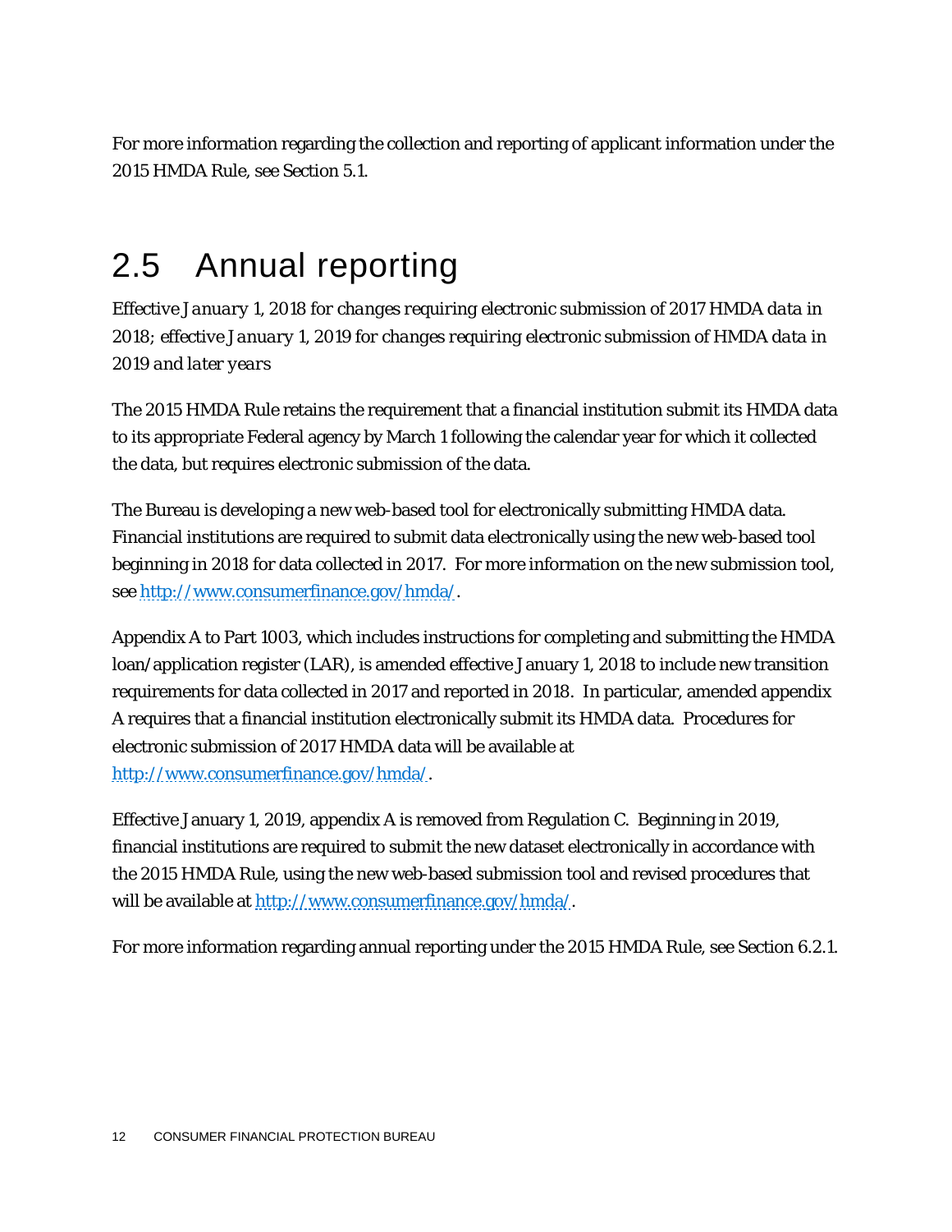For more information regarding the collection and reporting of applicant information under the 2015 HMDA Rule, see Section 5.1.

## 2.5 Annual reporting

*Effective January 1, 2018 for changes requiring electronic submission of 2017 HMDA data in 2018; effective January 1, 2019 for changes requiring electronic submission of HMDA data in 2019 and later years*

The 2015 HMDA Rule retains the requirement that a financial institution submit its HMDA data to its appropriate Federal agency by March 1 following the calendar year for which it collected the data, but requires electronic submission of the data.

The Bureau is developing a new web-based tool for electronically submitting HMDA data. Financial institutions are required to submit data electronically using the new web-based tool beginning in 2018 for data collected in 2017. For more information on the new submission tool, see [http://www.consumerfinance.gov/hmda/](http://www.consumerfinance.gov/hmda/).

Appendix A to Part 1003, which includes instructions for completing and submitting the HMDA loan/application register (LAR), is amended effective January 1, 2018 to include new transition requirements for data collected in 2017 and reported in 2018. In particular, amended appendix A requires that a financial institution electronically submit its HMDA data. Procedures for electronic submission of 2017 HMDA data will be available at [http://www.consumerfinance.gov/hmda/](http://www.consumerfinance.gov/hmda/).

Effective January 1, 2019, appendix A is removed from Regulation C. Beginning in 2019, financial institutions are required to submit the new dataset electronically in accordance with the 2015 HMDA Rule, using the new web-based submission tool and revised procedures that will be available at [http://www.consumerfinance.gov/hmda/](http://www.consumerfinance.gov/hmda/).

For more information regarding annual reporting under the 2015 HMDA Rule, see Section 6.2.1.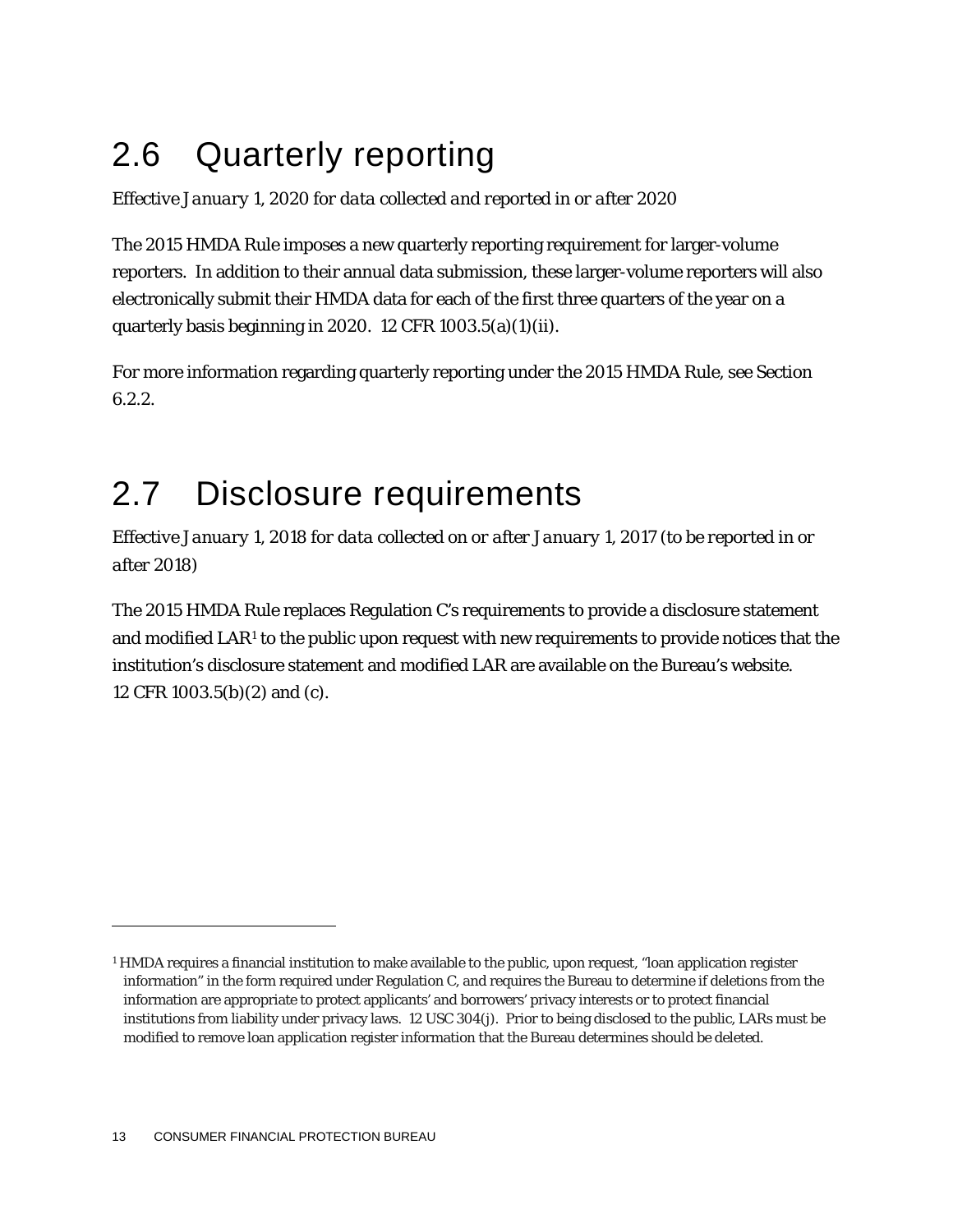## 2.6 Quarterly reporting

*Effective January 1, 2020 for data collected and reported in or after 2020*

The 2015 HMDA Rule imposes a new quarterly reporting requirement for larger-volume reporters. In addition to their annual data submission, these larger-volume reporters will also electronically submit their HMDA data for each of the first three quarters of the year on a quarterly basis beginning in 2020. 12 CFR 1003.5(a)(1)(ii).

For more information regarding quarterly reporting under the 2015 HMDA Rule, see Section 6.2.2.

## 2.7 Disclosure requirements

*Effective January 1, 2018 for data collected on or after January 1, 2017 (to be reported in or after 2018)*

The 2015 HMDA Rule replaces Regulation C's requirements to provide a disclosure statement and modified LAR[1] to the public upon request with new requirements to provide notices that the institution's disclosure statement and modified LAR are available on the Bureau's website. 12 CFR 1003.5(b)(2) and (c).

---

[1] HMDA requires a financial institution to make available to the public, upon request, "loan application register information" in the form required under Regulation C, and requires the Bureau to determine if deletions from the information are appropriate to protect applicants' and borrowers' privacy interests or to protect financial institutions from liability under privacy laws. 12 USC 304(j). Prior to being disclosed to the public, LARs must be modified to remove loan application register information that the Bureau determines should be deleted.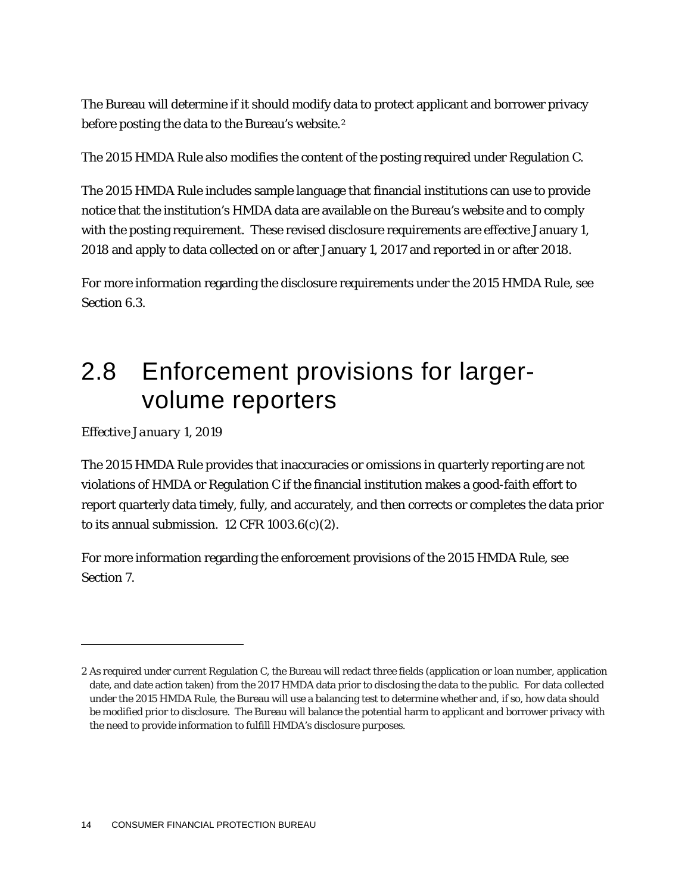The Bureau will determine if it should modify data to protect applicant and borrower privacy before posting the data to the Bureau's website.[2]

The 2015 HMDA Rule also modifies the content of the posting required under Regulation C.

The 2015 HMDA Rule includes sample language that financial institutions can use to provide notice that the institution's HMDA data are available on the Bureau's website and to comply with the posting requirement. These revised disclosure requirements are effective January 1, 2018 and apply to data collected on or after January 1, 2017 and reported in or after 2018.

For more information regarding the disclosure requirements under the 2015 HMDA Rule, see Section 6.3.

## 2.8 Enforcement provisions for larger-volume reporters

*Effective January 1, 2019*

The 2015 HMDA Rule provides that inaccuracies or omissions in quarterly reporting are not violations of HMDA or Regulation C if the financial institution makes a good-faith effort to report quarterly data timely, fully, and accurately, and then corrects or completes the data prior to its annual submission. 12 CFR 1003.6(c)(2).

For more information regarding the enforcement provisions of the 2015 HMDA Rule, see Section 7.

---

2 As required under current Regulation C, the Bureau will redact three fields (application or loan number, application date, and date action taken) from the 2017 HMDA data prior to disclosing the data to the public. For data collected under the 2015 HMDA Rule, the Bureau will use a balancing test to determine whether and, if so, how data should be modified prior to disclosure. The Bureau will balance the potential harm to applicant and borrower privacy with the need to provide information to fulfill HMDA's disclosure purposes.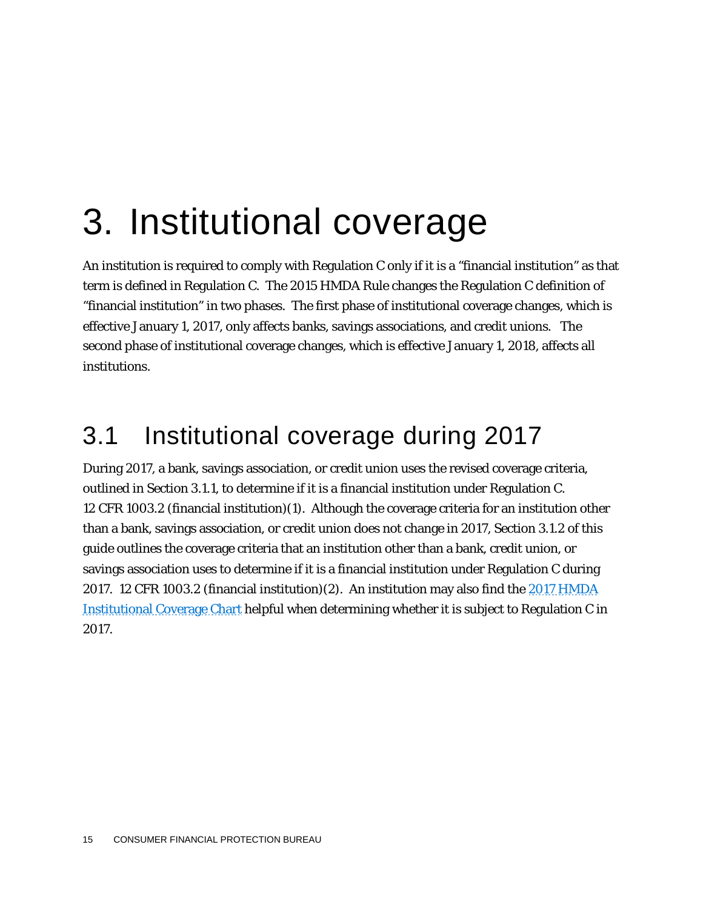# 3. Institutional coverage

An institution is required to comply with Regulation C only if it is a "financial institution" as that term is defined in Regulation C. The 2015 HMDA Rule changes the Regulation C definition of "financial institution" in two phases. The first phase of institutional coverage changes, which is effective January 1, 2017, only affects banks, savings associations, and credit unions. The second phase of institutional coverage changes, which is effective January 1, 2018, affects all institutions.

## 3.1 Institutional coverage during 2017

During 2017, a bank, savings association, or credit union uses the revised coverage criteria, outlined in Section 3.1.1, to determine if it is a financial institution under Regulation C. 12 CFR 1003.2 (financial institution)(1). Although the coverage criteria for an institution other than a bank, savings association, or credit union does not change in 2017, Section 3.1.2 of this guide outlines the coverage criteria that an institution other than a bank, credit union, or savings association uses to determine if it is a financial institution under Regulation C during 2017. 12 CFR 1003.2 (financial institution)(2). An institution may also find the 2017 HMDA Institutional Coverage Chart helpful when determining whether it is subject to Regulation C in 2017.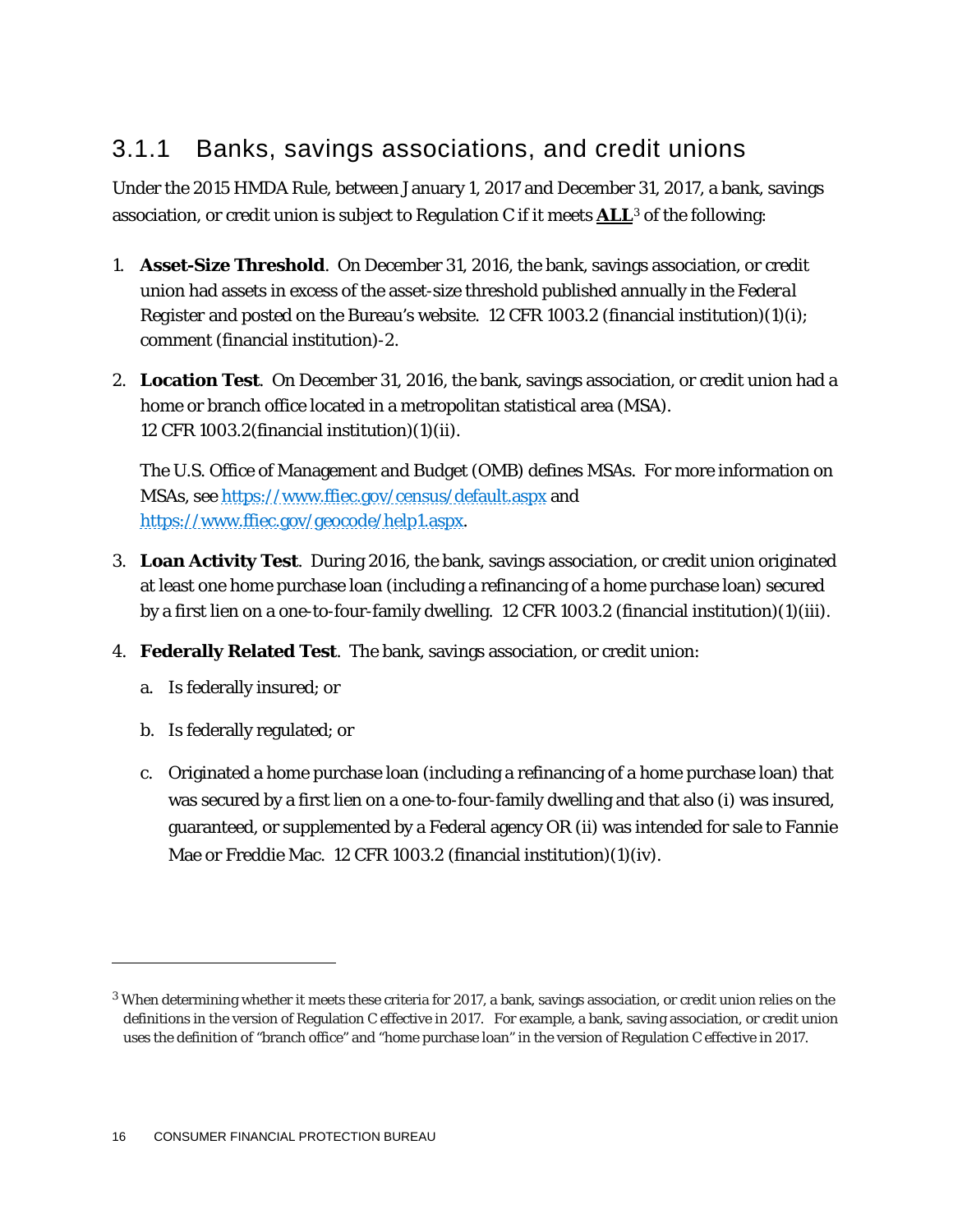### 3.1.1 Banks, savings associations, and credit unions

Under the 2015 HMDA Rule, between January 1, 2017 and December 31, 2017, a bank, savings association, or credit union is subject to Regulation C if it meets **ALL**[3] of the following:

1. **Asset-Size Threshold**. On December 31, 2016, the bank, savings association, or credit union had assets in excess of the asset-size threshold published annually in the *Federal Register* and posted on the Bureau's website. 12 CFR 1003.2 (financial institution)(1)(i); comment (financial institution)-2.

2. **Location Test**. On December 31, 2016, the bank, savings association, or credit union had a home or branch office located in a metropolitan statistical area (MSA). 12 CFR 1003.2(financial institution)(1)(ii).

   The U.S. Office of Management and Budget (OMB) defines MSAs. For more information on MSAs, see https://www.ffiec.gov/census/default.aspx and https://www.ffiec.gov/geocode/help1.aspx.

3. **Loan Activity Test**. During 2016, the bank, savings association, or credit union originated at least one home purchase loan (including a refinancing of a home purchase loan) secured by a first lien on a one-to-four-family dwelling. 12 CFR 1003.2 (financial institution)(1)(iii).

4. **Federally Related Test**. The bank, savings association, or credit union:

   a. Is federally insured; or

   b. Is federally regulated; or

   c. Originated a home purchase loan (including a refinancing of a home purchase loan) that was secured by a first lien on a one-to-four-family dwelling and that also (i) was insured, guaranteed, or supplemented by a Federal agency OR (ii) was intended for sale to Fannie Mae or Freddie Mac. 12 CFR 1003.2 (financial institution)(1)(iv).

---

[3] When determining whether it meets these criteria for 2017, a bank, savings association, or credit union relies on the definitions in the version of Regulation C effective in 2017. For example, a bank, saving association, or credit union uses the definition of "branch office" and "home purchase loan" in the version of Regulation C effective in 2017.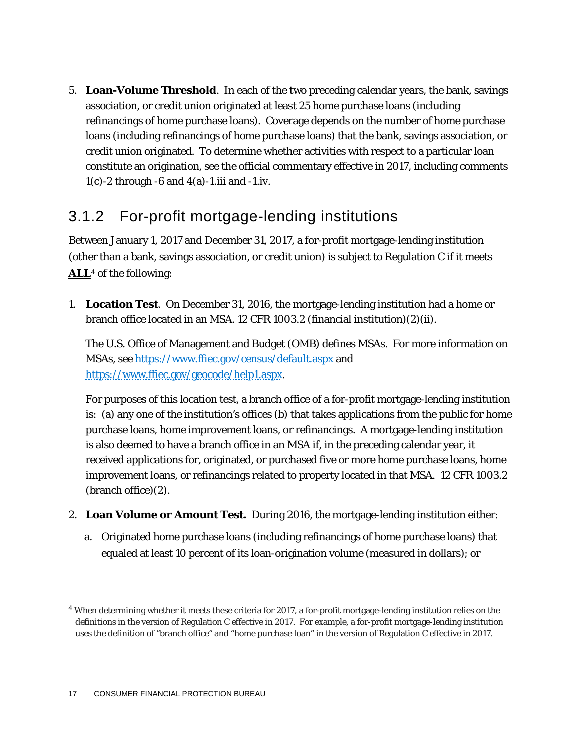5. **Loan-Volume Threshold**. In each of the two preceding calendar years, the bank, savings association, or credit union originated at least 25 home purchase loans (including refinancings of home purchase loans). Coverage depends on the number of home purchase loans (including refinancings of home purchase loans) that the bank, savings association, or credit union originated. To determine whether activities with respect to a particular loan constitute an origination, see the official commentary effective in 2017, including comments 1(c)-2 through -6 and 4(a)-1.iii and -1.iv.

### 3.1.2 For-profit mortgage-lending institutions

Between January 1, 2017 and December 31, 2017, a for-profit mortgage-lending institution (other than a bank, savings association, or credit union) is subject to Regulation C if it meets **ALL**[4] of the following:

1. **Location Test**. On December 31, 2016, the mortgage-lending institution had a home or branch office located in an MSA. 12 CFR 1003.2 (financial institution)(2)(ii).

   The U.S. Office of Management and Budget (OMB) defines MSAs. For more information on MSAs, see https://www.ffiec.gov/census/default.aspx and https://www.ffiec.gov/geocode/help1.aspx.

   For purposes of this location test, a branch office of a for-profit mortgage-lending institution is: (a) any one of the institution's offices (b) that takes applications from the public for home purchase loans, home improvement loans, or refinancings. A mortgage-lending institution is also deemed to have a branch office in an MSA if, in the preceding calendar year, it received applications for, originated, or purchased five or more home purchase loans, home improvement loans, or refinancings related to property located in that MSA. 12 CFR 1003.2 (branch office)(2).

2. **Loan Volume or Amount Test.** During 2016, the mortgage-lending institution either:

   a. Originated home purchase loans (including refinancings of home purchase loans) that equaled at least 10 percent of its loan-origination volume (measured in dollars); or

---

[4] When determining whether it meets these criteria for 2017, a for-profit mortgage-lending institution relies on the definitions in the version of Regulation C effective in 2017. For example, a for-profit mortgage-lending institution uses the definition of "branch office" and "home purchase loan" in the version of Regulation C effective in 2017.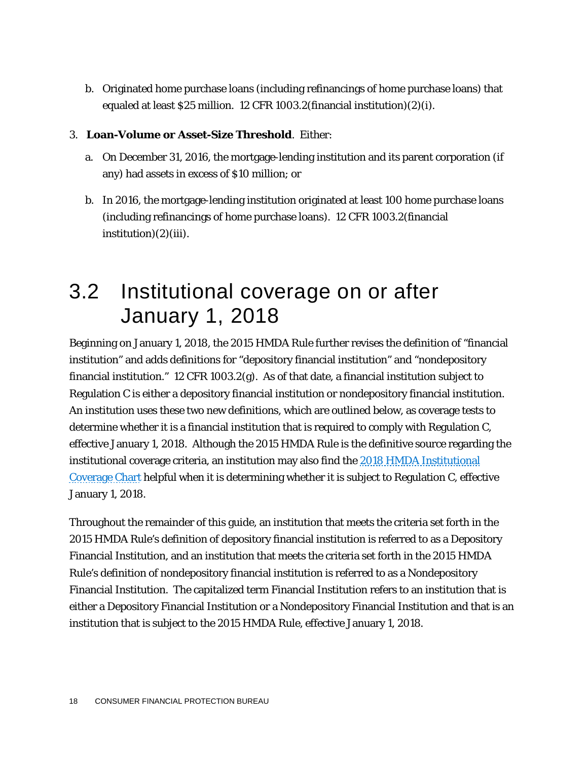b. Originated home purchase loans (including refinancings of home purchase loans) that equaled at least $25 million. 12 CFR 1003.2(financial institution)(2)(i).

3. **Loan-Volume or Asset-Size Threshold**. Either:

   a. On December 31, 2016, the mortgage-lending institution and its parent corporation (if any) had assets in excess of $10 million; or

   b. In 2016, the mortgage-lending institution originated at least 100 home purchase loans (including refinancings of home purchase loans). 12 CFR 1003.2(financial institution)(2)(iii).

## 3.2 Institutional coverage on or after January 1, 2018

Beginning on January 1, 2018, the 2015 HMDA Rule further revises the definition of "financial institution" and adds definitions for "depository financial institution" and "nondepository financial institution." 12 CFR 1003.2(g). As of that date, a financial institution subject to Regulation C is either a depository financial institution or nondepository financial institution. An institution uses these two new definitions, which are outlined below, as coverage tests to determine whether it is a financial institution that is required to comply with Regulation C, effective January 1, 2018. Although the 2015 HMDA Rule is the definitive source regarding the institutional coverage criteria, an institution may also find the 2018 HMDA Institutional Coverage Chart helpful when it is determining whether it is subject to Regulation C, effective January 1, 2018.

Throughout the remainder of this guide, an institution that meets the criteria set forth in the 2015 HMDA Rule's definition of depository financial institution is referred to as a Depository Financial Institution, and an institution that meets the criteria set forth in the 2015 HMDA Rule's definition of nondepository financial institution is referred to as a Nondepository Financial Institution. The capitalized term Financial Institution refers to an institution that is either a Depository Financial Institution or a Nondepository Financial Institution and that is an institution that is subject to the 2015 HMDA Rule, effective January 1, 2018.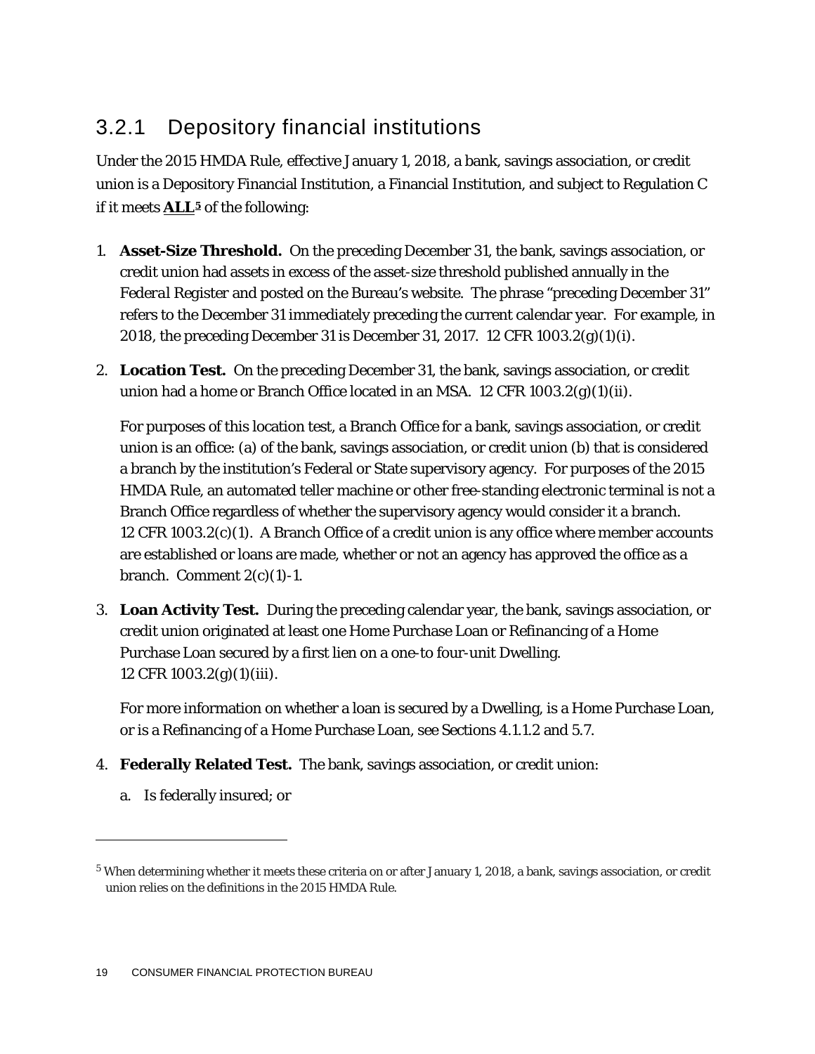### 3.2.1 Depository financial institutions

Under the 2015 HMDA Rule, effective January 1, 2018, a bank, savings association, or credit union is a Depository Financial Institution, a Financial Institution, and subject to Regulation C if it meets **ALL**[5] of the following:

1. **Asset-Size Threshold.** On the preceding December 31, the bank, savings association, or credit union had assets in excess of the asset-size threshold published annually in the *Federal Register* and posted on the Bureau's website. The phrase "preceding December 31" refers to the December 31 immediately preceding the current calendar year. For example, in 2018, the preceding December 31 is December 31, 2017. 12 CFR 1003.2(g)(1)(i).

2. **Location Test.** On the preceding December 31, the bank, savings association, or credit union had a home or Branch Office located in an MSA. 12 CFR 1003.2(g)(1)(ii).

   For purposes of this location test, a Branch Office for a bank, savings association, or credit union is an office: (a) of the bank, savings association, or credit union (b) that is considered a branch by the institution's Federal or State supervisory agency. For purposes of the 2015 HMDA Rule, an automated teller machine or other free-standing electronic terminal is not a Branch Office regardless of whether the supervisory agency would consider it a branch. 12 CFR 1003.2(c)(1). A Branch Office of a credit union is any office where member accounts are established or loans are made, whether or not an agency has approved the office as a branch. Comment 2(c)(1)-1.

3. **Loan Activity Test.** During the preceding calendar year, the bank, savings association, or credit union originated at least one Home Purchase Loan or Refinancing of a Home Purchase Loan secured by a first lien on a one-to four-unit Dwelling. 12 CFR 1003.2(g)(1)(iii).

   For more information on whether a loan is secured by a Dwelling, is a Home Purchase Loan, or is a Refinancing of a Home Purchase Loan, see Sections 4.1.1.2 and 5.7.

4. **Federally Related Test.** The bank, savings association, or credit union:

   a. Is federally insured; or

[5] When determining whether it meets these criteria on or after January 1, 2018, a bank, savings association, or credit union relies on the definitions in the 2015 HMDA Rule.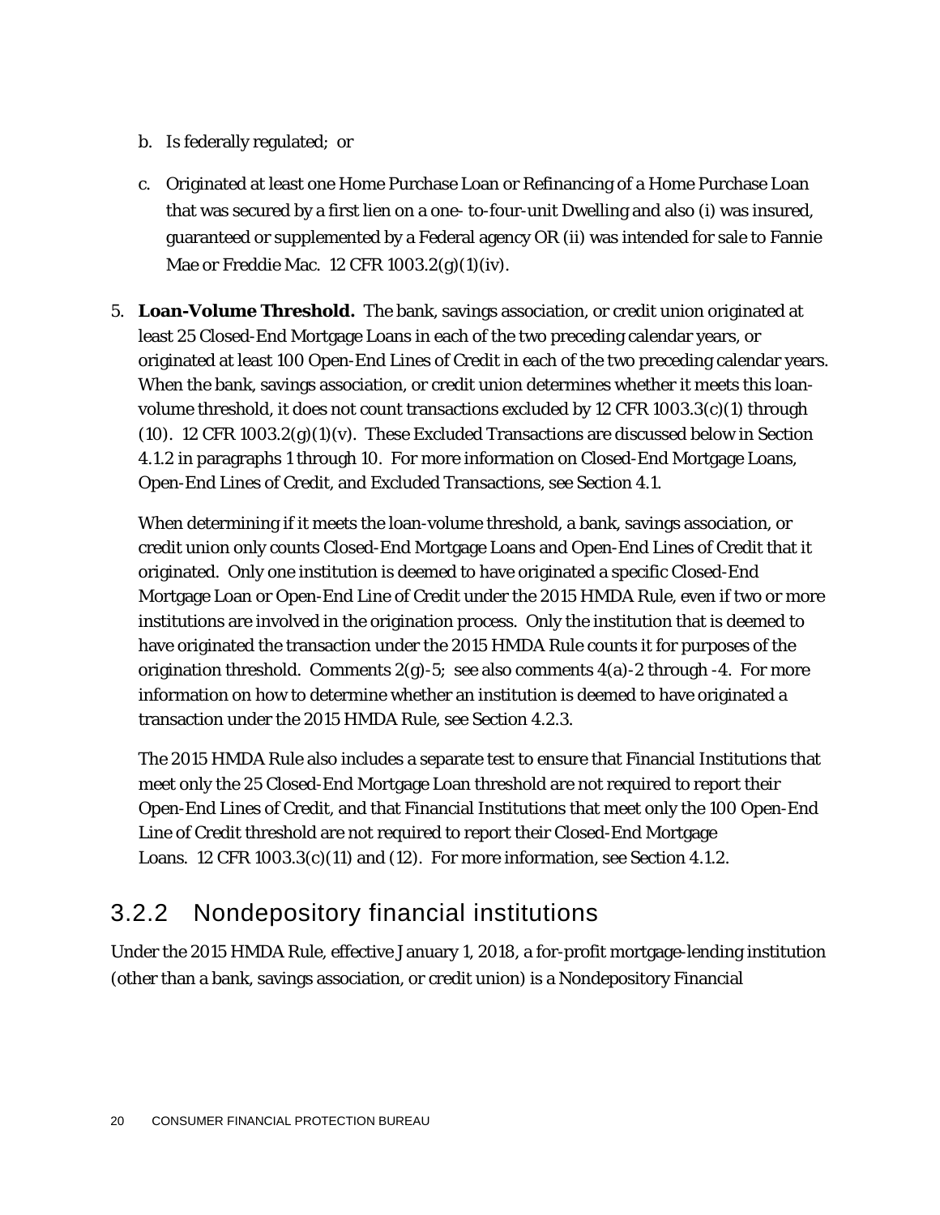b. Is federally regulated; or

c. Originated at least one Home Purchase Loan or Refinancing of a Home Purchase Loan that was secured by a first lien on a one- to-four-unit Dwelling and also (i) was insured, guaranteed or supplemented by a Federal agency OR (ii) was intended for sale to Fannie Mae or Freddie Mac. 12 CFR 1003.2(g)(1)(iv).

5. **Loan-Volume Threshold.** The bank, savings association, or credit union originated at least 25 Closed-End Mortgage Loans in each of the two preceding calendar years, or originated at least 100 Open-End Lines of Credit in each of the two preceding calendar years. When the bank, savings association, or credit union determines whether it meets this loan-volume threshold, it does not count transactions excluded by 12 CFR 1003.3(c)(1) through (10). 12 CFR 1003.2(g)(1)(v). These Excluded Transactions are discussed below in Section 4.1.2 in paragraphs 1 through 10. For more information on Closed-End Mortgage Loans, Open-End Lines of Credit, and Excluded Transactions, see Section 4.1.

   When determining if it meets the loan-volume threshold, a bank, savings association, or credit union only counts Closed-End Mortgage Loans and Open-End Lines of Credit that it originated. Only one institution is deemed to have originated a specific Closed-End Mortgage Loan or Open-End Line of Credit under the 2015 HMDA Rule, even if two or more institutions are involved in the origination process. Only the institution that is deemed to have originated the transaction under the 2015 HMDA Rule counts it for purposes of the origination threshold. Comments 2(g)-5; see also comments 4(a)-2 through -4. For more information on how to determine whether an institution is deemed to have originated a transaction under the 2015 HMDA Rule, see Section 4.2.3.

   The 2015 HMDA Rule also includes a separate test to ensure that Financial Institutions that meet only the 25 Closed-End Mortgage Loan threshold are not required to report their Open-End Lines of Credit, and that Financial Institutions that meet only the 100 Open-End Line of Credit threshold are not required to report their Closed-End Mortgage Loans. 12 CFR 1003.3(c)(11) and (12). For more information, see Section 4.1.2.

## 3.2.2 Nondepository financial institutions

Under the 2015 HMDA Rule, effective January 1, 2018, a for-profit mortgage-lending institution (other than a bank, savings association, or credit union) is a Nondepository Financial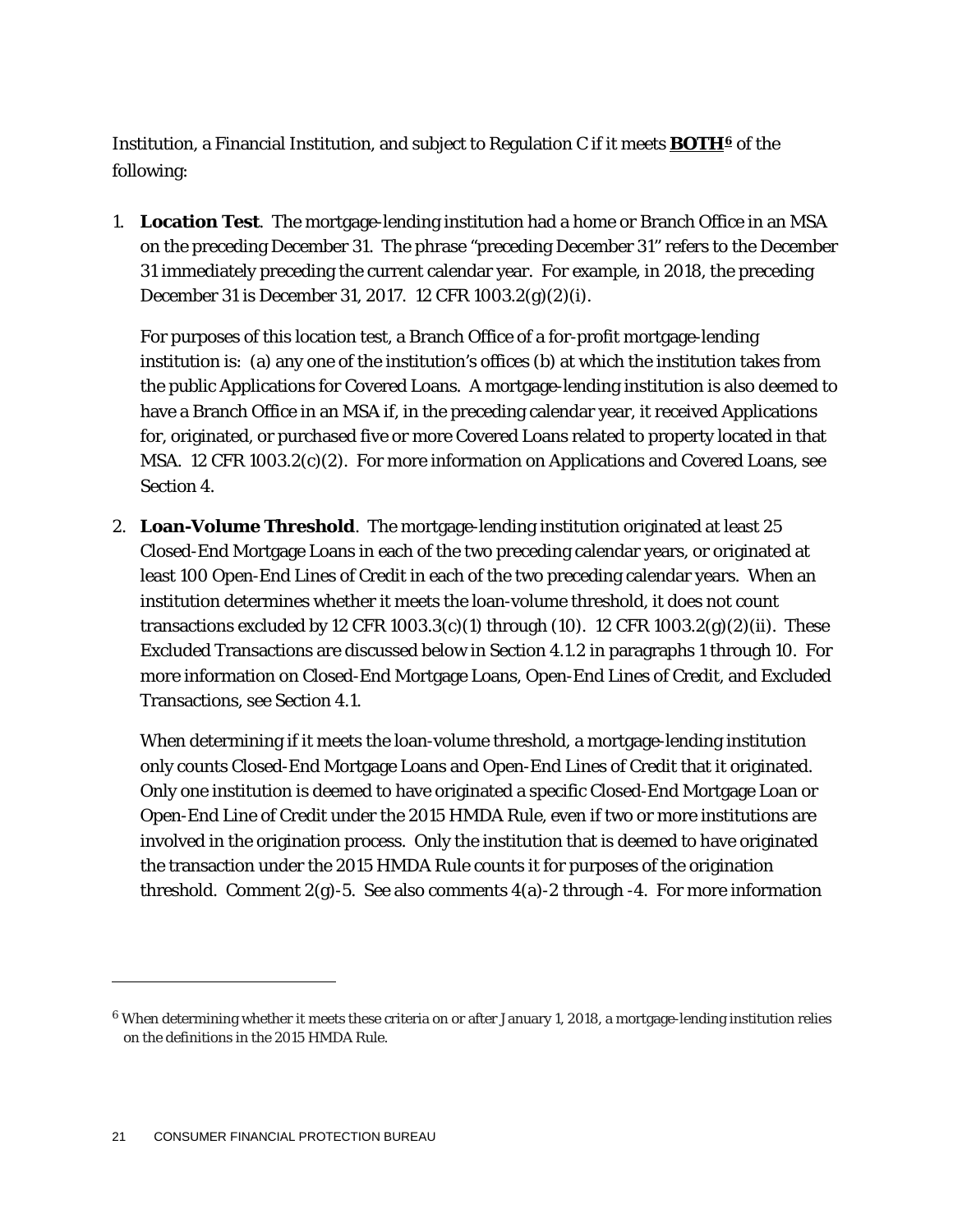Institution, a Financial Institution, and subject to Regulation C if it meets **BOTH**[6] of the following:

1. **Location Test**. The mortgage-lending institution had a home or Branch Office in an MSA on the preceding December 31. The phrase "preceding December 31" refers to the December 31 immediately preceding the current calendar year. For example, in 2018, the preceding December 31 is December 31, 2017. 12 CFR 1003.2(g)(2)(i).

   For purposes of this location test, a Branch Office of a for-profit mortgage-lending institution is: (a) any one of the institution's offices (b) at which the institution takes from the public Applications for Covered Loans. A mortgage-lending institution is also deemed to have a Branch Office in an MSA if, in the preceding calendar year, it received Applications for, originated, or purchased five or more Covered Loans related to property located in that MSA. 12 CFR 1003.2(c)(2). For more information on Applications and Covered Loans, see Section 4.

2. **Loan-Volume Threshold**. The mortgage-lending institution originated at least 25 Closed-End Mortgage Loans in each of the two preceding calendar years, or originated at least 100 Open-End Lines of Credit in each of the two preceding calendar years. When an institution determines whether it meets the loan-volume threshold, it does not count transactions excluded by 12 CFR 1003.3(c)(1) through (10). 12 CFR 1003.2(g)(2)(ii). These Excluded Transactions are discussed below in Section 4.1.2 in paragraphs 1 through 10. For more information on Closed-End Mortgage Loans, Open-End Lines of Credit, and Excluded Transactions, see Section 4.1.

   When determining if it meets the loan-volume threshold, a mortgage-lending institution only counts Closed-End Mortgage Loans and Open-End Lines of Credit that it originated. Only one institution is deemed to have originated a specific Closed-End Mortgage Loan or Open-End Line of Credit under the 2015 HMDA Rule, even if two or more institutions are involved in the origination process. Only the institution that is deemed to have originated the transaction under the 2015 HMDA Rule counts it for purposes of the origination threshold. Comment 2(g)-5. See also comments 4(a)-2 through -4. For more information

---

[6] When determining whether it meets these criteria on or after January 1, 2018, a mortgage-lending institution relies on the definitions in the 2015 HMDA Rule.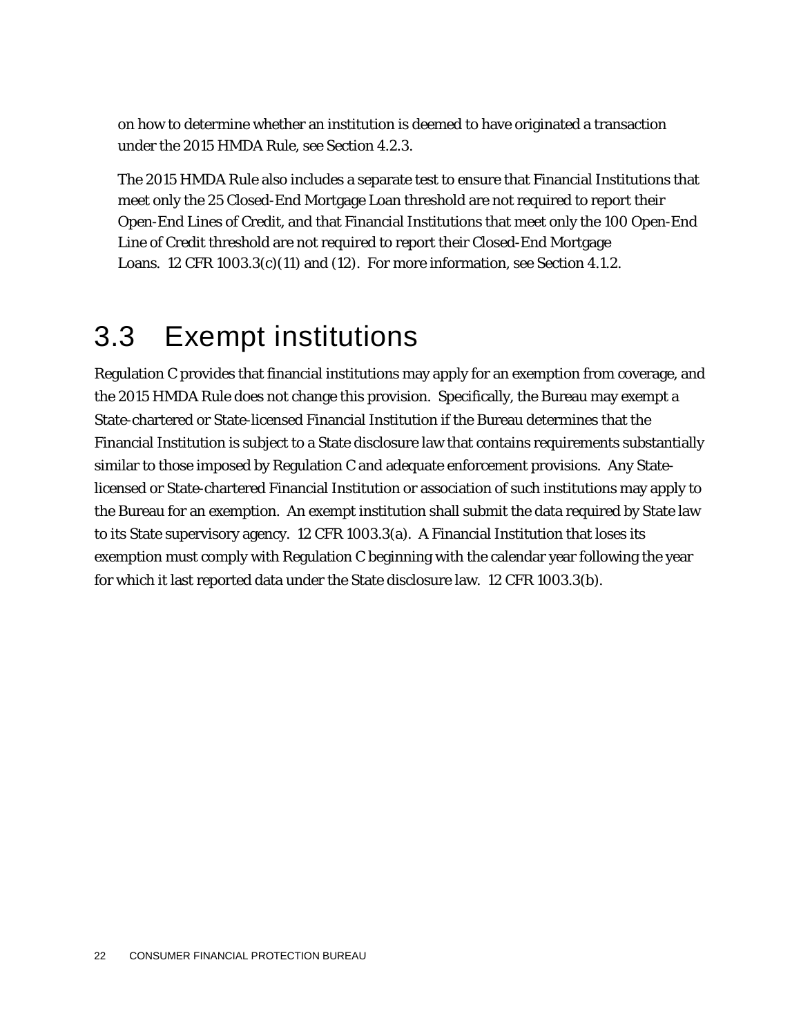on how to determine whether an institution is deemed to have originated a transaction under the 2015 HMDA Rule, see Section 4.2.3.

The 2015 HMDA Rule also includes a separate test to ensure that Financial Institutions that meet only the 25 Closed-End Mortgage Loan threshold are not required to report their Open-End Lines of Credit, and that Financial Institutions that meet only the 100 Open-End Line of Credit threshold are not required to report their Closed-End Mortgage Loans. 12 CFR 1003.3(c)(11) and (12). For more information, see Section 4.1.2.

## 3.3 Exempt institutions

Regulation C provides that financial institutions may apply for an exemption from coverage, and the 2015 HMDA Rule does not change this provision. Specifically, the Bureau may exempt a State-chartered or State-licensed Financial Institution if the Bureau determines that the Financial Institution is subject to a State disclosure law that contains requirements substantially similar to those imposed by Regulation C and adequate enforcement provisions. Any State-licensed or State-chartered Financial Institution or association of such institutions may apply to the Bureau for an exemption. An exempt institution shall submit the data required by State law to its State supervisory agency. 12 CFR 1003.3(a). A Financial Institution that loses its exemption must comply with Regulation C beginning with the calendar year following the year for which it last reported data under the State disclosure law. 12 CFR 1003.3(b).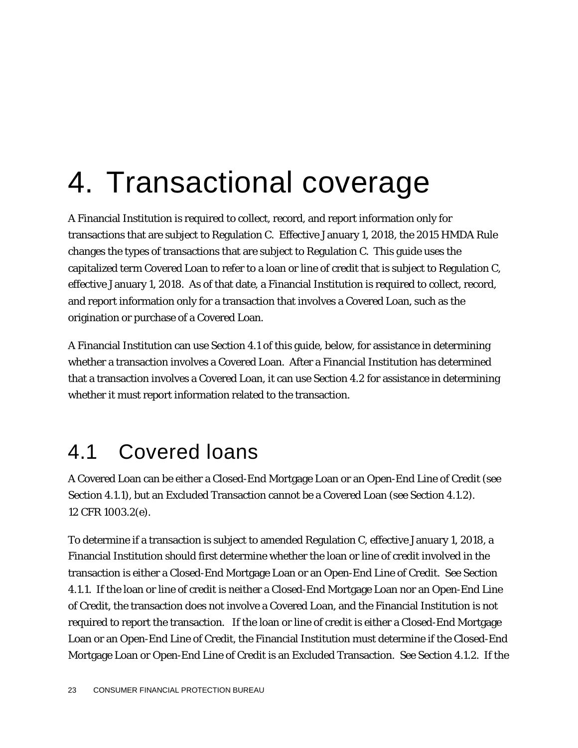# 4. Transactional coverage

A Financial Institution is required to collect, record, and report information only for transactions that are subject to Regulation C. Effective January 1, 2018, the 2015 HMDA Rule changes the types of transactions that are subject to Regulation C. This guide uses the capitalized term Covered Loan to refer to a loan or line of credit that is subject to Regulation C, effective January 1, 2018. As of that date, a Financial Institution is required to collect, record, and report information only for a transaction that involves a Covered Loan, such as the origination or purchase of a Covered Loan.

A Financial Institution can use Section 4.1 of this guide, below, for assistance in determining whether a transaction involves a Covered Loan. After a Financial Institution has determined that a transaction involves a Covered Loan, it can use Section 4.2 for assistance in determining whether it must report information related to the transaction.

## 4.1 Covered loans

A Covered Loan can be either a Closed-End Mortgage Loan or an Open-End Line of Credit (see Section 4.1.1), but an Excluded Transaction cannot be a Covered Loan (see Section 4.1.2). 12 CFR 1003.2(e).

To determine if a transaction is subject to amended Regulation C, effective January 1, 2018, a Financial Institution should first determine whether the loan or line of credit involved in the transaction is either a Closed-End Mortgage Loan or an Open-End Line of Credit. See Section 4.1.1. If the loan or line of credit is neither a Closed-End Mortgage Loan nor an Open-End Line of Credit, the transaction does not involve a Covered Loan, and the Financial Institution is not required to report the transaction. If the loan or line of credit is either a Closed-End Mortgage Loan or an Open-End Line of Credit, the Financial Institution must determine if the Closed-End Mortgage Loan or Open-End Line of Credit is an Excluded Transaction. See Section 4.1.2. If the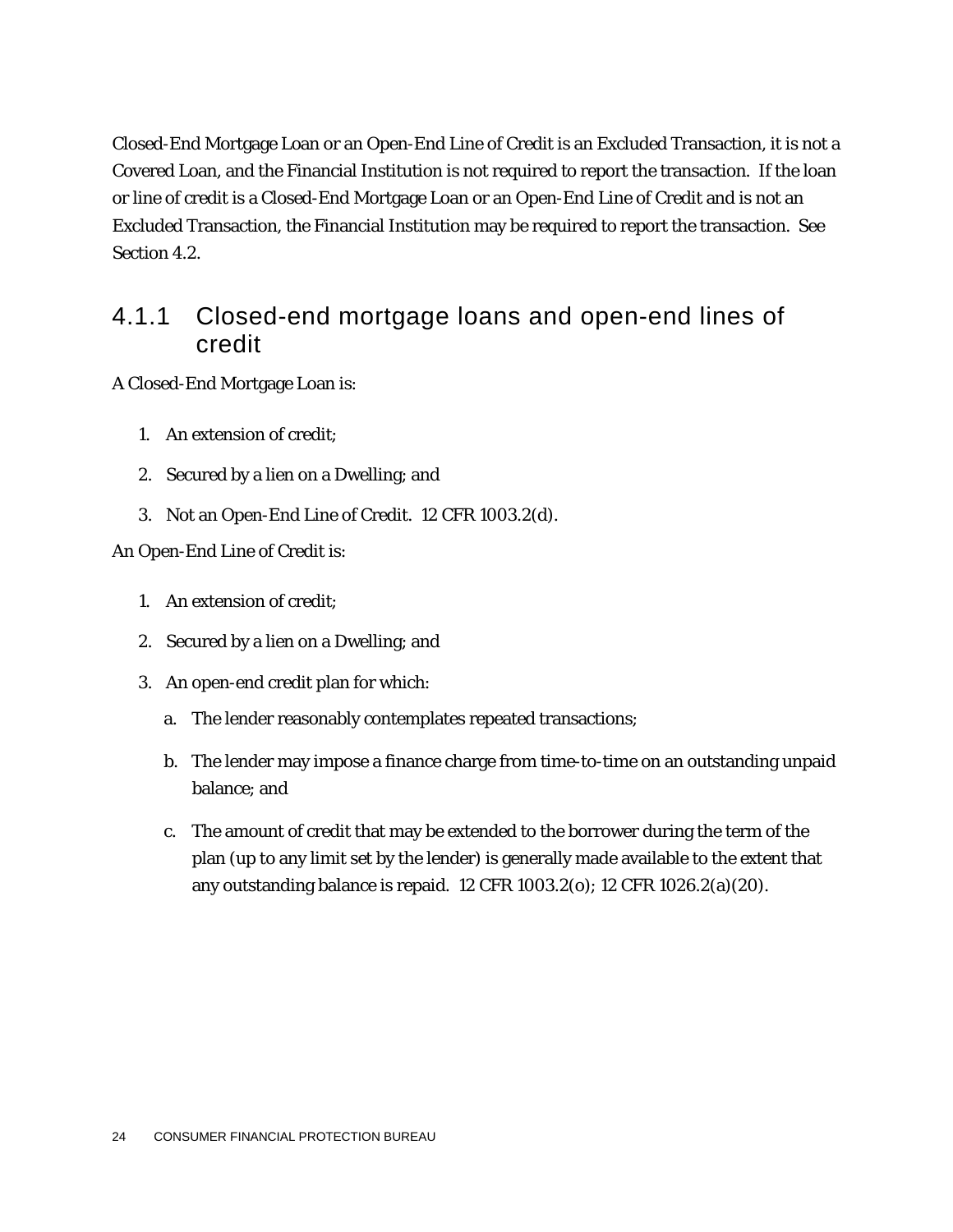Closed-End Mortgage Loan or an Open-End Line of Credit is an Excluded Transaction, it is not a Covered Loan, and the Financial Institution is not required to report the transaction. If the loan or line of credit is a Closed-End Mortgage Loan or an Open-End Line of Credit and is not an Excluded Transaction, the Financial Institution may be required to report the transaction. See Section 4.2.

### 4.1.1 Closed-end mortgage loans and open-end lines of credit

A Closed-End Mortgage Loan is:

1. An extension of credit;
2. Secured by a lien on a Dwelling; and
3. Not an Open-End Line of Credit. 12 CFR 1003.2(d).

An Open-End Line of Credit is:

1. An extension of credit;
2. Secured by a lien on a Dwelling; and
3. An open-end credit plan for which:
   a. The lender reasonably contemplates repeated transactions;
   b. The lender may impose a finance charge from time-to-time on an outstanding unpaid balance; and
   c. The amount of credit that may be extended to the borrower during the term of the plan (up to any limit set by the lender) is generally made available to the extent that any outstanding balance is repaid. 12 CFR 1003.2(o); 12 CFR 1026.2(a)(20).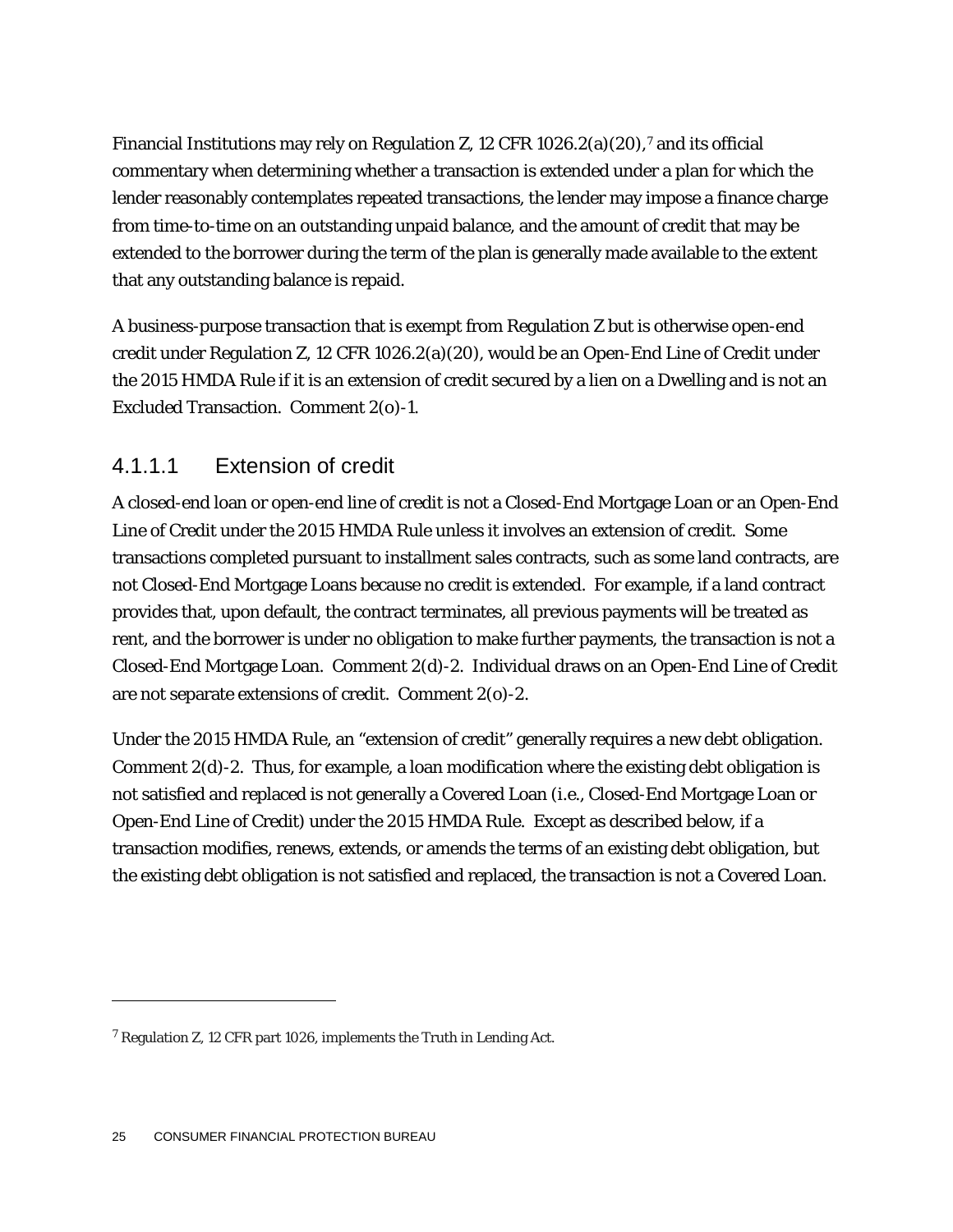Financial Institutions may rely on Regulation Z, 12 CFR 1026.2(a)(20),[7] and its official commentary when determining whether a transaction is extended under a plan for which the lender reasonably contemplates repeated transactions, the lender may impose a finance charge from time-to-time on an outstanding unpaid balance, and the amount of credit that may be extended to the borrower during the term of the plan is generally made available to the extent that any outstanding balance is repaid.

A business-purpose transaction that is exempt from Regulation Z but is otherwise open-end credit under Regulation Z, 12 CFR 1026.2(a)(20), would be an Open-End Line of Credit under the 2015 HMDA Rule if it is an extension of credit secured by a lien on a Dwelling and is not an Excluded Transaction. Comment 2(o)-1.

#### 4.1.1.1 Extension of credit

A closed-end loan or open-end line of credit is not a Closed-End Mortgage Loan or an Open-End Line of Credit under the 2015 HMDA Rule unless it involves an extension of credit. Some transactions completed pursuant to installment sales contracts, such as some land contracts, are not Closed-End Mortgage Loans because no credit is extended. For example, if a land contract provides that, upon default, the contract terminates, all previous payments will be treated as rent, and the borrower is under no obligation to make further payments, the transaction is not a Closed-End Mortgage Loan. Comment 2(d)-2. Individual draws on an Open-End Line of Credit are not separate extensions of credit. Comment 2(o)-2.

Under the 2015 HMDA Rule, an "extension of credit" generally requires a new debt obligation. Comment 2(d)-2. Thus, for example, a loan modification where the existing debt obligation is not satisfied and replaced is not generally a Covered Loan (i.e., Closed-End Mortgage Loan or Open-End Line of Credit) under the 2015 HMDA Rule. Except as described below, if a transaction modifies, renews, extends, or amends the terms of an existing debt obligation, but the existing debt obligation is not satisfied and replaced, the transaction is not a Covered Loan.

---

[7] Regulation Z, 12 CFR part 1026, implements the Truth in Lending Act.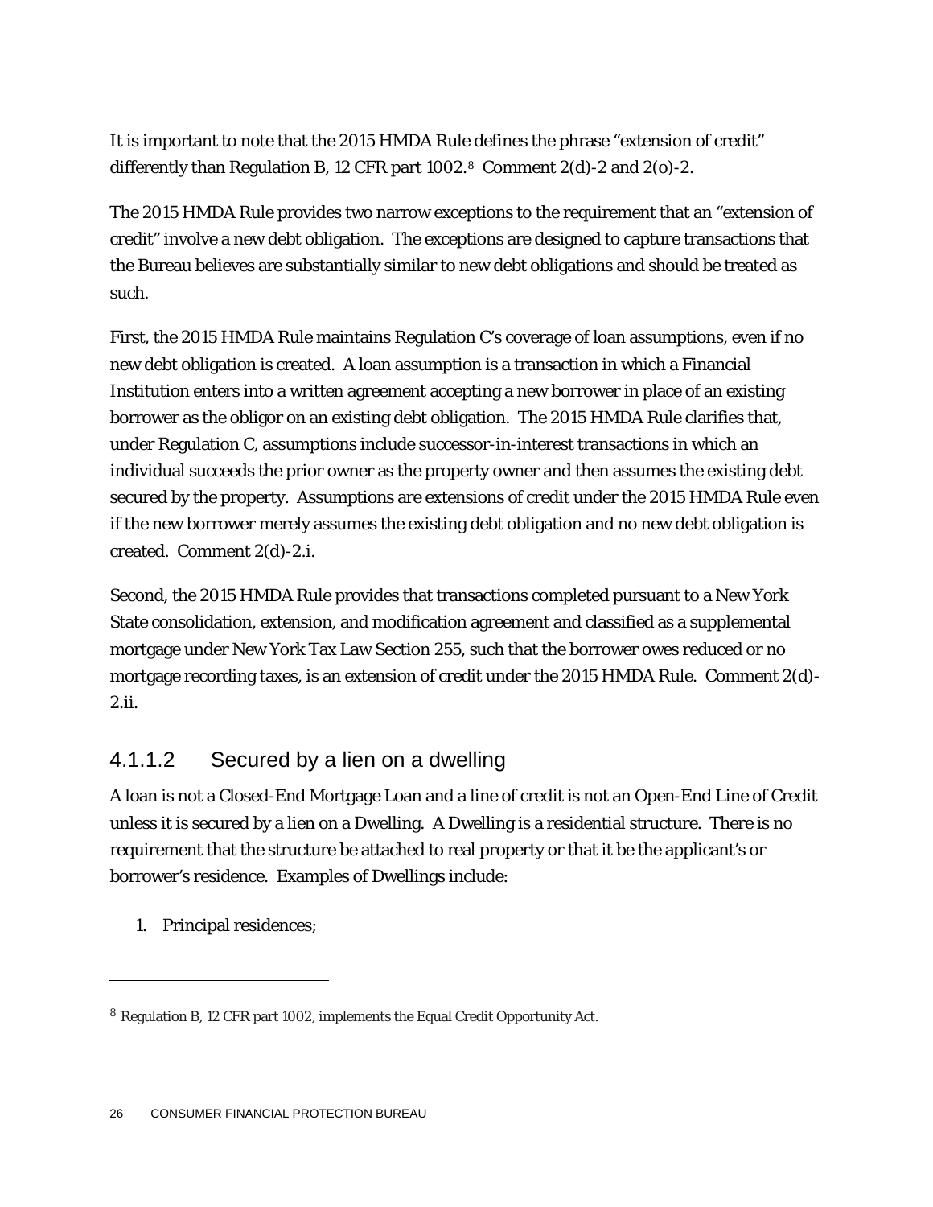It is important to note that the 2015 HMDA Rule defines the phrase "extension of credit" differently than Regulation B, 12 CFR part 1002.[8] Comment 2(d)-2 and 2(o)-2.

The 2015 HMDA Rule provides two narrow exceptions to the requirement that an "extension of credit" involve a new debt obligation. The exceptions are designed to capture transactions that the Bureau believes are substantially similar to new debt obligations and should be treated as such.

First, the 2015 HMDA Rule maintains Regulation C's coverage of loan assumptions, even if no new debt obligation is created. A loan assumption is a transaction in which a Financial Institution enters into a written agreement accepting a new borrower in place of an existing borrower as the obligor on an existing debt obligation. The 2015 HMDA Rule clarifies that, under Regulation C, assumptions include successor-in-interest transactions in which an individual succeeds the prior owner as the property owner and then assumes the existing debt secured by the property. Assumptions are extensions of credit under the 2015 HMDA Rule even if the new borrower merely assumes the existing debt obligation and no new debt obligation is created. Comment 2(d)-2.i.

Second, the 2015 HMDA Rule provides that transactions completed pursuant to a New York State consolidation, extension, and modification agreement and classified as a supplemental mortgage under New York Tax Law Section 255, such that the borrower owes reduced or no mortgage recording taxes, is an extension of credit under the 2015 HMDA Rule. Comment 2(d)-2.ii.

#### 4.1.1.2 Secured by a lien on a dwelling

A loan is not a Closed-End Mortgage Loan and a line of credit is not an Open-End Line of Credit unless it is secured by a lien on a Dwelling. A Dwelling is a residential structure. There is no requirement that the structure be attached to real property or that it be the applicant's or borrower's residence. Examples of Dwellings include:

1. Principal residences;

---

[8] Regulation B, 12 CFR part 1002, implements the Equal Credit Opportunity Act.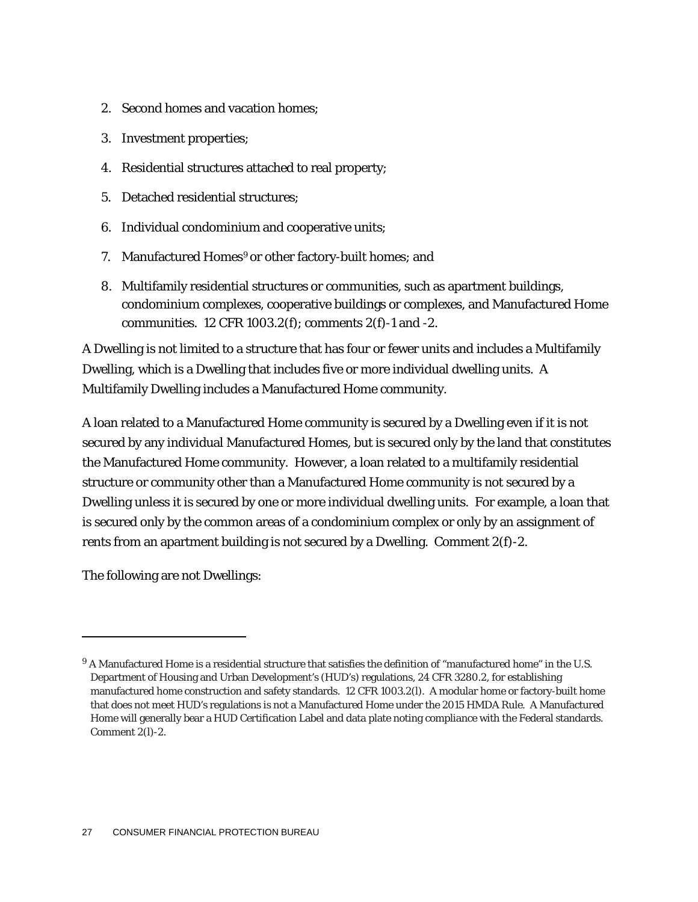2. Second homes and vacation homes;
3. Investment properties;
4. Residential structures attached to real property;
5. Detached residential structures;
6. Individual condominium and cooperative units;
7. Manufactured Homes[9] or other factory-built homes; and
8. Multifamily residential structures or communities, such as apartment buildings, condominium complexes, cooperative buildings or complexes, and Manufactured Home communities. 12 CFR 1003.2(f); comments 2(f)-1 and -2.

A Dwelling is not limited to a structure that has four or fewer units and includes a Multifamily Dwelling, which is a Dwelling that includes five or more individual dwelling units. A Multifamily Dwelling includes a Manufactured Home community.

A loan related to a Manufactured Home community is secured by a Dwelling even if it is not secured by any individual Manufactured Homes, but is secured only by the land that constitutes the Manufactured Home community. However, a loan related to a multifamily residential structure or community other than a Manufactured Home community is not secured by a Dwelling unless it is secured by one or more individual dwelling units. For example, a loan that is secured only by the common areas of a condominium complex or only by an assignment of rents from an apartment building is not secured by a Dwelling. Comment 2(f)-2.

The following are not Dwellings:

---

[9] A Manufactured Home is a residential structure that satisfies the definition of "manufactured home" in the U.S. Department of Housing and Urban Development's (HUD's) regulations, 24 CFR 3280.2, for establishing manufactured home construction and safety standards. 12 CFR 1003.2(l). A modular home or factory-built home that does not meet HUD's regulations is not a Manufactured Home under the 2015 HMDA Rule. A Manufactured Home will generally bear a HUD Certification Label and data plate noting compliance with the Federal standards. Comment 2(l)-2.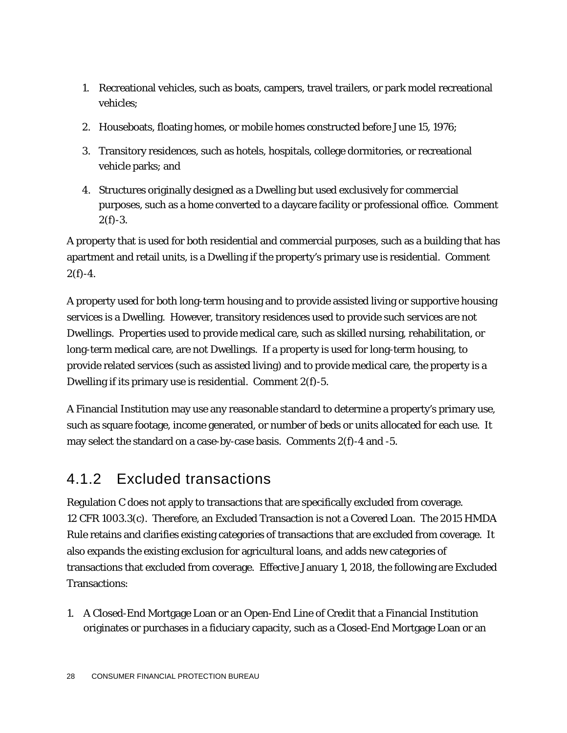1. Recreational vehicles, such as boats, campers, travel trailers, or park model recreational vehicles;
2. Houseboats, floating homes, or mobile homes constructed before June 15, 1976;
3. Transitory residences, such as hotels, hospitals, college dormitories, or recreational vehicle parks; and
4. Structures originally designed as a Dwelling but used exclusively for commercial purposes, such as a home converted to a daycare facility or professional office. Comment 2(f)-3.

A property that is used for both residential and commercial purposes, such as a building that has apartment and retail units, is a Dwelling if the property's primary use is residential. Comment 2(f)-4.

A property used for both long-term housing and to provide assisted living or supportive housing services is a Dwelling. However, transitory residences used to provide such services are not Dwellings. Properties used to provide medical care, such as skilled nursing, rehabilitation, or long-term medical care, are not Dwellings. If a property is used for long-term housing, to provide related services (such as assisted living) and to provide medical care, the property is a Dwelling if its primary use is residential. Comment 2(f)-5.

A Financial Institution may use any reasonable standard to determine a property's primary use, such as square footage, income generated, or number of beds or units allocated for each use. It may select the standard on a case-by-case basis. Comments 2(f)-4 and -5.

### 4.1.2 Excluded transactions

Regulation C does not apply to transactions that are specifically excluded from coverage. 12 CFR 1003.3(c). Therefore, an Excluded Transaction is not a Covered Loan. The 2015 HMDA Rule retains and clarifies existing categories of transactions that are excluded from coverage. It also expands the existing exclusion for agricultural loans, and adds new categories of transactions that excluded from coverage. Effective January 1, 2018, the following are Excluded Transactions:

1. A Closed-End Mortgage Loan or an Open-End Line of Credit that a Financial Institution originates or purchases in a fiduciary capacity, such as a Closed-End Mortgage Loan or an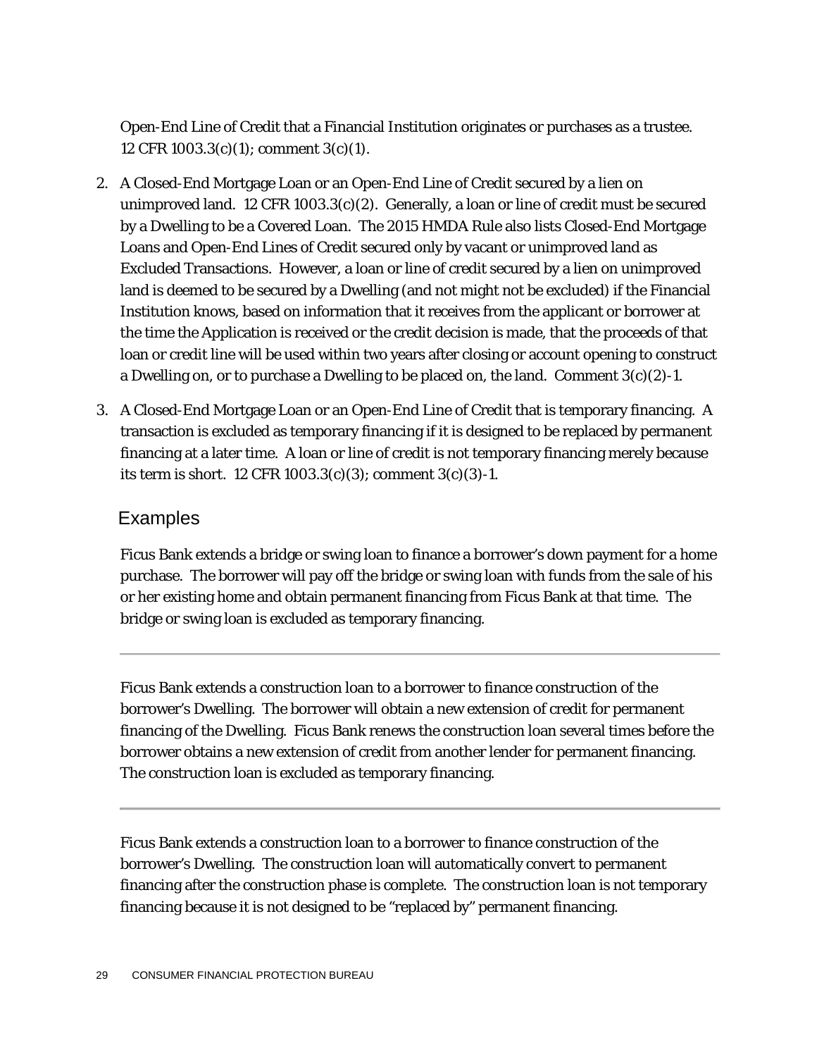Open-End Line of Credit that a Financial Institution originates or purchases as a trustee. 12 CFR 1003.3(c)(1); comment 3(c)(1).

2. A Closed-End Mortgage Loan or an Open-End Line of Credit secured by a lien on unimproved land. 12 CFR 1003.3(c)(2). Generally, a loan or line of credit must be secured by a Dwelling to be a Covered Loan. The 2015 HMDA Rule also lists Closed-End Mortgage Loans and Open-End Lines of Credit secured only by vacant or unimproved land as Excluded Transactions. However, a loan or line of credit secured by a lien on unimproved land is deemed to be secured by a Dwelling (and not might not be excluded) if the Financial Institution knows, based on information that it receives from the applicant or borrower at the time the Application is received or the credit decision is made, that the proceeds of that loan or credit line will be used within two years after closing or account opening to construct a Dwelling on, or to purchase a Dwelling to be placed on, the land. Comment 3(c)(2)-1.

3. A Closed-End Mortgage Loan or an Open-End Line of Credit that is temporary financing. A transaction is excluded as temporary financing if it is designed to be replaced by permanent financing at a later time. A loan or line of credit is not temporary financing merely because its term is short. 12 CFR 1003.3(c)(3); comment 3(c)(3)-1.

## Examples

Ficus Bank extends a bridge or swing loan to finance a borrower's down payment for a home purchase. The borrower will pay off the bridge or swing loan with funds from the sale of his or her existing home and obtain permanent financing from Ficus Bank at that time. The bridge or swing loan is excluded as temporary financing.

---

Ficus Bank extends a construction loan to a borrower to finance construction of the borrower's Dwelling. The borrower will obtain a new extension of credit for permanent financing of the Dwelling. Ficus Bank renews the construction loan several times before the borrower obtains a new extension of credit from another lender for permanent financing. The construction loan is excluded as temporary financing.

---

Ficus Bank extends a construction loan to a borrower to finance construction of the borrower's Dwelling. The construction loan will automatically convert to permanent financing after the construction phase is complete. The construction loan is not temporary financing because it is not designed to be "replaced by" permanent financing.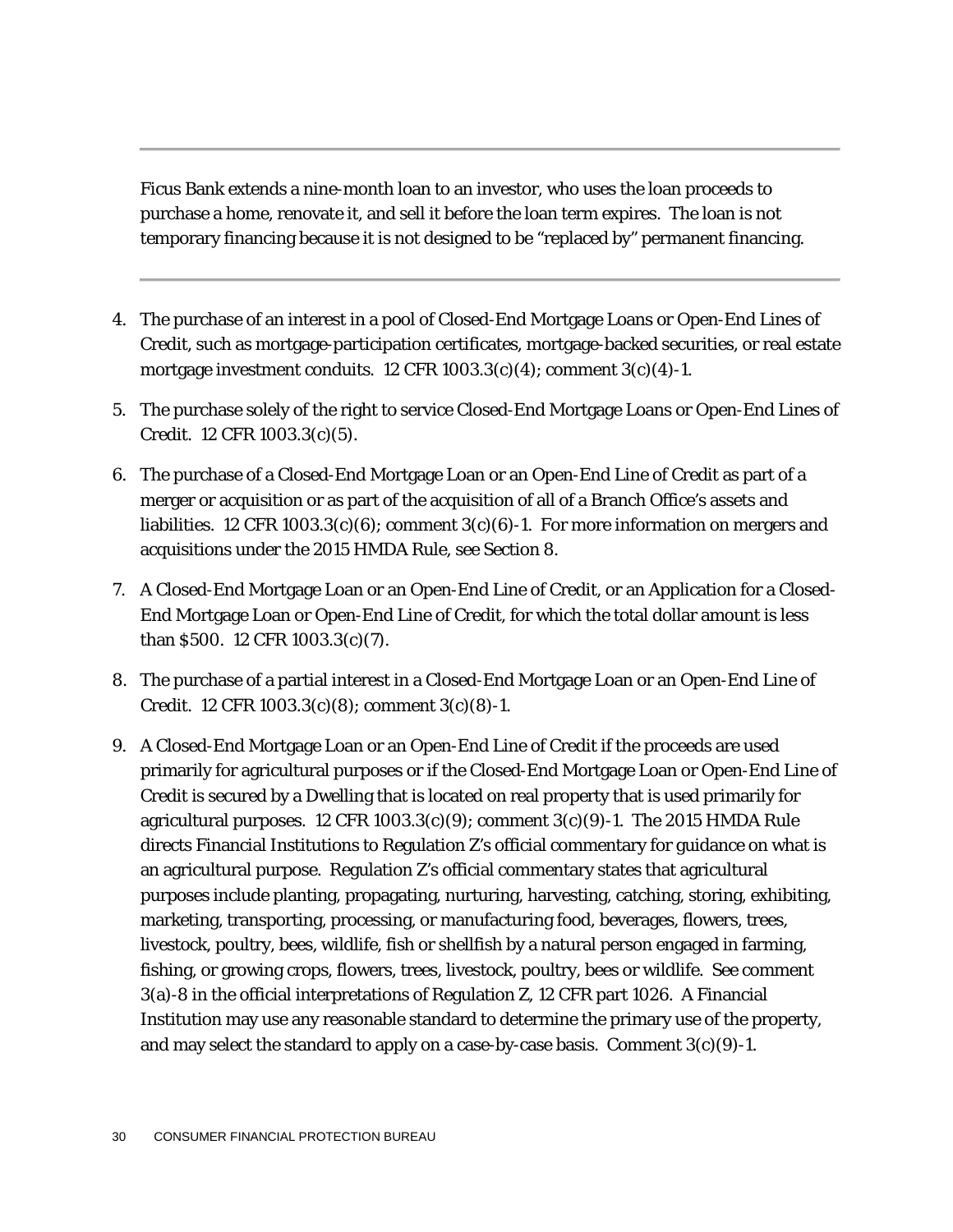---

Ficus Bank extends a nine-month loan to an investor, who uses the loan proceeds to purchase a home, renovate it, and sell it before the loan term expires. The loan is not temporary financing because it is not designed to be "replaced by" permanent financing.

---

4. The purchase of an interest in a pool of Closed-End Mortgage Loans or Open-End Lines of Credit, such as mortgage-participation certificates, mortgage-backed securities, or real estate mortgage investment conduits. 12 CFR 1003.3(c)(4); comment 3(c)(4)-1.

5. The purchase solely of the right to service Closed-End Mortgage Loans or Open-End Lines of Credit. 12 CFR 1003.3(c)(5).

6. The purchase of a Closed-End Mortgage Loan or an Open-End Line of Credit as part of a merger or acquisition or as part of the acquisition of all of a Branch Office's assets and liabilities. 12 CFR 1003.3(c)(6); comment 3(c)(6)-1. For more information on mergers and acquisitions under the 2015 HMDA Rule, see Section 8.

7. A Closed-End Mortgage Loan or an Open-End Line of Credit, or an Application for a Closed-End Mortgage Loan or Open-End Line of Credit, for which the total dollar amount is less than $500. 12 CFR 1003.3(c)(7).

8. The purchase of a partial interest in a Closed-End Mortgage Loan or an Open-End Line of Credit. 12 CFR 1003.3(c)(8); comment 3(c)(8)-1.

9. A Closed-End Mortgage Loan or an Open-End Line of Credit if the proceeds are used primarily for agricultural purposes or if the Closed-End Mortgage Loan or Open-End Line of Credit is secured by a Dwelling that is located on real property that is used primarily for agricultural purposes. 12 CFR 1003.3(c)(9); comment 3(c)(9)-1. The 2015 HMDA Rule directs Financial Institutions to Regulation Z's official commentary for guidance on what is an agricultural purpose. Regulation Z's official commentary states that agricultural purposes include planting, propagating, nurturing, harvesting, catching, storing, exhibiting, marketing, transporting, processing, or manufacturing food, beverages, flowers, trees, livestock, poultry, bees, wildlife, fish or shellfish by a natural person engaged in farming, fishing, or growing crops, flowers, trees, livestock, poultry, bees or wildlife. See comment 3(a)-8 in the official interpretations of Regulation Z, 12 CFR part 1026. A Financial Institution may use any reasonable standard to determine the primary use of the property, and may select the standard to apply on a case-by-case basis. Comment 3(c)(9)-1.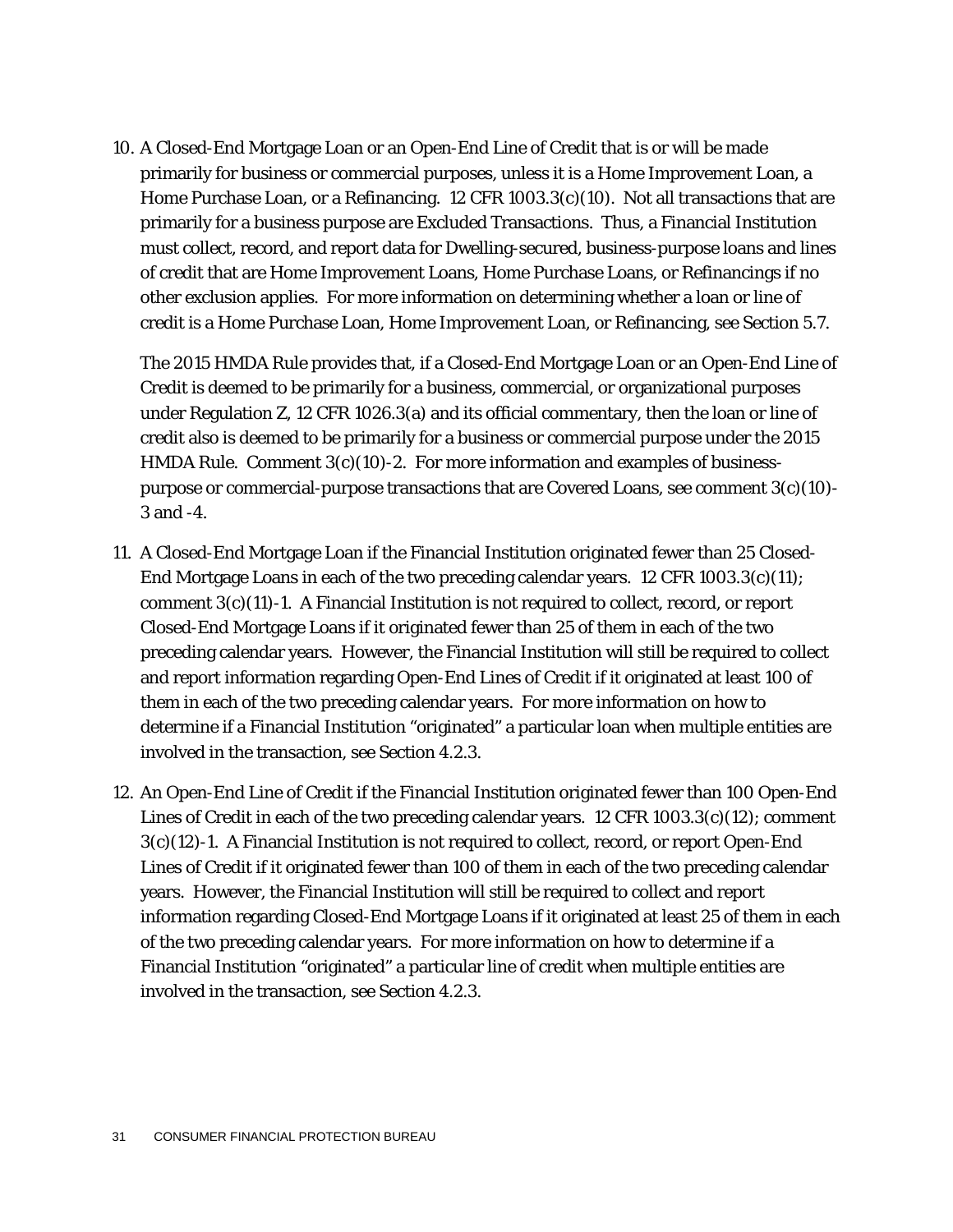10. A Closed-End Mortgage Loan or an Open-End Line of Credit that is or will be made primarily for business or commercial purposes, unless it is a Home Improvement Loan, a Home Purchase Loan, or a Refinancing. 12 CFR 1003.3(c)(10). Not all transactions that are primarily for a business purpose are Excluded Transactions. Thus, a Financial Institution must collect, record, and report data for Dwelling-secured, business-purpose loans and lines of credit that are Home Improvement Loans, Home Purchase Loans, or Refinancings if no other exclusion applies. For more information on determining whether a loan or line of credit is a Home Purchase Loan, Home Improvement Loan, or Refinancing, see Section 5.7.

    The 2015 HMDA Rule provides that, if a Closed-End Mortgage Loan or an Open-End Line of Credit is deemed to be primarily for a business, commercial, or organizational purposes under Regulation Z, 12 CFR 1026.3(a) and its official commentary, then the loan or line of credit also is deemed to be primarily for a business or commercial purpose under the 2015 HMDA Rule. Comment 3(c)(10)-2. For more information and examples of business-purpose or commercial-purpose transactions that are Covered Loans, see comment 3(c)(10)-3 and -4.

11. A Closed-End Mortgage Loan if the Financial Institution originated fewer than 25 Closed-End Mortgage Loans in each of the two preceding calendar years. 12 CFR 1003.3(c)(11); comment 3(c)(11)-1. A Financial Institution is not required to collect, record, or report Closed-End Mortgage Loans if it originated fewer than 25 of them in each of the two preceding calendar years. However, the Financial Institution will still be required to collect and report information regarding Open-End Lines of Credit if it originated at least 100 of them in each of the two preceding calendar years. For more information on how to determine if a Financial Institution "originated" a particular loan when multiple entities are involved in the transaction, see Section 4.2.3.

12. An Open-End Line of Credit if the Financial Institution originated fewer than 100 Open-End Lines of Credit in each of the two preceding calendar years. 12 CFR 1003.3(c)(12); comment 3(c)(12)-1. A Financial Institution is not required to collect, record, or report Open-End Lines of Credit if it originated fewer than 100 of them in each of the two preceding calendar years. However, the Financial Institution will still be required to collect and report information regarding Closed-End Mortgage Loans if it originated at least 25 of them in each of the two preceding calendar years. For more information on how to determine if a Financial Institution "originated" a particular line of credit when multiple entities are involved in the transaction, see Section 4.2.3.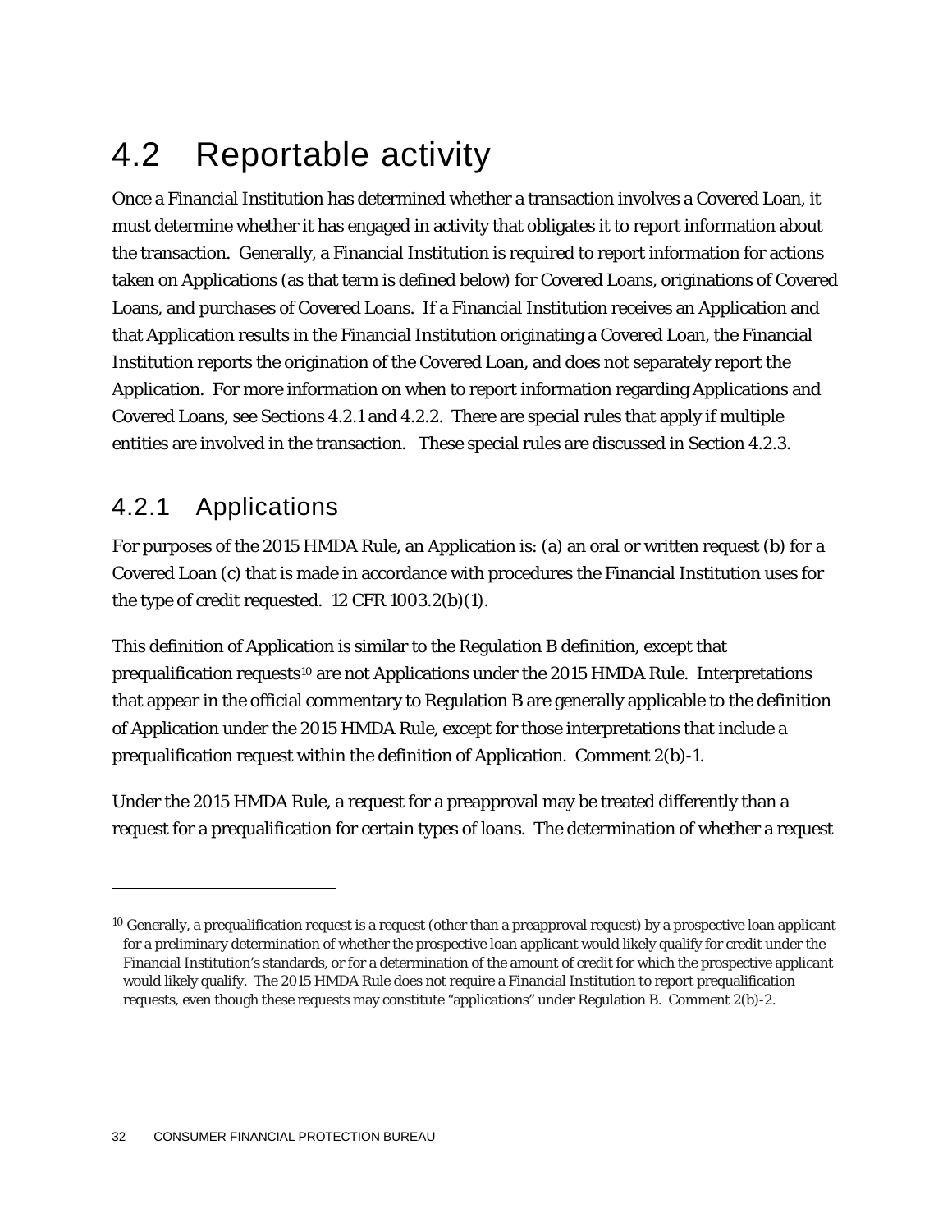# 4.2 Reportable activity

Once a Financial Institution has determined whether a transaction involves a Covered Loan, it must determine whether it has engaged in activity that obligates it to report information about the transaction. Generally, a Financial Institution is required to report information for actions taken on Applications (as that term is defined below) for Covered Loans, originations of Covered Loans, and purchases of Covered Loans. If a Financial Institution receives an Application and that Application results in the Financial Institution originating a Covered Loan, the Financial Institution reports the origination of the Covered Loan, and does not separately report the Application. For more information on when to report information regarding Applications and Covered Loans, see Sections 4.2.1 and 4.2.2. There are special rules that apply if multiple entities are involved in the transaction. These special rules are discussed in Section 4.2.3.

## 4.2.1 Applications

For purposes of the 2015 HMDA Rule, an Application is: (a) an oral or written request (b) for a Covered Loan (c) that is made in accordance with procedures the Financial Institution uses for the type of credit requested. 12 CFR 1003.2(b)(1).

This definition of Application is similar to the Regulation B definition, except that prequalification requests[10] are not Applications under the 2015 HMDA Rule. Interpretations that appear in the official commentary to Regulation B are generally applicable to the definition of Application under the 2015 HMDA Rule, except for those interpretations that include a prequalification request within the definition of Application. Comment 2(b)-1.

Under the 2015 HMDA Rule, a request for a preapproval may be treated differently than a request for a prequalification for certain types of loans. The determination of whether a request

---

[10] Generally, a prequalification request is a request (other than a preapproval request) by a prospective loan applicant for a preliminary determination of whether the prospective loan applicant would likely qualify for credit under the Financial Institution's standards, or for a determination of the amount of credit for which the prospective applicant would likely qualify. The 2015 HMDA Rule does not require a Financial Institution to report prequalification requests, even though these requests may constitute "applications" under Regulation B. Comment 2(b)-2.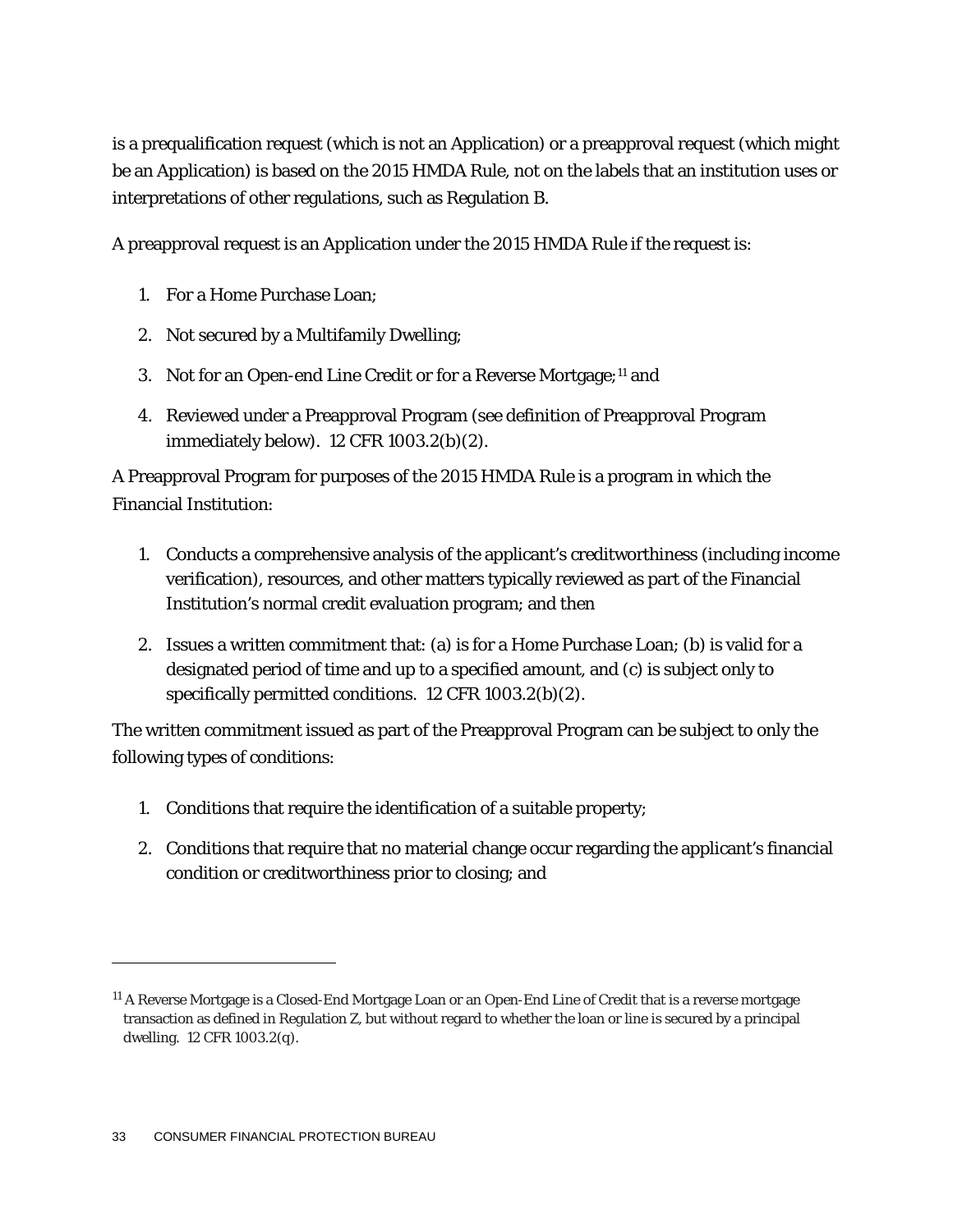is a prequalification request (which is not an Application) or a preapproval request (which might be an Application) is based on the 2015 HMDA Rule, not on the labels that an institution uses or interpretations of other regulations, such as Regulation B.

A preapproval request is an Application under the 2015 HMDA Rule if the request is:

1. For a Home Purchase Loan;
2. Not secured by a Multifamily Dwelling;
3. Not for an Open-end Line Credit or for a Reverse Mortgage;[11] and
4. Reviewed under a Preapproval Program (see definition of Preapproval Program immediately below). 12 CFR 1003.2(b)(2).

A Preapproval Program for purposes of the 2015 HMDA Rule is a program in which the Financial Institution:

1. Conducts a comprehensive analysis of the applicant's creditworthiness (including income verification), resources, and other matters typically reviewed as part of the Financial Institution's normal credit evaluation program; and then
2. Issues a written commitment that: (a) is for a Home Purchase Loan; (b) is valid for a designated period of time and up to a specified amount, and (c) is subject only to specifically permitted conditions. 12 CFR 1003.2(b)(2).

The written commitment issued as part of the Preapproval Program can be subject to only the following types of conditions:

1. Conditions that require the identification of a suitable property;
2. Conditions that require that no material change occur regarding the applicant's financial condition or creditworthiness prior to closing; and

---

[11] A Reverse Mortgage is a Closed-End Mortgage Loan or an Open-End Line of Credit that is a reverse mortgage transaction as defined in Regulation Z, but without regard to whether the loan or line is secured by a principal dwelling. 12 CFR 1003.2(q).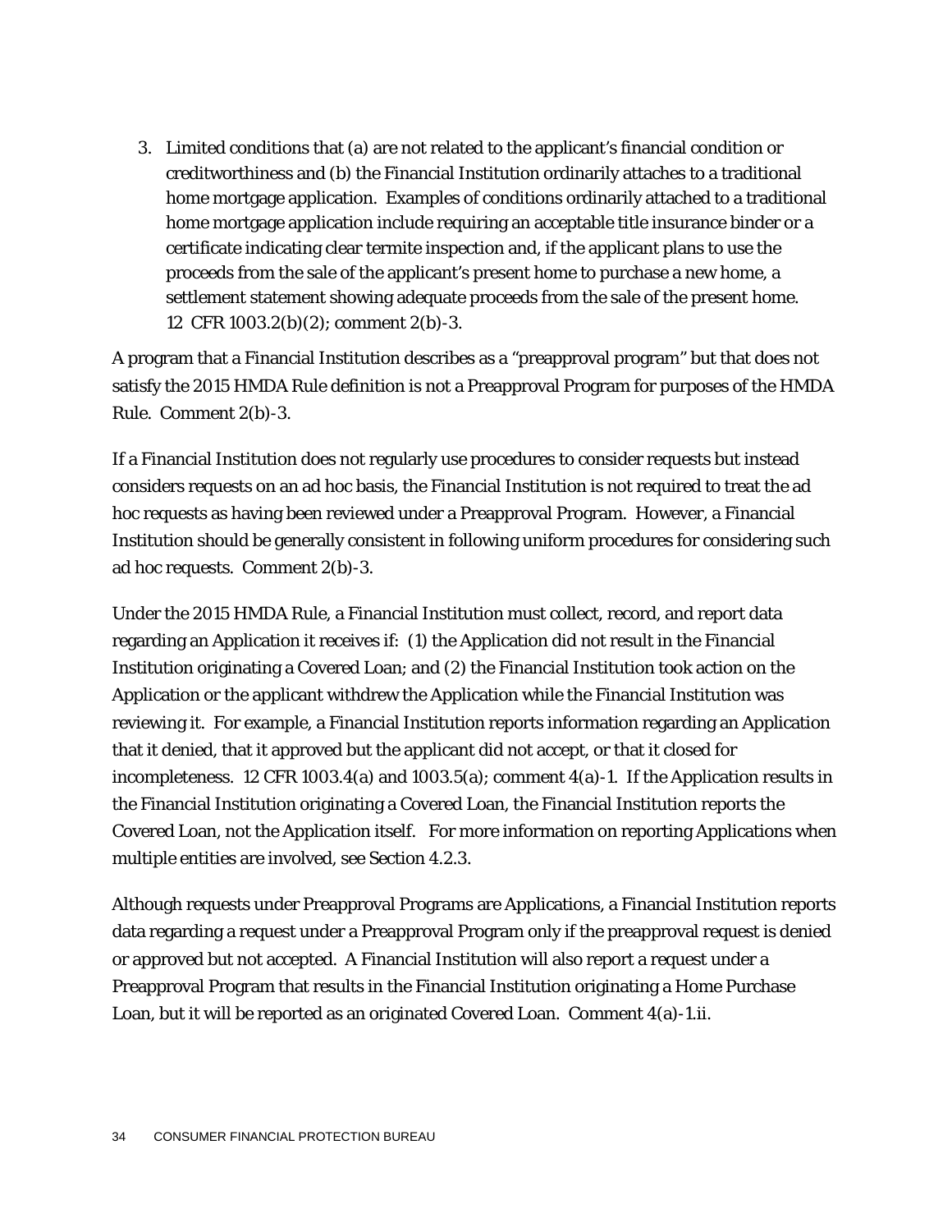3. Limited conditions that (a) are not related to the applicant's financial condition or creditworthiness and (b) the Financial Institution ordinarily attaches to a traditional home mortgage application. Examples of conditions ordinarily attached to a traditional home mortgage application include requiring an acceptable title insurance binder or a certificate indicating clear termite inspection and, if the applicant plans to use the proceeds from the sale of the applicant's present home to purchase a new home, a settlement statement showing adequate proceeds from the sale of the present home. 12 CFR 1003.2(b)(2); comment 2(b)-3.

A program that a Financial Institution describes as a "preapproval program" but that does not satisfy the 2015 HMDA Rule definition is not a Preapproval Program for purposes of the HMDA Rule. Comment 2(b)-3.

If a Financial Institution does not regularly use procedures to consider requests but instead considers requests on an ad hoc basis, the Financial Institution is not required to treat the ad hoc requests as having been reviewed under a Preapproval Program. However, a Financial Institution should be generally consistent in following uniform procedures for considering such ad hoc requests. Comment 2(b)-3.

Under the 2015 HMDA Rule, a Financial Institution must collect, record, and report data regarding an Application it receives if: (1) the Application did not result in the Financial Institution originating a Covered Loan; and (2) the Financial Institution took action on the Application or the applicant withdrew the Application while the Financial Institution was reviewing it. For example, a Financial Institution reports information regarding an Application that it denied, that it approved but the applicant did not accept, or that it closed for incompleteness. 12 CFR 1003.4(a) and 1003.5(a); comment 4(a)-1. If the Application results in the Financial Institution originating a Covered Loan, the Financial Institution reports the Covered Loan, not the Application itself. For more information on reporting Applications when multiple entities are involved, see Section 4.2.3.

Although requests under Preapproval Programs are Applications, a Financial Institution reports data regarding a request under a Preapproval Program only if the preapproval request is denied or approved but not accepted. A Financial Institution will also report a request under a Preapproval Program that results in the Financial Institution originating a Home Purchase Loan, but it will be reported as an originated Covered Loan. Comment 4(a)-1.ii.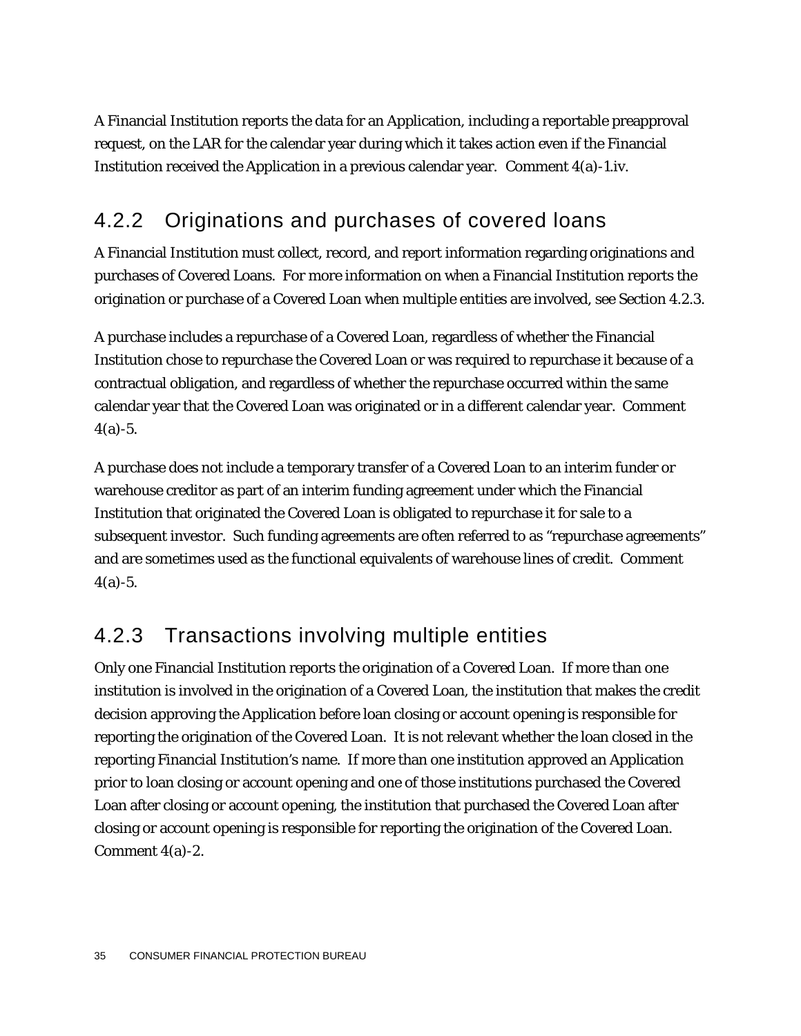A Financial Institution reports the data for an Application, including a reportable preapproval request, on the LAR for the calendar year during which it takes action even if the Financial Institution received the Application in a previous calendar year. Comment 4(a)-1.iv.

### 4.2.2 Originations and purchases of covered loans

A Financial Institution must collect, record, and report information regarding originations and purchases of Covered Loans. For more information on when a Financial Institution reports the origination or purchase of a Covered Loan when multiple entities are involved, see Section 4.2.3.

A purchase includes a repurchase of a Covered Loan, regardless of whether the Financial Institution chose to repurchase the Covered Loan or was required to repurchase it because of a contractual obligation, and regardless of whether the repurchase occurred within the same calendar year that the Covered Loan was originated or in a different calendar year. Comment 4(a)-5.

A purchase does not include a temporary transfer of a Covered Loan to an interim funder or warehouse creditor as part of an interim funding agreement under which the Financial Institution that originated the Covered Loan is obligated to repurchase it for sale to a subsequent investor. Such funding agreements are often referred to as "repurchase agreements" and are sometimes used as the functional equivalents of warehouse lines of credit. Comment 4(a)-5.

### 4.2.3 Transactions involving multiple entities

Only one Financial Institution reports the origination of a Covered Loan. If more than one institution is involved in the origination of a Covered Loan, the institution that makes the credit decision approving the Application before loan closing or account opening is responsible for reporting the origination of the Covered Loan. It is not relevant whether the loan closed in the reporting Financial Institution's name. If more than one institution approved an Application prior to loan closing or account opening and one of those institutions purchased the Covered Loan after closing or account opening, the institution that purchased the Covered Loan after closing or account opening is responsible for reporting the origination of the Covered Loan. Comment 4(a)-2.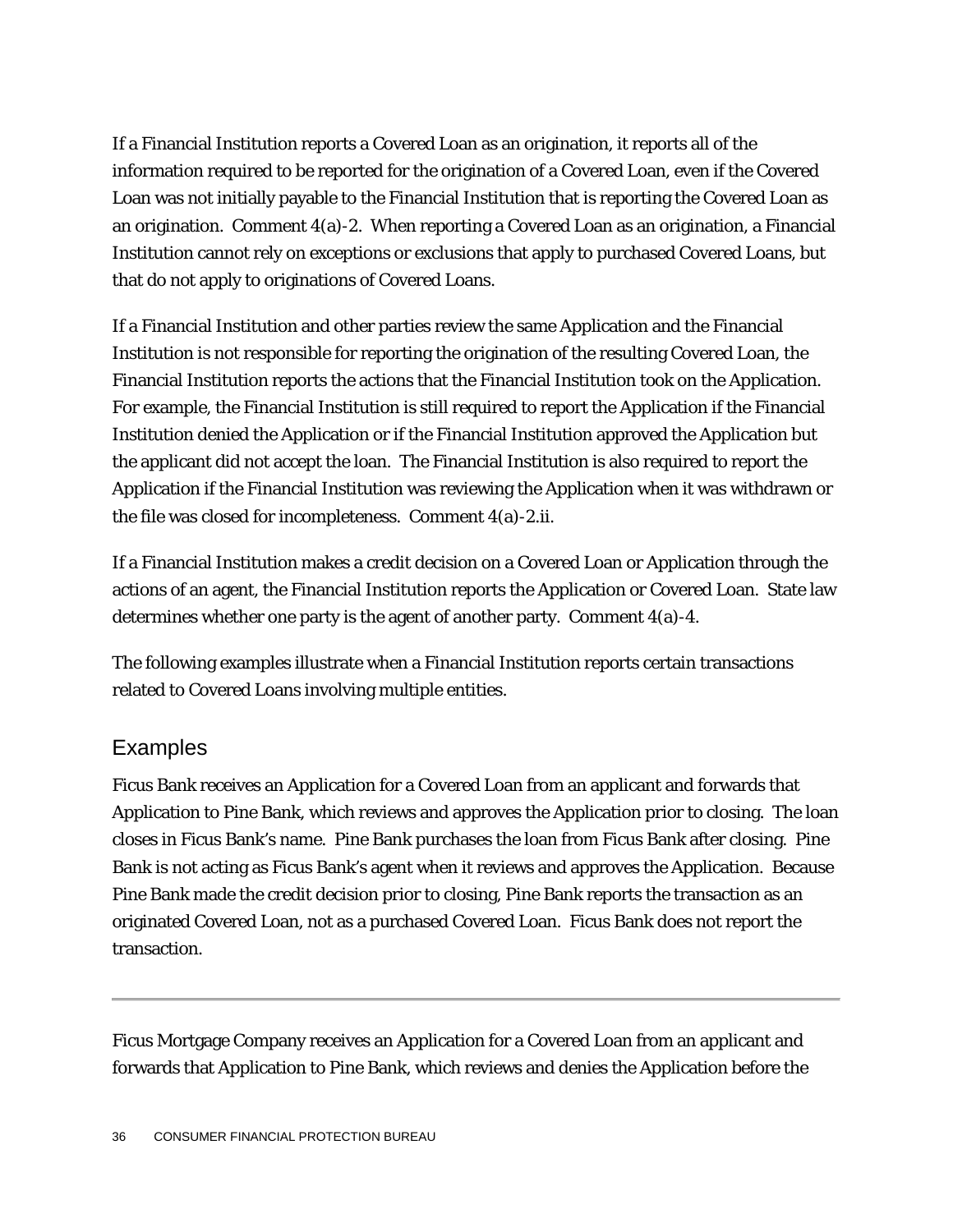If a Financial Institution reports a Covered Loan as an origination, it reports all of the information required to be reported for the origination of a Covered Loan, even if the Covered Loan was not initially payable to the Financial Institution that is reporting the Covered Loan as an origination. Comment 4(a)-2. When reporting a Covered Loan as an origination, a Financial Institution cannot rely on exceptions or exclusions that apply to purchased Covered Loans, but that do not apply to originations of Covered Loans.

If a Financial Institution and other parties review the same Application and the Financial Institution is not responsible for reporting the origination of the resulting Covered Loan, the Financial Institution reports the actions that the Financial Institution took on the Application. For example, the Financial Institution is still required to report the Application if the Financial Institution denied the Application or if the Financial Institution approved the Application but the applicant did not accept the loan. The Financial Institution is also required to report the Application if the Financial Institution was reviewing the Application when it was withdrawn or the file was closed for incompleteness. Comment 4(a)-2.ii.

If a Financial Institution makes a credit decision on a Covered Loan or Application through the actions of an agent, the Financial Institution reports the Application or Covered Loan. State law determines whether one party is the agent of another party. Comment 4(a)-4.

The following examples illustrate when a Financial Institution reports certain transactions related to Covered Loans involving multiple entities.

## Examples

Ficus Bank receives an Application for a Covered Loan from an applicant and forwards that Application to Pine Bank, which reviews and approves the Application prior to closing. The loan closes in Ficus Bank's name. Pine Bank purchases the loan from Ficus Bank after closing. Pine Bank is not acting as Ficus Bank's agent when it reviews and approves the Application. Because Pine Bank made the credit decision prior to closing, Pine Bank reports the transaction as an originated Covered Loan, not as a purchased Covered Loan. Ficus Bank does not report the transaction.

---

Ficus Mortgage Company receives an Application for a Covered Loan from an applicant and forwards that Application to Pine Bank, which reviews and denies the Application before the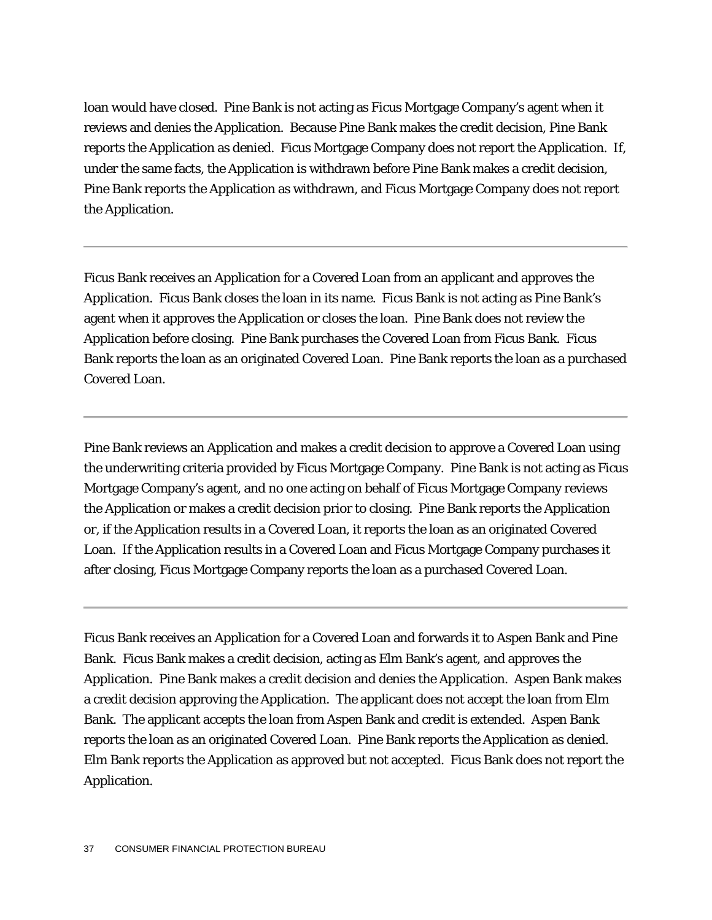loan would have closed. Pine Bank is not acting as Ficus Mortgage Company's agent when it reviews and denies the Application. Because Pine Bank makes the credit decision, Pine Bank reports the Application as denied. Ficus Mortgage Company does not report the Application. If, under the same facts, the Application is withdrawn before Pine Bank makes a credit decision, Pine Bank reports the Application as withdrawn, and Ficus Mortgage Company does not report the Application.

---

Ficus Bank receives an Application for a Covered Loan from an applicant and approves the Application. Ficus Bank closes the loan in its name. Ficus Bank is not acting as Pine Bank's agent when it approves the Application or closes the loan. Pine Bank does not review the Application before closing. Pine Bank purchases the Covered Loan from Ficus Bank. Ficus Bank reports the loan as an originated Covered Loan. Pine Bank reports the loan as a purchased Covered Loan.

---

Pine Bank reviews an Application and makes a credit decision to approve a Covered Loan using the underwriting criteria provided by Ficus Mortgage Company. Pine Bank is not acting as Ficus Mortgage Company's agent, and no one acting on behalf of Ficus Mortgage Company reviews the Application or makes a credit decision prior to closing. Pine Bank reports the Application or, if the Application results in a Covered Loan, it reports the loan as an originated Covered Loan. If the Application results in a Covered Loan and Ficus Mortgage Company purchases it after closing, Ficus Mortgage Company reports the loan as a purchased Covered Loan.

---

Ficus Bank receives an Application for a Covered Loan and forwards it to Aspen Bank and Pine Bank. Ficus Bank makes a credit decision, acting as Elm Bank's agent, and approves the Application. Pine Bank makes a credit decision and denies the Application. Aspen Bank makes a credit decision approving the Application. The applicant does not accept the loan from Elm Bank. The applicant accepts the loan from Aspen Bank and credit is extended. Aspen Bank reports the loan as an originated Covered Loan. Pine Bank reports the Application as denied. Elm Bank reports the Application as approved but not accepted. Ficus Bank does not report the Application.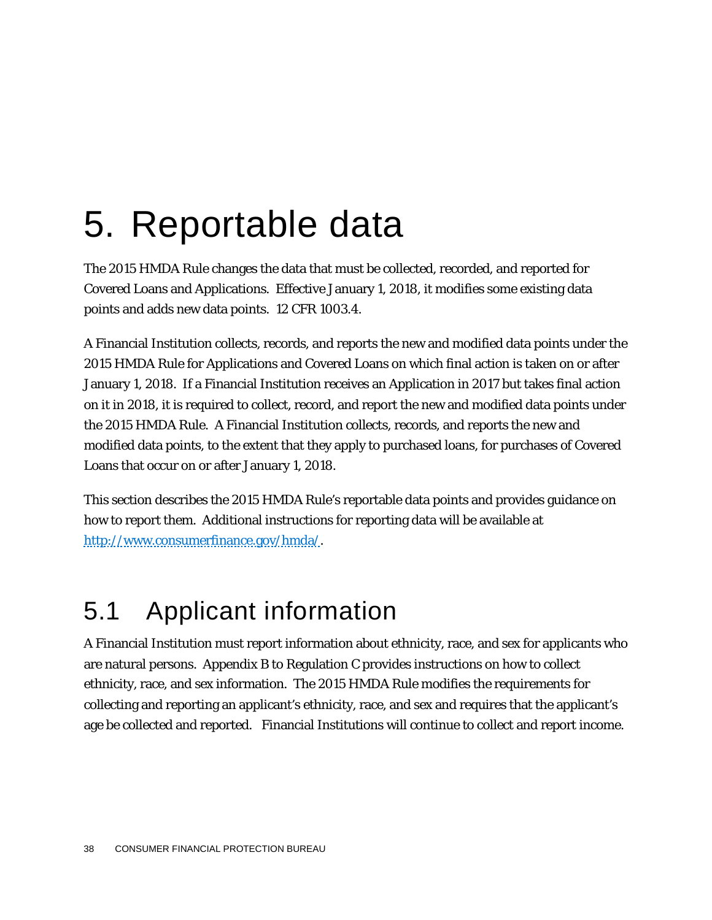# 5. Reportable data

The 2015 HMDA Rule changes the data that must be collected, recorded, and reported for Covered Loans and Applications. Effective January 1, 2018, it modifies some existing data points and adds new data points. 12 CFR 1003.4.

A Financial Institution collects, records, and reports the new and modified data points under the 2015 HMDA Rule for Applications and Covered Loans on which final action is taken on or after January 1, 2018. If a Financial Institution receives an Application in 2017 but takes final action on it in 2018, it is required to collect, record, and report the new and modified data points under the 2015 HMDA Rule. A Financial Institution collects, records, and reports the new and modified data points, to the extent that they apply to purchased loans, for purchases of Covered Loans that occur on or after January 1, 2018.

This section describes the 2015 HMDA Rule's reportable data points and provides guidance on how to report them. Additional instructions for reporting data will be available at [http://www.consumerfinance.gov/hmda/](http://www.consumerfinance.gov/hmda/).

## 5.1 Applicant information

A Financial Institution must report information about ethnicity, race, and sex for applicants who are natural persons. Appendix B to Regulation C provides instructions on how to collect ethnicity, race, and sex information. The 2015 HMDA Rule modifies the requirements for collecting and reporting an applicant's ethnicity, race, and sex and requires that the applicant's age be collected and reported. Financial Institutions will continue to collect and report income.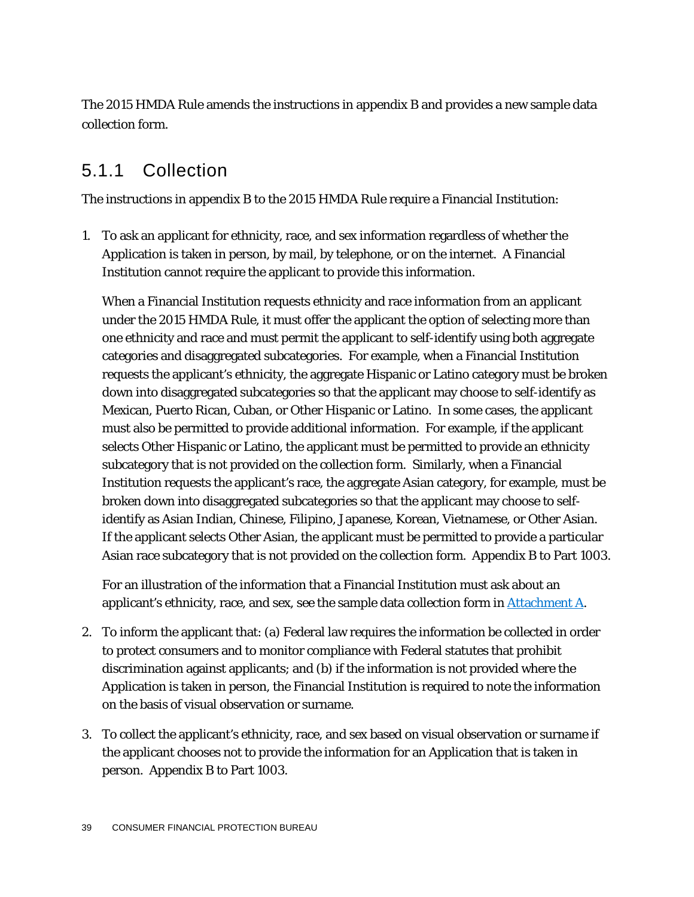The 2015 HMDA Rule amends the instructions in appendix B and provides a new sample data collection form.

### 5.1.1 Collection

The instructions in appendix B to the 2015 HMDA Rule require a Financial Institution:

1. To ask an applicant for ethnicity, race, and sex information regardless of whether the Application is taken in person, by mail, by telephone, or on the internet. A Financial Institution cannot require the applicant to provide this information.

   When a Financial Institution requests ethnicity and race information from an applicant under the 2015 HMDA Rule, it must offer the applicant the option of selecting more than one ethnicity and race and must permit the applicant to self-identify using both aggregate categories and disaggregated subcategories. For example, when a Financial Institution requests the applicant's ethnicity, the aggregate Hispanic or Latino category must be broken down into disaggregated subcategories so that the applicant may choose to self-identify as Mexican, Puerto Rican, Cuban, or Other Hispanic or Latino. In some cases, the applicant must also be permitted to provide additional information. For example, if the applicant selects Other Hispanic or Latino, the applicant must be permitted to provide an ethnicity subcategory that is not provided on the collection form. Similarly, when a Financial Institution requests the applicant's race, the aggregate Asian category, for example, must be broken down into disaggregated subcategories so that the applicant may choose to self-identify as Asian Indian, Chinese, Filipino, Japanese, Korean, Vietnamese, or Other Asian. If the applicant selects Other Asian, the applicant must be permitted to provide a particular Asian race subcategory that is not provided on the collection form. Appendix B to Part 1003.

   For an illustration of the information that a Financial Institution must ask about an applicant's ethnicity, race, and sex, see the sample data collection form in [Attachment A](#).

2. To inform the applicant that: (a) Federal law requires the information be collected in order to protect consumers and to monitor compliance with Federal statutes that prohibit discrimination against applicants; and (b) if the information is not provided where the Application is taken in person, the Financial Institution is required to note the information on the basis of visual observation or surname.

3. To collect the applicant's ethnicity, race, and sex based on visual observation or surname if the applicant chooses not to provide the information for an Application that is taken in person. Appendix B to Part 1003.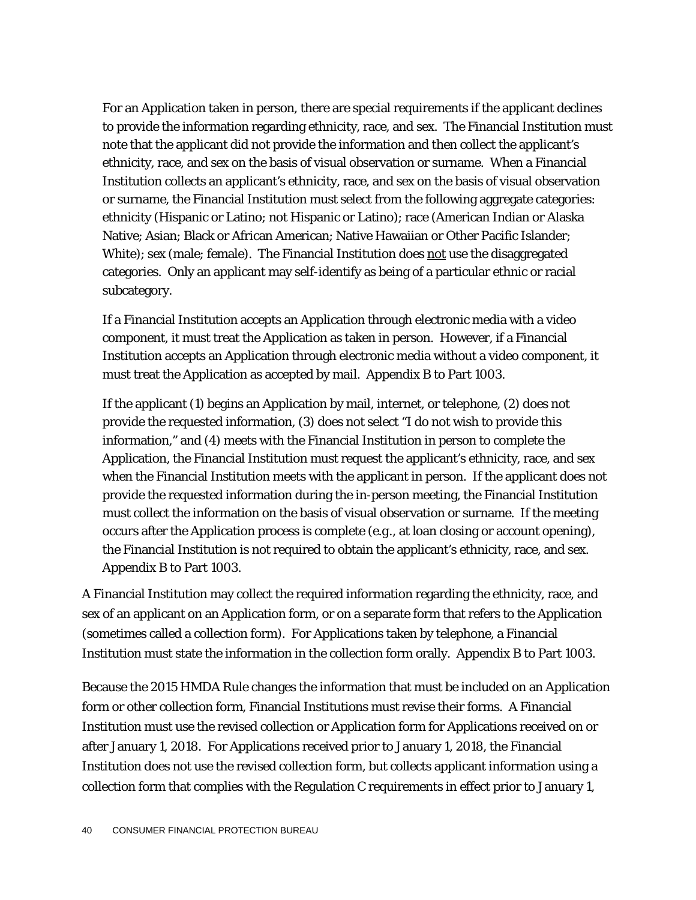For an Application taken in person, there are special requirements if the applicant declines to provide the information regarding ethnicity, race, and sex. The Financial Institution must note that the applicant did not provide the information and then collect the applicant's ethnicity, race, and sex on the basis of visual observation or surname. When a Financial Institution collects an applicant's ethnicity, race, and sex on the basis of visual observation or surname, the Financial Institution must select from the following aggregate categories: ethnicity (Hispanic or Latino; not Hispanic or Latino); race (American Indian or Alaska Native; Asian; Black or African American; Native Hawaiian or Other Pacific Islander; White); sex (male; female). The Financial Institution does <u>not</u> use the disaggregated categories. Only an applicant may self-identify as being of a particular ethnic or racial subcategory.

If a Financial Institution accepts an Application through electronic media with a video component, it must treat the Application as taken in person. However, if a Financial Institution accepts an Application through electronic media without a video component, it must treat the Application as accepted by mail. Appendix B to Part 1003.

If the applicant (1) begins an Application by mail, internet, or telephone, (2) does not provide the requested information, (3) does not select "I do not wish to provide this information," and (4) meets with the Financial Institution in person to complete the Application, the Financial Institution must request the applicant's ethnicity, race, and sex when the Financial Institution meets with the applicant in person. If the applicant does not provide the requested information during the in-person meeting, the Financial Institution must collect the information on the basis of visual observation or surname. If the meeting occurs after the Application process is complete (e.g., at loan closing or account opening), the Financial Institution is not required to obtain the applicant's ethnicity, race, and sex. Appendix B to Part 1003.

A Financial Institution may collect the required information regarding the ethnicity, race, and sex of an applicant on an Application form, or on a separate form that refers to the Application (sometimes called a collection form). For Applications taken by telephone, a Financial Institution must state the information in the collection form orally. Appendix B to Part 1003.

Because the 2015 HMDA Rule changes the information that must be included on an Application form or other collection form, Financial Institutions must revise their forms. A Financial Institution must use the revised collection or Application form for Applications received on or after January 1, 2018. For Applications received prior to January 1, 2018, the Financial Institution does not use the revised collection form, but collects applicant information using a collection form that complies with the Regulation C requirements in effect prior to January 1,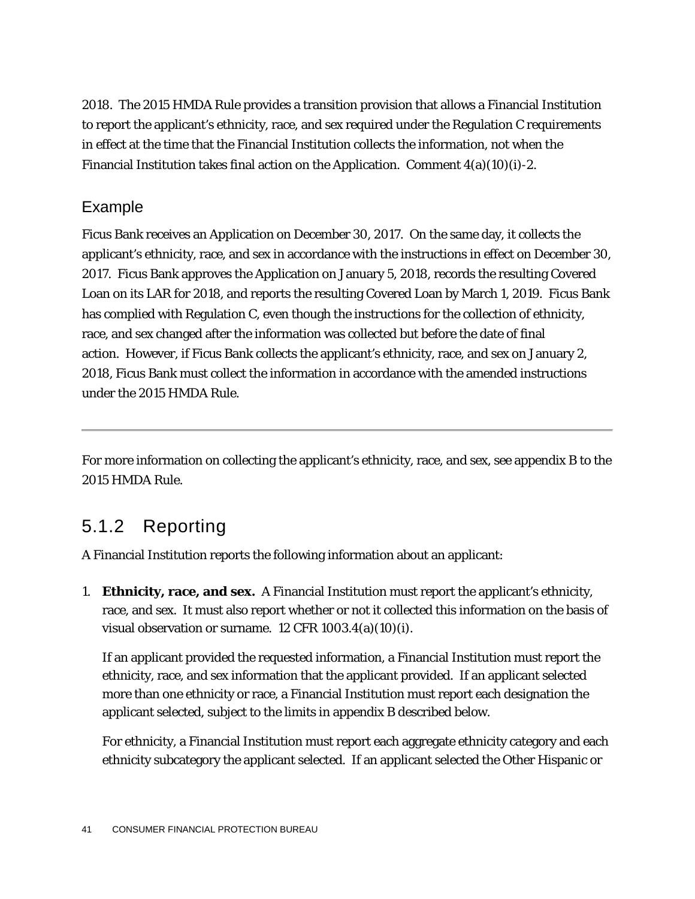2018. The 2015 HMDA Rule provides a transition provision that allows a Financial Institution to report the applicant's ethnicity, race, and sex required under the Regulation C requirements in effect at the time that the Financial Institution collects the information, not when the Financial Institution takes final action on the Application. Comment 4(a)(10)(i)-2.

### Example

Ficus Bank receives an Application on December 30, 2017. On the same day, it collects the applicant's ethnicity, race, and sex in accordance with the instructions in effect on December 30, 2017. Ficus Bank approves the Application on January 5, 2018, records the resulting Covered Loan on its LAR for 2018, and reports the resulting Covered Loan by March 1, 2019. Ficus Bank has complied with Regulation C, even though the instructions for the collection of ethnicity, race, and sex changed after the information was collected but before the date of final action. However, if Ficus Bank collects the applicant's ethnicity, race, and sex on January 2, 2018, Ficus Bank must collect the information in accordance with the amended instructions under the 2015 HMDA Rule.

---

For more information on collecting the applicant's ethnicity, race, and sex, see appendix B to the 2015 HMDA Rule.

## 5.1.2 Reporting

A Financial Institution reports the following information about an applicant:

1. **Ethnicity, race, and sex.** A Financial Institution must report the applicant's ethnicity, race, and sex. It must also report whether or not it collected this information on the basis of visual observation or surname. 12 CFR 1003.4(a)(10)(i).

   If an applicant provided the requested information, a Financial Institution must report the ethnicity, race, and sex information that the applicant provided. If an applicant selected more than one ethnicity or race, a Financial Institution must report each designation the applicant selected, subject to the limits in appendix B described below.

   For ethnicity, a Financial Institution must report each aggregate ethnicity category and each ethnicity subcategory the applicant selected. If an applicant selected the Other Hispanic or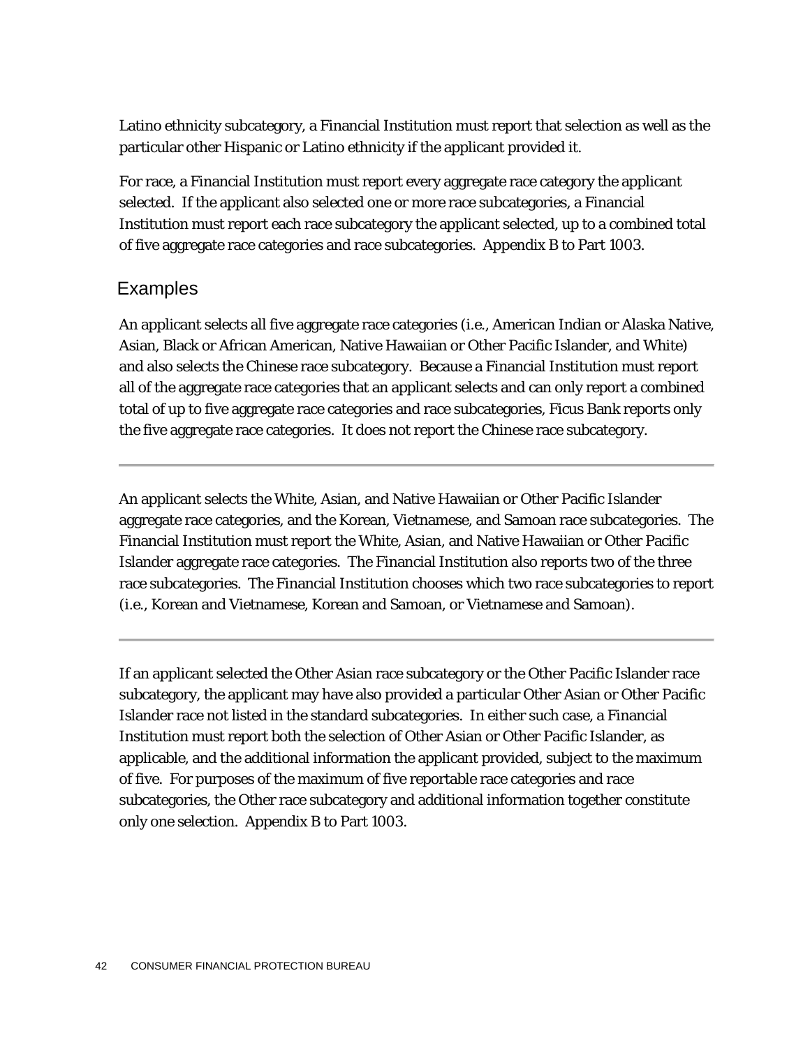Latino ethnicity subcategory, a Financial Institution must report that selection as well as the particular other Hispanic or Latino ethnicity if the applicant provided it.

For race, a Financial Institution must report every aggregate race category the applicant selected. If the applicant also selected one or more race subcategories, a Financial Institution must report each race subcategory the applicant selected, up to a combined total of five aggregate race categories and race subcategories. Appendix B to Part 1003.

## Examples

An applicant selects all five aggregate race categories (i.e., American Indian or Alaska Native, Asian, Black or African American, Native Hawaiian or Other Pacific Islander, and White) and also selects the Chinese race subcategory. Because a Financial Institution must report all of the aggregate race categories that an applicant selects and can only report a combined total of up to five aggregate race categories and race subcategories, Ficus Bank reports only the five aggregate race categories. It does not report the Chinese race subcategory.

---

An applicant selects the White, Asian, and Native Hawaiian or Other Pacific Islander aggregate race categories, and the Korean, Vietnamese, and Samoan race subcategories. The Financial Institution must report the White, Asian, and Native Hawaiian or Other Pacific Islander aggregate race categories. The Financial Institution also reports two of the three race subcategories. The Financial Institution chooses which two race subcategories to report (i.e., Korean and Vietnamese, Korean and Samoan, or Vietnamese and Samoan).

---

If an applicant selected the Other Asian race subcategory or the Other Pacific Islander race subcategory, the applicant may have also provided a particular Other Asian or Other Pacific Islander race not listed in the standard subcategories. In either such case, a Financial Institution must report both the selection of Other Asian or Other Pacific Islander, as applicable, and the additional information the applicant provided, subject to the maximum of five. For purposes of the maximum of five reportable race categories and race subcategories, the Other race subcategory and additional information together constitute only one selection. Appendix B to Part 1003.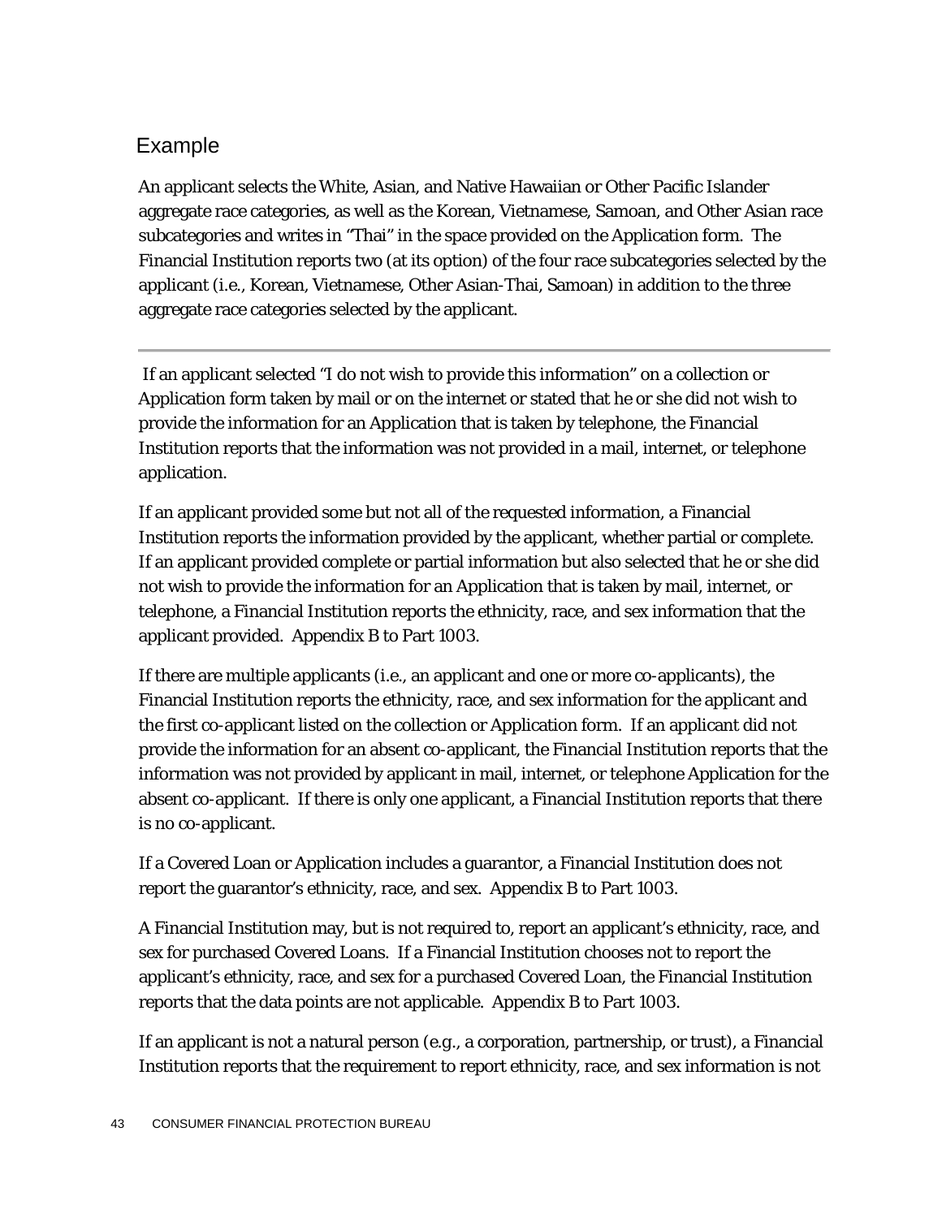## Example

An applicant selects the White, Asian, and Native Hawaiian or Other Pacific Islander aggregate race categories, as well as the Korean, Vietnamese, Samoan, and Other Asian race subcategories and writes in "Thai" in the space provided on the Application form. The Financial Institution reports two (at its option) of the four race subcategories selected by the applicant (i.e., Korean, Vietnamese, Other Asian-Thai, Samoan) in addition to the three aggregate race categories selected by the applicant.

---

If an applicant selected "I do not wish to provide this information" on a collection or Application form taken by mail or on the internet or stated that he or she did not wish to provide the information for an Application that is taken by telephone, the Financial Institution reports that the information was not provided in a mail, internet, or telephone application.

If an applicant provided some but not all of the requested information, a Financial Institution reports the information provided by the applicant, whether partial or complete. If an applicant provided complete or partial information but also selected that he or she did not wish to provide the information for an Application that is taken by mail, internet, or telephone, a Financial Institution reports the ethnicity, race, and sex information that the applicant provided. Appendix B to Part 1003.

If there are multiple applicants (i.e., an applicant and one or more co-applicants), the Financial Institution reports the ethnicity, race, and sex information for the applicant and the first co-applicant listed on the collection or Application form. If an applicant did not provide the information for an absent co-applicant, the Financial Institution reports that the information was not provided by applicant in mail, internet, or telephone Application for the absent co-applicant. If there is only one applicant, a Financial Institution reports that there is no co-applicant.

If a Covered Loan or Application includes a guarantor, a Financial Institution does not report the guarantor's ethnicity, race, and sex. Appendix B to Part 1003.

A Financial Institution may, but is not required to, report an applicant's ethnicity, race, and sex for purchased Covered Loans. If a Financial Institution chooses not to report the applicant's ethnicity, race, and sex for a purchased Covered Loan, the Financial Institution reports that the data points are not applicable. Appendix B to Part 1003.

If an applicant is not a natural person (e.g., a corporation, partnership, or trust), a Financial Institution reports that the requirement to report ethnicity, race, and sex information is not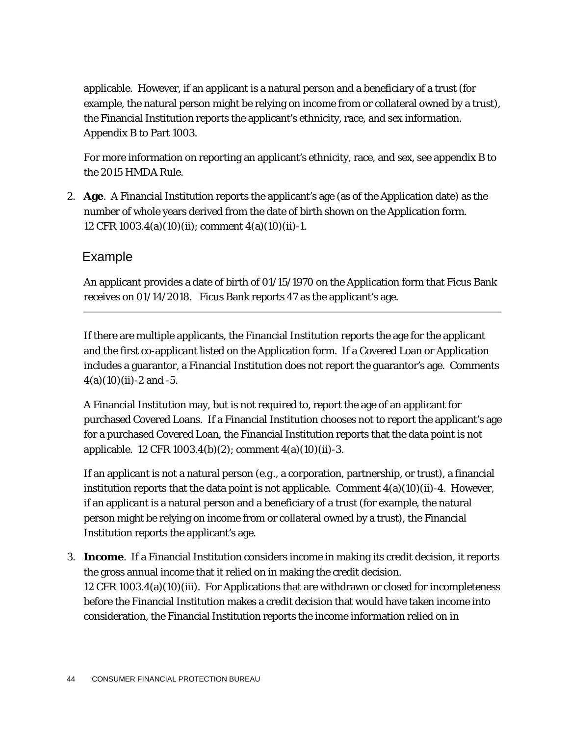applicable. However, if an applicant is a natural person and a beneficiary of a trust (for example, the natural person might be relying on income from or collateral owned by a trust), the Financial Institution reports the applicant's ethnicity, race, and sex information. Appendix B to Part 1003.

For more information on reporting an applicant's ethnicity, race, and sex, see appendix B to the 2015 HMDA Rule.

2. **Age**. A Financial Institution reports the applicant's age (as of the Application date) as the number of whole years derived from the date of birth shown on the Application form. 12 CFR 1003.4(a)(10)(ii); comment 4(a)(10)(ii)-1.

### Example

An applicant provides a date of birth of 01/15/1970 on the Application form that Ficus Bank receives on 01/14/2018. Ficus Bank reports 47 as the applicant's age.

---

If there are multiple applicants, the Financial Institution reports the age for the applicant and the first co-applicant listed on the Application form. If a Covered Loan or Application includes a guarantor, a Financial Institution does not report the guarantor's age. Comments 4(a)(10)(ii)-2 and -5.

A Financial Institution may, but is not required to, report the age of an applicant for purchased Covered Loans. If a Financial Institution chooses not to report the applicant's age for a purchased Covered Loan, the Financial Institution reports that the data point is not applicable. 12 CFR 1003.4(b)(2); comment 4(a)(10)(ii)-3.

If an applicant is not a natural person (e.g., a corporation, partnership, or trust), a financial institution reports that the data point is not applicable. Comment 4(a)(10)(ii)-4. However, if an applicant is a natural person and a beneficiary of a trust (for example, the natural person might be relying on income from or collateral owned by a trust), the Financial Institution reports the applicant's age.

3. **Income**. If a Financial Institution considers income in making its credit decision, it reports the gross annual income that it relied on in making the credit decision. 12 CFR 1003.4(a)(10)(iii). For Applications that are withdrawn or closed for incompleteness before the Financial Institution makes a credit decision that would have taken income into consideration, the Financial Institution reports the income information relied on in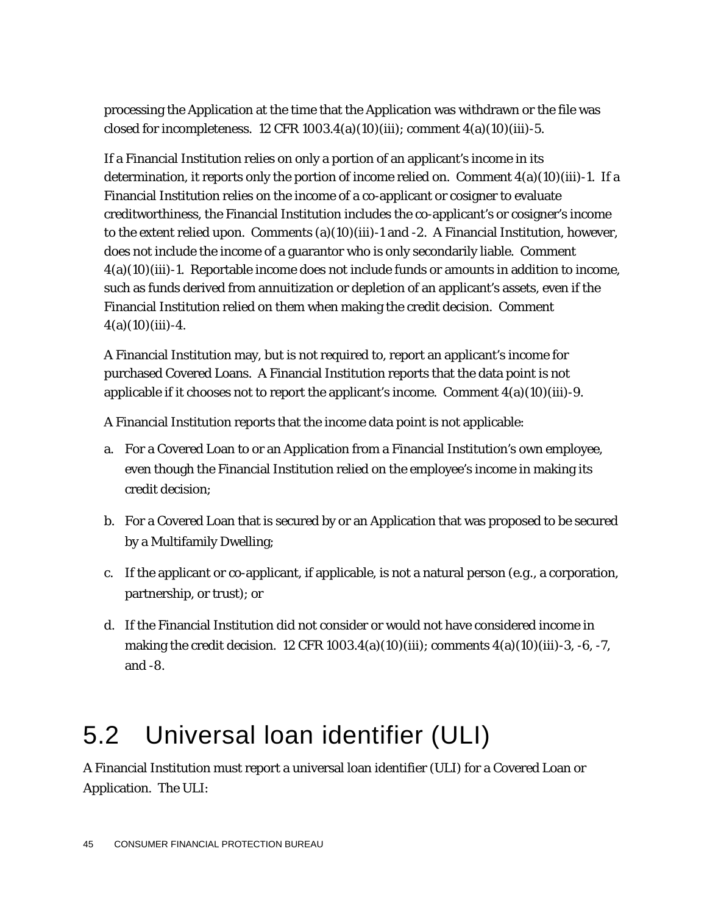processing the Application at the time that the Application was withdrawn or the file was closed for incompleteness. 12 CFR 1003.4(a)(10)(iii); comment 4(a)(10)(iii)-5.

If a Financial Institution relies on only a portion of an applicant's income in its determination, it reports only the portion of income relied on. Comment 4(a)(10)(iii)-1. If a Financial Institution relies on the income of a co-applicant or cosigner to evaluate creditworthiness, the Financial Institution includes the co-applicant's or cosigner's income to the extent relied upon. Comments (a)(10)(iii)-1 and -2. A Financial Institution, however, does not include the income of a guarantor who is only secondarily liable. Comment 4(a)(10)(iii)-1. Reportable income does not include funds or amounts in addition to income, such as funds derived from annuitization or depletion of an applicant's assets, even if the Financial Institution relied on them when making the credit decision. Comment 4(a)(10)(iii)-4.

A Financial Institution may, but is not required to, report an applicant's income for purchased Covered Loans. A Financial Institution reports that the data point is not applicable if it chooses not to report the applicant's income. Comment 4(a)(10)(iii)-9.

A Financial Institution reports that the income data point is not applicable:

a. For a Covered Loan to or an Application from a Financial Institution's own employee, even though the Financial Institution relied on the employee's income in making its credit decision;

b. For a Covered Loan that is secured by or an Application that was proposed to be secured by a Multifamily Dwelling;

c. If the applicant or co-applicant, if applicable, is not a natural person (e.g., a corporation, partnership, or trust); or

d. If the Financial Institution did not consider or would not have considered income in making the credit decision. 12 CFR 1003.4(a)(10)(iii); comments 4(a)(10)(iii)-3, -6, -7, and -8.

## 5.2 Universal loan identifier (ULI)

A Financial Institution must report a universal loan identifier (ULI) for a Covered Loan or Application. The ULI: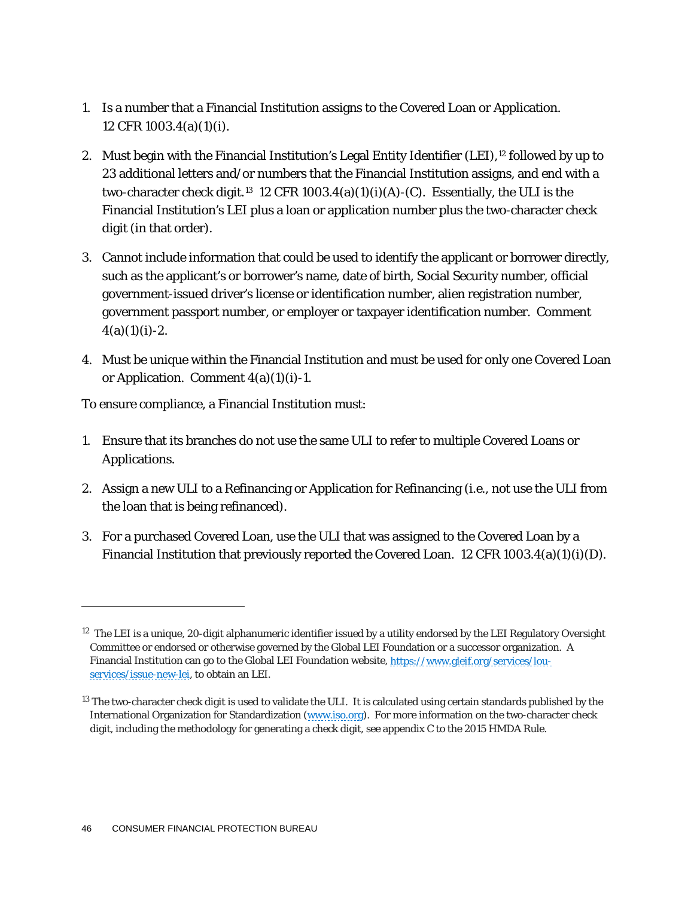1. Is a number that a Financial Institution assigns to the Covered Loan or Application. 12 CFR 1003.4(a)(1)(i).

2. Must begin with the Financial Institution's Legal Entity Identifier (LEI),[12] followed by up to 23 additional letters and/or numbers that the Financial Institution assigns, and end with a two-character check digit.[13] 12 CFR 1003.4(a)(1)(i)(A)-(C). Essentially, the ULI is the Financial Institution's LEI plus a loan or application number plus the two-character check digit (in that order).

3. Cannot include information that could be used to identify the applicant or borrower directly, such as the applicant's or borrower's name, date of birth, Social Security number, official government-issued driver's license or identification number, alien registration number, government passport number, or employer or taxpayer identification number. Comment 4(a)(1)(i)-2.

4. Must be unique within the Financial Institution and must be used for only one Covered Loan or Application. Comment 4(a)(1)(i)-1.

To ensure compliance, a Financial Institution must:

1. Ensure that its branches do not use the same ULI to refer to multiple Covered Loans or Applications.

2. Assign a new ULI to a Refinancing or Application for Refinancing (i.e., not use the ULI from the loan that is being refinanced).

3. For a purchased Covered Loan, use the ULI that was assigned to the Covered Loan by a Financial Institution that previously reported the Covered Loan. 12 CFR 1003.4(a)(1)(i)(D).

---

[12] The LEI is a unique, 20-digit alphanumeric identifier issued by a utility endorsed by the LEI Regulatory Oversight Committee or endorsed or otherwise governed by the Global LEI Foundation or a successor organization. A Financial Institution can go to the Global LEI Foundation website, https://www.gleif.org/services/lou-services/issue-new-lei, to obtain an LEI.

[13] The two-character check digit is used to validate the ULI. It is calculated using certain standards published by the International Organization for Standardization (www.iso.org). For more information on the two-character check digit, including the methodology for generating a check digit, see appendix C to the 2015 HMDA Rule.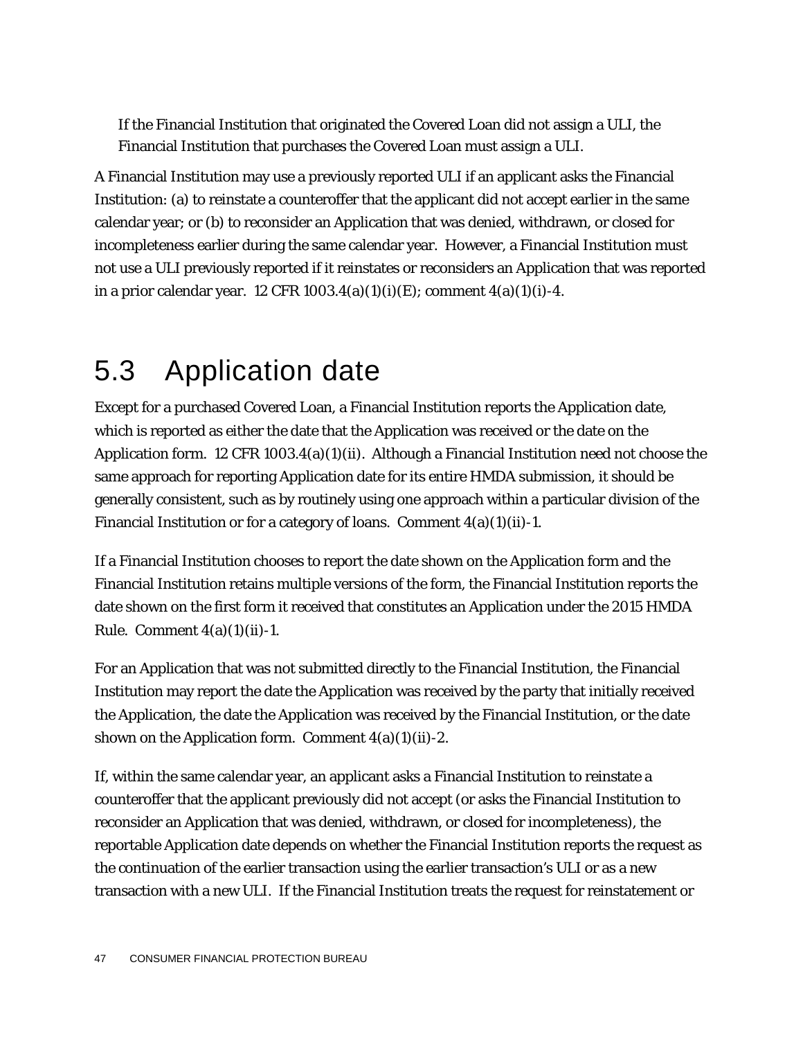If the Financial Institution that originated the Covered Loan did not assign a ULI, the Financial Institution that purchases the Covered Loan must assign a ULI.

A Financial Institution may use a previously reported ULI if an applicant asks the Financial Institution: (a) to reinstate a counteroffer that the applicant did not accept earlier in the same calendar year; or (b) to reconsider an Application that was denied, withdrawn, or closed for incompleteness earlier during the same calendar year. However, a Financial Institution must not use a ULI previously reported if it reinstates or reconsiders an Application that was reported in a prior calendar year. 12 CFR 1003.4(a)(1)(i)(E); comment 4(a)(1)(i)-4.

## 5.3 Application date

Except for a purchased Covered Loan, a Financial Institution reports the Application date, which is reported as either the date that the Application was received or the date on the Application form. 12 CFR 1003.4(a)(1)(ii). Although a Financial Institution need not choose the same approach for reporting Application date for its entire HMDA submission, it should be generally consistent, such as by routinely using one approach within a particular division of the Financial Institution or for a category of loans. Comment 4(a)(1)(ii)-1.

If a Financial Institution chooses to report the date shown on the Application form and the Financial Institution retains multiple versions of the form, the Financial Institution reports the date shown on the first form it received that constitutes an Application under the 2015 HMDA Rule. Comment 4(a)(1)(ii)-1.

For an Application that was not submitted directly to the Financial Institution, the Financial Institution may report the date the Application was received by the party that initially received the Application, the date the Application was received by the Financial Institution, or the date shown on the Application form. Comment 4(a)(1)(ii)-2.

If, within the same calendar year, an applicant asks a Financial Institution to reinstate a counteroffer that the applicant previously did not accept (or asks the Financial Institution to reconsider an Application that was denied, withdrawn, or closed for incompleteness), the reportable Application date depends on whether the Financial Institution reports the request as the continuation of the earlier transaction using the earlier transaction's ULI or as a new transaction with a new ULI. If the Financial Institution treats the request for reinstatement or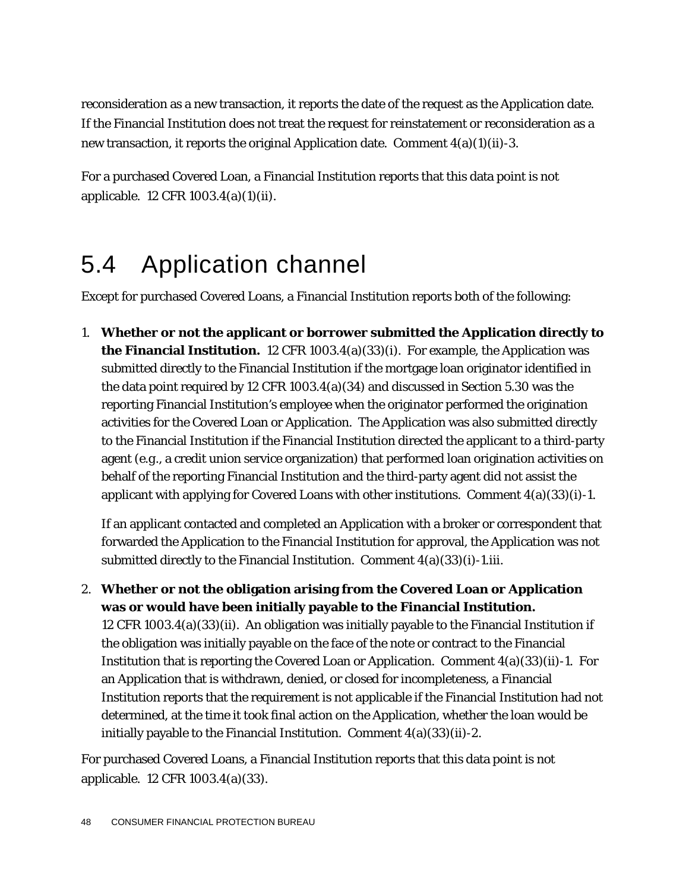reconsideration as a new transaction, it reports the date of the request as the Application date. If the Financial Institution does not treat the request for reinstatement or reconsideration as a new transaction, it reports the original Application date. Comment 4(a)(1)(ii)-3.

For a purchased Covered Loan, a Financial Institution reports that this data point is not applicable. 12 CFR 1003.4(a)(1)(ii).

## 5.4 Application channel

Except for purchased Covered Loans, a Financial Institution reports both of the following:

1. **Whether or not the applicant or borrower submitted the Application directly to the Financial Institution.** 12 CFR 1003.4(a)(33)(i). For example, the Application was submitted directly to the Financial Institution if the mortgage loan originator identified in the data point required by 12 CFR 1003.4(a)(34) and discussed in Section 5.30 was the reporting Financial Institution's employee when the originator performed the origination activities for the Covered Loan or Application. The Application was also submitted directly to the Financial Institution if the Financial Institution directed the applicant to a third-party agent (e.g., a credit union service organization) that performed loan origination activities on behalf of the reporting Financial Institution and the third-party agent did not assist the applicant with applying for Covered Loans with other institutions. Comment 4(a)(33)(i)-1.

   If an applicant contacted and completed an Application with a broker or correspondent that forwarded the Application to the Financial Institution for approval, the Application was not submitted directly to the Financial Institution. Comment 4(a)(33)(i)-1.iii.

2. **Whether or not the obligation arising from the Covered Loan or Application was or would have been initially payable to the Financial Institution.** 12 CFR 1003.4(a)(33)(ii). An obligation was initially payable to the Financial Institution if the obligation was initially payable on the face of the note or contract to the Financial Institution that is reporting the Covered Loan or Application. Comment 4(a)(33)(ii)-1. For an Application that is withdrawn, denied, or closed for incompleteness, a Financial Institution reports that the requirement is not applicable if the Financial Institution had not determined, at the time it took final action on the Application, whether the loan would be initially payable to the Financial Institution. Comment 4(a)(33)(ii)-2.

For purchased Covered Loans, a Financial Institution reports that this data point is not applicable. 12 CFR 1003.4(a)(33).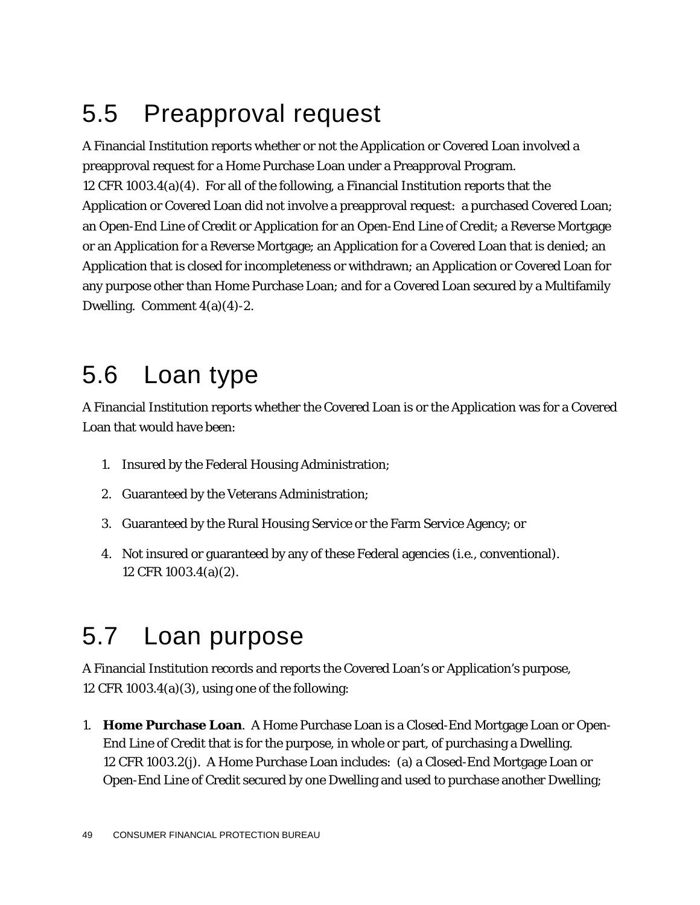## 5.5 Preapproval request

A Financial Institution reports whether or not the Application or Covered Loan involved a preapproval request for a Home Purchase Loan under a Preapproval Program. 12 CFR 1003.4(a)(4). For all of the following, a Financial Institution reports that the Application or Covered Loan did not involve a preapproval request: a purchased Covered Loan; an Open-End Line of Credit or Application for an Open-End Line of Credit; a Reverse Mortgage or an Application for a Reverse Mortgage; an Application for a Covered Loan that is denied; an Application that is closed for incompleteness or withdrawn; an Application or Covered Loan for any purpose other than Home Purchase Loan; and for a Covered Loan secured by a Multifamily Dwelling. Comment 4(a)(4)-2.

## 5.6 Loan type

A Financial Institution reports whether the Covered Loan is or the Application was for a Covered Loan that would have been:

1. Insured by the Federal Housing Administration;
2. Guaranteed by the Veterans Administration;
3. Guaranteed by the Rural Housing Service or the Farm Service Agency; or
4. Not insured or guaranteed by any of these Federal agencies (i.e., conventional). 12 CFR 1003.4(a)(2).

## 5.7 Loan purpose

A Financial Institution records and reports the Covered Loan's or Application's purpose, 12 CFR 1003.4(a)(3), using one of the following:

1. **Home Purchase Loan**. A Home Purchase Loan is a Closed-End Mortgage Loan or Open-End Line of Credit that is for the purpose, in whole or part, of purchasing a Dwelling. 12 CFR 1003.2(j). A Home Purchase Loan includes: (a) a Closed-End Mortgage Loan or Open-End Line of Credit secured by one Dwelling and used to purchase another Dwelling;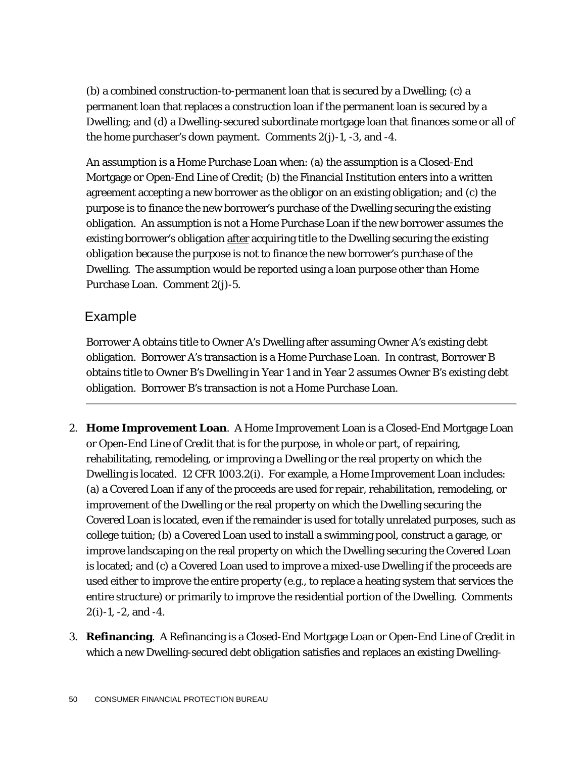(b) a combined construction-to-permanent loan that is secured by a Dwelling; (c) a permanent loan that replaces a construction loan if the permanent loan is secured by a Dwelling; and (d) a Dwelling-secured subordinate mortgage loan that finances some or all of the home purchaser's down payment. Comments 2(j)-1, -3, and -4.

An assumption is a Home Purchase Loan when: (a) the assumption is a Closed-End Mortgage or Open-End Line of Credit; (b) the Financial Institution enters into a written agreement accepting a new borrower as the obligor on an existing obligation; and (c) the purpose is to finance the new borrower's purchase of the Dwelling securing the existing obligation. An assumption is not a Home Purchase Loan if the new borrower assumes the existing borrower's obligation after acquiring title to the Dwelling securing the existing obligation because the purpose is not to finance the new borrower's purchase of the Dwelling. The assumption would be reported using a loan purpose other than Home Purchase Loan. Comment 2(j)-5.

### Example

Borrower A obtains title to Owner A's Dwelling after assuming Owner A's existing debt obligation. Borrower A's transaction is a Home Purchase Loan. In contrast, Borrower B obtains title to Owner B's Dwelling in Year 1 and in Year 2 assumes Owner B's existing debt obligation. Borrower B's transaction is not a Home Purchase Loan.

---

2. **Home Improvement Loan**. A Home Improvement Loan is a Closed-End Mortgage Loan or Open-End Line of Credit that is for the purpose, in whole or part, of repairing, rehabilitating, remodeling, or improving a Dwelling or the real property on which the Dwelling is located. 12 CFR 1003.2(i). For example, a Home Improvement Loan includes: (a) a Covered Loan if any of the proceeds are used for repair, rehabilitation, remodeling, or improvement of the Dwelling or the real property on which the Dwelling securing the Covered Loan is located, even if the remainder is used for totally unrelated purposes, such as college tuition; (b) a Covered Loan used to install a swimming pool, construct a garage, or improve landscaping on the real property on which the Dwelling securing the Covered Loan is located; and (c) a Covered Loan used to improve a mixed-use Dwelling if the proceeds are used either to improve the entire property (e.g., to replace a heating system that services the entire structure) or primarily to improve the residential portion of the Dwelling. Comments 2(i)-1, -2, and -4.

3. **Refinancing**. A Refinancing is a Closed-End Mortgage Loan or Open-End Line of Credit in which a new Dwelling-secured debt obligation satisfies and replaces an existing Dwelling-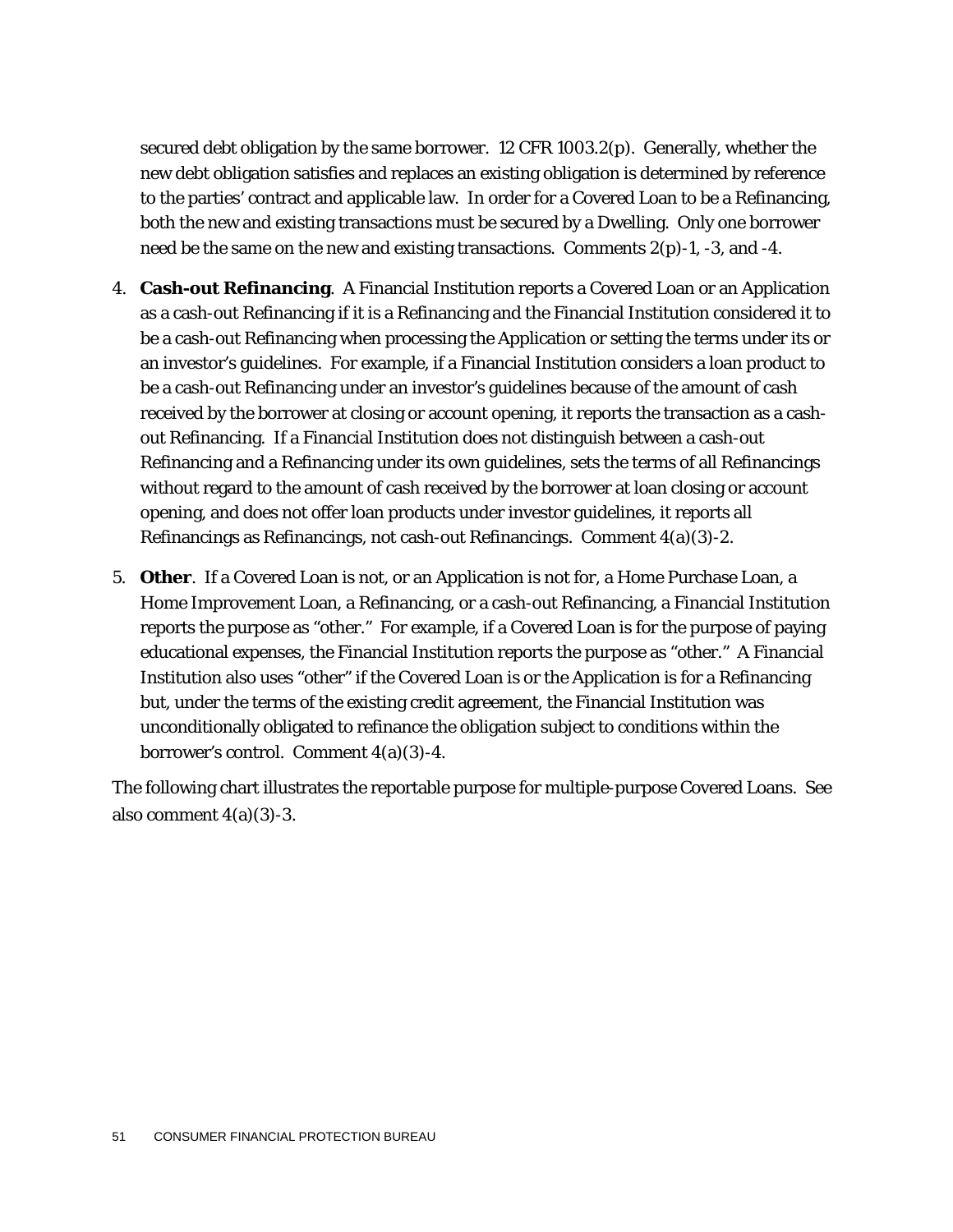secured debt obligation by the same borrower. 12 CFR 1003.2(p). Generally, whether the new debt obligation satisfies and replaces an existing obligation is determined by reference to the parties' contract and applicable law. In order for a Covered Loan to be a Refinancing, both the new and existing transactions must be secured by a Dwelling. Only one borrower need be the same on the new and existing transactions. Comments 2(p)-1, -3, and -4.

4. **Cash-out Refinancing**. A Financial Institution reports a Covered Loan or an Application as a cash-out Refinancing if it is a Refinancing and the Financial Institution considered it to be a cash-out Refinancing when processing the Application or setting the terms under its or an investor's guidelines. For example, if a Financial Institution considers a loan product to be a cash-out Refinancing under an investor's guidelines because of the amount of cash received by the borrower at closing or account opening, it reports the transaction as a cash-out Refinancing. If a Financial Institution does not distinguish between a cash-out Refinancing and a Refinancing under its own guidelines, sets the terms of all Refinancings without regard to the amount of cash received by the borrower at loan closing or account opening, and does not offer loan products under investor guidelines, it reports all Refinancings as Refinancings, not cash-out Refinancings. Comment 4(a)(3)-2.

5. **Other**. If a Covered Loan is not, or an Application is not for, a Home Purchase Loan, a Home Improvement Loan, a Refinancing, or a cash-out Refinancing, a Financial Institution reports the purpose as "other." For example, if a Covered Loan is for the purpose of paying educational expenses, the Financial Institution reports the purpose as "other." A Financial Institution also uses "other" if the Covered Loan is or the Application is for a Refinancing but, under the terms of the existing credit agreement, the Financial Institution was unconditionally obligated to refinance the obligation subject to conditions within the borrower's control. Comment 4(a)(3)-4.

The following chart illustrates the reportable purpose for multiple-purpose Covered Loans. See also comment 4(a)(3)-3.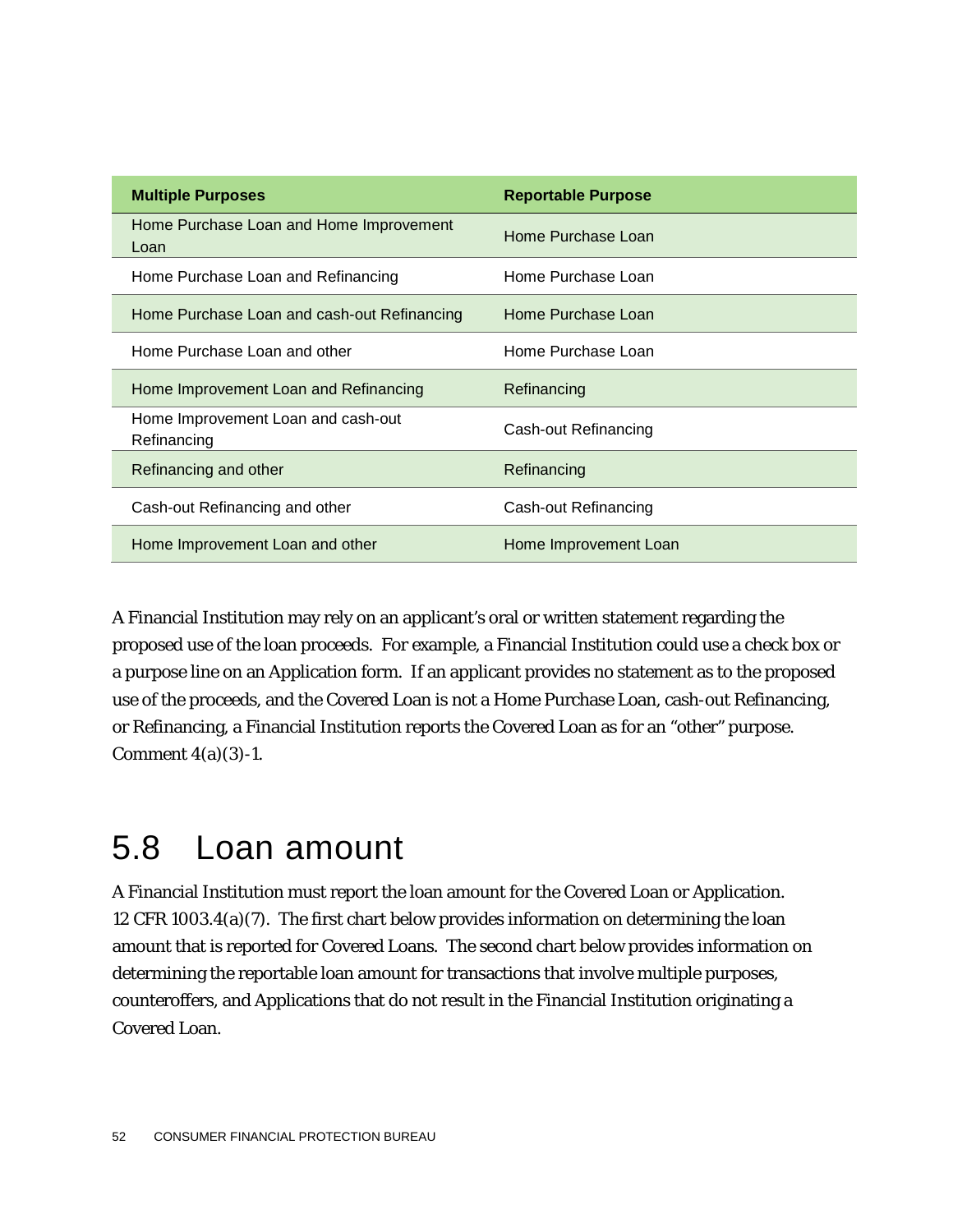| Multiple Purposes | Reportable Purpose |
|---|---|
| Home Purchase Loan and Home Improvement Loan | Home Purchase Loan |
| Home Purchase Loan and Refinancing | Home Purchase Loan |
| Home Purchase Loan and cash-out Refinancing | Home Purchase Loan |
| Home Purchase Loan and other | Home Purchase Loan |
| Home Improvement Loan and Refinancing | Refinancing |
| Home Improvement Loan and cash-out Refinancing | Cash-out Refinancing |
| Refinancing and other | Refinancing |
| Cash-out Refinancing and other | Cash-out Refinancing |
| Home Improvement Loan and other | Home Improvement Loan |

A Financial Institution may rely on an applicant's oral or written statement regarding the proposed use of the loan proceeds. For example, a Financial Institution could use a check box or a purpose line on an Application form. If an applicant provides no statement as to the proposed use of the proceeds, and the Covered Loan is not a Home Purchase Loan, cash-out Refinancing, or Refinancing, a Financial Institution reports the Covered Loan as for an "other" purpose. Comment 4(a)(3)-1.

## 5.8 Loan amount

A Financial Institution must report the loan amount for the Covered Loan or Application. 12 CFR 1003.4(a)(7). The first chart below provides information on determining the loan amount that is reported for Covered Loans. The second chart below provides information on determining the reportable loan amount for transactions that involve multiple purposes, counteroffers, and Applications that do not result in the Financial Institution originating a Covered Loan.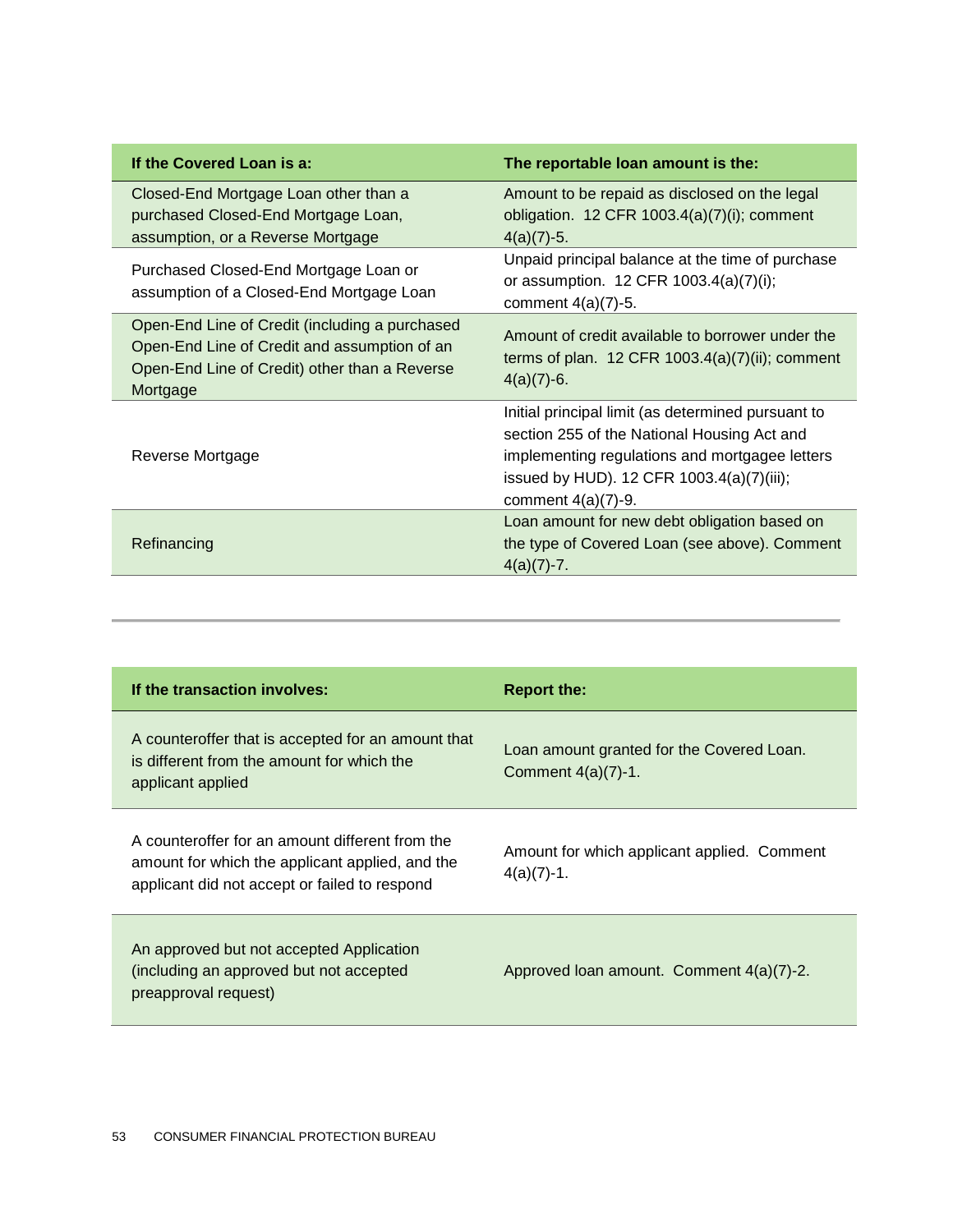| If the Covered Loan is a: | The reportable loan amount is the: |
|---|---|
| Closed-End Mortgage Loan other than a purchased Closed-End Mortgage Loan, assumption, or a Reverse Mortgage | Amount to be repaid as disclosed on the legal obligation. 12 CFR 1003.4(a)(7)(i); comment 4(a)(7)-5. |
| Purchased Closed-End Mortgage Loan or assumption of a Closed-End Mortgage Loan | Unpaid principal balance at the time of purchase or assumption. 12 CFR 1003.4(a)(7)(i); comment 4(a)(7)-5. |
| Open-End Line of Credit (including a purchased Open-End Line of Credit and assumption of an Open-End Line of Credit) other than a Reverse Mortgage | Amount of credit available to borrower under the terms of plan. 12 CFR 1003.4(a)(7)(ii); comment 4(a)(7)-6. |
| Reverse Mortgage | Initial principal limit (as determined pursuant to section 255 of the National Housing Act and implementing regulations and mortgagee letters issued by HUD). 12 CFR 1003.4(a)(7)(iii); comment 4(a)(7)-9. |
| Refinancing | Loan amount for new debt obligation based on the type of Covered Loan (see above). Comment 4(a)(7)-7. |

---

| If the transaction involves: | Report the: |
|---|---|
| A counteroffer that is accepted for an amount that is different from the amount for which the applicant applied | Loan amount granted for the Covered Loan. Comment 4(a)(7)-1. |
| A counteroffer for an amount different from the amount for which the applicant applied, and the applicant did not accept or failed to respond | Amount for which applicant applied. Comment 4(a)(7)-1. |
| An approved but not accepted Application (including an approved but not accepted preapproval request) | Approved loan amount. Comment 4(a)(7)-2. |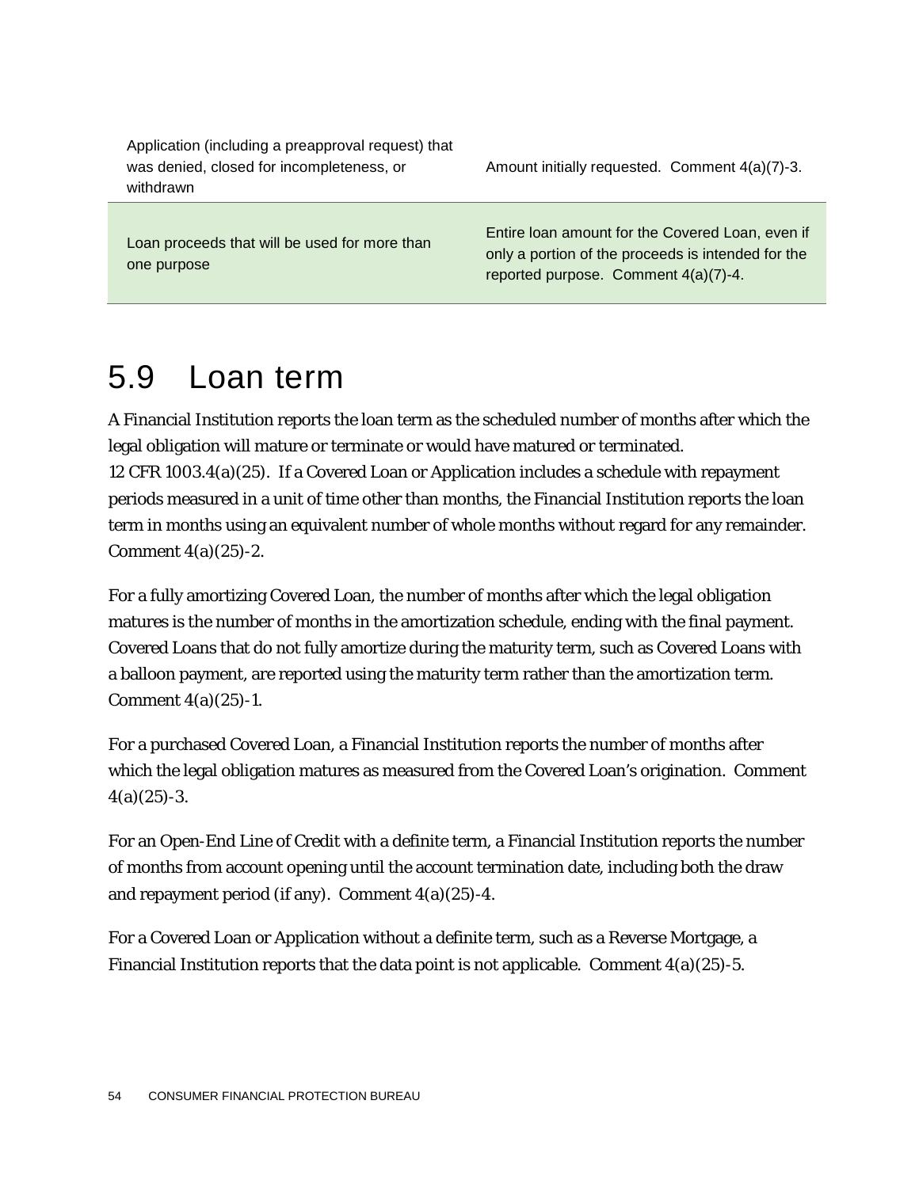| | |
|---|---|
| Application (including a preapproval request) that was denied, closed for incompleteness, or withdrawn | Amount initially requested. Comment 4(a)(7)-3. |
| Loan proceeds that will be used for more than one purpose | Entire loan amount for the Covered Loan, even if only a portion of the proceeds is intended for the reported purpose. Comment 4(a)(7)-4. |

## 5.9 Loan term

A Financial Institution reports the loan term as the scheduled number of months after which the legal obligation will mature or terminate or would have matured or terminated. 12 CFR 1003.4(a)(25). If a Covered Loan or Application includes a schedule with repayment periods measured in a unit of time other than months, the Financial Institution reports the loan term in months using an equivalent number of whole months without regard for any remainder. Comment 4(a)(25)-2.

For a fully amortizing Covered Loan, the number of months after which the legal obligation matures is the number of months in the amortization schedule, ending with the final payment. Covered Loans that do not fully amortize during the maturity term, such as Covered Loans with a balloon payment, are reported using the maturity term rather than the amortization term. Comment 4(a)(25)-1.

For a purchased Covered Loan, a Financial Institution reports the number of months after which the legal obligation matures as measured from the Covered Loan's origination. Comment 4(a)(25)-3.

For an Open-End Line of Credit with a definite term, a Financial Institution reports the number of months from account opening until the account termination date, including both the draw and repayment period (if any). Comment 4(a)(25)-4.

For a Covered Loan or Application without a definite term, such as a Reverse Mortgage, a Financial Institution reports that the data point is not applicable. Comment 4(a)(25)-5.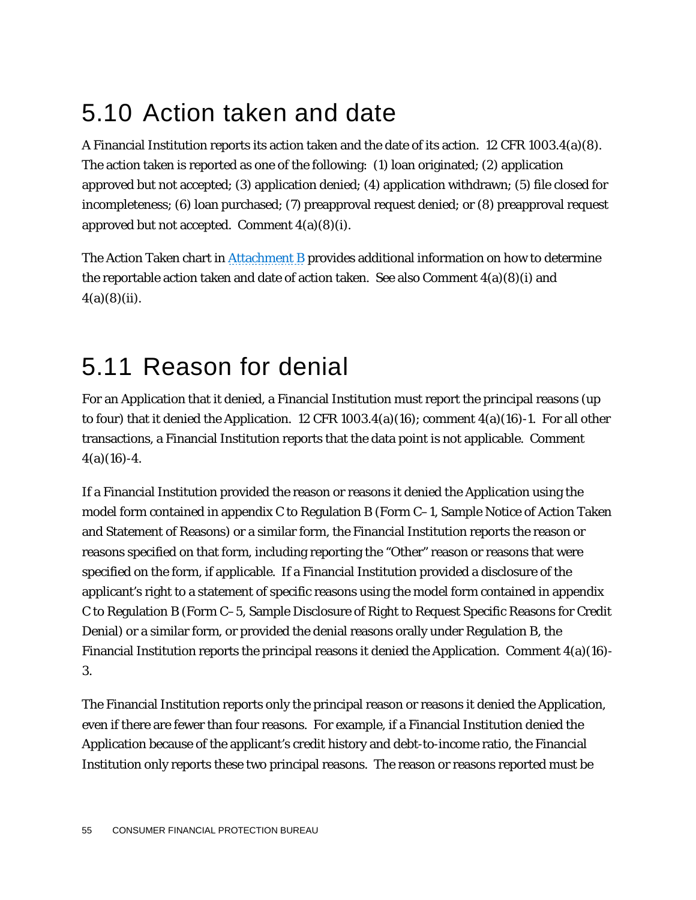## 5.10 Action taken and date

A Financial Institution reports its action taken and the date of its action. 12 CFR 1003.4(a)(8). The action taken is reported as one of the following: (1) loan originated; (2) application approved but not accepted; (3) application denied; (4) application withdrawn; (5) file closed for incompleteness; (6) loan purchased; (7) preapproval request denied; or (8) preapproval request approved but not accepted. Comment 4(a)(8)(i).

The Action Taken chart in Attachment B provides additional information on how to determine the reportable action taken and date of action taken. See also Comment 4(a)(8)(i) and 4(a)(8)(ii).

## 5.11 Reason for denial

For an Application that it denied, a Financial Institution must report the principal reasons (up to four) that it denied the Application. 12 CFR 1003.4(a)(16); comment 4(a)(16)-1. For all other transactions, a Financial Institution reports that the data point is not applicable. Comment 4(a)(16)-4.

If a Financial Institution provided the reason or reasons it denied the Application using the model form contained in appendix C to Regulation B (Form C–1, Sample Notice of Action Taken and Statement of Reasons) or a similar form, the Financial Institution reports the reason or reasons specified on that form, including reporting the "Other" reason or reasons that were specified on the form, if applicable. If a Financial Institution provided a disclosure of the applicant's right to a statement of specific reasons using the model form contained in appendix C to Regulation B (Form C–5, Sample Disclosure of Right to Request Specific Reasons for Credit Denial) or a similar form, or provided the denial reasons orally under Regulation B, the Financial Institution reports the principal reasons it denied the Application. Comment 4(a)(16)-3.

The Financial Institution reports only the principal reason or reasons it denied the Application, even if there are fewer than four reasons. For example, if a Financial Institution denied the Application because of the applicant's credit history and debt-to-income ratio, the Financial Institution only reports these two principal reasons. The reason or reasons reported must be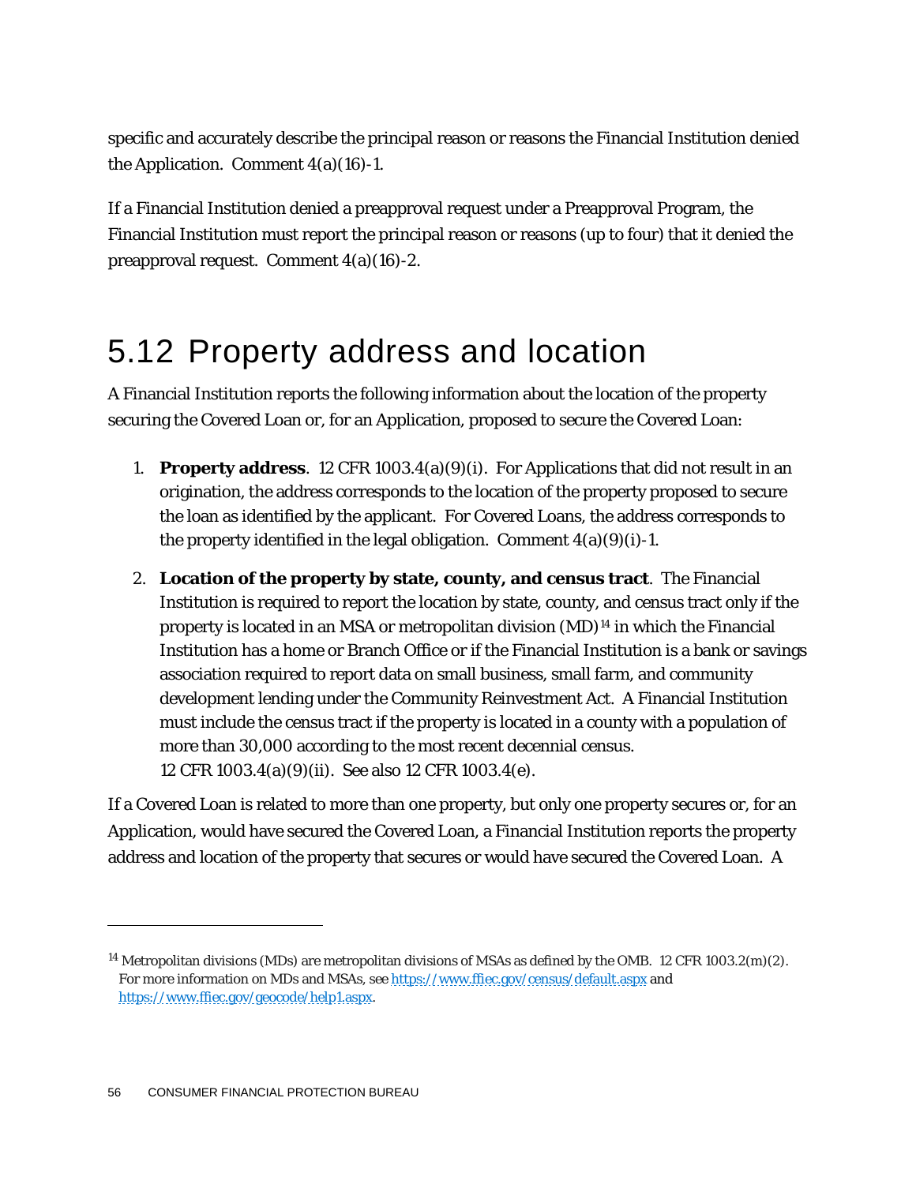specific and accurately describe the principal reason or reasons the Financial Institution denied the Application. Comment 4(a)(16)-1.

If a Financial Institution denied a preapproval request under a Preapproval Program, the Financial Institution must report the principal reason or reasons (up to four) that it denied the preapproval request. Comment 4(a)(16)-2.

## 5.12 Property address and location

A Financial Institution reports the following information about the location of the property securing the Covered Loan or, for an Application, proposed to secure the Covered Loan:

1. **Property address**. 12 CFR 1003.4(a)(9)(i). For Applications that did not result in an origination, the address corresponds to the location of the property proposed to secure the loan as identified by the applicant. For Covered Loans, the address corresponds to the property identified in the legal obligation. Comment 4(a)(9)(i)-1.
2. **Location of the property by state, county, and census tract**. The Financial Institution is required to report the location by state, county, and census tract only if the property is located in an MSA or metropolitan division (MD)[14] in which the Financial Institution has a home or Branch Office or if the Financial Institution is a bank or savings association required to report data on small business, small farm, and community development lending under the Community Reinvestment Act. A Financial Institution must include the census tract if the property is located in a county with a population of more than 30,000 according to the most recent decennial census. 12 CFR 1003.4(a)(9)(ii). See also 12 CFR 1003.4(e).

If a Covered Loan is related to more than one property, but only one property secures or, for an Application, would have secured the Covered Loan, a Financial Institution reports the property address and location of the property that secures or would have secured the Covered Loan. A

---

[14] Metropolitan divisions (MDs) are metropolitan divisions of MSAs as defined by the OMB. 12 CFR 1003.2(m)(2). For more information on MDs and MSAs, see https://www.ffiec.gov/census/default.aspx and https://www.ffiec.gov/geocode/help1.aspx.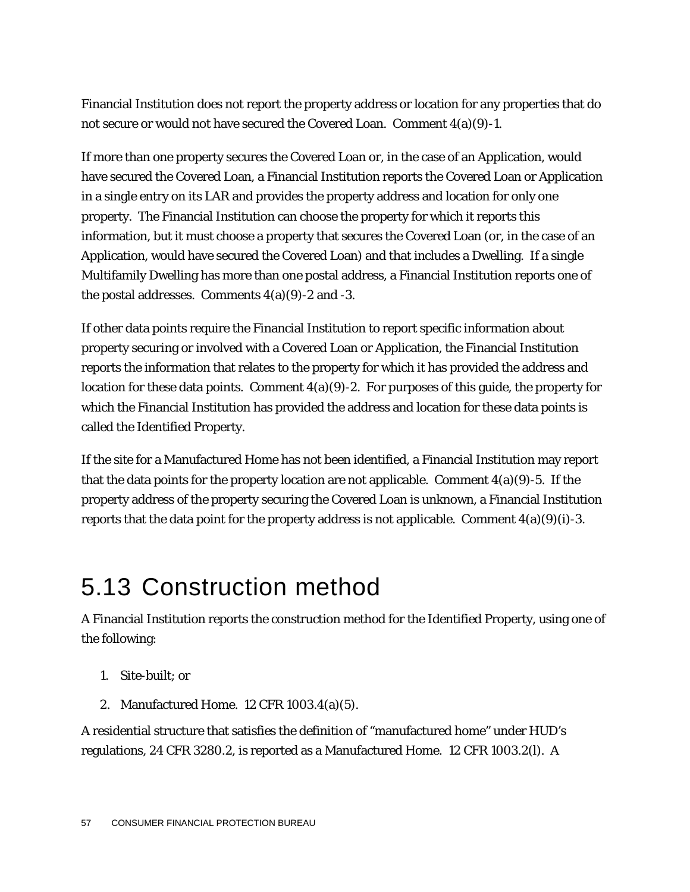Financial Institution does not report the property address or location for any properties that do not secure or would not have secured the Covered Loan. Comment 4(a)(9)-1.

If more than one property secures the Covered Loan or, in the case of an Application, would have secured the Covered Loan, a Financial Institution reports the Covered Loan or Application in a single entry on its LAR and provides the property address and location for only one property. The Financial Institution can choose the property for which it reports this information, but it must choose a property that secures the Covered Loan (or, in the case of an Application, would have secured the Covered Loan) and that includes a Dwelling. If a single Multifamily Dwelling has more than one postal address, a Financial Institution reports one of the postal addresses. Comments 4(a)(9)-2 and -3.

If other data points require the Financial Institution to report specific information about property securing or involved with a Covered Loan or Application, the Financial Institution reports the information that relates to the property for which it has provided the address and location for these data points. Comment 4(a)(9)-2. For purposes of this guide, the property for which the Financial Institution has provided the address and location for these data points is called the Identified Property.

If the site for a Manufactured Home has not been identified, a Financial Institution may report that the data points for the property location are not applicable. Comment 4(a)(9)-5. If the property address of the property securing the Covered Loan is unknown, a Financial Institution reports that the data point for the property address is not applicable. Comment 4(a)(9)(i)-3.

# 5.13 Construction method

A Financial Institution reports the construction method for the Identified Property, using one of the following:

1. Site-built; or
2. Manufactured Home. 12 CFR 1003.4(a)(5).

A residential structure that satisfies the definition of "manufactured home" under HUD's regulations, 24 CFR 3280.2, is reported as a Manufactured Home. 12 CFR 1003.2(l). A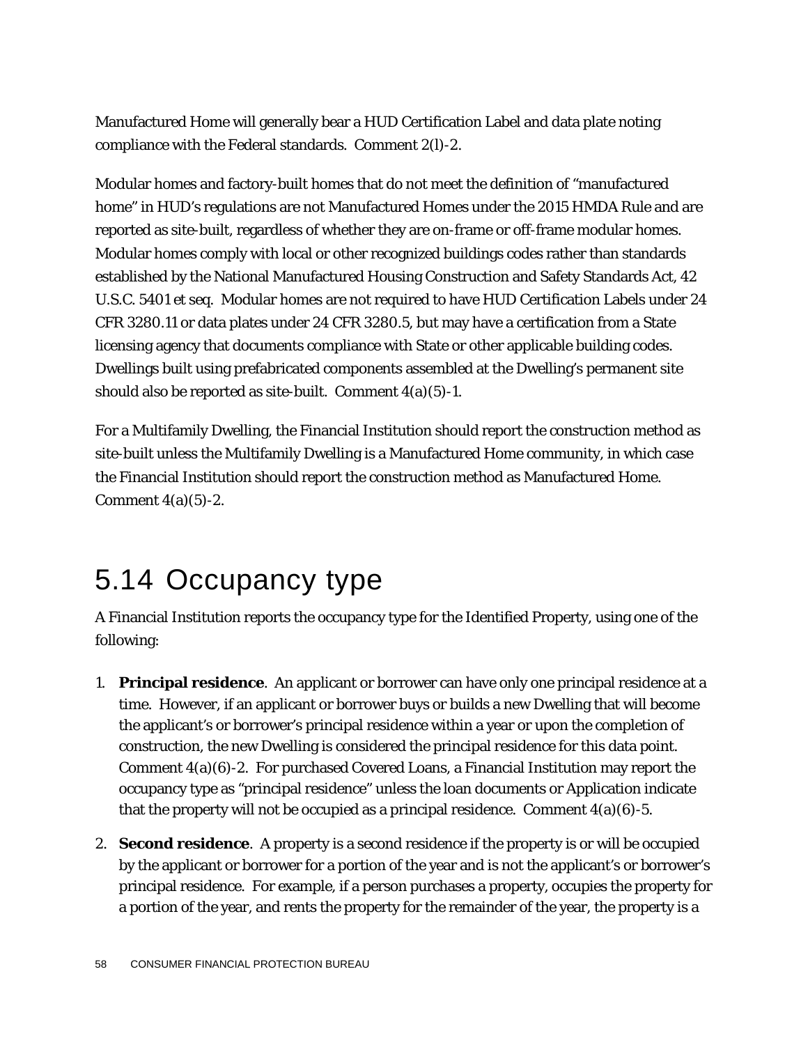Manufactured Home will generally bear a HUD Certification Label and data plate noting compliance with the Federal standards. Comment 2(l)-2.

Modular homes and factory-built homes that do not meet the definition of "manufactured home" in HUD's regulations are not Manufactured Homes under the 2015 HMDA Rule and are reported as site-built, regardless of whether they are on-frame or off-frame modular homes. Modular homes comply with local or other recognized buildings codes rather than standards established by the National Manufactured Housing Construction and Safety Standards Act, 42 U.S.C. 5401 et seq. Modular homes are not required to have HUD Certification Labels under 24 CFR 3280.11 or data plates under 24 CFR 3280.5, but may have a certification from a State licensing agency that documents compliance with State or other applicable building codes. Dwellings built using prefabricated components assembled at the Dwelling's permanent site should also be reported as site-built. Comment 4(a)(5)-1.

For a Multifamily Dwelling, the Financial Institution should report the construction method as site-built unless the Multifamily Dwelling is a Manufactured Home community, in which case the Financial Institution should report the construction method as Manufactured Home. Comment 4(a)(5)-2.

## 5.14 Occupancy type

A Financial Institution reports the occupancy type for the Identified Property, using one of the following:

1. **Principal residence**. An applicant or borrower can have only one principal residence at a time. However, if an applicant or borrower buys or builds a new Dwelling that will become the applicant's or borrower's principal residence within a year or upon the completion of construction, the new Dwelling is considered the principal residence for this data point. Comment 4(a)(6)-2. For purchased Covered Loans, a Financial Institution may report the occupancy type as "principal residence" unless the loan documents or Application indicate that the property will not be occupied as a principal residence. Comment 4(a)(6)-5.

2. **Second residence**. A property is a second residence if the property is or will be occupied by the applicant or borrower for a portion of the year and is not the applicant's or borrower's principal residence. For example, if a person purchases a property, occupies the property for a portion of the year, and rents the property for the remainder of the year, the property is a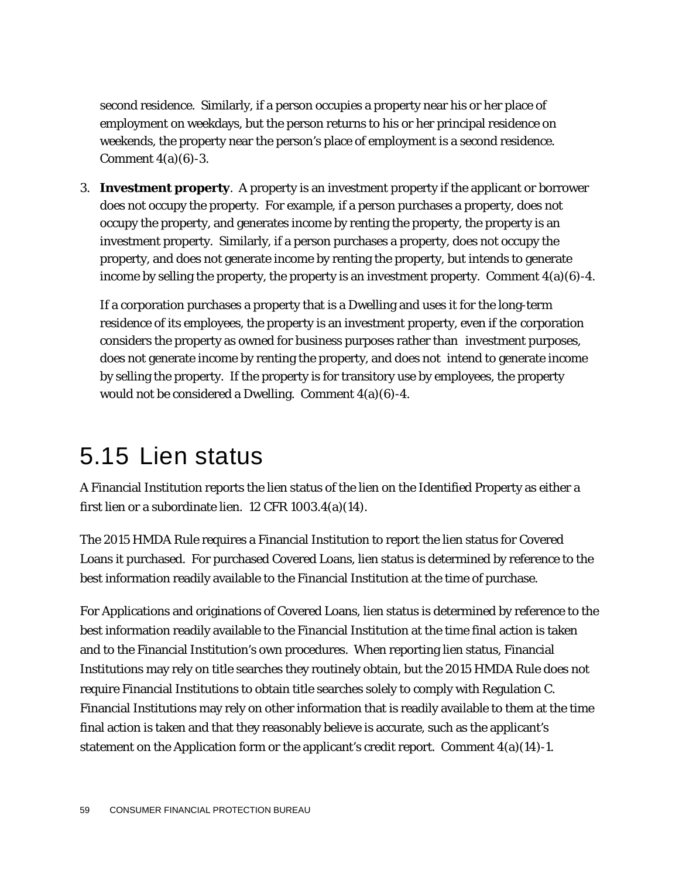second residence. Similarly, if a person occupies a property near his or her place of employment on weekdays, but the person returns to his or her principal residence on weekends, the property near the person's place of employment is a second residence. Comment 4(a)(6)-3.

3. **Investment property**. A property is an investment property if the applicant or borrower does not occupy the property. For example, if a person purchases a property, does not occupy the property, and generates income by renting the property, the property is an investment property. Similarly, if a person purchases a property, does not occupy the property, and does not generate income by renting the property, but intends to generate income by selling the property, the property is an investment property. Comment 4(a)(6)-4.

   If a corporation purchases a property that is a Dwelling and uses it for the long-term residence of its employees, the property is an investment property, even if the corporation considers the property as owned for business purposes rather than investment purposes, does not generate income by renting the property, and does not intend to generate income by selling the property. If the property is for transitory use by employees, the property would not be considered a Dwelling. Comment 4(a)(6)-4.

# 5.15 Lien status

A Financial Institution reports the lien status of the lien on the Identified Property as either a first lien or a subordinate lien. 12 CFR 1003.4(a)(14).

The 2015 HMDA Rule requires a Financial Institution to report the lien status for Covered Loans it purchased. For purchased Covered Loans, lien status is determined by reference to the best information readily available to the Financial Institution at the time of purchase.

For Applications and originations of Covered Loans, lien status is determined by reference to the best information readily available to the Financial Institution at the time final action is taken and to the Financial Institution's own procedures. When reporting lien status, Financial Institutions may rely on title searches they routinely obtain, but the 2015 HMDA Rule does not require Financial Institutions to obtain title searches solely to comply with Regulation C. Financial Institutions may rely on other information that is readily available to them at the time final action is taken and that they reasonably believe is accurate, such as the applicant's statement on the Application form or the applicant's credit report. Comment 4(a)(14)-1.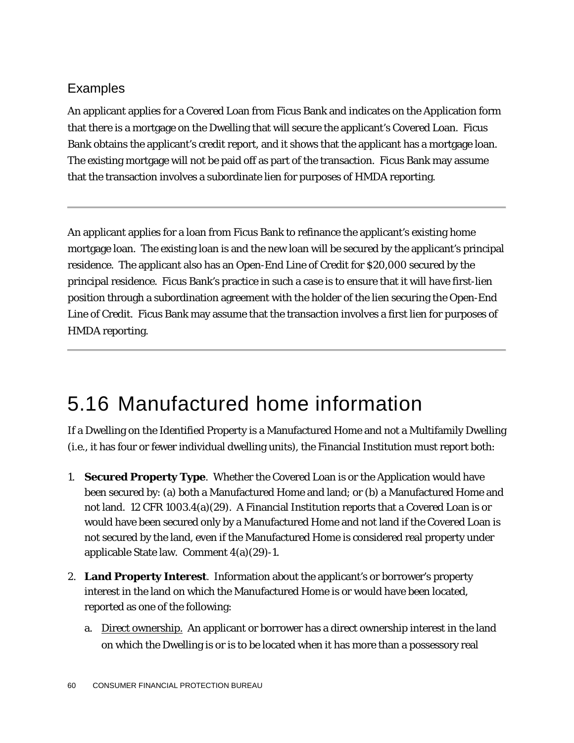### Examples

An applicant applies for a Covered Loan from Ficus Bank and indicates on the Application form that there is a mortgage on the Dwelling that will secure the applicant's Covered Loan. Ficus Bank obtains the applicant's credit report, and it shows that the applicant has a mortgage loan. The existing mortgage will not be paid off as part of the transaction. Ficus Bank may assume that the transaction involves a subordinate lien for purposes of HMDA reporting.

---

An applicant applies for a loan from Ficus Bank to refinance the applicant's existing home mortgage loan. The existing loan is and the new loan will be secured by the applicant's principal residence. The applicant also has an Open-End Line of Credit for $20,000 secured by the principal residence. Ficus Bank's practice in such a case is to ensure that it will have first-lien position through a subordination agreement with the holder of the lien securing the Open-End Line of Credit. Ficus Bank may assume that the transaction involves a first lien for purposes of HMDA reporting.

---

## 5.16 Manufactured home information

If a Dwelling on the Identified Property is a Manufactured Home and not a Multifamily Dwelling (i.e., it has four or fewer individual dwelling units), the Financial Institution must report both:

1. **Secured Property Type**. Whether the Covered Loan is or the Application would have been secured by: (a) both a Manufactured Home and land; or (b) a Manufactured Home and not land. 12 CFR 1003.4(a)(29). A Financial Institution reports that a Covered Loan is or would have been secured only by a Manufactured Home and not land if the Covered Loan is not secured by the land, even if the Manufactured Home is considered real property under applicable State law. Comment 4(a)(29)-1.
2. **Land Property Interest**. Information about the applicant's or borrower's property interest in the land on which the Manufactured Home is or would have been located, reported as one of the following:
   a. Direct ownership. An applicant or borrower has a direct ownership interest in the land on which the Dwelling is or is to be located when it has more than a possessory real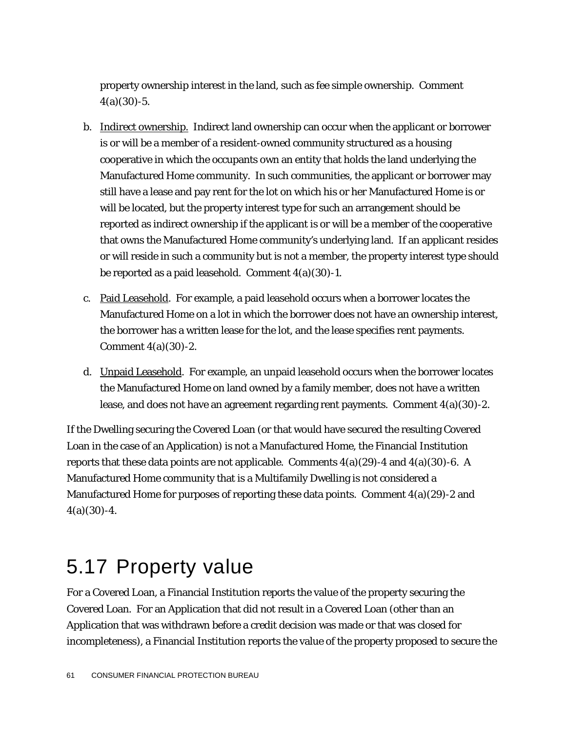property ownership interest in the land, such as fee simple ownership. Comment 4(a)(30)-5.

b. Indirect ownership. Indirect land ownership can occur when the applicant or borrower is or will be a member of a resident-owned community structured as a housing cooperative in which the occupants own an entity that holds the land underlying the Manufactured Home community. In such communities, the applicant or borrower may still have a lease and pay rent for the lot on which his or her Manufactured Home is or will be located, but the property interest type for such an arrangement should be reported as indirect ownership if the applicant is or will be a member of the cooperative that owns the Manufactured Home community's underlying land. If an applicant resides or will reside in such a community but is not a member, the property interest type should be reported as a paid leasehold. Comment 4(a)(30)-1.

c. Paid Leasehold. For example, a paid leasehold occurs when a borrower locates the Manufactured Home on a lot in which the borrower does not have an ownership interest, the borrower has a written lease for the lot, and the lease specifies rent payments. Comment 4(a)(30)-2.

d. Unpaid Leasehold. For example, an unpaid leasehold occurs when the borrower locates the Manufactured Home on land owned by a family member, does not have a written lease, and does not have an agreement regarding rent payments. Comment 4(a)(30)-2.

If the Dwelling securing the Covered Loan (or that would have secured the resulting Covered Loan in the case of an Application) is not a Manufactured Home, the Financial Institution reports that these data points are not applicable. Comments 4(a)(29)-4 and 4(a)(30)-6. A Manufactured Home community that is a Multifamily Dwelling is not considered a Manufactured Home for purposes of reporting these data points. Comment 4(a)(29)-2 and 4(a)(30)-4.

## 5.17 Property value

For a Covered Loan, a Financial Institution reports the value of the property securing the Covered Loan. For an Application that did not result in a Covered Loan (other than an Application that was withdrawn before a credit decision was made or that was closed for incompleteness), a Financial Institution reports the value of the property proposed to secure the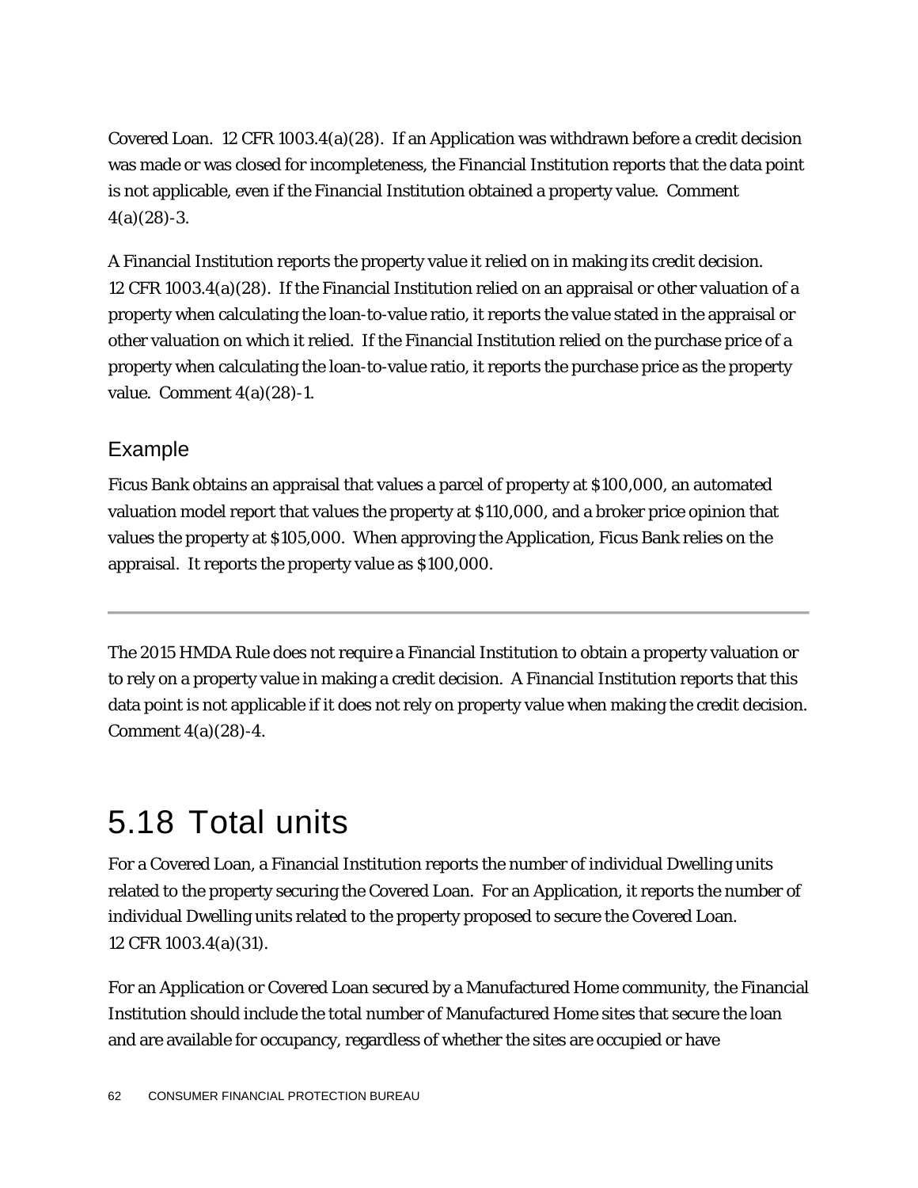Covered Loan. 12 CFR 1003.4(a)(28). If an Application was withdrawn before a credit decision was made or was closed for incompleteness, the Financial Institution reports that the data point is not applicable, even if the Financial Institution obtained a property value. Comment 4(a)(28)-3.

A Financial Institution reports the property value it relied on in making its credit decision. 12 CFR 1003.4(a)(28). If the Financial Institution relied on an appraisal or other valuation of a property when calculating the loan-to-value ratio, it reports the value stated in the appraisal or other valuation on which it relied. If the Financial Institution relied on the purchase price of a property when calculating the loan-to-value ratio, it reports the purchase price as the property value. Comment 4(a)(28)-1.

### Example

Ficus Bank obtains an appraisal that values a parcel of property at $100,000, an automated valuation model report that values the property at $110,000, and a broker price opinion that values the property at $105,000. When approving the Application, Ficus Bank relies on the appraisal. It reports the property value as $100,000.

---

The 2015 HMDA Rule does not require a Financial Institution to obtain a property valuation or to rely on a property value in making a credit decision. A Financial Institution reports that this data point is not applicable if it does not rely on property value when making the credit decision. Comment 4(a)(28)-4.

## 5.18 Total units

For a Covered Loan, a Financial Institution reports the number of individual Dwelling units related to the property securing the Covered Loan. For an Application, it reports the number of individual Dwelling units related to the property proposed to secure the Covered Loan. 12 CFR 1003.4(a)(31).

For an Application or Covered Loan secured by a Manufactured Home community, the Financial Institution should include the total number of Manufactured Home sites that secure the loan and are available for occupancy, regardless of whether the sites are occupied or have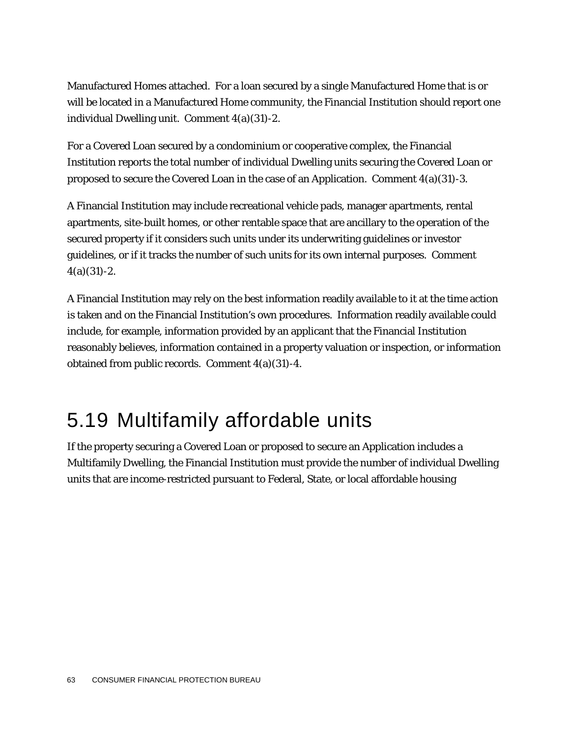Manufactured Homes attached. For a loan secured by a single Manufactured Home that is or will be located in a Manufactured Home community, the Financial Institution should report one individual Dwelling unit. Comment 4(a)(31)-2.

For a Covered Loan secured by a condominium or cooperative complex, the Financial Institution reports the total number of individual Dwelling units securing the Covered Loan or proposed to secure the Covered Loan in the case of an Application. Comment 4(a)(31)-3.

A Financial Institution may include recreational vehicle pads, manager apartments, rental apartments, site-built homes, or other rentable space that are ancillary to the operation of the secured property if it considers such units under its underwriting guidelines or investor guidelines, or if it tracks the number of such units for its own internal purposes. Comment 4(a)(31)-2.

A Financial Institution may rely on the best information readily available to it at the time action is taken and on the Financial Institution's own procedures. Information readily available could include, for example, information provided by an applicant that the Financial Institution reasonably believes, information contained in a property valuation or inspection, or information obtained from public records. Comment 4(a)(31)-4.

# 5.19 Multifamily affordable units

If the property securing a Covered Loan or proposed to secure an Application includes a Multifamily Dwelling, the Financial Institution must provide the number of individual Dwelling units that are income-restricted pursuant to Federal, State, or local affordable housing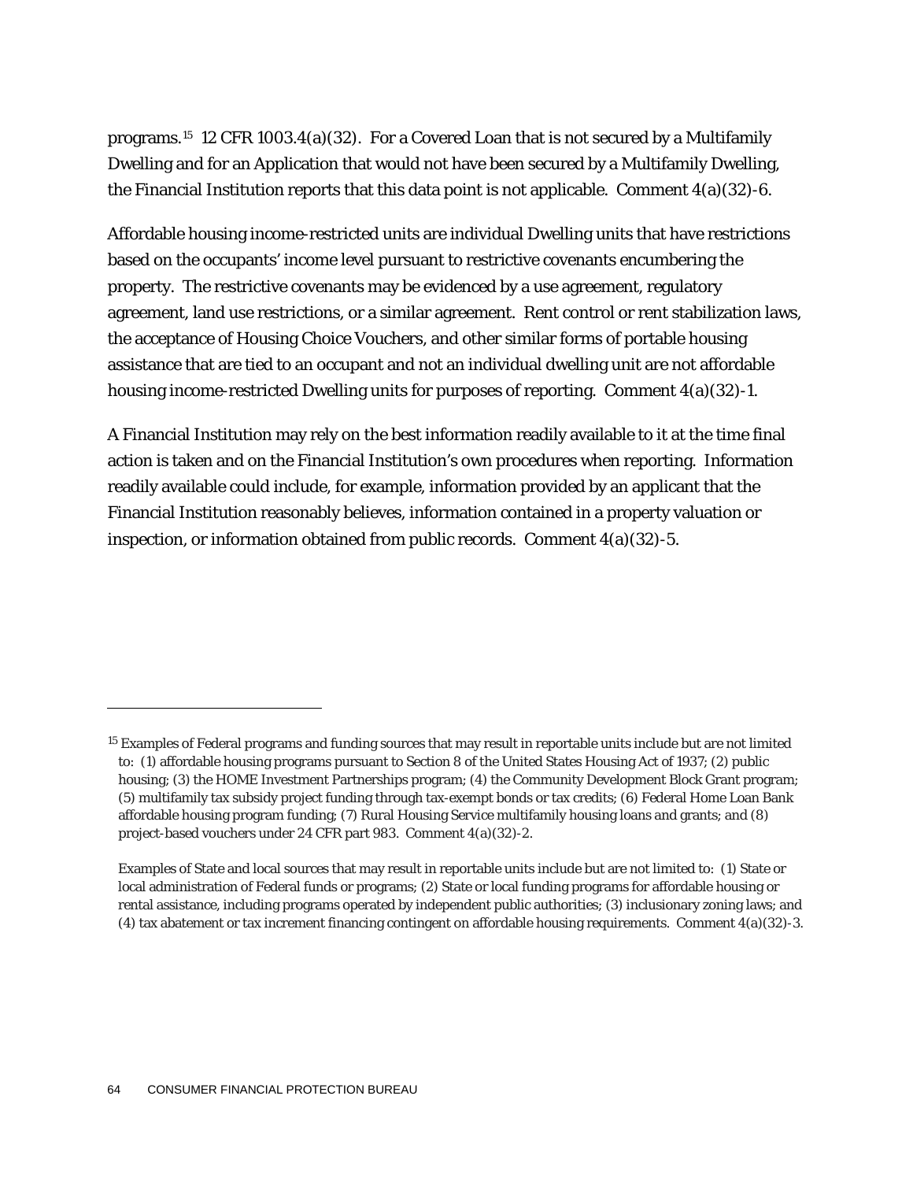programs.[15] 12 CFR 1003.4(a)(32). For a Covered Loan that is not secured by a Multifamily Dwelling and for an Application that would not have been secured by a Multifamily Dwelling, the Financial Institution reports that this data point is not applicable. Comment 4(a)(32)-6.

Affordable housing income-restricted units are individual Dwelling units that have restrictions based on the occupants' income level pursuant to restrictive covenants encumbering the property. The restrictive covenants may be evidenced by a use agreement, regulatory agreement, land use restrictions, or a similar agreement. Rent control or rent stabilization laws, the acceptance of Housing Choice Vouchers, and other similar forms of portable housing assistance that are tied to an occupant and not an individual dwelling unit are not affordable housing income-restricted Dwelling units for purposes of reporting. Comment 4(a)(32)-1.

A Financial Institution may rely on the best information readily available to it at the time final action is taken and on the Financial Institution's own procedures when reporting. Information readily available could include, for example, information provided by an applicant that the Financial Institution reasonably believes, information contained in a property valuation or inspection, or information obtained from public records. Comment 4(a)(32)-5.

---

[15] Examples of Federal programs and funding sources that may result in reportable units include but are not limited to: (1) affordable housing programs pursuant to Section 8 of the United States Housing Act of 1937; (2) public housing; (3) the HOME Investment Partnerships program; (4) the Community Development Block Grant program; (5) multifamily tax subsidy project funding through tax-exempt bonds or tax credits; (6) Federal Home Loan Bank affordable housing program funding; (7) Rural Housing Service multifamily housing loans and grants; and (8) project-based vouchers under 24 CFR part 983. Comment 4(a)(32)-2.

Examples of State and local sources that may result in reportable units include but are not limited to: (1) State or local administration of Federal funds or programs; (2) State or local funding programs for affordable housing or rental assistance, including programs operated by independent public authorities; (3) inclusionary zoning laws; and (4) tax abatement or tax increment financing contingent on affordable housing requirements. Comment 4(a)(32)-3.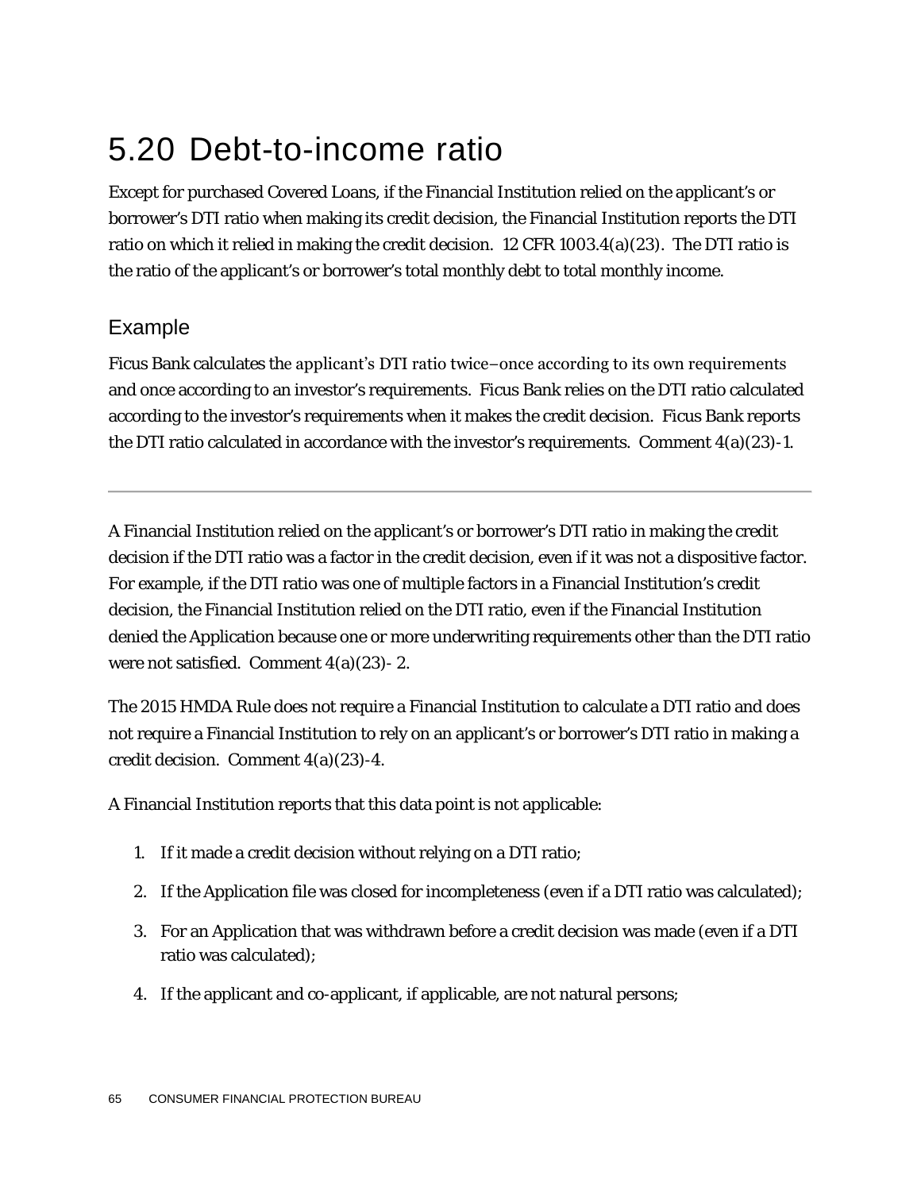# 5.20 Debt-to-income ratio

Except for purchased Covered Loans, if the Financial Institution relied on the applicant's or borrower's DTI ratio when making its credit decision, the Financial Institution reports the DTI ratio on which it relied in making the credit decision. 12 CFR 1003.4(a)(23). The DTI ratio is the ratio of the applicant's or borrower's total monthly debt to total monthly income.

## Example

Ficus Bank calculates the applicant's DTI ratio twice–once according to its own requirements and once according to an investor's requirements. Ficus Bank relies on the DTI ratio calculated according to the investor's requirements when it makes the credit decision. Ficus Bank reports the DTI ratio calculated in accordance with the investor's requirements. Comment 4(a)(23)-1.

---

A Financial Institution relied on the applicant's or borrower's DTI ratio in making the credit decision if the DTI ratio was a factor in the credit decision, even if it was not a dispositive factor. For example, if the DTI ratio was one of multiple factors in a Financial Institution's credit decision, the Financial Institution relied on the DTI ratio, even if the Financial Institution denied the Application because one or more underwriting requirements other than the DTI ratio were not satisfied. Comment 4(a)(23)- 2.

The 2015 HMDA Rule does not require a Financial Institution to calculate a DTI ratio and does not require a Financial Institution to rely on an applicant's or borrower's DTI ratio in making a credit decision. Comment 4(a)(23)-4.

A Financial Institution reports that this data point is not applicable:

1. If it made a credit decision without relying on a DTI ratio;
2. If the Application file was closed for incompleteness (even if a DTI ratio was calculated);
3. For an Application that was withdrawn before a credit decision was made (even if a DTI ratio was calculated);
4. If the applicant and co-applicant, if applicable, are not natural persons;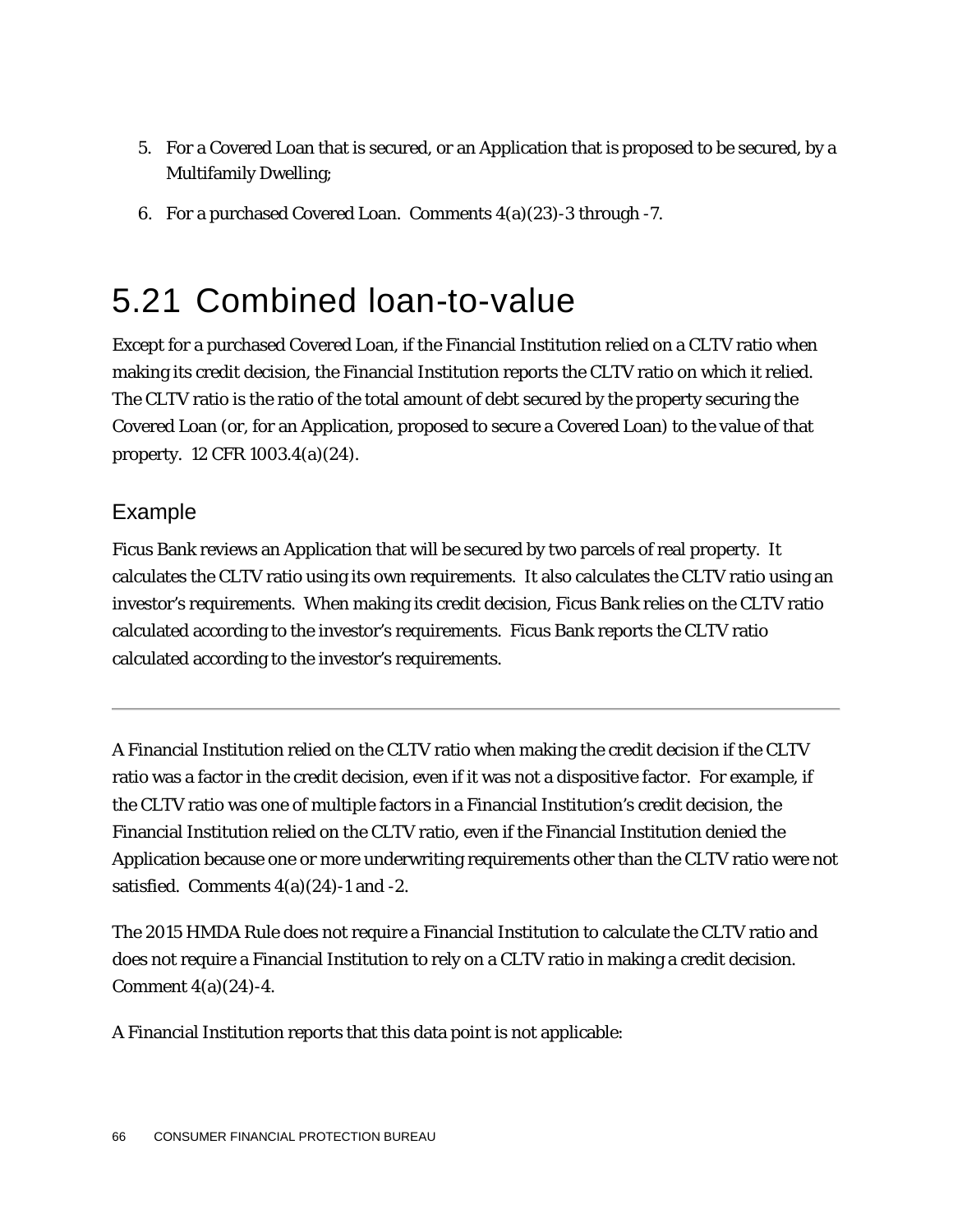5. For a Covered Loan that is secured, or an Application that is proposed to be secured, by a Multifamily Dwelling;

6. For a purchased Covered Loan. Comments 4(a)(23)-3 through -7.

# 5.21 Combined loan-to-value

Except for a purchased Covered Loan, if the Financial Institution relied on a CLTV ratio when making its credit decision, the Financial Institution reports the CLTV ratio on which it relied. The CLTV ratio is the ratio of the total amount of debt secured by the property securing the Covered Loan (or, for an Application, proposed to secure a Covered Loan) to the value of that property. 12 CFR 1003.4(a)(24).

## Example

Ficus Bank reviews an Application that will be secured by two parcels of real property. It calculates the CLTV ratio using its own requirements. It also calculates the CLTV ratio using an investor's requirements. When making its credit decision, Ficus Bank relies on the CLTV ratio calculated according to the investor's requirements. Ficus Bank reports the CLTV ratio calculated according to the investor's requirements.

---

A Financial Institution relied on the CLTV ratio when making the credit decision if the CLTV ratio was a factor in the credit decision, even if it was not a dispositive factor. For example, if the CLTV ratio was one of multiple factors in a Financial Institution's credit decision, the Financial Institution relied on the CLTV ratio, even if the Financial Institution denied the Application because one or more underwriting requirements other than the CLTV ratio were not satisfied. Comments 4(a)(24)-1 and -2.

The 2015 HMDA Rule does not require a Financial Institution to calculate the CLTV ratio and does not require a Financial Institution to rely on a CLTV ratio in making a credit decision. Comment 4(a)(24)-4.

A Financial Institution reports that this data point is not applicable: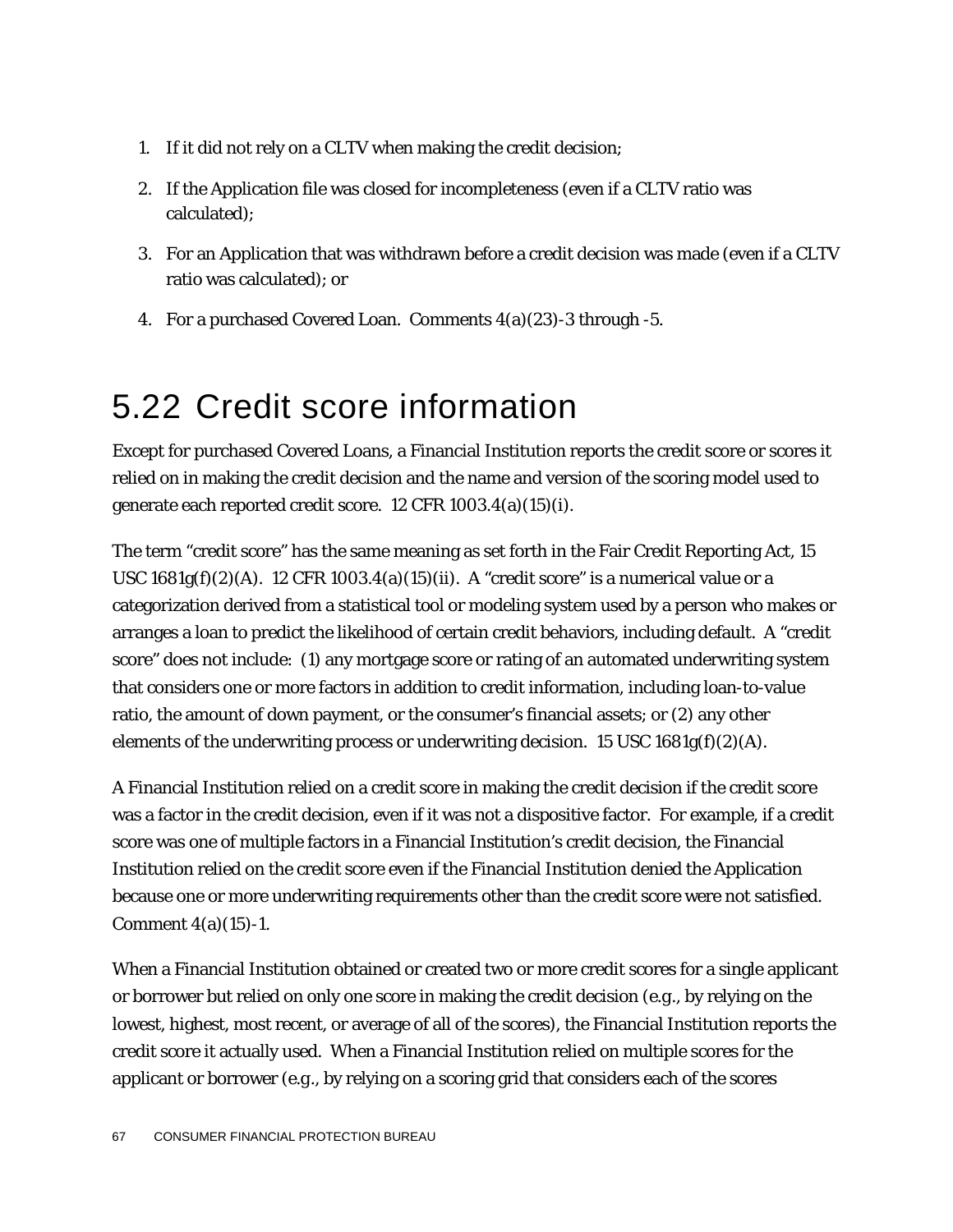1. If it did not rely on a CLTV when making the credit decision;

2. If the Application file was closed for incompleteness (even if a CLTV ratio was calculated);

3. For an Application that was withdrawn before a credit decision was made (even if a CLTV ratio was calculated); or

4. For a purchased Covered Loan. Comments 4(a)(23)-3 through -5.

## 5.22 Credit score information

Except for purchased Covered Loans, a Financial Institution reports the credit score or scores it relied on in making the credit decision and the name and version of the scoring model used to generate each reported credit score. 12 CFR 1003.4(a)(15)(i).

The term "credit score" has the same meaning as set forth in the Fair Credit Reporting Act, 15 USC 1681g(f)(2)(A). 12 CFR 1003.4(a)(15)(ii). A "credit score" is a numerical value or a categorization derived from a statistical tool or modeling system used by a person who makes or arranges a loan to predict the likelihood of certain credit behaviors, including default. A "credit score" does not include: (1) any mortgage score or rating of an automated underwriting system that considers one or more factors in addition to credit information, including loan-to-value ratio, the amount of down payment, or the consumer's financial assets; or (2) any other elements of the underwriting process or underwriting decision. 15 USC 1681g(f)(2)(A).

A Financial Institution relied on a credit score in making the credit decision if the credit score was a factor in the credit decision, even if it was not a dispositive factor. For example, if a credit score was one of multiple factors in a Financial Institution's credit decision, the Financial Institution relied on the credit score even if the Financial Institution denied the Application because one or more underwriting requirements other than the credit score were not satisfied. Comment 4(a)(15)-1.

When a Financial Institution obtained or created two or more credit scores for a single applicant or borrower but relied on only one score in making the credit decision (e.g., by relying on the lowest, highest, most recent, or average of all of the scores), the Financial Institution reports the credit score it actually used. When a Financial Institution relied on multiple scores for the applicant or borrower (e.g., by relying on a scoring grid that considers each of the scores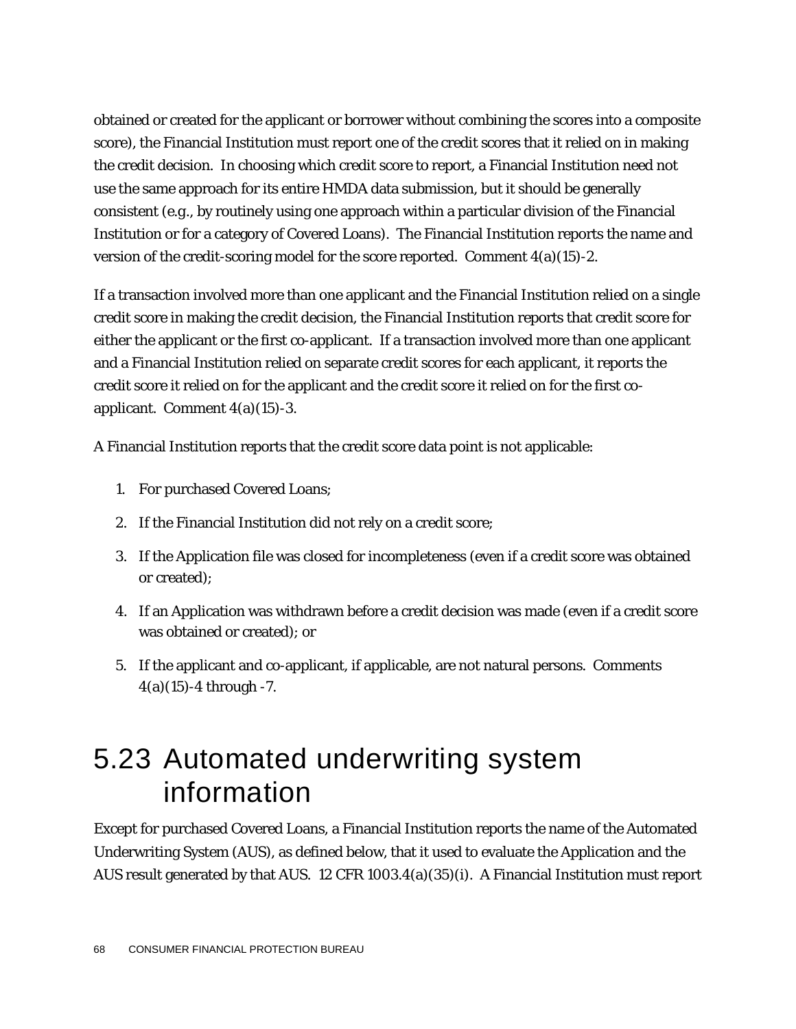obtained or created for the applicant or borrower without combining the scores into a composite score), the Financial Institution must report one of the credit scores that it relied on in making the credit decision. In choosing which credit score to report, a Financial Institution need not use the same approach for its entire HMDA data submission, but it should be generally consistent (e.g., by routinely using one approach within a particular division of the Financial Institution or for a category of Covered Loans). The Financial Institution reports the name and version of the credit-scoring model for the score reported. Comment 4(a)(15)-2.

If a transaction involved more than one applicant and the Financial Institution relied on a single credit score in making the credit decision, the Financial Institution reports that credit score for either the applicant or the first co-applicant. If a transaction involved more than one applicant and a Financial Institution relied on separate credit scores for each applicant, it reports the credit score it relied on for the applicant and the credit score it relied on for the first co-applicant. Comment 4(a)(15)-3.

A Financial Institution reports that the credit score data point is not applicable:

1. For purchased Covered Loans;
2. If the Financial Institution did not rely on a credit score;
3. If the Application file was closed for incompleteness (even if a credit score was obtained or created);
4. If an Application was withdrawn before a credit decision was made (even if a credit score was obtained or created); or
5. If the applicant and co-applicant, if applicable, are not natural persons. Comments 4(a)(15)-4 through -7.

## 5.23 Automated underwriting system information

Except for purchased Covered Loans, a Financial Institution reports the name of the Automated Underwriting System (AUS), as defined below, that it used to evaluate the Application and the AUS result generated by that AUS. 12 CFR 1003.4(a)(35)(i). A Financial Institution must report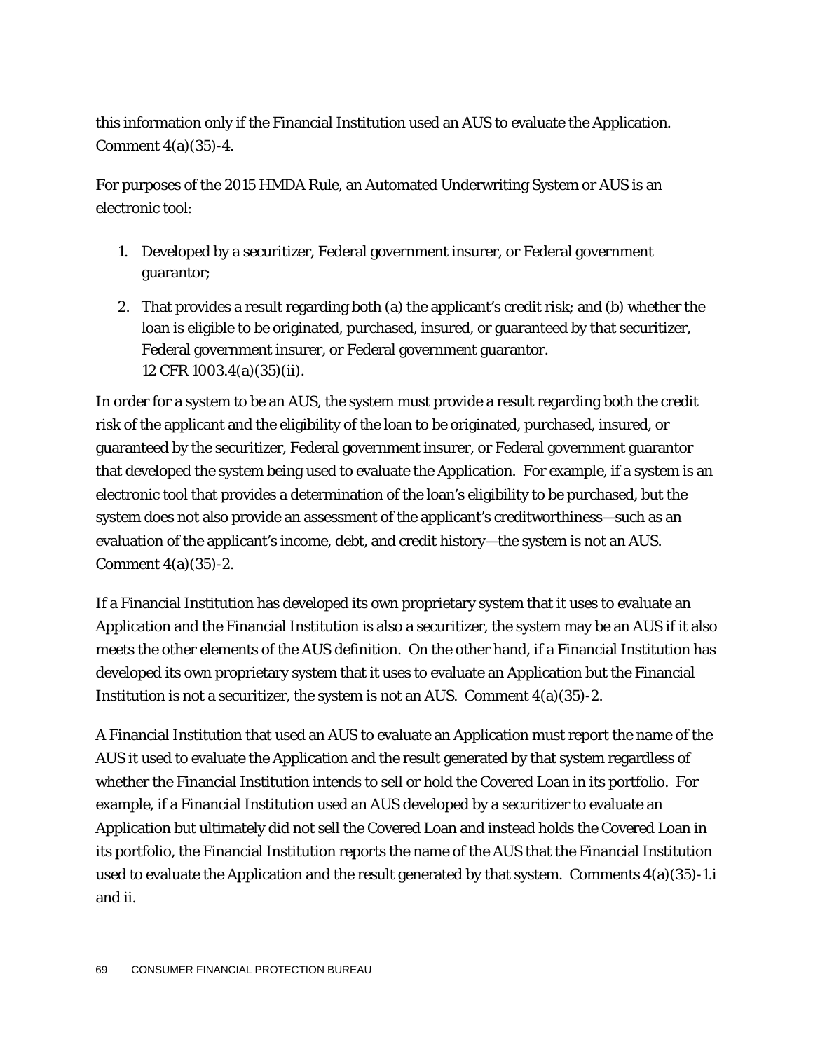this information only if the Financial Institution used an AUS to evaluate the Application. Comment 4(a)(35)-4.

For purposes of the 2015 HMDA Rule, an Automated Underwriting System or AUS is an electronic tool:

1. Developed by a securitizer, Federal government insurer, or Federal government guarantor;

2. That provides a result regarding both (a) the applicant's credit risk; and (b) whether the loan is eligible to be originated, purchased, insured, or guaranteed by that securitizer, Federal government insurer, or Federal government guarantor. 12 CFR 1003.4(a)(35)(ii).

In order for a system to be an AUS, the system must provide a result regarding both the credit risk of the applicant and the eligibility of the loan to be originated, purchased, insured, or guaranteed by the securitizer, Federal government insurer, or Federal government guarantor that developed the system being used to evaluate the Application. For example, if a system is an electronic tool that provides a determination of the loan's eligibility to be purchased, but the system does not also provide an assessment of the applicant's creditworthiness—such as an evaluation of the applicant's income, debt, and credit history—the system is not an AUS. Comment 4(a)(35)-2.

If a Financial Institution has developed its own proprietary system that it uses to evaluate an Application and the Financial Institution is also a securitizer, the system may be an AUS if it also meets the other elements of the AUS definition. On the other hand, if a Financial Institution has developed its own proprietary system that it uses to evaluate an Application but the Financial Institution is not a securitizer, the system is not an AUS. Comment 4(a)(35)-2.

A Financial Institution that used an AUS to evaluate an Application must report the name of the AUS it used to evaluate the Application and the result generated by that system regardless of whether the Financial Institution intends to sell or hold the Covered Loan in its portfolio. For example, if a Financial Institution used an AUS developed by a securitizer to evaluate an Application but ultimately did not sell the Covered Loan and instead holds the Covered Loan in its portfolio, the Financial Institution reports the name of the AUS that the Financial Institution used to evaluate the Application and the result generated by that system. Comments 4(a)(35)-1.i and ii.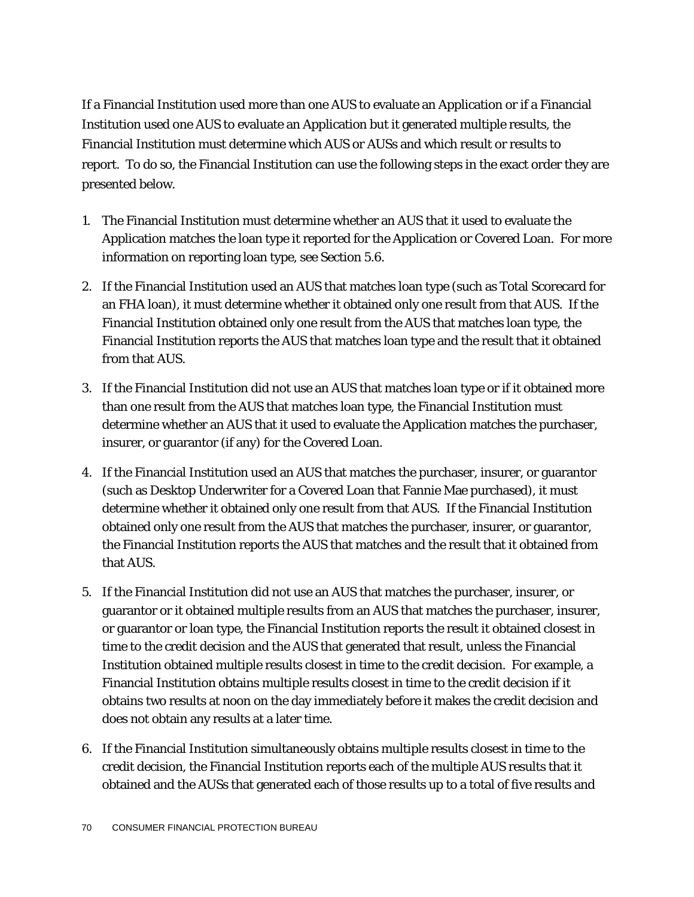If a Financial Institution used more than one AUS to evaluate an Application or if a Financial Institution used one AUS to evaluate an Application but it generated multiple results, the Financial Institution must determine which AUS or AUSs and which result or results to report. To do so, the Financial Institution can use the following steps in the exact order they are presented below.

1. The Financial Institution must determine whether an AUS that it used to evaluate the Application matches the loan type it reported for the Application or Covered Loan. For more information on reporting loan type, see Section 5.6.

2. If the Financial Institution used an AUS that matches loan type (such as Total Scorecard for an FHA loan), it must determine whether it obtained only one result from that AUS. If the Financial Institution obtained only one result from the AUS that matches loan type, the Financial Institution reports the AUS that matches loan type and the result that it obtained from that AUS.

3. If the Financial Institution did not use an AUS that matches loan type or if it obtained more than one result from the AUS that matches loan type, the Financial Institution must determine whether an AUS that it used to evaluate the Application matches the purchaser, insurer, or guarantor (if any) for the Covered Loan.

4. If the Financial Institution used an AUS that matches the purchaser, insurer, or guarantor (such as Desktop Underwriter for a Covered Loan that Fannie Mae purchased), it must determine whether it obtained only one result from that AUS. If the Financial Institution obtained only one result from the AUS that matches the purchaser, insurer, or guarantor, the Financial Institution reports the AUS that matches and the result that it obtained from that AUS.

5. If the Financial Institution did not use an AUS that matches the purchaser, insurer, or guarantor or it obtained multiple results from an AUS that matches the purchaser, insurer, or guarantor or loan type, the Financial Institution reports the result it obtained closest in time to the credit decision and the AUS that generated that result, unless the Financial Institution obtained multiple results closest in time to the credit decision. For example, a Financial Institution obtains multiple results closest in time to the credit decision if it obtains two results at noon on the day immediately before it makes the credit decision and does not obtain any results at a later time.

6. If the Financial Institution simultaneously obtains multiple results closest in time to the credit decision, the Financial Institution reports each of the multiple AUS results that it obtained and the AUSs that generated each of those results up to a total of five results and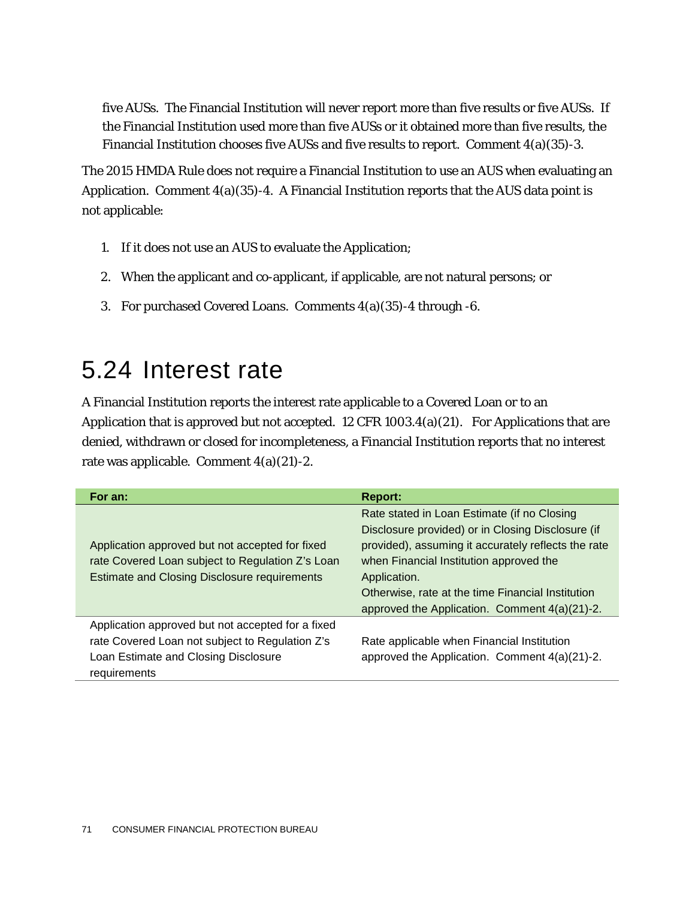five AUSs. The Financial Institution will never report more than five results or five AUSs. If the Financial Institution used more than five AUSs or it obtained more than five results, the Financial Institution chooses five AUSs and five results to report. Comment 4(a)(35)-3.

The 2015 HMDA Rule does not require a Financial Institution to use an AUS when evaluating an Application. Comment 4(a)(35)-4. A Financial Institution reports that the AUS data point is not applicable:

1. If it does not use an AUS to evaluate the Application;
2. When the applicant and co-applicant, if applicable, are not natural persons; or
3. For purchased Covered Loans. Comments 4(a)(35)-4 through -6.

## 5.24 Interest rate

A Financial Institution reports the interest rate applicable to a Covered Loan or to an Application that is approved but not accepted. 12 CFR 1003.4(a)(21). For Applications that are denied, withdrawn or closed for incompleteness, a Financial Institution reports that no interest rate was applicable. Comment 4(a)(21)-2.

| For an: | Report: |
|---|---|
| Application approved but not accepted for fixed rate Covered Loan subject to Regulation Z's Loan Estimate and Closing Disclosure requirements | Rate stated in Loan Estimate (if no Closing Disclosure provided) or in Closing Disclosure (if provided), assuming it accurately reflects the rate when Financial Institution approved the Application. Otherwise, rate at the time Financial Institution approved the Application. Comment 4(a)(21)-2. |
| Application approved but not accepted for a fixed rate Covered Loan not subject to Regulation Z's Loan Estimate and Closing Disclosure requirements | Rate applicable when Financial Institution approved the Application. Comment 4(a)(21)-2. |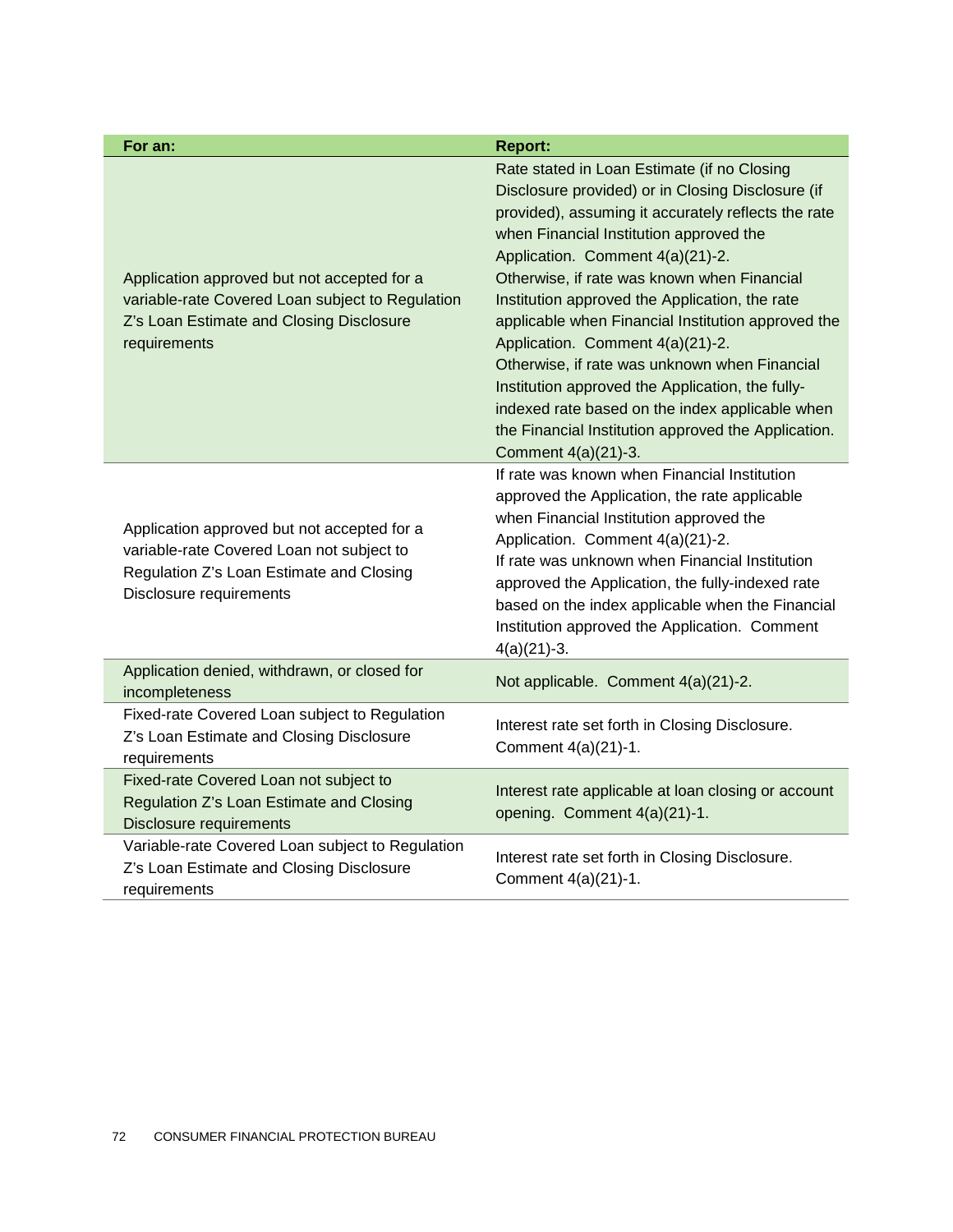| For an: | Report: |
|---|---|
| Application approved but not accepted for a variable-rate Covered Loan subject to Regulation Z's Loan Estimate and Closing Disclosure requirements | Rate stated in Loan Estimate (if no Closing Disclosure provided) or in Closing Disclosure (if provided), assuming it accurately reflects the rate when Financial Institution approved the Application. Comment 4(a)(21)-2. Otherwise, if rate was known when Financial Institution approved the Application, the rate applicable when Financial Institution approved the Application. Comment 4(a)(21)-2. Otherwise, if rate was unknown when Financial Institution approved the Application, the fully-indexed rate based on the index applicable when the Financial Institution approved the Application. Comment 4(a)(21)-3. |
| Application approved but not accepted for a variable-rate Covered Loan not subject to Regulation Z's Loan Estimate and Closing Disclosure requirements | If rate was known when Financial Institution approved the Application, the rate applicable when Financial Institution approved the Application. Comment 4(a)(21)-2. If rate was unknown when Financial Institution approved the Application, the fully-indexed rate based on the index applicable when the Financial Institution approved the Application. Comment 4(a)(21)-3. |
| Application denied, withdrawn, or closed for incompleteness | Not applicable. Comment 4(a)(21)-2. |
| Fixed-rate Covered Loan subject to Regulation Z's Loan Estimate and Closing Disclosure requirements | Interest rate set forth in Closing Disclosure. Comment 4(a)(21)-1. |
| Fixed-rate Covered Loan not subject to Regulation Z's Loan Estimate and Closing Disclosure requirements | Interest rate applicable at loan closing or account opening. Comment 4(a)(21)-1. |
| Variable-rate Covered Loan subject to Regulation Z's Loan Estimate and Closing Disclosure requirements | Interest rate set forth in Closing Disclosure. Comment 4(a)(21)-1. |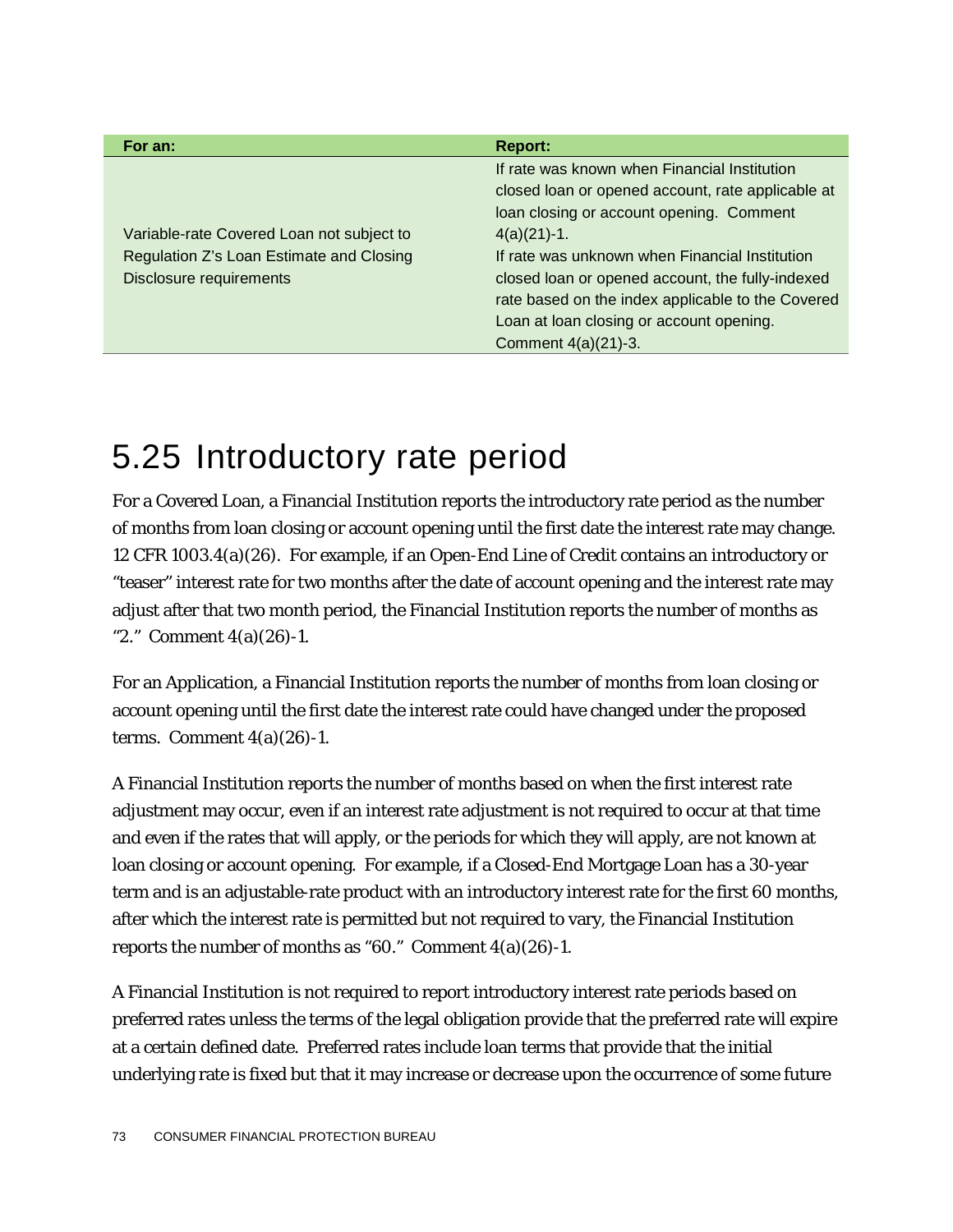| For an: | Report: |
| --- | --- |
| Variable-rate Covered Loan not subject to Regulation Z's Loan Estimate and Closing Disclosure requirements | If rate was known when Financial Institution closed loan or opened account, rate applicable at loan closing or account opening. Comment 4(a)(21)-1. If rate was unknown when Financial Institution closed loan or opened account, the fully-indexed rate based on the index applicable to the Covered Loan at loan closing or account opening. Comment 4(a)(21)-3. |

# 5.25 Introductory rate period

For a Covered Loan, a Financial Institution reports the introductory rate period as the number of months from loan closing or account opening until the first date the interest rate may change. 12 CFR 1003.4(a)(26). For example, if an Open-End Line of Credit contains an introductory or "teaser" interest rate for two months after the date of account opening and the interest rate may adjust after that two month period, the Financial Institution reports the number of months as "2." Comment 4(a)(26)-1.

For an Application, a Financial Institution reports the number of months from loan closing or account opening until the first date the interest rate could have changed under the proposed terms. Comment 4(a)(26)-1.

A Financial Institution reports the number of months based on when the first interest rate adjustment may occur, even if an interest rate adjustment is not required to occur at that time and even if the rates that will apply, or the periods for which they will apply, are not known at loan closing or account opening. For example, if a Closed-End Mortgage Loan has a 30-year term and is an adjustable-rate product with an introductory interest rate for the first 60 months, after which the interest rate is permitted but not required to vary, the Financial Institution reports the number of months as "60." Comment 4(a)(26)-1.

A Financial Institution is not required to report introductory interest rate periods based on preferred rates unless the terms of the legal obligation provide that the preferred rate will expire at a certain defined date. Preferred rates include loan terms that provide that the initial underlying rate is fixed but that it may increase or decrease upon the occurrence of some future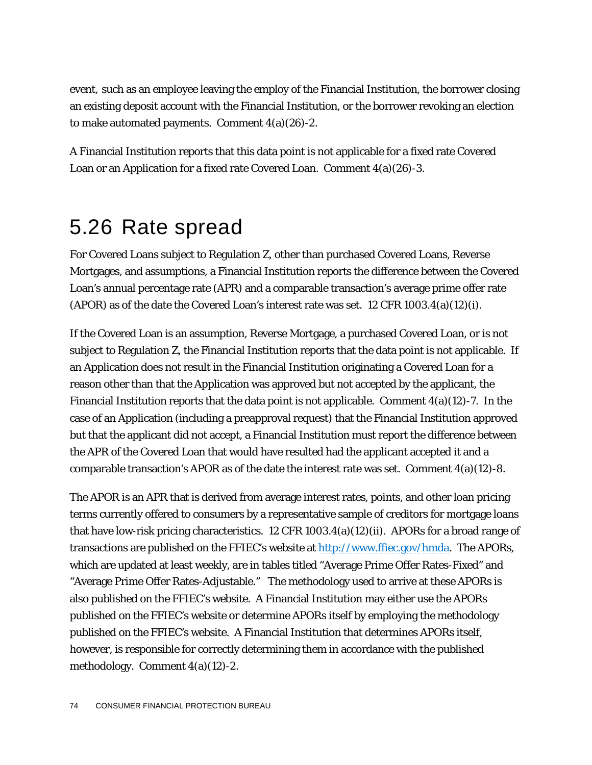event, such as an employee leaving the employ of the Financial Institution, the borrower closing an existing deposit account with the Financial Institution, or the borrower revoking an election to make automated payments. Comment 4(a)(26)-2.

A Financial Institution reports that this data point is not applicable for a fixed rate Covered Loan or an Application for a fixed rate Covered Loan. Comment 4(a)(26)-3.

## 5.26 Rate spread

For Covered Loans subject to Regulation Z, other than purchased Covered Loans, Reverse Mortgages, and assumptions, a Financial Institution reports the difference between the Covered Loan's annual percentage rate (APR) and a comparable transaction's average prime offer rate (APOR) as of the date the Covered Loan's interest rate was set. 12 CFR 1003.4(a)(12)(i).

If the Covered Loan is an assumption, Reverse Mortgage, a purchased Covered Loan, or is not subject to Regulation Z, the Financial Institution reports that the data point is not applicable. If an Application does not result in the Financial Institution originating a Covered Loan for a reason other than that the Application was approved but not accepted by the applicant, the Financial Institution reports that the data point is not applicable. Comment 4(a)(12)-7. In the case of an Application (including a preapproval request) that the Financial Institution approved but that the applicant did not accept, a Financial Institution must report the difference between the APR of the Covered Loan that would have resulted had the applicant accepted it and a comparable transaction's APOR as of the date the interest rate was set. Comment 4(a)(12)-8.

The APOR is an APR that is derived from average interest rates, points, and other loan pricing terms currently offered to consumers by a representative sample of creditors for mortgage loans that have low-risk pricing characteristics. 12 CFR 1003.4(a)(12)(ii). APORs for a broad range of transactions are published on the FFIEC's website at [http://www.ffiec.gov/hmda](http://www.ffiec.gov/hmda). The APORs, which are updated at least weekly, are in tables titled "Average Prime Offer Rates-Fixed" and "Average Prime Offer Rates-Adjustable." The methodology used to arrive at these APORs is also published on the FFIEC's website. A Financial Institution may either use the APORs published on the FFIEC's website or determine APORs itself by employing the methodology published on the FFIEC's website. A Financial Institution that determines APORs itself, however, is responsible for correctly determining them in accordance with the published methodology. Comment 4(a)(12)-2.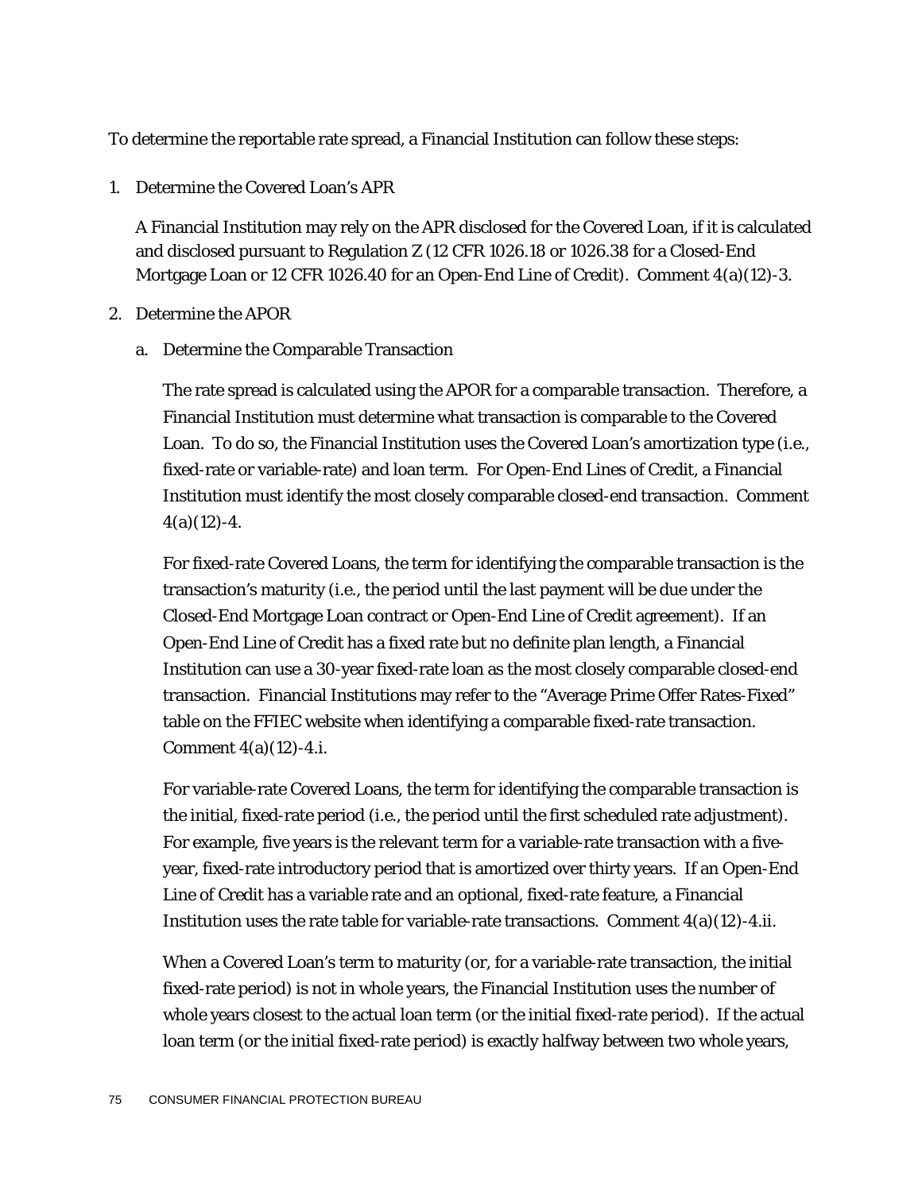To determine the reportable rate spread, a Financial Institution can follow these steps:

1. Determine the Covered Loan's APR

   A Financial Institution may rely on the APR disclosed for the Covered Loan, if it is calculated and disclosed pursuant to Regulation Z (12 CFR 1026.18 or 1026.38 for a Closed-End Mortgage Loan or 12 CFR 1026.40 for an Open-End Line of Credit). Comment 4(a)(12)-3.

2. Determine the APOR

   a. Determine the Comparable Transaction

      The rate spread is calculated using the APOR for a comparable transaction. Therefore, a Financial Institution must determine what transaction is comparable to the Covered Loan. To do so, the Financial Institution uses the Covered Loan's amortization type (i.e., fixed-rate or variable-rate) and loan term. For Open-End Lines of Credit, a Financial Institution must identify the most closely comparable closed-end transaction. Comment 4(a)(12)-4.

      For fixed-rate Covered Loans, the term for identifying the comparable transaction is the transaction's maturity (i.e., the period until the last payment will be due under the Closed-End Mortgage Loan contract or Open-End Line of Credit agreement). If an Open-End Line of Credit has a fixed rate but no definite plan length, a Financial Institution can use a 30-year fixed-rate loan as the most closely comparable closed-end transaction. Financial Institutions may refer to the "Average Prime Offer Rates-Fixed" table on the FFIEC website when identifying a comparable fixed-rate transaction. Comment 4(a)(12)-4.i.

      For variable-rate Covered Loans, the term for identifying the comparable transaction is the initial, fixed-rate period (i.e., the period until the first scheduled rate adjustment). For example, five years is the relevant term for a variable-rate transaction with a five-year, fixed-rate introductory period that is amortized over thirty years. If an Open-End Line of Credit has a variable rate and an optional, fixed-rate feature, a Financial Institution uses the rate table for variable-rate transactions. Comment 4(a)(12)-4.ii.

      When a Covered Loan's term to maturity (or, for a variable-rate transaction, the initial fixed-rate period) is not in whole years, the Financial Institution uses the number of whole years closest to the actual loan term (or the initial fixed-rate period). If the actual loan term (or the initial fixed-rate period) is exactly halfway between two whole years,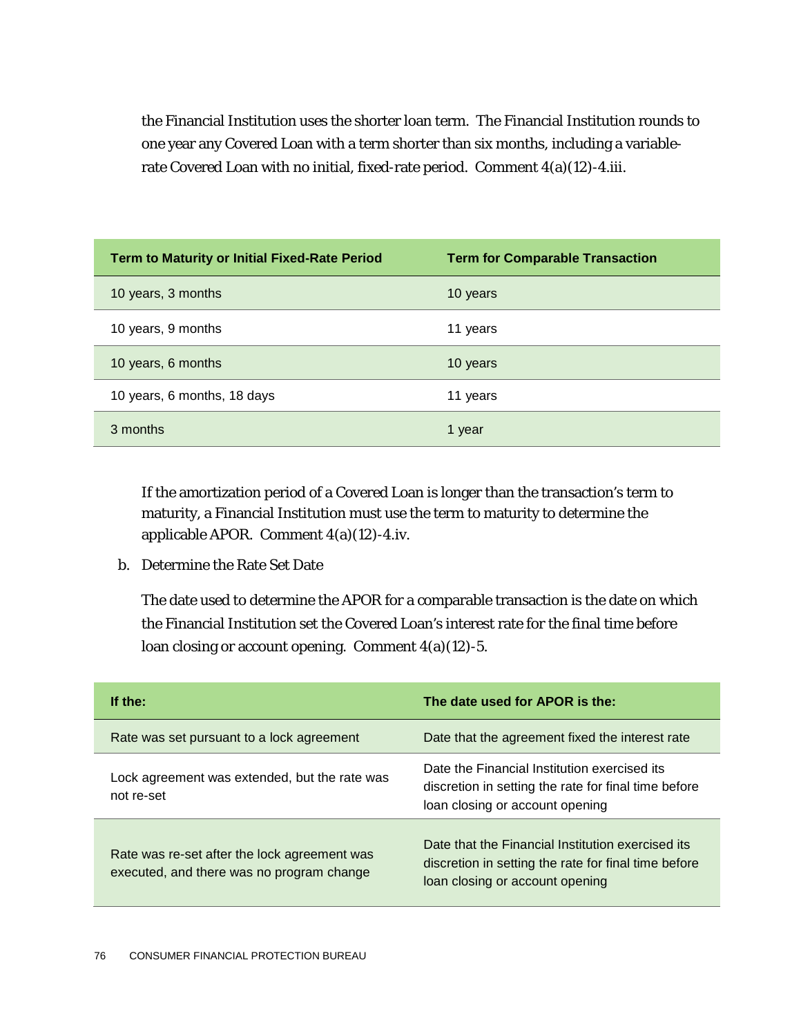the Financial Institution uses the shorter loan term. The Financial Institution rounds to one year any Covered Loan with a term shorter than six months, including a variable-rate Covered Loan with no initial, fixed-rate period. Comment 4(a)(12)-4.iii.

| Term to Maturity or Initial Fixed-Rate Period | Term for Comparable Transaction |
|---|---|
| 10 years, 3 months | 10 years |
| 10 years, 9 months | 11 years |
| 10 years, 6 months | 10 years |
| 10 years, 6 months, 18 days | 11 years |
| 3 months | 1 year |

If the amortization period of a Covered Loan is longer than the transaction's term to maturity, a Financial Institution must use the term to maturity to determine the applicable APOR. Comment 4(a)(12)-4.iv.

b. Determine the Rate Set Date

The date used to determine the APOR for a comparable transaction is the date on which the Financial Institution set the Covered Loan's interest rate for the final time before loan closing or account opening. Comment 4(a)(12)-5.

| If the: | The date used for APOR is the: |
|---|---|
| Rate was set pursuant to a lock agreement | Date that the agreement fixed the interest rate |
| Lock agreement was extended, but the rate was not re-set | Date the Financial Institution exercised its discretion in setting the rate for final time before loan closing or account opening |
| Rate was re-set after the lock agreement was executed, and there was no program change | Date that the Financial Institution exercised its discretion in setting the rate for final time before loan closing or account opening |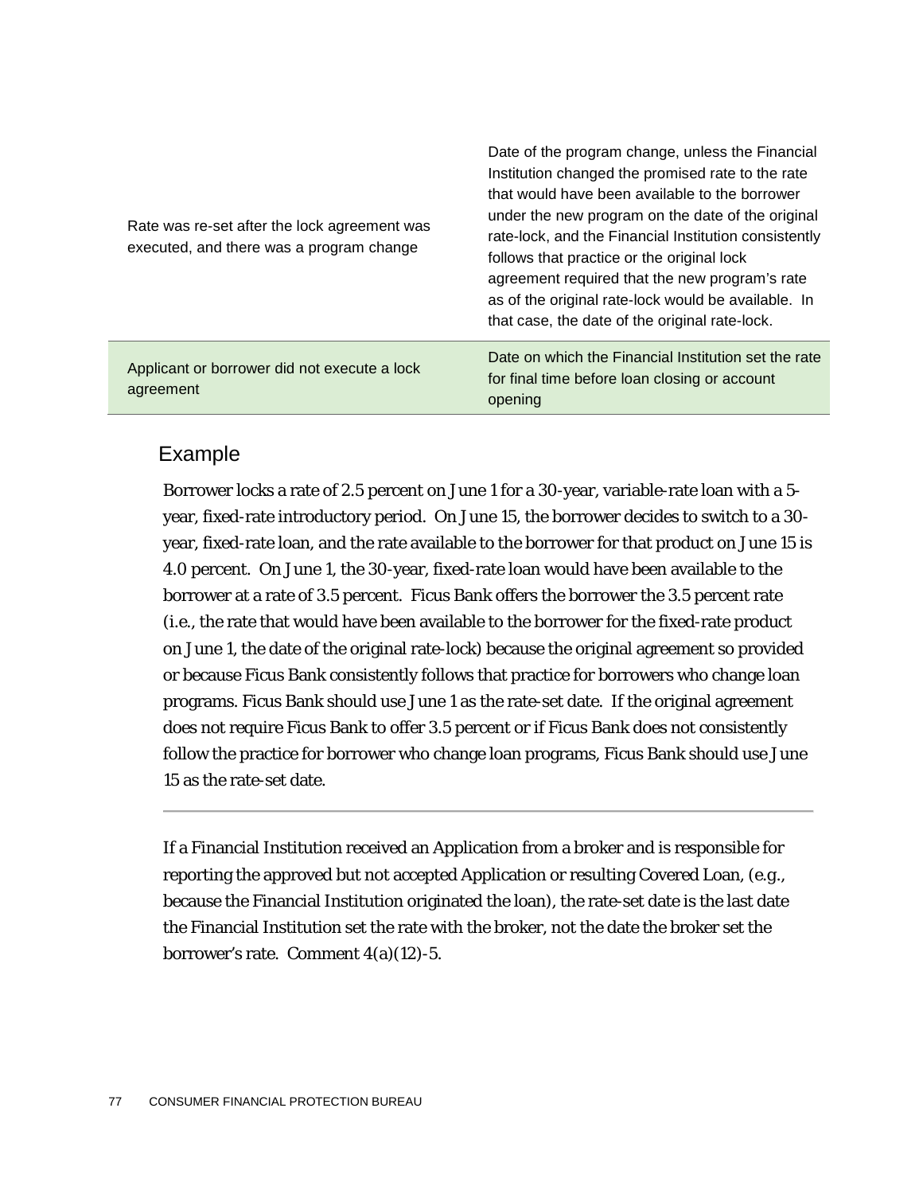| | |
|---|---|
| Rate was re-set after the lock agreement was executed, and there was a program change | Date of the program change, unless the Financial Institution changed the promised rate to the rate that would have been available to the borrower under the new program on the date of the original rate-lock, and the Financial Institution consistently follows that practice or the original lock agreement required that the new program's rate as of the original rate-lock would be available. In that case, the date of the original rate-lock. |
| Applicant or borrower did not execute a lock agreement | Date on which the Financial Institution set the rate for final time before loan closing or account opening |

## Example

Borrower locks a rate of 2.5 percent on June 1 for a 30-year, variable-rate loan with a 5-year, fixed-rate introductory period. On June 15, the borrower decides to switch to a 30-year, fixed-rate loan, and the rate available to the borrower for that product on June 15 is 4.0 percent. On June 1, the 30-year, fixed-rate loan would have been available to the borrower at a rate of 3.5 percent. Ficus Bank offers the borrower the 3.5 percent rate (i.e., the rate that would have been available to the borrower for the fixed-rate product on June 1, the date of the original rate-lock) because the original agreement so provided or because Ficus Bank consistently follows that practice for borrowers who change loan programs. Ficus Bank should use June 1 as the rate-set date. If the original agreement does not require Ficus Bank to offer 3.5 percent or if Ficus Bank does not consistently follow the practice for borrower who change loan programs, Ficus Bank should use June 15 as the rate-set date.

---

If a Financial Institution received an Application from a broker and is responsible for reporting the approved but not accepted Application or resulting Covered Loan, (e.g., because the Financial Institution originated the loan), the rate-set date is the last date the Financial Institution set the rate with the broker, not the date the broker set the borrower's rate. Comment 4(a)(12)-5.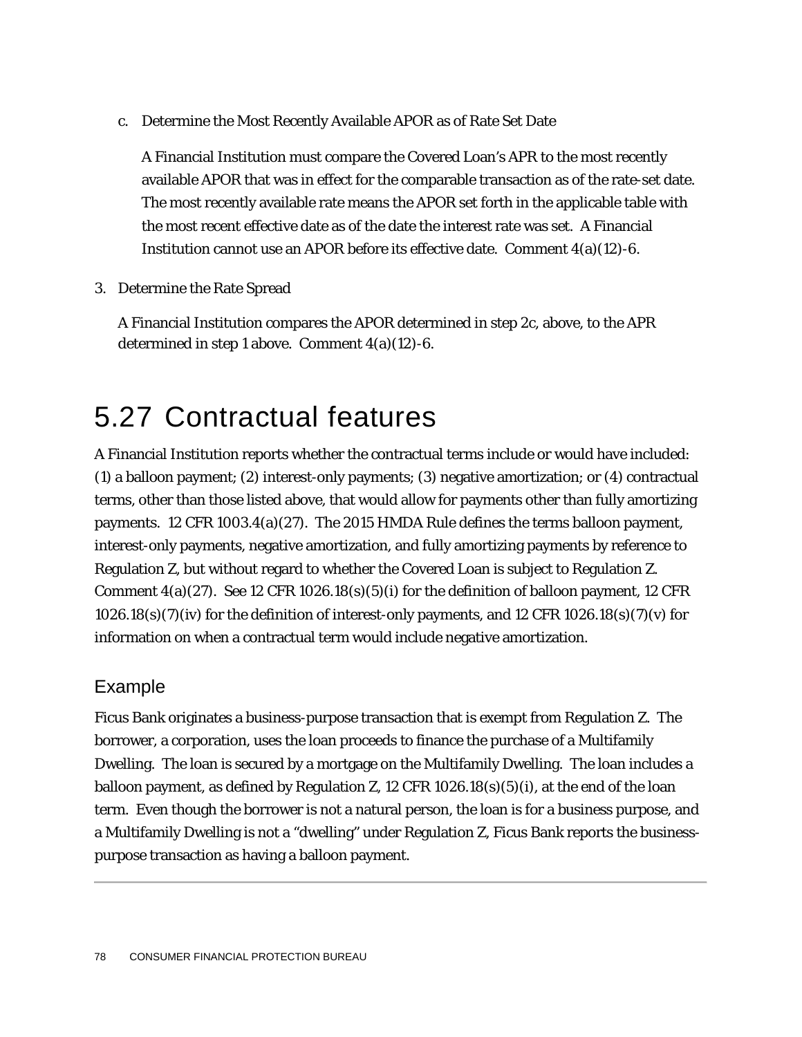c. Determine the Most Recently Available APOR as of Rate Set Date

   A Financial Institution must compare the Covered Loan's APR to the most recently available APOR that was in effect for the comparable transaction as of the rate-set date. The most recently available rate means the APOR set forth in the applicable table with the most recent effective date as of the date the interest rate was set. A Financial Institution cannot use an APOR before its effective date. Comment 4(a)(12)-6.

3. Determine the Rate Spread

   A Financial Institution compares the APOR determined in step 2c, above, to the APR determined in step 1 above. Comment 4(a)(12)-6.

# 5.27 Contractual features

A Financial Institution reports whether the contractual terms include or would have included: (1) a balloon payment; (2) interest-only payments; (3) negative amortization; or (4) contractual terms, other than those listed above, that would allow for payments other than fully amortizing payments. 12 CFR 1003.4(a)(27). The 2015 HMDA Rule defines the terms balloon payment, interest-only payments, negative amortization, and fully amortizing payments by reference to Regulation Z, but without regard to whether the Covered Loan is subject to Regulation Z. Comment 4(a)(27). See 12 CFR 1026.18(s)(5)(i) for the definition of balloon payment, 12 CFR 1026.18(s)(7)(iv) for the definition of interest-only payments, and 12 CFR 1026.18(s)(7)(v) for information on when a contractual term would include negative amortization.

## Example

Ficus Bank originates a business-purpose transaction that is exempt from Regulation Z. The borrower, a corporation, uses the loan proceeds to finance the purchase of a Multifamily Dwelling. The loan is secured by a mortgage on the Multifamily Dwelling. The loan includes a balloon payment, as defined by Regulation Z, 12 CFR 1026.18(s)(5)(i), at the end of the loan term. Even though the borrower is not a natural person, the loan is for a business purpose, and a Multifamily Dwelling is not a "dwelling" under Regulation Z, Ficus Bank reports the business-purpose transaction as having a balloon payment.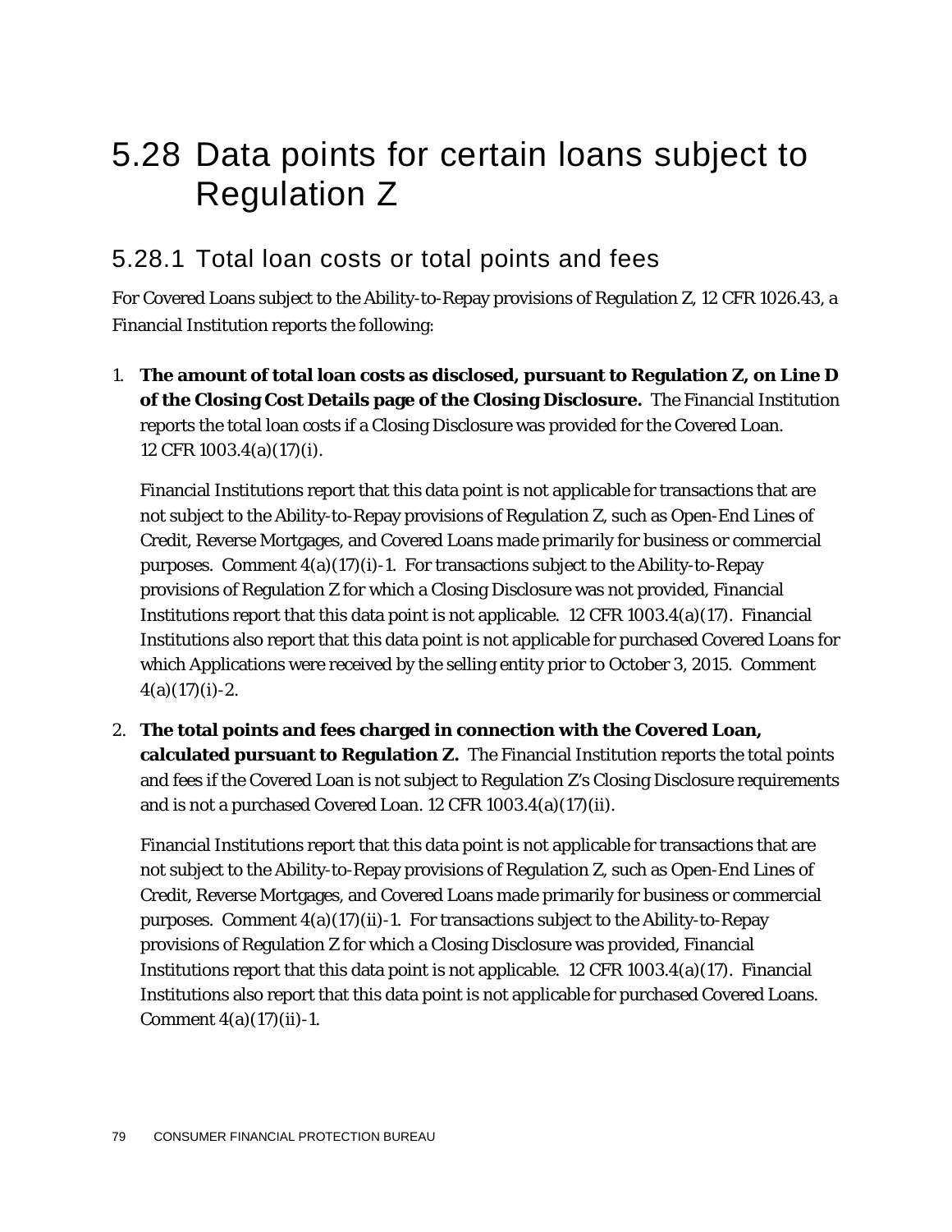# 5.28 Data points for certain loans subject to Regulation Z

## 5.28.1 Total loan costs or total points and fees

For Covered Loans subject to the Ability-to-Repay provisions of Regulation Z, 12 CFR 1026.43, a Financial Institution reports the following:

1. **The amount of total loan costs as disclosed, pursuant to Regulation Z, on Line D of the Closing Cost Details page of the Closing Disclosure.** The Financial Institution reports the total loan costs if a Closing Disclosure was provided for the Covered Loan. 12 CFR 1003.4(a)(17)(i).

   Financial Institutions report that this data point is not applicable for transactions that are not subject to the Ability-to-Repay provisions of Regulation Z, such as Open-End Lines of Credit, Reverse Mortgages, and Covered Loans made primarily for business or commercial purposes. Comment 4(a)(17)(i)-1. For transactions subject to the Ability-to-Repay provisions of Regulation Z for which a Closing Disclosure was not provided, Financial Institutions report that this data point is not applicable. 12 CFR 1003.4(a)(17). Financial Institutions also report that this data point is not applicable for purchased Covered Loans for which Applications were received by the selling entity prior to October 3, 2015. Comment 4(a)(17)(i)-2.

2. **The total points and fees charged in connection with the Covered Loan, calculated pursuant to Regulation Z.** The Financial Institution reports the total points and fees if the Covered Loan is not subject to Regulation Z's Closing Disclosure requirements and is not a purchased Covered Loan. 12 CFR 1003.4(a)(17)(ii).

   Financial Institutions report that this data point is not applicable for transactions that are not subject to the Ability-to-Repay provisions of Regulation Z, such as Open-End Lines of Credit, Reverse Mortgages, and Covered Loans made primarily for business or commercial purposes. Comment 4(a)(17)(ii)-1. For transactions subject to the Ability-to-Repay provisions of Regulation Z for which a Closing Disclosure was provided, Financial Institutions report that this data point is not applicable. 12 CFR 1003.4(a)(17). Financial Institutions also report that this data point is not applicable for purchased Covered Loans. Comment 4(a)(17)(ii)-1.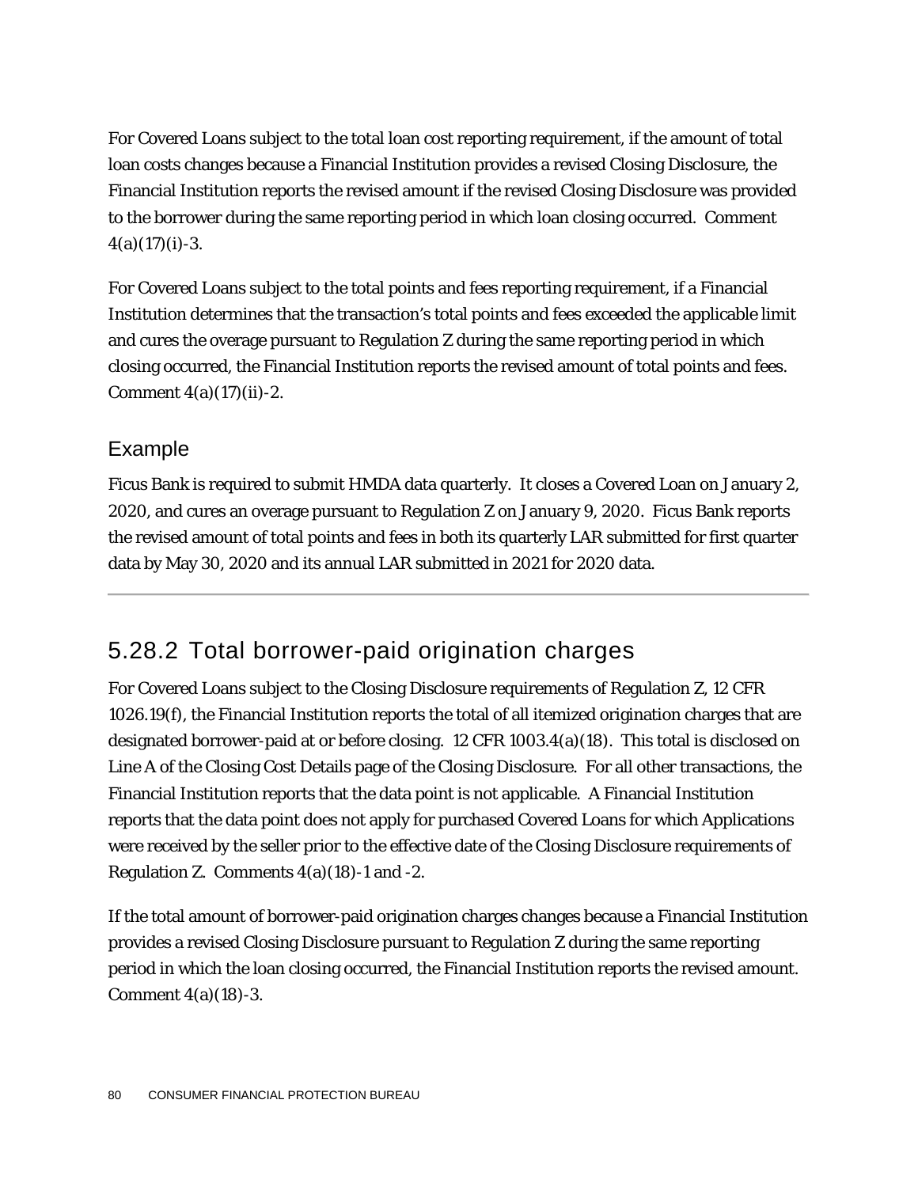For Covered Loans subject to the total loan cost reporting requirement, if the amount of total loan costs changes because a Financial Institution provides a revised Closing Disclosure, the Financial Institution reports the revised amount if the revised Closing Disclosure was provided to the borrower during the same reporting period in which loan closing occurred. Comment 4(a)(17)(i)-3.

For Covered Loans subject to the total points and fees reporting requirement, if a Financial Institution determines that the transaction's total points and fees exceeded the applicable limit and cures the overage pursuant to Regulation Z during the same reporting period in which closing occurred, the Financial Institution reports the revised amount of total points and fees. Comment 4(a)(17)(ii)-2.

### Example

Ficus Bank is required to submit HMDA data quarterly. It closes a Covered Loan on January 2, 2020, and cures an overage pursuant to Regulation Z on January 9, 2020. Ficus Bank reports the revised amount of total points and fees in both its quarterly LAR submitted for first quarter data by May 30, 2020 and its annual LAR submitted in 2021 for 2020 data.

---

## 5.28.2 Total borrower-paid origination charges

For Covered Loans subject to the Closing Disclosure requirements of Regulation Z, 12 CFR 1026.19(f), the Financial Institution reports the total of all itemized origination charges that are designated borrower-paid at or before closing. 12 CFR 1003.4(a)(18). This total is disclosed on Line A of the Closing Cost Details page of the Closing Disclosure. For all other transactions, the Financial Institution reports that the data point is not applicable. A Financial Institution reports that the data point does not apply for purchased Covered Loans for which Applications were received by the seller prior to the effective date of the Closing Disclosure requirements of Regulation Z. Comments 4(a)(18)-1 and -2.

If the total amount of borrower-paid origination charges changes because a Financial Institution provides a revised Closing Disclosure pursuant to Regulation Z during the same reporting period in which the loan closing occurred, the Financial Institution reports the revised amount. Comment 4(a)(18)-3.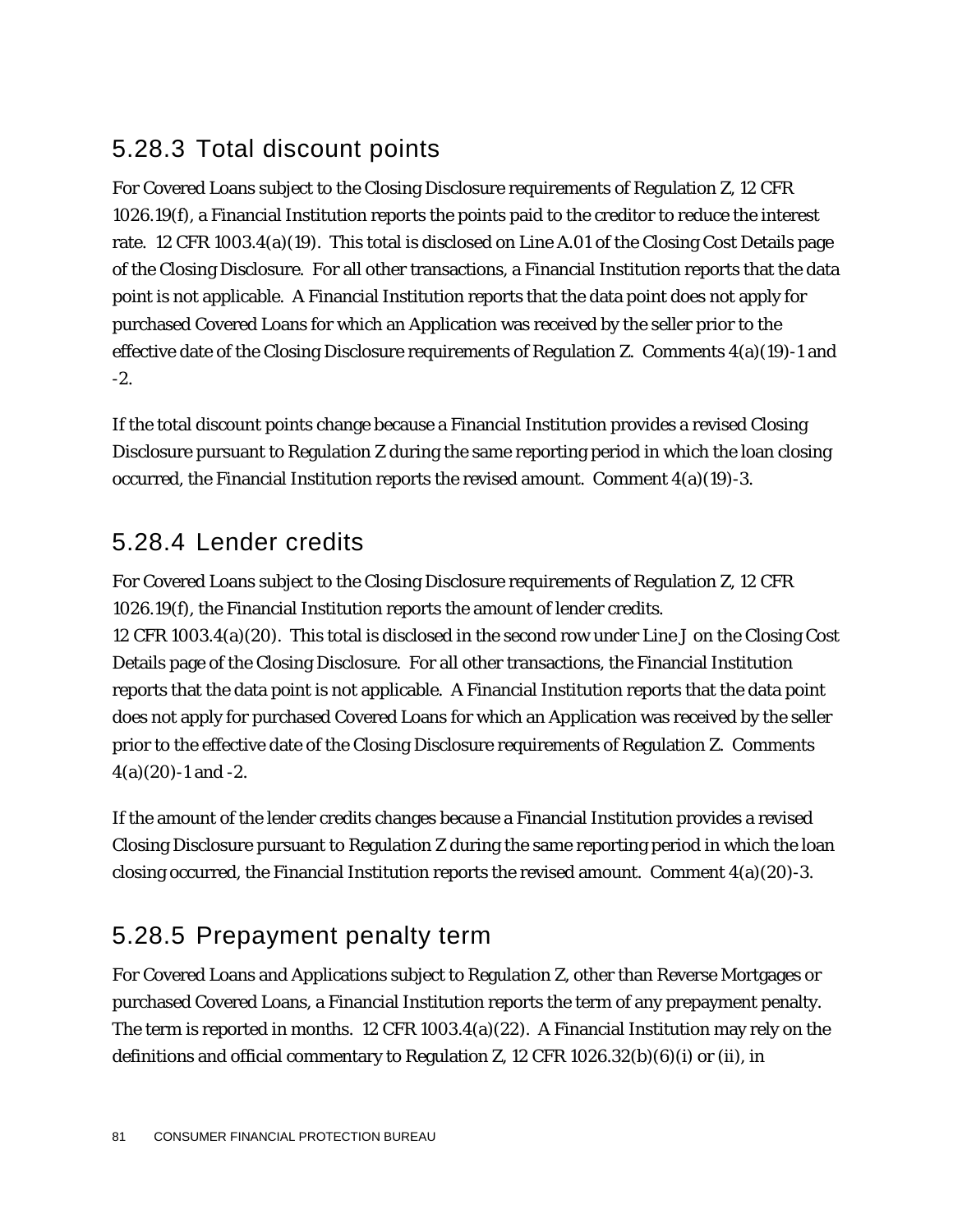### 5.28.3 Total discount points

For Covered Loans subject to the Closing Disclosure requirements of Regulation Z, 12 CFR 1026.19(f), a Financial Institution reports the points paid to the creditor to reduce the interest rate. 12 CFR 1003.4(a)(19). This total is disclosed on Line A.01 of the Closing Cost Details page of the Closing Disclosure. For all other transactions, a Financial Institution reports that the data point is not applicable. A Financial Institution reports that the data point does not apply for purchased Covered Loans for which an Application was received by the seller prior to the effective date of the Closing Disclosure requirements of Regulation Z. Comments 4(a)(19)-1 and -2.

If the total discount points change because a Financial Institution provides a revised Closing Disclosure pursuant to Regulation Z during the same reporting period in which the loan closing occurred, the Financial Institution reports the revised amount. Comment 4(a)(19)-3.

### 5.28.4 Lender credits

For Covered Loans subject to the Closing Disclosure requirements of Regulation Z, 12 CFR 1026.19(f), the Financial Institution reports the amount of lender credits. 12 CFR 1003.4(a)(20). This total is disclosed in the second row under Line J on the Closing Cost Details page of the Closing Disclosure. For all other transactions, the Financial Institution reports that the data point is not applicable. A Financial Institution reports that the data point does not apply for purchased Covered Loans for which an Application was received by the seller prior to the effective date of the Closing Disclosure requirements of Regulation Z. Comments 4(a)(20)-1 and -2.

If the amount of the lender credits changes because a Financial Institution provides a revised Closing Disclosure pursuant to Regulation Z during the same reporting period in which the loan closing occurred, the Financial Institution reports the revised amount. Comment 4(a)(20)-3.

### 5.28.5 Prepayment penalty term

For Covered Loans and Applications subject to Regulation Z, other than Reverse Mortgages or purchased Covered Loans, a Financial Institution reports the term of any prepayment penalty. The term is reported in months. 12 CFR 1003.4(a)(22). A Financial Institution may rely on the definitions and official commentary to Regulation Z, 12 CFR 1026.32(b)(6)(i) or (ii), in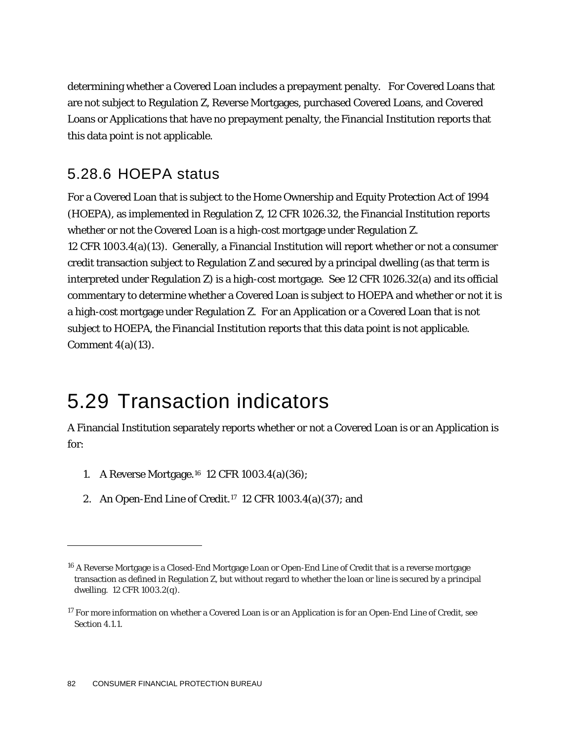determining whether a Covered Loan includes a prepayment penalty. For Covered Loans that are not subject to Regulation Z, Reverse Mortgages, purchased Covered Loans, and Covered Loans or Applications that have no prepayment penalty, the Financial Institution reports that this data point is not applicable.

### 5.28.6 HOEPA status

For a Covered Loan that is subject to the Home Ownership and Equity Protection Act of 1994 (HOEPA), as implemented in Regulation Z, 12 CFR 1026.32, the Financial Institution reports whether or not the Covered Loan is a high-cost mortgage under Regulation Z. 12 CFR 1003.4(a)(13). Generally, a Financial Institution will report whether or not a consumer credit transaction subject to Regulation Z and secured by a principal dwelling (as that term is interpreted under Regulation Z) is a high-cost mortgage. See 12 CFR 1026.32(a) and its official commentary to determine whether a Covered Loan is subject to HOEPA and whether or not it is a high-cost mortgage under Regulation Z. For an Application or a Covered Loan that is not subject to HOEPA, the Financial Institution reports that this data point is not applicable. Comment 4(a)(13).

## 5.29 Transaction indicators

A Financial Institution separately reports whether or not a Covered Loan is or an Application is for:

1. A Reverse Mortgage.[16] 12 CFR 1003.4(a)(36);
2. An Open-End Line of Credit.[17] 12 CFR 1003.4(a)(37); and

---

[16] A Reverse Mortgage is a Closed-End Mortgage Loan or Open-End Line of Credit that is a reverse mortgage transaction as defined in Regulation Z, but without regard to whether the loan or line is secured by a principal dwelling. 12 CFR 1003.2(q).

[17] For more information on whether a Covered Loan is or an Application is for an Open-End Line of Credit, see Section 4.1.1.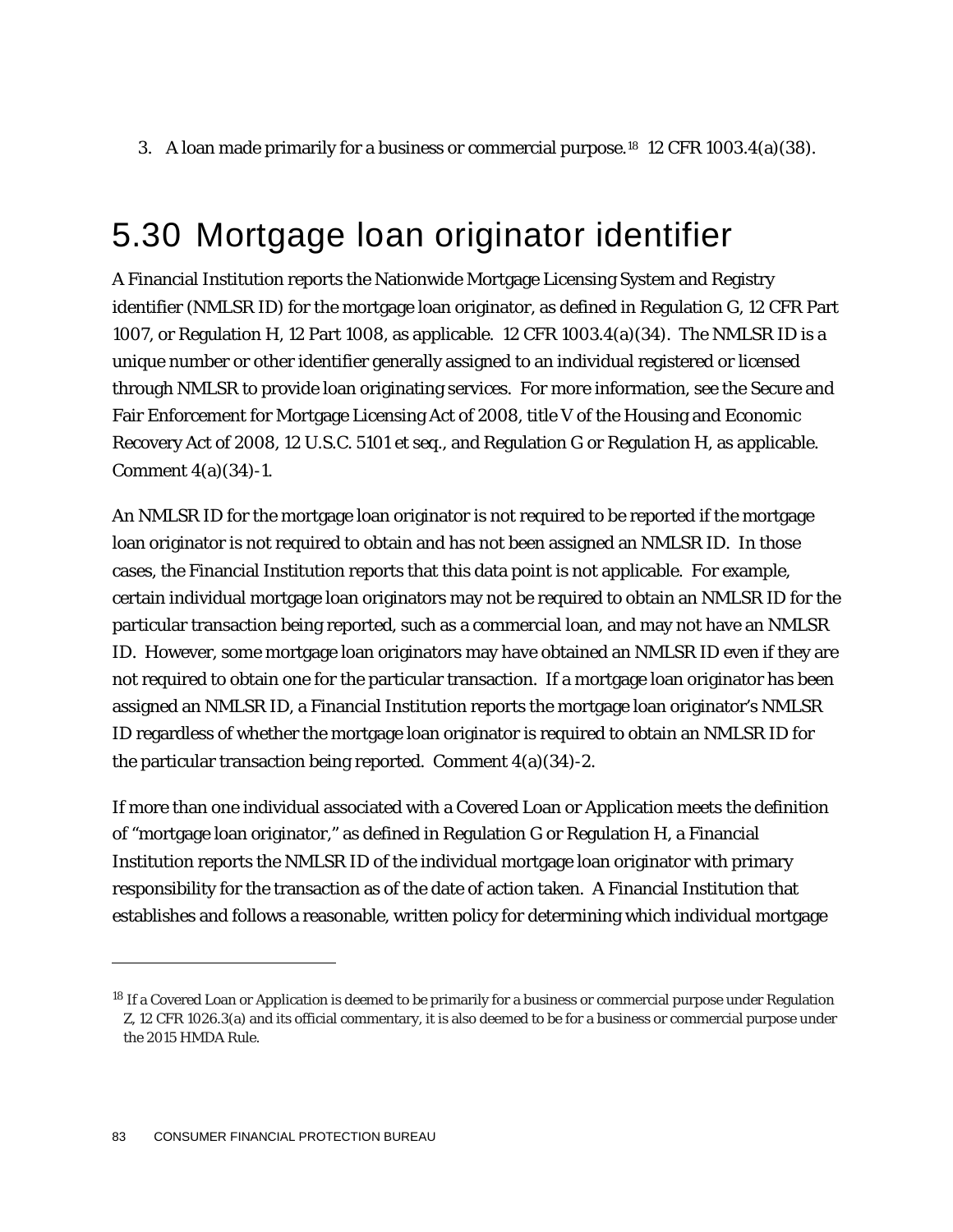3. A loan made primarily for a business or commercial purpose.[18] 12 CFR 1003.4(a)(38).

## 5.30 Mortgage loan originator identifier

A Financial Institution reports the Nationwide Mortgage Licensing System and Registry identifier (NMLSR ID) for the mortgage loan originator, as defined in Regulation G, 12 CFR Part 1007, or Regulation H, 12 Part 1008, as applicable. 12 CFR 1003.4(a)(34). The NMLSR ID is a unique number or other identifier generally assigned to an individual registered or licensed through NMLSR to provide loan originating services. For more information, see the Secure and Fair Enforcement for Mortgage Licensing Act of 2008, title V of the Housing and Economic Recovery Act of 2008, 12 U.S.C. 5101 et seq., and Regulation G or Regulation H, as applicable. Comment 4(a)(34)-1.

An NMLSR ID for the mortgage loan originator is not required to be reported if the mortgage loan originator is not required to obtain and has not been assigned an NMLSR ID. In those cases, the Financial Institution reports that this data point is not applicable. For example, certain individual mortgage loan originators may not be required to obtain an NMLSR ID for the particular transaction being reported, such as a commercial loan, and may not have an NMLSR ID. However, some mortgage loan originators may have obtained an NMLSR ID even if they are not required to obtain one for the particular transaction. If a mortgage loan originator has been assigned an NMLSR ID, a Financial Institution reports the mortgage loan originator's NMLSR ID regardless of whether the mortgage loan originator is required to obtain an NMLSR ID for the particular transaction being reported. Comment 4(a)(34)-2.

If more than one individual associated with a Covered Loan or Application meets the definition of "mortgage loan originator," as defined in Regulation G or Regulation H, a Financial Institution reports the NMLSR ID of the individual mortgage loan originator with primary responsibility for the transaction as of the date of action taken. A Financial Institution that establishes and follows a reasonable, written policy for determining which individual mortgage

---

[18] If a Covered Loan or Application is deemed to be primarily for a business or commercial purpose under Regulation Z, 12 CFR 1026.3(a) and its official commentary, it is also deemed to be for a business or commercial purpose under the 2015 HMDA Rule.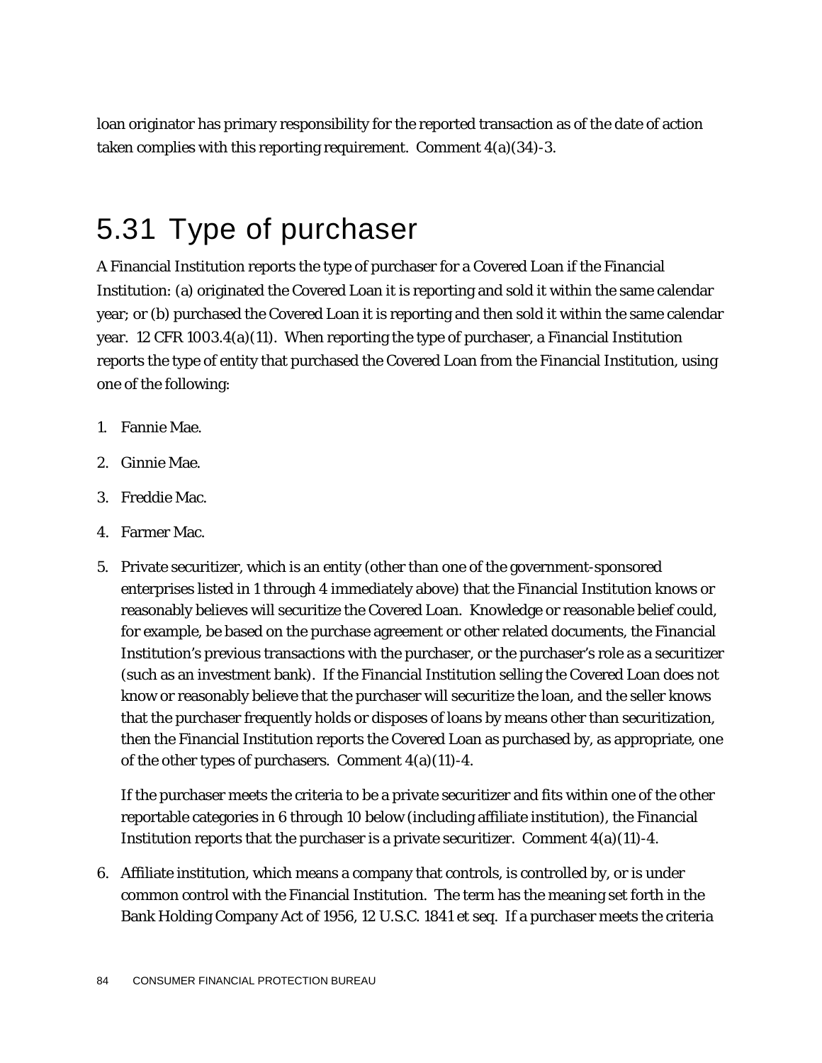loan originator has primary responsibility for the reported transaction as of the date of action taken complies with this reporting requirement. Comment 4(a)(34)-3.

## 5.31 Type of purchaser

A Financial Institution reports the type of purchaser for a Covered Loan if the Financial Institution: (a) originated the Covered Loan it is reporting and sold it within the same calendar year; or (b) purchased the Covered Loan it is reporting and then sold it within the same calendar year. 12 CFR 1003.4(a)(11). When reporting the type of purchaser, a Financial Institution reports the type of entity that purchased the Covered Loan from the Financial Institution, using one of the following:

1. Fannie Mae.
2. Ginnie Mae.
3. Freddie Mac.
4. Farmer Mac.
5. Private securitizer, which is an entity (other than one of the government-sponsored enterprises listed in 1 through 4 immediately above) that the Financial Institution knows or reasonably believes will securitize the Covered Loan. Knowledge or reasonable belief could, for example, be based on the purchase agreement or other related documents, the Financial Institution's previous transactions with the purchaser, or the purchaser's role as a securitizer (such as an investment bank). If the Financial Institution selling the Covered Loan does not know or reasonably believe that the purchaser will securitize the loan, and the seller knows that the purchaser frequently holds or disposes of loans by means other than securitization, then the Financial Institution reports the Covered Loan as purchased by, as appropriate, one of the other types of purchasers. Comment 4(a)(11)-4.

   If the purchaser meets the criteria to be a private securitizer and fits within one of the other reportable categories in 6 through 10 below (including affiliate institution), the Financial Institution reports that the purchaser is a private securitizer. Comment 4(a)(11)-4.

6. Affiliate institution, which means a company that controls, is controlled by, or is under common control with the Financial Institution. The term has the meaning set forth in the Bank Holding Company Act of 1956, 12 U.S.C. 1841 et seq. If a purchaser meets the criteria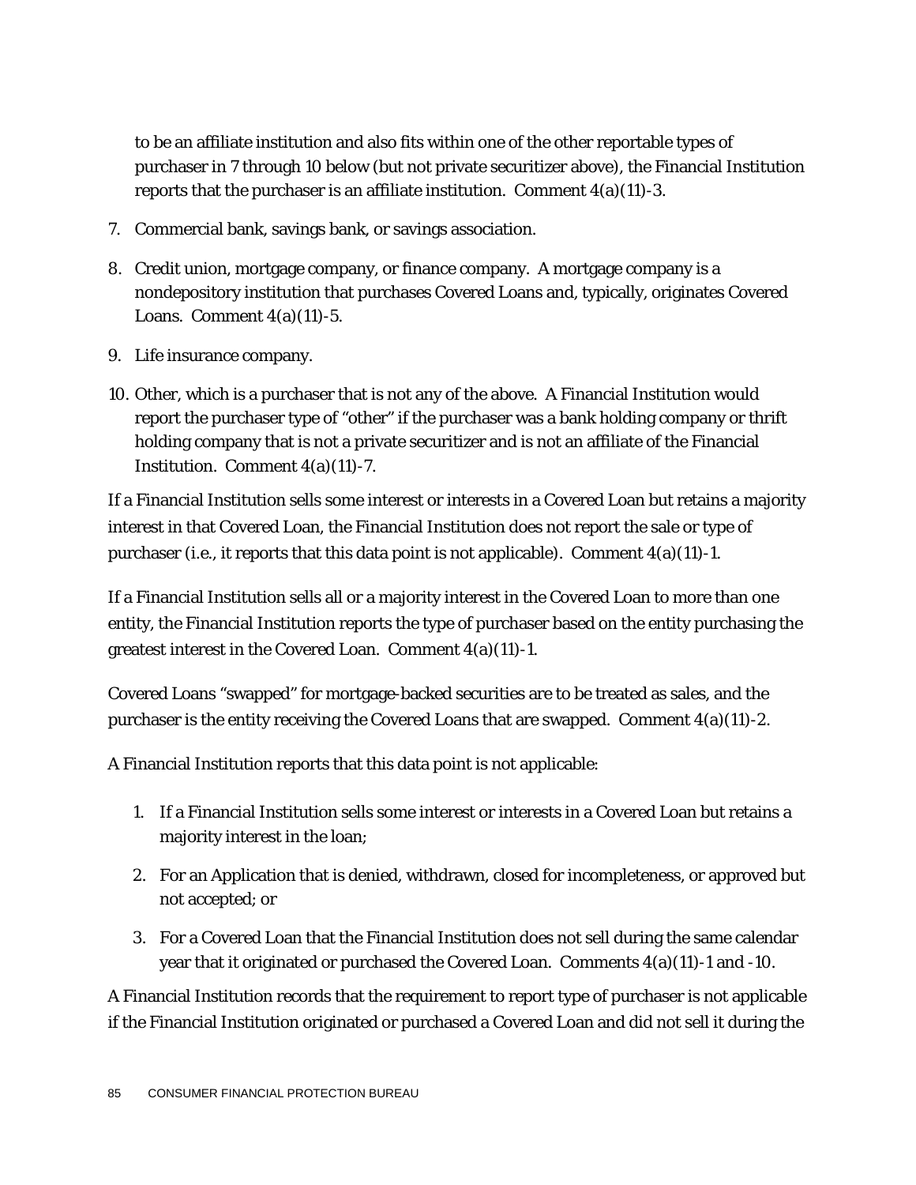to be an affiliate institution and also fits within one of the other reportable types of purchaser in 7 through 10 below (but not private securitizer above), the Financial Institution reports that the purchaser is an affiliate institution. Comment 4(a)(11)-3.

7. Commercial bank, savings bank, or savings association.
8. Credit union, mortgage company, or finance company. A mortgage company is a nondepository institution that purchases Covered Loans and, typically, originates Covered Loans. Comment 4(a)(11)-5.
9. Life insurance company.
10. Other, which is a purchaser that is not any of the above. A Financial Institution would report the purchaser type of "other" if the purchaser was a bank holding company or thrift holding company that is not a private securitizer and is not an affiliate of the Financial Institution. Comment 4(a)(11)-7.

If a Financial Institution sells some interest or interests in a Covered Loan but retains a majority interest in that Covered Loan, the Financial Institution does not report the sale or type of purchaser (i.e., it reports that this data point is not applicable). Comment 4(a)(11)-1.

If a Financial Institution sells all or a majority interest in the Covered Loan to more than one entity, the Financial Institution reports the type of purchaser based on the entity purchasing the greatest interest in the Covered Loan. Comment 4(a)(11)-1.

Covered Loans "swapped" for mortgage-backed securities are to be treated as sales, and the purchaser is the entity receiving the Covered Loans that are swapped. Comment 4(a)(11)-2.

A Financial Institution reports that this data point is not applicable:

1. If a Financial Institution sells some interest or interests in a Covered Loan but retains a majority interest in the loan;
2. For an Application that is denied, withdrawn, closed for incompleteness, or approved but not accepted; or
3. For a Covered Loan that the Financial Institution does not sell during the same calendar year that it originated or purchased the Covered Loan. Comments 4(a)(11)-1 and -10.

A Financial Institution records that the requirement to report type of purchaser is not applicable if the Financial Institution originated or purchased a Covered Loan and did not sell it during the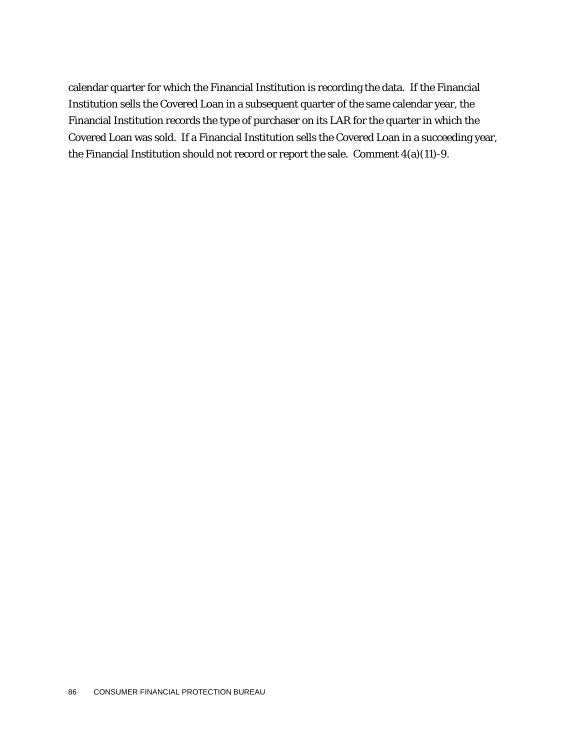calendar quarter for which the Financial Institution is recording the data. If the Financial Institution sells the Covered Loan in a subsequent quarter of the same calendar year, the Financial Institution records the type of purchaser on its LAR for the quarter in which the Covered Loan was sold. If a Financial Institution sells the Covered Loan in a succeeding year, the Financial Institution should not record or report the sale. Comment 4(a)(11)-9.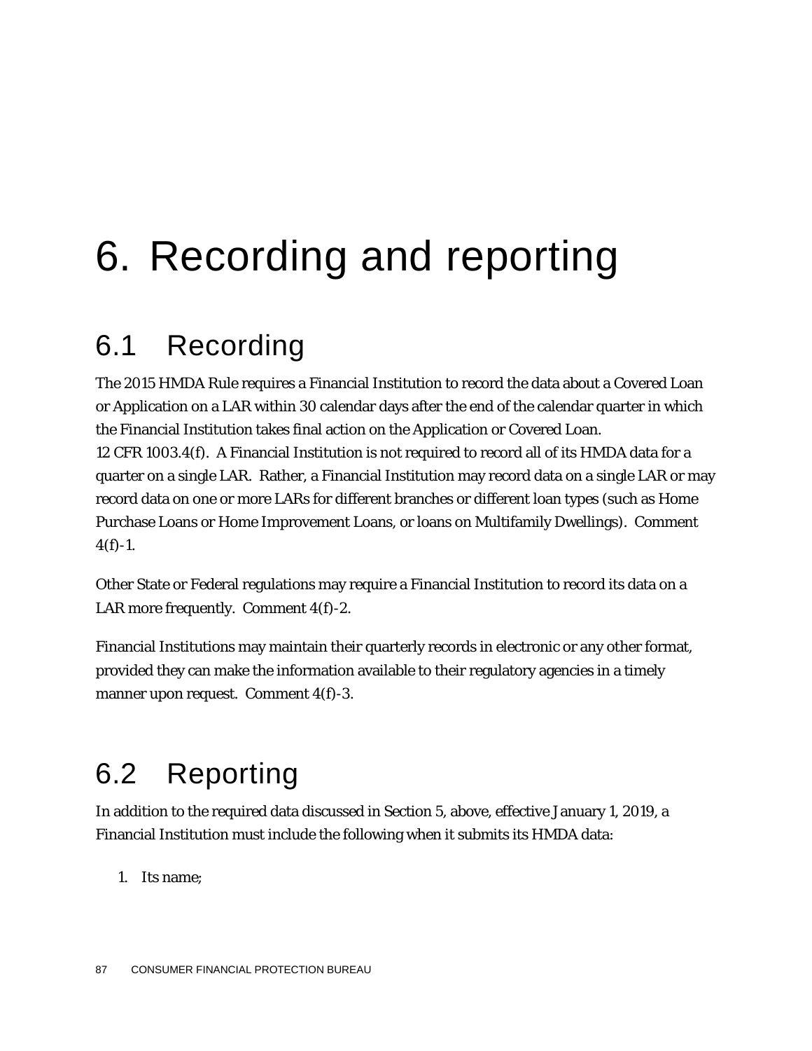# 6. Recording and reporting

## 6.1 Recording

The 2015 HMDA Rule requires a Financial Institution to record the data about a Covered Loan or Application on a LAR within 30 calendar days after the end of the calendar quarter in which the Financial Institution takes final action on the Application or Covered Loan. 12 CFR 1003.4(f). A Financial Institution is not required to record all of its HMDA data for a quarter on a single LAR. Rather, a Financial Institution may record data on a single LAR or may record data on one or more LARs for different branches or different loan types (such as Home Purchase Loans or Home Improvement Loans, or loans on Multifamily Dwellings). Comment 4(f)-1.

Other State or Federal regulations may require a Financial Institution to record its data on a LAR more frequently. Comment 4(f)-2.

Financial Institutions may maintain their quarterly records in electronic or any other format, provided they can make the information available to their regulatory agencies in a timely manner upon request. Comment 4(f)-3.

## 6.2 Reporting

In addition to the required data discussed in Section 5, above, effective January 1, 2019, a Financial Institution must include the following when it submits its HMDA data:

1. Its name;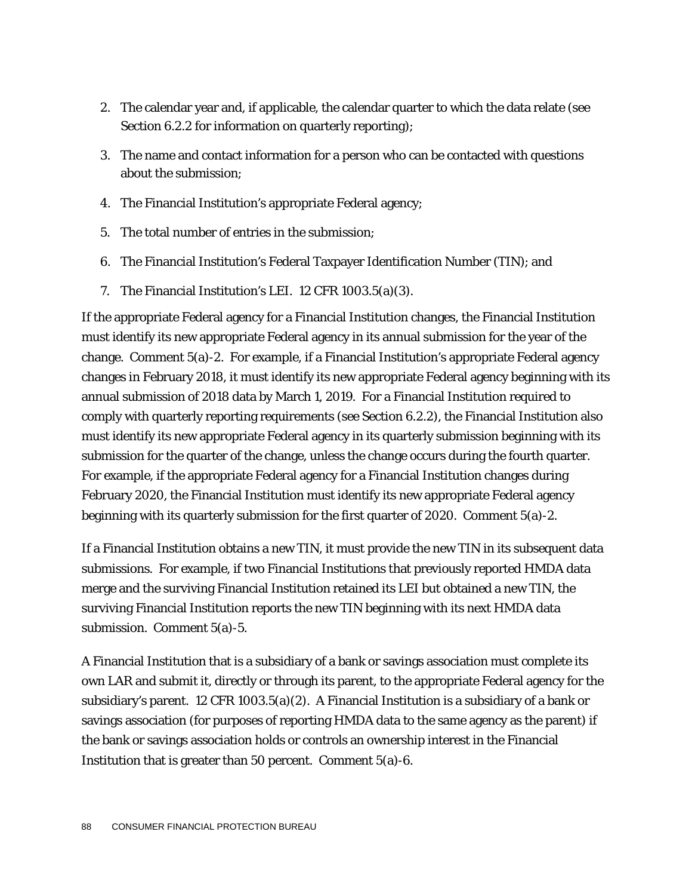2. The calendar year and, if applicable, the calendar quarter to which the data relate (see Section 6.2.2 for information on quarterly reporting);

3. The name and contact information for a person who can be contacted with questions about the submission;

4. The Financial Institution's appropriate Federal agency;

5. The total number of entries in the submission;

6. The Financial Institution's Federal Taxpayer Identification Number (TIN); and

7. The Financial Institution's LEI. 12 CFR 1003.5(a)(3).

If the appropriate Federal agency for a Financial Institution changes, the Financial Institution must identify its new appropriate Federal agency in its annual submission for the year of the change. Comment 5(a)-2. For example, if a Financial Institution's appropriate Federal agency changes in February 2018, it must identify its new appropriate Federal agency beginning with its annual submission of 2018 data by March 1, 2019. For a Financial Institution required to comply with quarterly reporting requirements (see Section 6.2.2), the Financial Institution also must identify its new appropriate Federal agency in its quarterly submission beginning with its submission for the quarter of the change, unless the change occurs during the fourth quarter. For example, if the appropriate Federal agency for a Financial Institution changes during February 2020, the Financial Institution must identify its new appropriate Federal agency beginning with its quarterly submission for the first quarter of 2020. Comment 5(a)-2.

If a Financial Institution obtains a new TIN, it must provide the new TIN in its subsequent data submissions. For example, if two Financial Institutions that previously reported HMDA data merge and the surviving Financial Institution retained its LEI but obtained a new TIN, the surviving Financial Institution reports the new TIN beginning with its next HMDA data submission. Comment 5(a)-5.

A Financial Institution that is a subsidiary of a bank or savings association must complete its own LAR and submit it, directly or through its parent, to the appropriate Federal agency for the subsidiary's parent. 12 CFR 1003.5(a)(2). A Financial Institution is a subsidiary of a bank or savings association (for purposes of reporting HMDA data to the same agency as the parent) if the bank or savings association holds or controls an ownership interest in the Financial Institution that is greater than 50 percent. Comment 5(a)-6.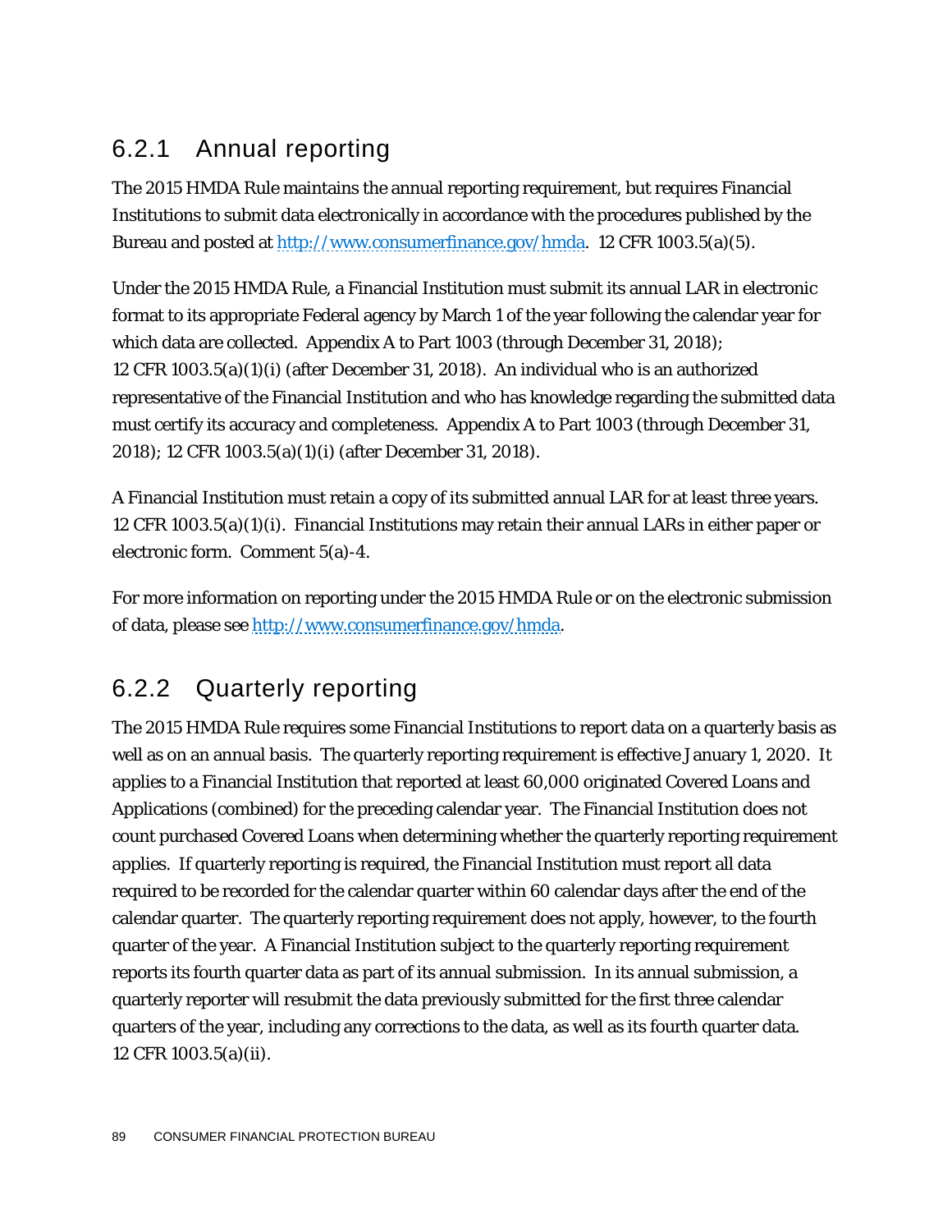### 6.2.1 Annual reporting

The 2015 HMDA Rule maintains the annual reporting requirement, but requires Financial Institutions to submit data electronically in accordance with the procedures published by the Bureau and posted at http://www.consumerfinance.gov/hmda. 12 CFR 1003.5(a)(5).

Under the 2015 HMDA Rule, a Financial Institution must submit its annual LAR in electronic format to its appropriate Federal agency by March 1 of the year following the calendar year for which data are collected. Appendix A to Part 1003 (through December 31, 2018); 12 CFR 1003.5(a)(1)(i) (after December 31, 2018). An individual who is an authorized representative of the Financial Institution and who has knowledge regarding the submitted data must certify its accuracy and completeness. Appendix A to Part 1003 (through December 31, 2018); 12 CFR 1003.5(a)(1)(i) (after December 31, 2018).

A Financial Institution must retain a copy of its submitted annual LAR for at least three years. 12 CFR 1003.5(a)(1)(i). Financial Institutions may retain their annual LARs in either paper or electronic form. Comment 5(a)-4.

For more information on reporting under the 2015 HMDA Rule or on the electronic submission of data, please see http://www.consumerfinance.gov/hmda.

### 6.2.2 Quarterly reporting

The 2015 HMDA Rule requires some Financial Institutions to report data on a quarterly basis as well as on an annual basis. The quarterly reporting requirement is effective January 1, 2020. It applies to a Financial Institution that reported at least 60,000 originated Covered Loans and Applications (combined) for the preceding calendar year. The Financial Institution does not count purchased Covered Loans when determining whether the quarterly reporting requirement applies. If quarterly reporting is required, the Financial Institution must report all data required to be recorded for the calendar quarter within 60 calendar days after the end of the calendar quarter. The quarterly reporting requirement does not apply, however, to the fourth quarter of the year. A Financial Institution subject to the quarterly reporting requirement reports its fourth quarter data as part of its annual submission. In its annual submission, a quarterly reporter will resubmit the data previously submitted for the first three calendar quarters of the year, including any corrections to the data, as well as its fourth quarter data. 12 CFR 1003.5(a)(ii).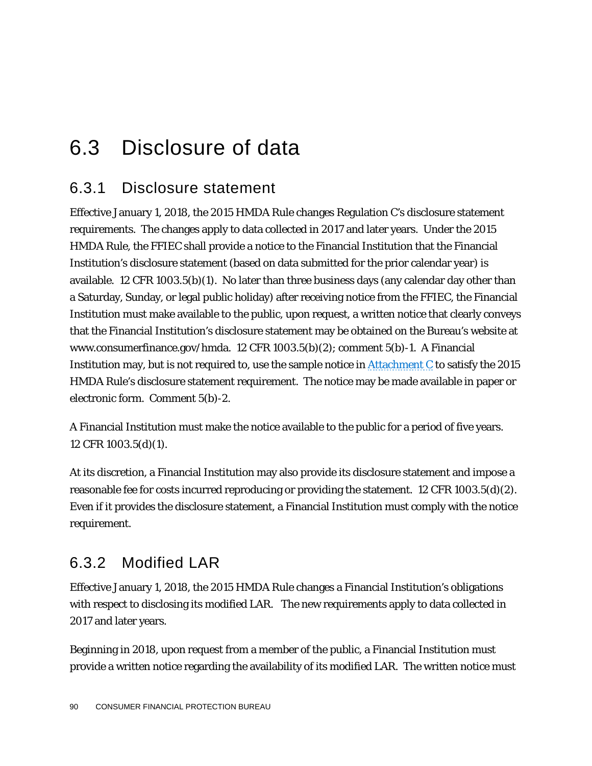# 6.3 Disclosure of data

## 6.3.1 Disclosure statement

Effective January 1, 2018, the 2015 HMDA Rule changes Regulation C's disclosure statement requirements. The changes apply to data collected in 2017 and later years. Under the 2015 HMDA Rule, the FFIEC shall provide a notice to the Financial Institution that the Financial Institution's disclosure statement (based on data submitted for the prior calendar year) is available. 12 CFR 1003.5(b)(1). No later than three business days (any calendar day other than a Saturday, Sunday, or legal public holiday) after receiving notice from the FFIEC, the Financial Institution must make available to the public, upon request, a written notice that clearly conveys that the Financial Institution's disclosure statement may be obtained on the Bureau's website at www.consumerfinance.gov/hmda. 12 CFR 1003.5(b)(2); comment 5(b)-1. A Financial Institution may, but is not required to, use the sample notice in Attachment C to satisfy the 2015 HMDA Rule's disclosure statement requirement. The notice may be made available in paper or electronic form. Comment 5(b)-2.

A Financial Institution must make the notice available to the public for a period of five years. 12 CFR 1003.5(d)(1).

At its discretion, a Financial Institution may also provide its disclosure statement and impose a reasonable fee for costs incurred reproducing or providing the statement. 12 CFR 1003.5(d)(2). Even if it provides the disclosure statement, a Financial Institution must comply with the notice requirement.

## 6.3.2 Modified LAR

Effective January 1, 2018, the 2015 HMDA Rule changes a Financial Institution's obligations with respect to disclosing its modified LAR. The new requirements apply to data collected in 2017 and later years.

Beginning in 2018, upon request from a member of the public, a Financial Institution must provide a written notice regarding the availability of its modified LAR. The written notice must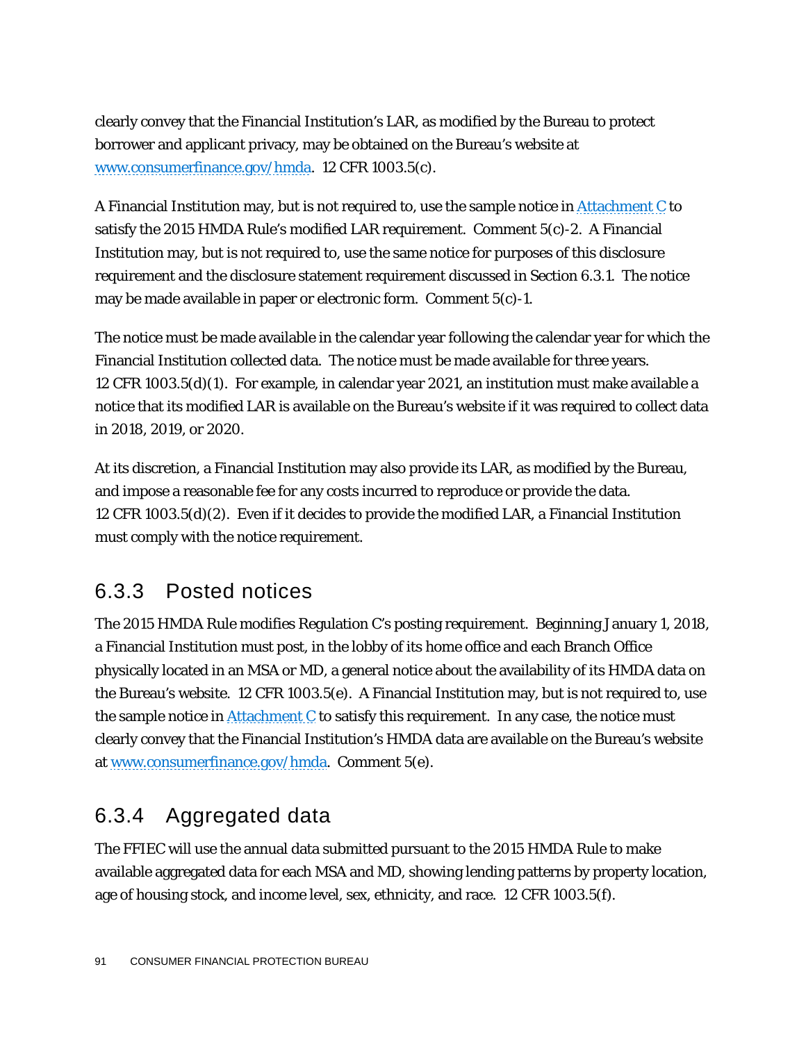clearly convey that the Financial Institution's LAR, as modified by the Bureau to protect borrower and applicant privacy, may be obtained on the Bureau's website at [www.consumerfinance.gov/hmda](www.consumerfinance.gov/hmda). 12 CFR 1003.5(c).

A Financial Institution may, but is not required to, use the sample notice in [Attachment C](#) to satisfy the 2015 HMDA Rule's modified LAR requirement. Comment 5(c)-2. A Financial Institution may, but is not required to, use the same notice for purposes of this disclosure requirement and the disclosure statement requirement discussed in Section 6.3.1. The notice may be made available in paper or electronic form. Comment 5(c)-1.

The notice must be made available in the calendar year following the calendar year for which the Financial Institution collected data. The notice must be made available for three years. 12 CFR 1003.5(d)(1). For example, in calendar year 2021, an institution must make available a notice that its modified LAR is available on the Bureau's website if it was required to collect data in 2018, 2019, or 2020.

At its discretion, a Financial Institution may also provide its LAR, as modified by the Bureau, and impose a reasonable fee for any costs incurred to reproduce or provide the data. 12 CFR 1003.5(d)(2). Even if it decides to provide the modified LAR, a Financial Institution must comply with the notice requirement.

### 6.3.3 Posted notices

The 2015 HMDA Rule modifies Regulation C's posting requirement. Beginning January 1, 2018, a Financial Institution must post, in the lobby of its home office and each Branch Office physically located in an MSA or MD, a general notice about the availability of its HMDA data on the Bureau's website. 12 CFR 1003.5(e). A Financial Institution may, but is not required to, use the sample notice in [Attachment C](#) to satisfy this requirement. In any case, the notice must clearly convey that the Financial Institution's HMDA data are available on the Bureau's website at [www.consumerfinance.gov/hmda](www.consumerfinance.gov/hmda). Comment 5(e).

### 6.3.4 Aggregated data

The FFIEC will use the annual data submitted pursuant to the 2015 HMDA Rule to make available aggregated data for each MSA and MD, showing lending patterns by property location, age of housing stock, and income level, sex, ethnicity, and race. 12 CFR 1003.5(f).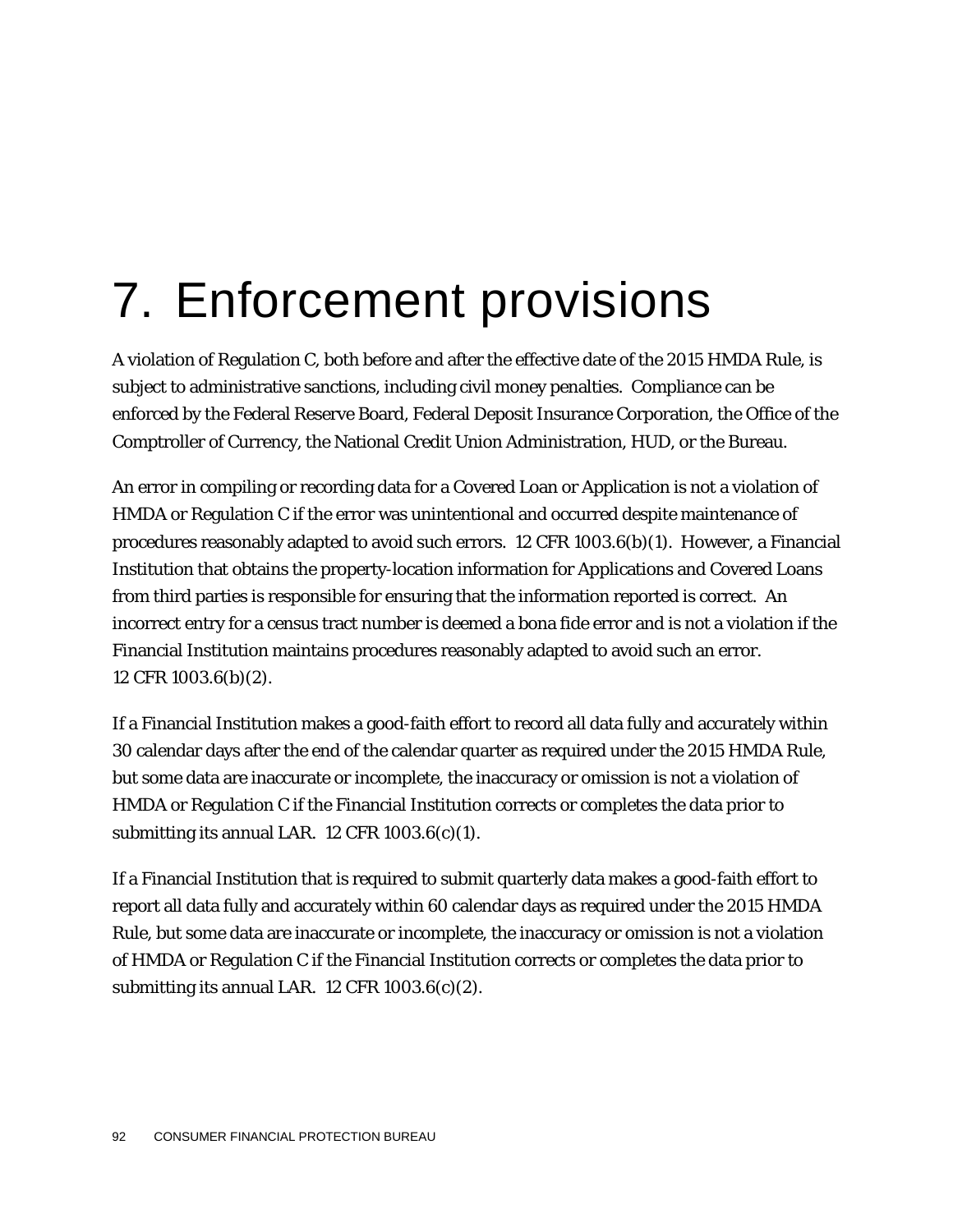# 7. Enforcement provisions

A violation of Regulation C, both before and after the effective date of the 2015 HMDA Rule, is subject to administrative sanctions, including civil money penalties. Compliance can be enforced by the Federal Reserve Board, Federal Deposit Insurance Corporation, the Office of the Comptroller of Currency, the National Credit Union Administration, HUD, or the Bureau.

An error in compiling or recording data for a Covered Loan or Application is not a violation of HMDA or Regulation C if the error was unintentional and occurred despite maintenance of procedures reasonably adapted to avoid such errors. 12 CFR 1003.6(b)(1). However, a Financial Institution that obtains the property-location information for Applications and Covered Loans from third parties is responsible for ensuring that the information reported is correct. An incorrect entry for a census tract number is deemed a bona fide error and is not a violation if the Financial Institution maintains procedures reasonably adapted to avoid such an error. 12 CFR 1003.6(b)(2).

If a Financial Institution makes a good-faith effort to record all data fully and accurately within 30 calendar days after the end of the calendar quarter as required under the 2015 HMDA Rule, but some data are inaccurate or incomplete, the inaccuracy or omission is not a violation of HMDA or Regulation C if the Financial Institution corrects or completes the data prior to submitting its annual LAR. 12 CFR 1003.6(c)(1).

If a Financial Institution that is required to submit quarterly data makes a good-faith effort to report all data fully and accurately within 60 calendar days as required under the 2015 HMDA Rule, but some data are inaccurate or incomplete, the inaccuracy or omission is not a violation of HMDA or Regulation C if the Financial Institution corrects or completes the data prior to submitting its annual LAR. 12 CFR 1003.6(c)(2).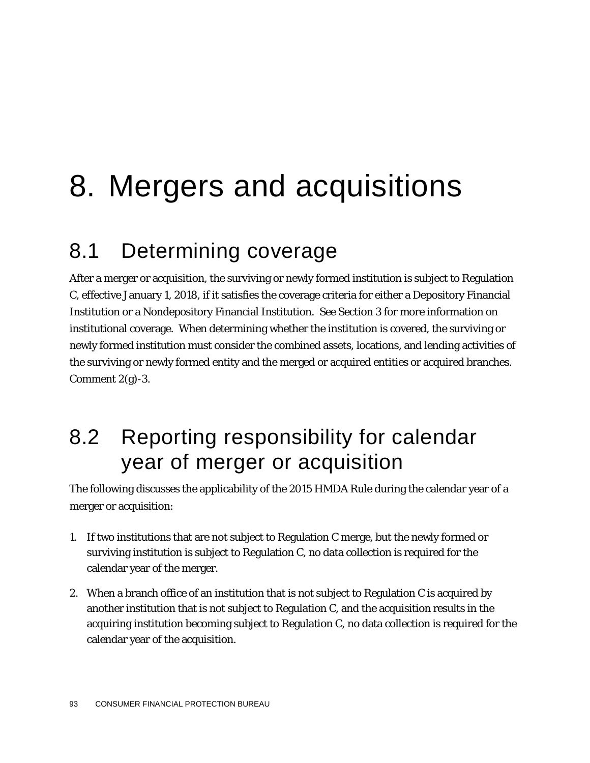# 8. Mergers and acquisitions

## 8.1 Determining coverage

After a merger or acquisition, the surviving or newly formed institution is subject to Regulation C, effective January 1, 2018, if it satisfies the coverage criteria for either a Depository Financial Institution or a Nondepository Financial Institution. See Section 3 for more information on institutional coverage. When determining whether the institution is covered, the surviving or newly formed institution must consider the combined assets, locations, and lending activities of the surviving or newly formed entity and the merged or acquired entities or acquired branches. Comment 2(g)-3.

## 8.2 Reporting responsibility for calendar year of merger or acquisition

The following discusses the applicability of the 2015 HMDA Rule during the calendar year of a merger or acquisition:

1. If two institutions that are not subject to Regulation C merge, but the newly formed or surviving institution is subject to Regulation C, no data collection is required for the calendar year of the merger.

2. When a branch office of an institution that is not subject to Regulation C is acquired by another institution that is not subject to Regulation C, and the acquisition results in the acquiring institution becoming subject to Regulation C, no data collection is required for the calendar year of the acquisition.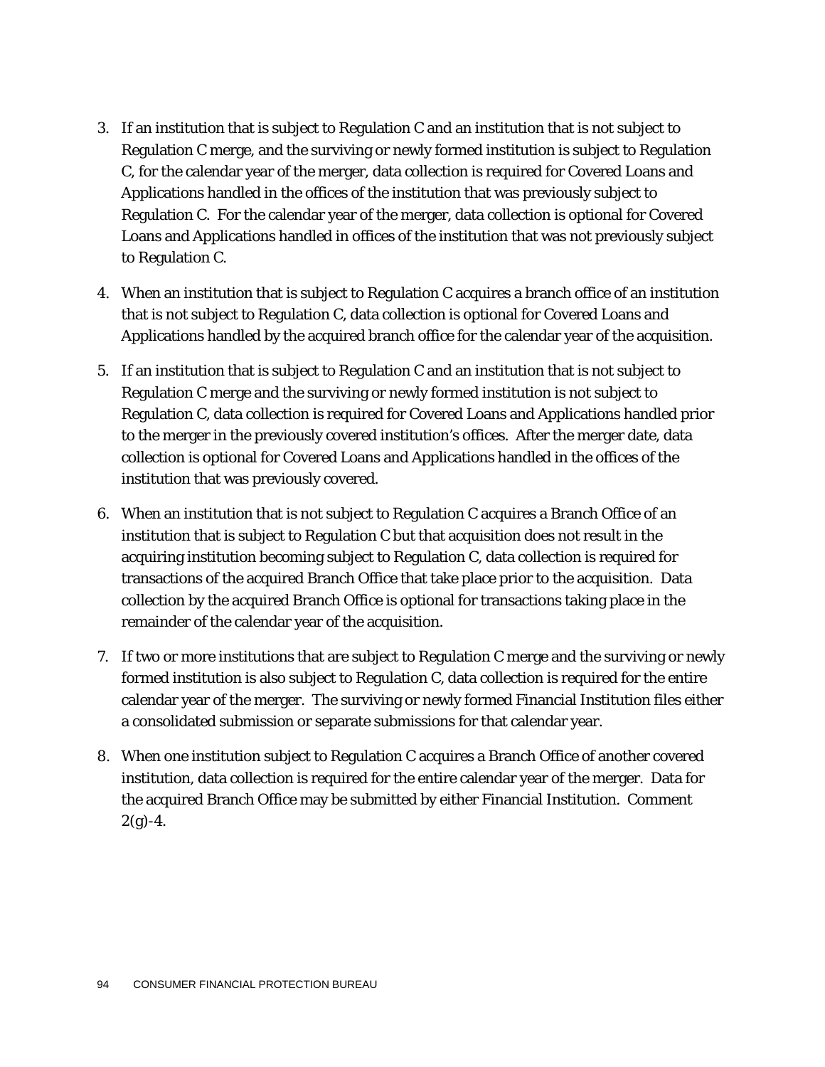3. If an institution that is subject to Regulation C and an institution that is not subject to Regulation C merge, and the surviving or newly formed institution is subject to Regulation C, for the calendar year of the merger, data collection is required for Covered Loans and Applications handled in the offices of the institution that was previously subject to Regulation C. For the calendar year of the merger, data collection is optional for Covered Loans and Applications handled in offices of the institution that was not previously subject to Regulation C.

4. When an institution that is subject to Regulation C acquires a branch office of an institution that is not subject to Regulation C, data collection is optional for Covered Loans and Applications handled by the acquired branch office for the calendar year of the acquisition.

5. If an institution that is subject to Regulation C and an institution that is not subject to Regulation C merge and the surviving or newly formed institution is not subject to Regulation C, data collection is required for Covered Loans and Applications handled prior to the merger in the previously covered institution's offices. After the merger date, data collection is optional for Covered Loans and Applications handled in the offices of the institution that was previously covered.

6. When an institution that is not subject to Regulation C acquires a Branch Office of an institution that is subject to Regulation C but that acquisition does not result in the acquiring institution becoming subject to Regulation C, data collection is required for transactions of the acquired Branch Office that take place prior to the acquisition. Data collection by the acquired Branch Office is optional for transactions taking place in the remainder of the calendar year of the acquisition.

7. If two or more institutions that are subject to Regulation C merge and the surviving or newly formed institution is also subject to Regulation C, data collection is required for the entire calendar year of the merger. The surviving or newly formed Financial Institution files either a consolidated submission or separate submissions for that calendar year.

8. When one institution subject to Regulation C acquires a Branch Office of another covered institution, data collection is required for the entire calendar year of the merger. Data for the acquired Branch Office may be submitted by either Financial Institution. Comment 2(g)-4.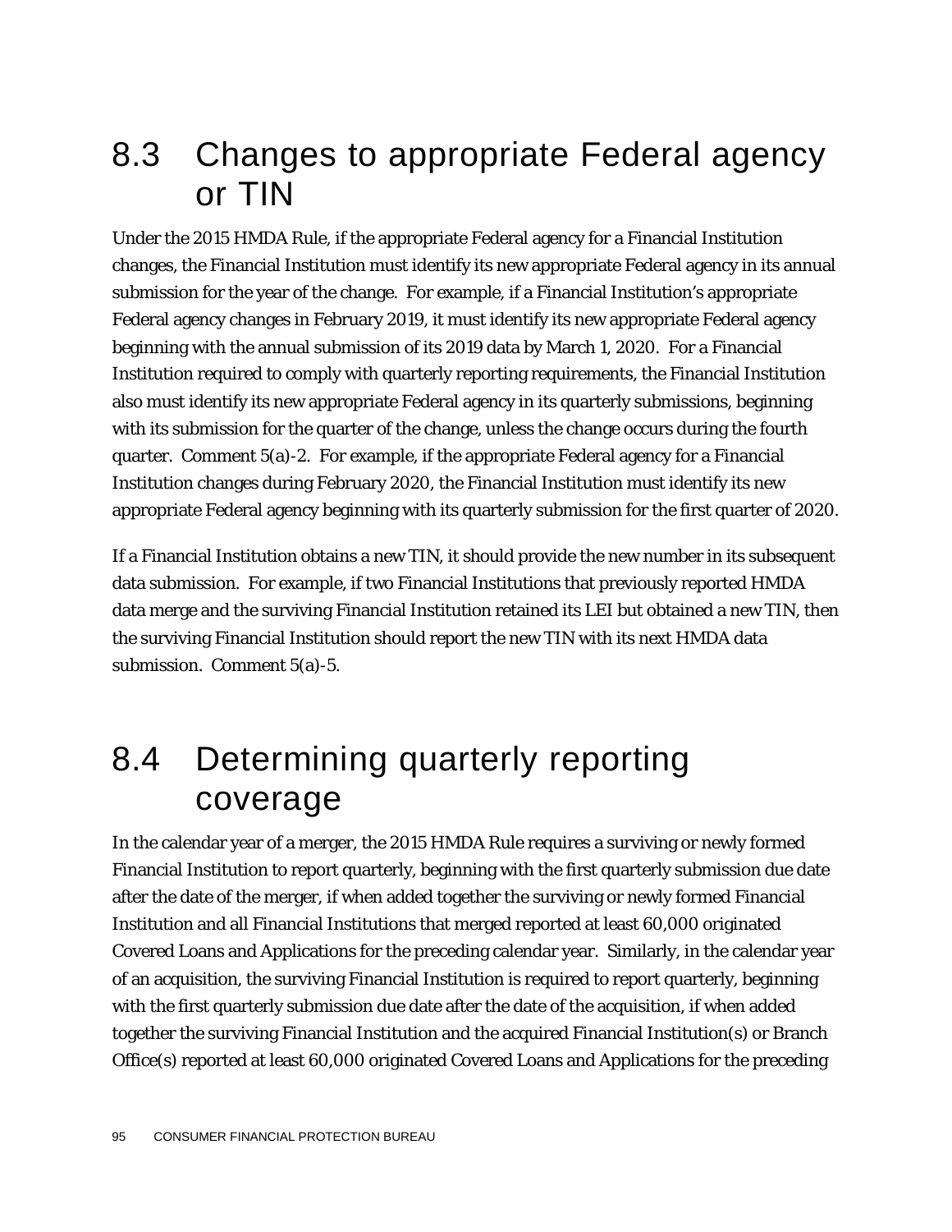## 8.3 Changes to appropriate Federal agency or TIN

Under the 2015 HMDA Rule, if the appropriate Federal agency for a Financial Institution changes, the Financial Institution must identify its new appropriate Federal agency in its annual submission for the year of the change. For example, if a Financial Institution's appropriate Federal agency changes in February 2019, it must identify its new appropriate Federal agency beginning with the annual submission of its 2019 data by March 1, 2020. For a Financial Institution required to comply with quarterly reporting requirements, the Financial Institution also must identify its new appropriate Federal agency in its quarterly submissions, beginning with its submission for the quarter of the change, unless the change occurs during the fourth quarter. Comment 5(a)-2. For example, if the appropriate Federal agency for a Financial Institution changes during February 2020, the Financial Institution must identify its new appropriate Federal agency beginning with its quarterly submission for the first quarter of 2020.

If a Financial Institution obtains a new TIN, it should provide the new number in its subsequent data submission. For example, if two Financial Institutions that previously reported HMDA data merge and the surviving Financial Institution retained its LEI but obtained a new TIN, then the surviving Financial Institution should report the new TIN with its next HMDA data submission. Comment 5(a)-5.

## 8.4 Determining quarterly reporting coverage

In the calendar year of a merger, the 2015 HMDA Rule requires a surviving or newly formed Financial Institution to report quarterly, beginning with the first quarterly submission due date after the date of the merger, if when added together the surviving or newly formed Financial Institution and all Financial Institutions that merged reported at least 60,000 originated Covered Loans and Applications for the preceding calendar year. Similarly, in the calendar year of an acquisition, the surviving Financial Institution is required to report quarterly, beginning with the first quarterly submission due date after the date of the acquisition, if when added together the surviving Financial Institution and the acquired Financial Institution(s) or Branch Office(s) reported at least 60,000 originated Covered Loans and Applications for the preceding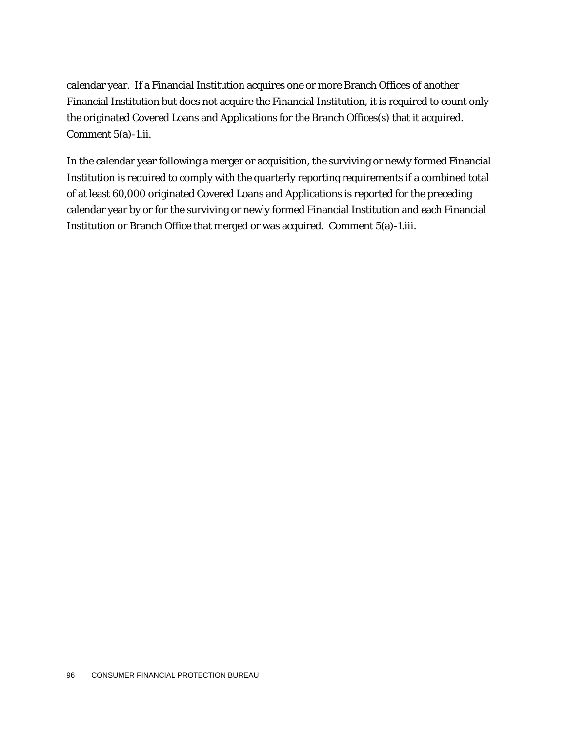calendar year. If a Financial Institution acquires one or more Branch Offices of another Financial Institution but does not acquire the Financial Institution, it is required to count only the originated Covered Loans and Applications for the Branch Offices(s) that it acquired. Comment 5(a)-1.ii.

In the calendar year following a merger or acquisition, the surviving or newly formed Financial Institution is required to comply with the quarterly reporting requirements if a combined total of at least 60,000 originated Covered Loans and Applications is reported for the preceding calendar year by or for the surviving or newly formed Financial Institution and each Financial Institution or Branch Office that merged or was acquired. Comment 5(a)-1.iii.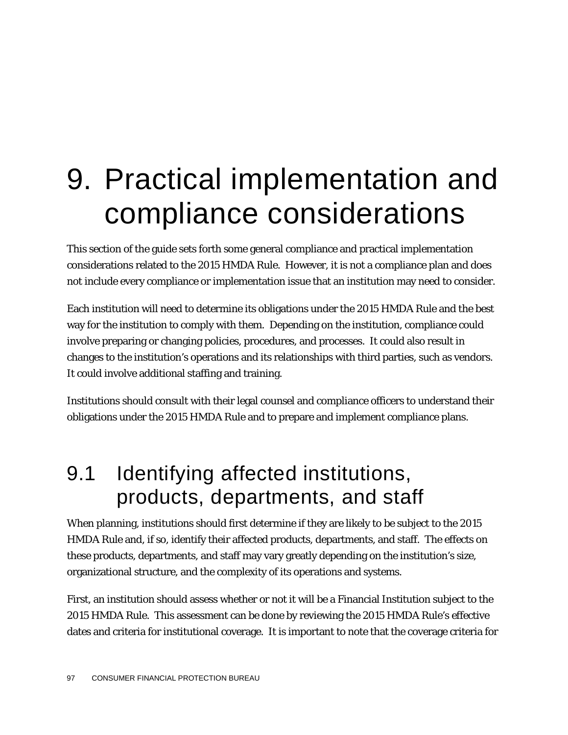# 9. Practical implementation and compliance considerations

This section of the guide sets forth some general compliance and practical implementation considerations related to the 2015 HMDA Rule. However, it is not a compliance plan and does not include every compliance or implementation issue that an institution may need to consider.

Each institution will need to determine its obligations under the 2015 HMDA Rule and the best way for the institution to comply with them. Depending on the institution, compliance could involve preparing or changing policies, procedures, and processes. It could also result in changes to the institution's operations and its relationships with third parties, such as vendors. It could involve additional staffing and training.

Institutions should consult with their legal counsel and compliance officers to understand their obligations under the 2015 HMDA Rule and to prepare and implement compliance plans.

## 9.1 Identifying affected institutions, products, departments, and staff

When planning, institutions should first determine if they are likely to be subject to the 2015 HMDA Rule and, if so, identify their affected products, departments, and staff. The effects on these products, departments, and staff may vary greatly depending on the institution's size, organizational structure, and the complexity of its operations and systems.

First, an institution should assess whether or not it will be a Financial Institution subject to the 2015 HMDA Rule. This assessment can be done by reviewing the 2015 HMDA Rule's effective dates and criteria for institutional coverage. It is important to note that the coverage criteria for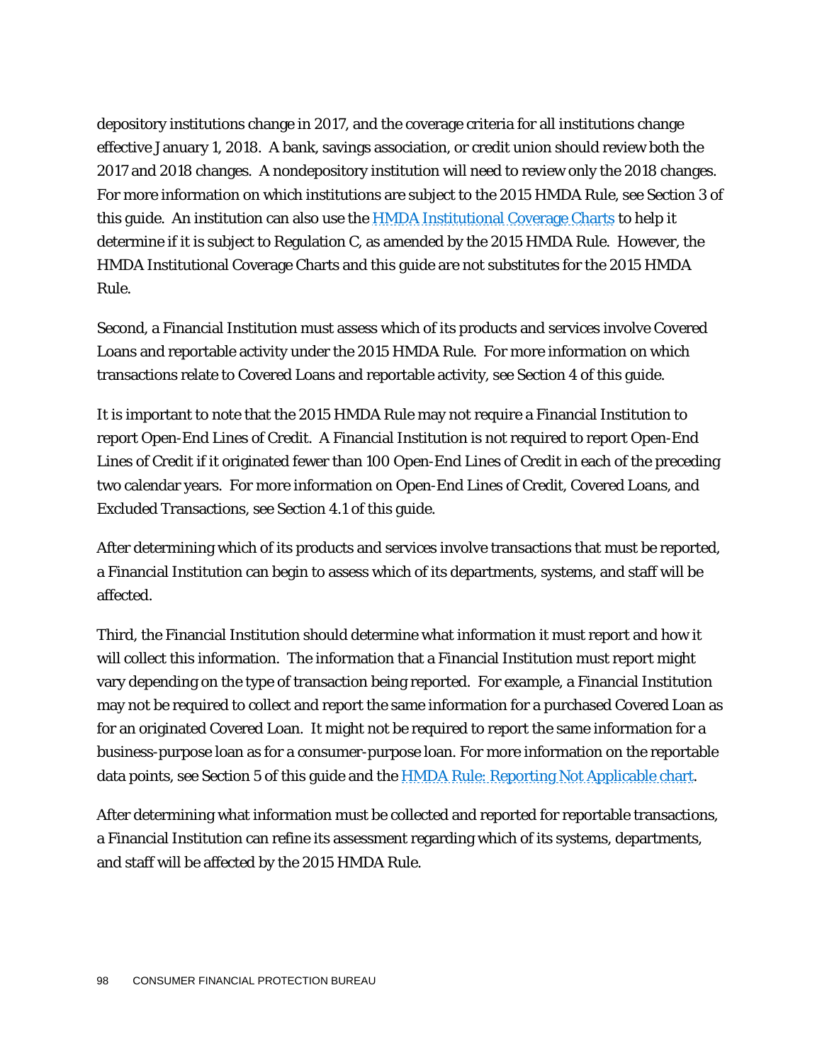depository institutions change in 2017, and the coverage criteria for all institutions change effective January 1, 2018. A bank, savings association, or credit union should review both the 2017 and 2018 changes. A nondepository institution will need to review only the 2018 changes. For more information on which institutions are subject to the 2015 HMDA Rule, see Section 3 of this guide. An institution can also use the [HMDA Institutional Coverage Charts] to help it determine if it is subject to Regulation C, as amended by the 2015 HMDA Rule. However, the HMDA Institutional Coverage Charts and this guide are not substitutes for the 2015 HMDA Rule.

Second, a Financial Institution must assess which of its products and services involve Covered Loans and reportable activity under the 2015 HMDA Rule. For more information on which transactions relate to Covered Loans and reportable activity, see Section 4 of this guide.

It is important to note that the 2015 HMDA Rule may not require a Financial Institution to report Open-End Lines of Credit. A Financial Institution is not required to report Open-End Lines of Credit if it originated fewer than 100 Open-End Lines of Credit in each of the preceding two calendar years. For more information on Open-End Lines of Credit, Covered Loans, and Excluded Transactions, see Section 4.1 of this guide.

After determining which of its products and services involve transactions that must be reported, a Financial Institution can begin to assess which of its departments, systems, and staff will be affected.

Third, the Financial Institution should determine what information it must report and how it will collect this information. The information that a Financial Institution must report might vary depending on the type of transaction being reported. For example, a Financial Institution may not be required to collect and report the same information for a purchased Covered Loan as for an originated Covered Loan. It might not be required to report the same information for a business-purpose loan as for a consumer-purpose loan. For more information on the reportable data points, see Section 5 of this guide and the [HMDA Rule: Reporting Not Applicable chart].

After determining what information must be collected and reported for reportable transactions, a Financial Institution can refine its assessment regarding which of its systems, departments, and staff will be affected by the 2015 HMDA Rule.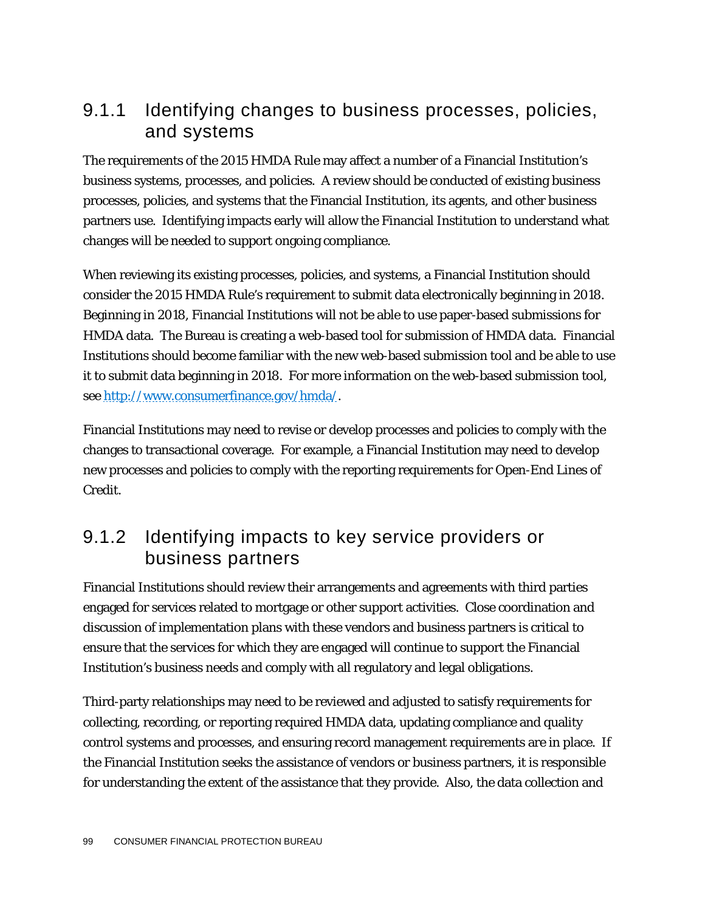### 9.1.1 Identifying changes to business processes, policies, and systems

The requirements of the 2015 HMDA Rule may affect a number of a Financial Institution's business systems, processes, and policies. A review should be conducted of existing business processes, policies, and systems that the Financial Institution, its agents, and other business partners use. Identifying impacts early will allow the Financial Institution to understand what changes will be needed to support ongoing compliance.

When reviewing its existing processes, policies, and systems, a Financial Institution should consider the 2015 HMDA Rule's requirement to submit data electronically beginning in 2018. Beginning in 2018, Financial Institutions will not be able to use paper-based submissions for HMDA data. The Bureau is creating a web-based tool for submission of HMDA data. Financial Institutions should become familiar with the new web-based submission tool and be able to use it to submit data beginning in 2018. For more information on the web-based submission tool, see http://www.consumerfinance.gov/hmda/.

Financial Institutions may need to revise or develop processes and policies to comply with the changes to transactional coverage. For example, a Financial Institution may need to develop new processes and policies to comply with the reporting requirements for Open-End Lines of Credit.

### 9.1.2 Identifying impacts to key service providers or business partners

Financial Institutions should review their arrangements and agreements with third parties engaged for services related to mortgage or other support activities. Close coordination and discussion of implementation plans with these vendors and business partners is critical to ensure that the services for which they are engaged will continue to support the Financial Institution's business needs and comply with all regulatory and legal obligations.

Third-party relationships may need to be reviewed and adjusted to satisfy requirements for collecting, recording, or reporting required HMDA data, updating compliance and quality control systems and processes, and ensuring record management requirements are in place. If the Financial Institution seeks the assistance of vendors or business partners, it is responsible for understanding the extent of the assistance that they provide. Also, the data collection and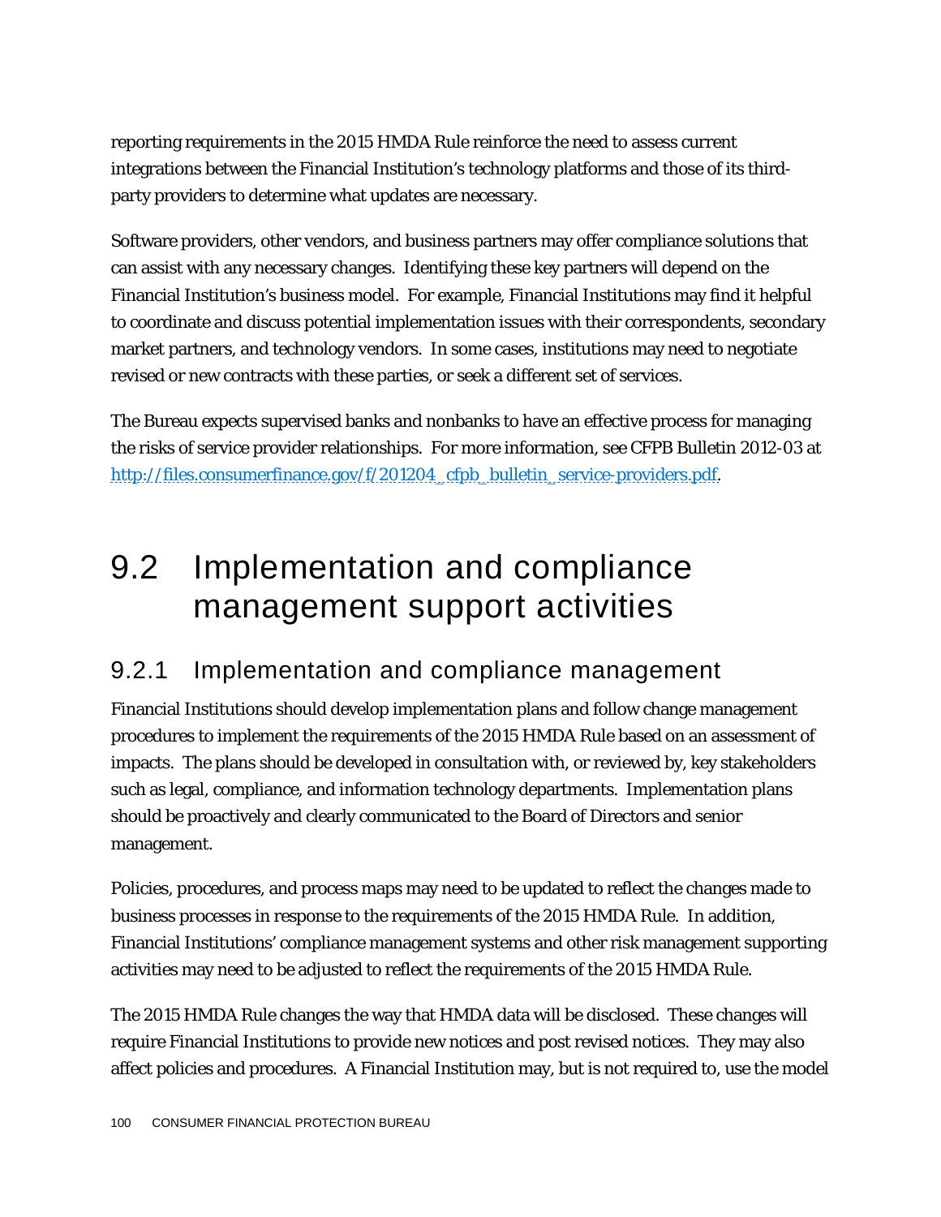reporting requirements in the 2015 HMDA Rule reinforce the need to assess current integrations between the Financial Institution's technology platforms and those of its third-party providers to determine what updates are necessary.

Software providers, other vendors, and business partners may offer compliance solutions that can assist with any necessary changes. Identifying these key partners will depend on the Financial Institution's business model. For example, Financial Institutions may find it helpful to coordinate and discuss potential implementation issues with their correspondents, secondary market partners, and technology vendors. In some cases, institutions may need to negotiate revised or new contracts with these parties, or seek a different set of services.

The Bureau expects supervised banks and nonbanks to have an effective process for managing the risks of service provider relationships. For more information, see CFPB Bulletin 2012-03 at http://files.consumerfinance.gov/f/201204_cfpb_bulletin_service-providers.pdf.

# 9.2 Implementation and compliance management support activities

## 9.2.1 Implementation and compliance management

Financial Institutions should develop implementation plans and follow change management procedures to implement the requirements of the 2015 HMDA Rule based on an assessment of impacts. The plans should be developed in consultation with, or reviewed by, key stakeholders such as legal, compliance, and information technology departments. Implementation plans should be proactively and clearly communicated to the Board of Directors and senior management.

Policies, procedures, and process maps may need to be updated to reflect the changes made to business processes in response to the requirements of the 2015 HMDA Rule. In addition, Financial Institutions' compliance management systems and other risk management supporting activities may need to be adjusted to reflect the requirements of the 2015 HMDA Rule.

The 2015 HMDA Rule changes the way that HMDA data will be disclosed. These changes will require Financial Institutions to provide new notices and post revised notices. They may also affect policies and procedures. A Financial Institution may, but is not required to, use the model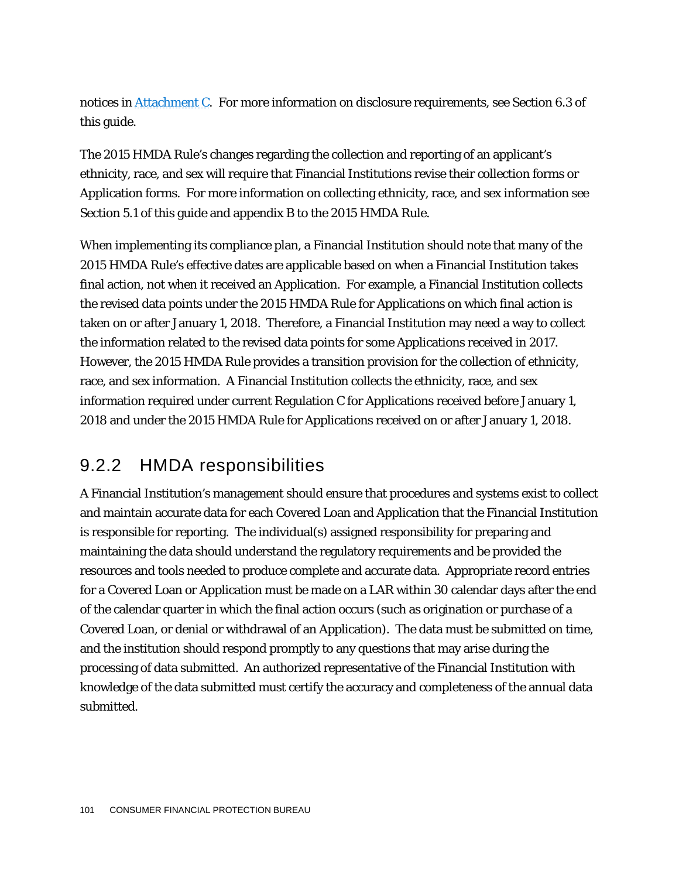notices in [Attachment C](#). For more information on disclosure requirements, see Section 6.3 of this guide.

The 2015 HMDA Rule's changes regarding the collection and reporting of an applicant's ethnicity, race, and sex will require that Financial Institutions revise their collection forms or Application forms. For more information on collecting ethnicity, race, and sex information see Section 5.1 of this guide and appendix B to the 2015 HMDA Rule.

When implementing its compliance plan, a Financial Institution should note that many of the 2015 HMDA Rule's effective dates are applicable based on when a Financial Institution takes final action, not when it received an Application. For example, a Financial Institution collects the revised data points under the 2015 HMDA Rule for Applications on which final action is taken on or after January 1, 2018. Therefore, a Financial Institution may need a way to collect the information related to the revised data points for some Applications received in 2017. However, the 2015 HMDA Rule provides a transition provision for the collection of ethnicity, race, and sex information. A Financial Institution collects the ethnicity, race, and sex information required under current Regulation C for Applications received before January 1, 2018 and under the 2015 HMDA Rule for Applications received on or after January 1, 2018.

### 9.2.2 HMDA responsibilities

A Financial Institution's management should ensure that procedures and systems exist to collect and maintain accurate data for each Covered Loan and Application that the Financial Institution is responsible for reporting. The individual(s) assigned responsibility for preparing and maintaining the data should understand the regulatory requirements and be provided the resources and tools needed to produce complete and accurate data. Appropriate record entries for a Covered Loan or Application must be made on a LAR within 30 calendar days after the end of the calendar quarter in which the final action occurs (such as origination or purchase of a Covered Loan, or denial or withdrawal of an Application). The data must be submitted on time, and the institution should respond promptly to any questions that may arise during the processing of data submitted. An authorized representative of the Financial Institution with knowledge of the data submitted must certify the accuracy and completeness of the annual data submitted.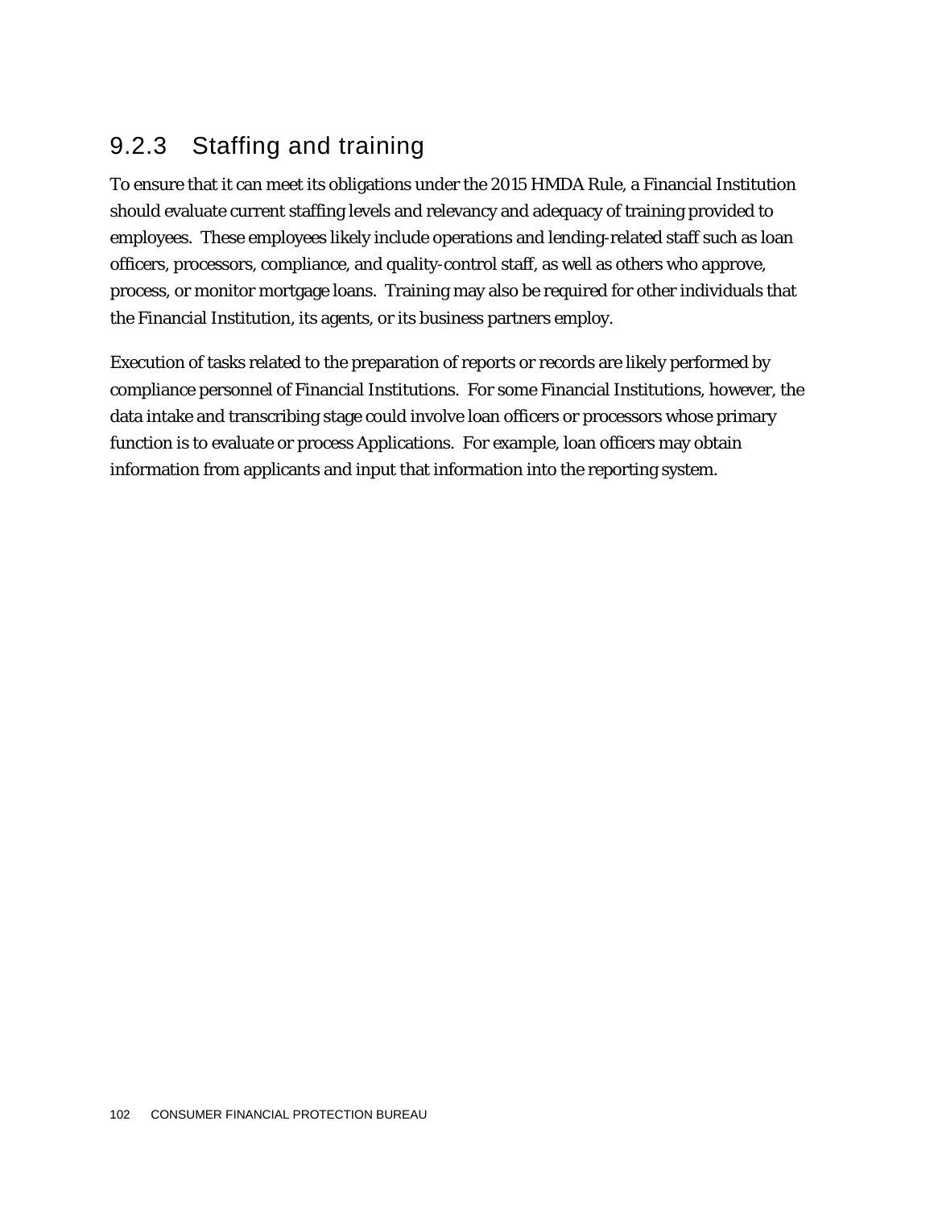### 9.2.3 Staffing and training

To ensure that it can meet its obligations under the 2015 HMDA Rule, a Financial Institution should evaluate current staffing levels and relevancy and adequacy of training provided to employees. These employees likely include operations and lending-related staff such as loan officers, processors, compliance, and quality-control staff, as well as others who approve, process, or monitor mortgage loans. Training may also be required for other individuals that the Financial Institution, its agents, or its business partners employ.

Execution of tasks related to the preparation of reports or records are likely performed by compliance personnel of Financial Institutions. For some Financial Institutions, however, the data intake and transcribing stage could involve loan officers or processors whose primary function is to evaluate or process Applications. For example, loan officers may obtain information from applicants and input that information into the reporting system.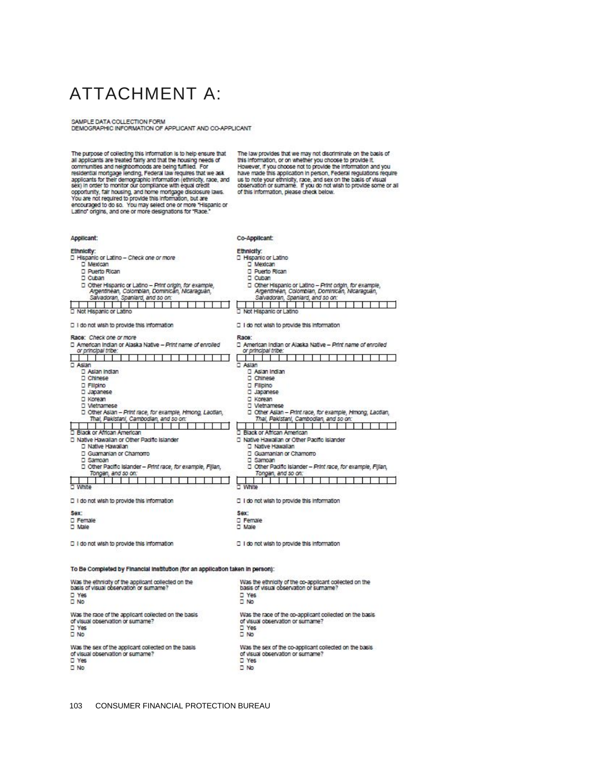# ATTACHMENT A:

SAMPLE DATA COLLECTION FORM
DEMOGRAPHIC INFORMATION OF APPLICANT AND CO-APPLICANT

The purpose of collecting this information is to help ensure that all applicants are treated fairly and that the housing needs of communities and neighborhoods are being fulfilled. For residential mortgage lending, Federal law requires that we ask applicants for their demographic information (ethnicity, race, and sex) in order to monitor our compliance with equal credit opportunity, fair housing, and home mortgage disclosure laws. You are not required to provide this information, but are encouraged to do so. You may select one or more "Hispanic or Latino" origins, and one or more designations for "Race."

The law provides that we may not discriminate on the basis of this information, or on whether you choose to provide it. However, if you choose not to provide the information and you have made this application in person, Federal regulations require us to note your ethnicity, race, and sex on the basis of visual observation or surname. If you do not wish to provide some or all of this information, please check below.

**Applicant:**

**Ethnicity:**
- ☐ Hispanic or Latino – *Check one or more*
  - ☐ Mexican
  - ☐ Puerto Rican
  - ☐ Cuban
  - ☐ Other Hispanic or Latino – *Print origin, for example, Argentinean, Colombian, Dominican, Nicaraguan, Salvadoran, Spaniard, and so on:*
- ☐ Not Hispanic or Latino

☐ I do not wish to provide this information

**Race:** *Check one or more*
- ☐ American Indian or Alaska Native – *Print name of enrolled or principal tribe:*
- ☐ Asian
  - ☐ Asian Indian
  - ☐ Chinese
  - ☐ Filipino
  - ☐ Japanese
  - ☐ Korean
  - ☐ Vietnamese
  - ☐ Other Asian – *Print race, for example, Hmong, Laotian, Thai, Pakistani, Cambodian, and so on:*
- ☐ Black or African American
- ☐ Native Hawaiian or Other Pacific Islander
  - ☐ Native Hawaiian
  - ☐ Guamanian or Chamorro
  - ☐ Samoan
  - ☐ Other Pacific Islander – *Print race, for example, Fijian, Tongan, and so on:*
- ☐ White

☐ I do not wish to provide this information

**Sex:**
- ☐ Female
- ☐ Male

☐ I do not wish to provide this information

**Co-Applicant:**

**Ethnicity:**
- ☐ Hispanic or Latino
  - ☐ Mexican
  - ☐ Puerto Rican
  - ☐ Cuban
  - ☐ Other Hispanic or Latino – *Print origin, for example, Argentinean, Colombian, Dominican, Nicaraguan, Salvadoran, Spaniard, and so on:*
- ☐ Not Hispanic or Latino

☐ I do not wish to provide this information

**Race:**
- ☐ American Indian or Alaska Native – *Print name of enrolled or principal tribe:*
- ☐ Asian
  - ☐ Asian Indian
  - ☐ Chinese
  - ☐ Filipino
  - ☐ Japanese
  - ☐ Korean
  - ☐ Vietnamese
  - ☐ Other Asian – *Print race, for example, Hmong, Laotian, Thai, Pakistani, Cambodian, and so on:*
- ☐ Black or African American
- ☐ Native Hawaiian or Other Pacific Islander
  - ☐ Native Hawaiian
  - ☐ Guamanian or Chamorro
  - ☐ Samoan
  - ☐ Other Pacific Islander – *Print race, for example, Fijian, Tongan, and so on:*
- ☐ White

☐ I do not wish to provide this information

**Sex:**
- ☐ Female
- ☐ Male

☐ I do not wish to provide this information

**To Be Completed by Financial Institution (for an application taken in person):**

Was the ethnicity of the applicant collected on the basis of visual observation or surname?
- ☐ Yes
- ☐ No

Was the race of the applicant collected on the basis of visual observation or surname?
- ☐ Yes
- ☐ No

Was the sex of the applicant collected on the basis of visual observation or surname?
- ☐ Yes
- ☐ No

Was the ethnicity of the co-applicant collected on the basis of visual observation or surname?
- ☐ Yes
- ☐ No

Was the race of the co-applicant collected on the basis of visual observation or surname?
- ☐ Yes
- ☐ No

Was the sex of the co-applicant collected on the basis of visual observation or surname?
- ☐ Yes
- ☐ No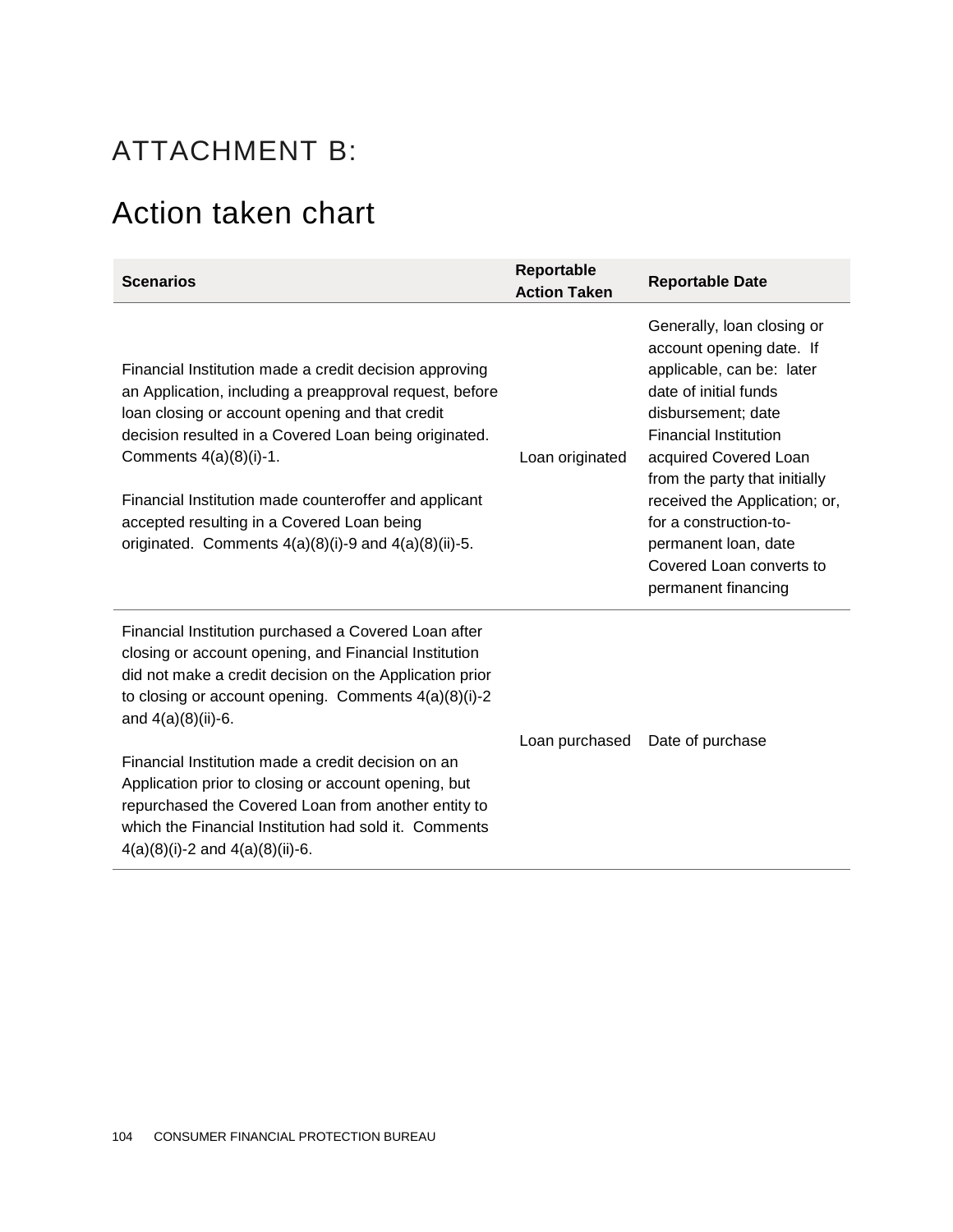# ATTACHMENT B:

## Action taken chart

| Scenarios | Reportable Action Taken | Reportable Date |
|---|---|---|
| Financial Institution made a credit decision approving an Application, including a preapproval request, before loan closing or account opening and that credit decision resulted in a Covered Loan being originated. Comments 4(a)(8)(i)-1.<br><br>Financial Institution made counteroffer and applicant accepted resulting in a Covered Loan being originated. Comments 4(a)(8)(i)-9 and 4(a)(8)(ii)-5. | Loan originated | Generally, loan closing or account opening date. If applicable, can be: later date of initial funds disbursement; date Financial Institution acquired Covered Loan from the party that initially received the Application; or, for a construction-to-permanent loan, date Covered Loan converts to permanent financing |
| Financial Institution purchased a Covered Loan after closing or account opening, and Financial Institution did not make a credit decision on the Application prior to closing or account opening. Comments 4(a)(8)(i)-2 and 4(a)(8)(ii)-6.<br><br>Financial Institution made a credit decision on an Application prior to closing or account opening, but repurchased the Covered Loan from another entity to which the Financial Institution had sold it. Comments 4(a)(8)(i)-2 and 4(a)(8)(ii)-6. | Loan purchased | Date of purchase |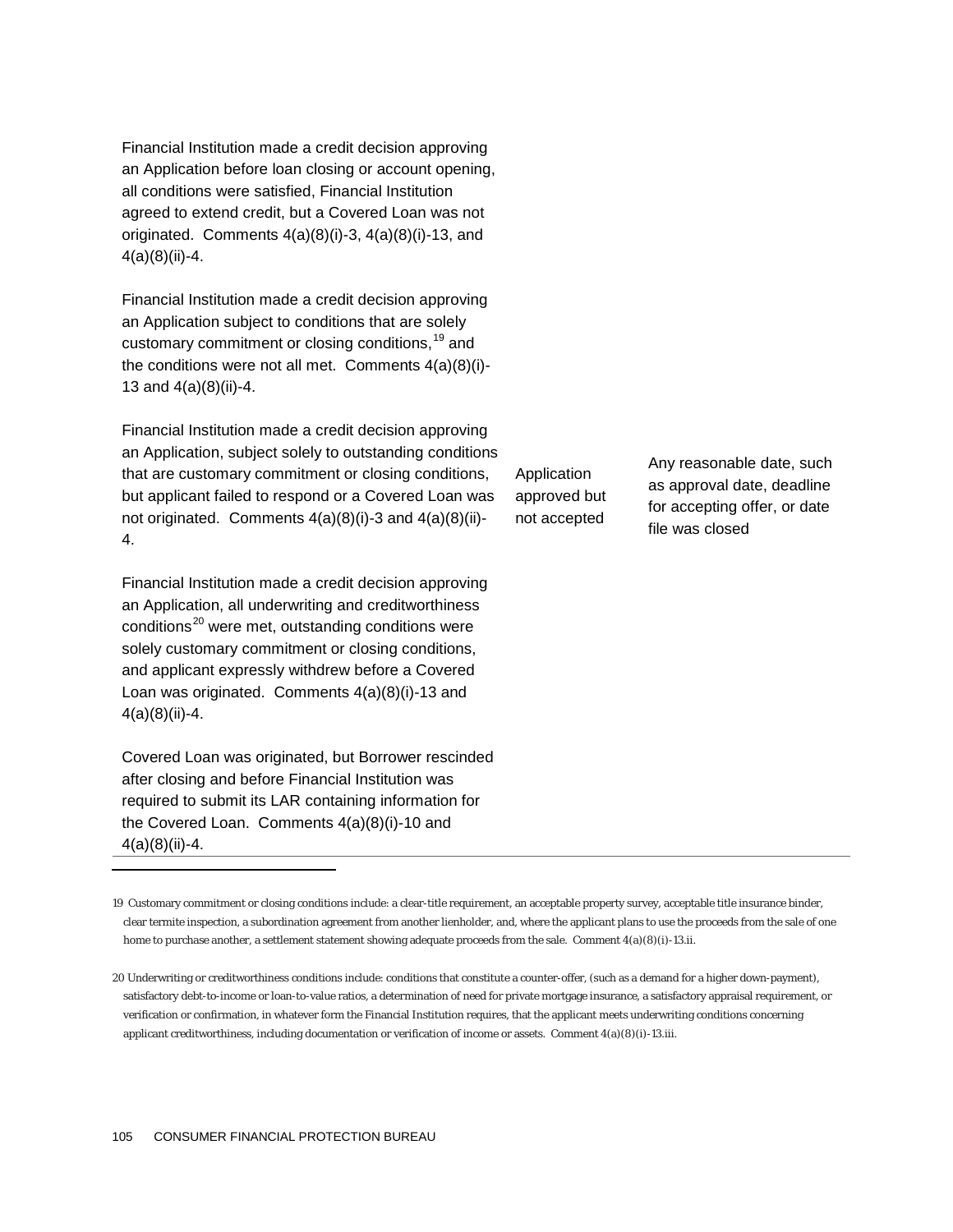| | | |
|---|---|---|
| Financial Institution made a credit decision approving an Application before loan closing or account opening, all conditions were satisfied, Financial Institution agreed to extend credit, but a Covered Loan was not originated. Comments 4(a)(8)(i)-3, 4(a)(8)(i)-13, and 4(a)(8)(ii)-4.<br><br>Financial Institution made a credit decision approving an Application subject to conditions that are solely customary commitment or closing conditions,[19] and the conditions were not all met. Comments 4(a)(8)(i)-13 and 4(a)(8)(ii)-4.<br><br>Financial Institution made a credit decision approving an Application, subject solely to outstanding conditions that are customary commitment or closing conditions, but applicant failed to respond or a Covered Loan was not originated. Comments 4(a)(8)(i)-3 and 4(a)(8)(ii)-4.<br><br>Financial Institution made a credit decision approving an Application, all underwriting and creditworthiness conditions[20] were met, outstanding conditions were solely customary commitment or closing conditions, and applicant expressly withdrew before a Covered Loan was originated. Comments 4(a)(8)(i)-13 and 4(a)(8)(ii)-4.<br><br>Covered Loan was originated, but Borrower rescinded after closing and before Financial Institution was required to submit its LAR containing information for the Covered Loan. Comments 4(a)(8)(i)-10 and 4(a)(8)(ii)-4. | Application approved but not accepted | Any reasonable date, such as approval date, deadline for accepting offer, or date file was closed |

19 Customary commitment or closing conditions include: a clear-title requirement, an acceptable property survey, acceptable title insurance binder, clear termite inspection, a subordination agreement from another lienholder, and, where the applicant plans to use the proceeds from the sale of one home to purchase another, a settlement statement showing adequate proceeds from the sale. Comment 4(a)(8)(i)-13.ii.

20 Underwriting or creditworthiness conditions include: conditions that constitute a counter-offer, (such as a demand for a higher down-payment), satisfactory debt-to-income or loan-to-value ratios, a determination of need for private mortgage insurance, a satisfactory appraisal requirement, or verification or confirmation, in whatever form the Financial Institution requires, that the applicant meets underwriting conditions concerning applicant creditworthiness, including documentation or verification of income or assets. Comment 4(a)(8)(i)-13.iii.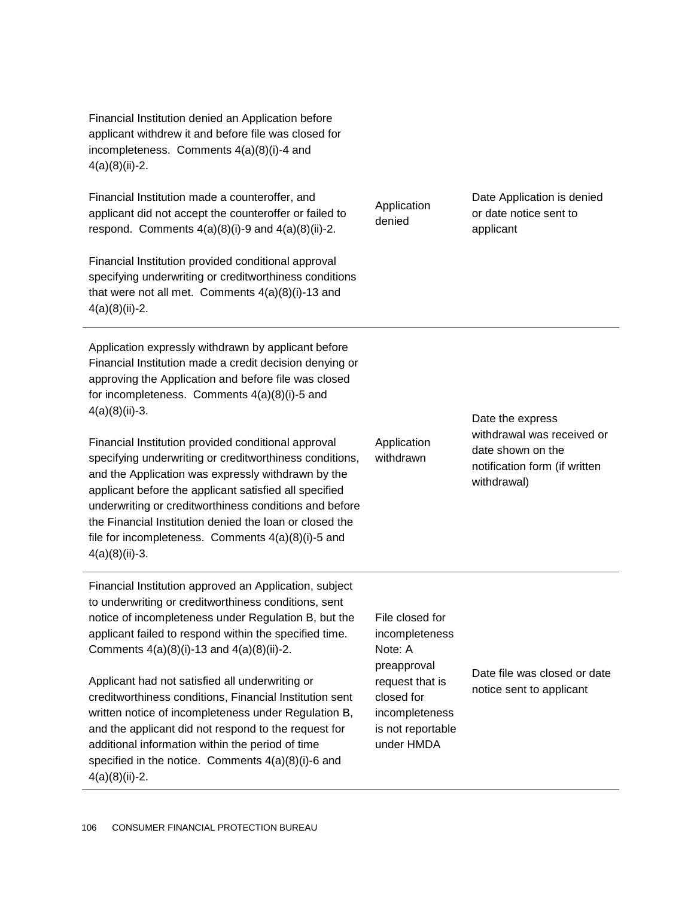| | | |
|---|---|---|
| Financial Institution denied an Application before applicant withdrew it and before file was closed for incompleteness. Comments 4(a)(8)(i)-4 and 4(a)(8)(ii)-2.<br><br>Financial Institution made a counteroffer, and applicant did not accept the counteroffer or failed to respond. Comments 4(a)(8)(i)-9 and 4(a)(8)(ii)-2.<br><br>Financial Institution provided conditional approval specifying underwriting or creditworthiness conditions that were not all met. Comments 4(a)(8)(i)-13 and 4(a)(8)(ii)-2. | Application denied | Date Application is denied or date notice sent to applicant |
| Application expressly withdrawn by applicant before Financial Institution made a credit decision denying or approving the Application and before file was closed for incompleteness. Comments 4(a)(8)(i)-5 and 4(a)(8)(ii)-3.<br><br>Financial Institution provided conditional approval specifying underwriting or creditworthiness conditions, and the Application was expressly withdrawn by the applicant before the applicant satisfied all specified underwriting or creditworthiness conditions and before the Financial Institution denied the loan or closed the file for incompleteness. Comments 4(a)(8)(i)-5 and 4(a)(8)(ii)-3. | Application withdrawn | Date the express withdrawal was received or date shown on the notification form (if written withdrawal) |
| Financial Institution approved an Application, subject to underwriting or creditworthiness conditions, sent notice of incompleteness under Regulation B, but the applicant failed to respond within the specified time. Comments 4(a)(8)(i)-13 and 4(a)(8)(ii)-2.<br><br>Applicant had not satisfied all underwriting or creditworthiness conditions, Financial Institution sent written notice of incompleteness under Regulation B, and the applicant did not respond to the request for additional information within the period of time specified in the notice. Comments 4(a)(8)(i)-6 and 4(a)(8)(ii)-2. | File closed for incompleteness Note: A preapproval request that is closed for incompleteness is not reportable under HMDA | Date file was closed or date notice sent to applicant |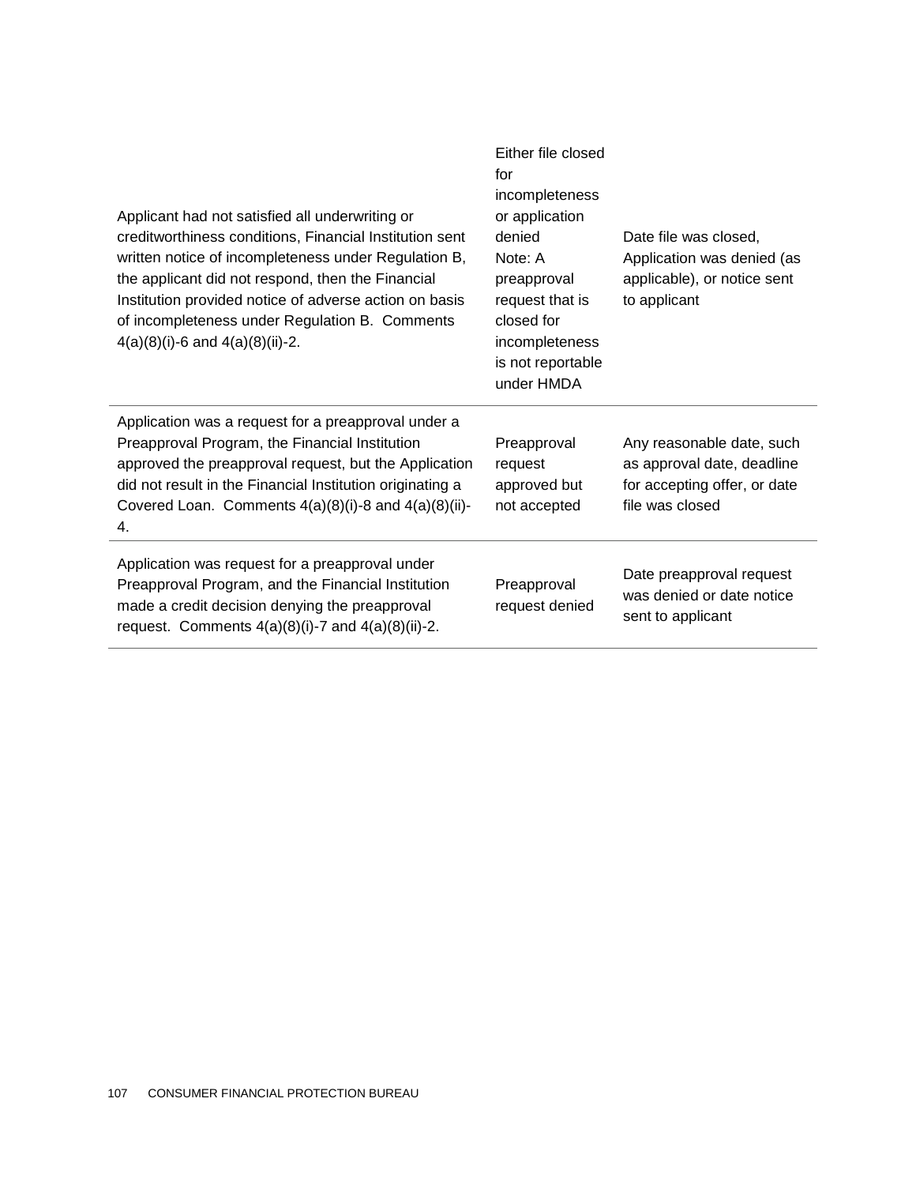| | | |
|---|---|---|
| Applicant had not satisfied all underwriting or creditworthiness conditions, Financial Institution sent written notice of incompleteness under Regulation B, the applicant did not respond, then the Financial Institution provided notice of adverse action on basis of incompleteness under Regulation B. Comments 4(a)(8)(i)-6 and 4(a)(8)(ii)-2. | Either file closed for incompleteness or application denied<br>Note: A preapproval request that is closed for incompleteness is not reportable under HMDA | Date file was closed, Application was denied (as applicable), or notice sent to applicant |
| Application was a request for a preapproval under a Preapproval Program, the Financial Institution approved the preapproval request, but the Application did not result in the Financial Institution originating a Covered Loan. Comments 4(a)(8)(i)-8 and 4(a)(8)(ii)-4. | Preapproval request approved but not accepted | Any reasonable date, such as approval date, deadline for accepting offer, or date file was closed |
| Application was request for a preapproval under Preapproval Program, and the Financial Institution made a credit decision denying the preapproval request. Comments 4(a)(8)(i)-7 and 4(a)(8)(ii)-2. | Preapproval request denied | Date preapproval request was denied or date notice sent to applicant |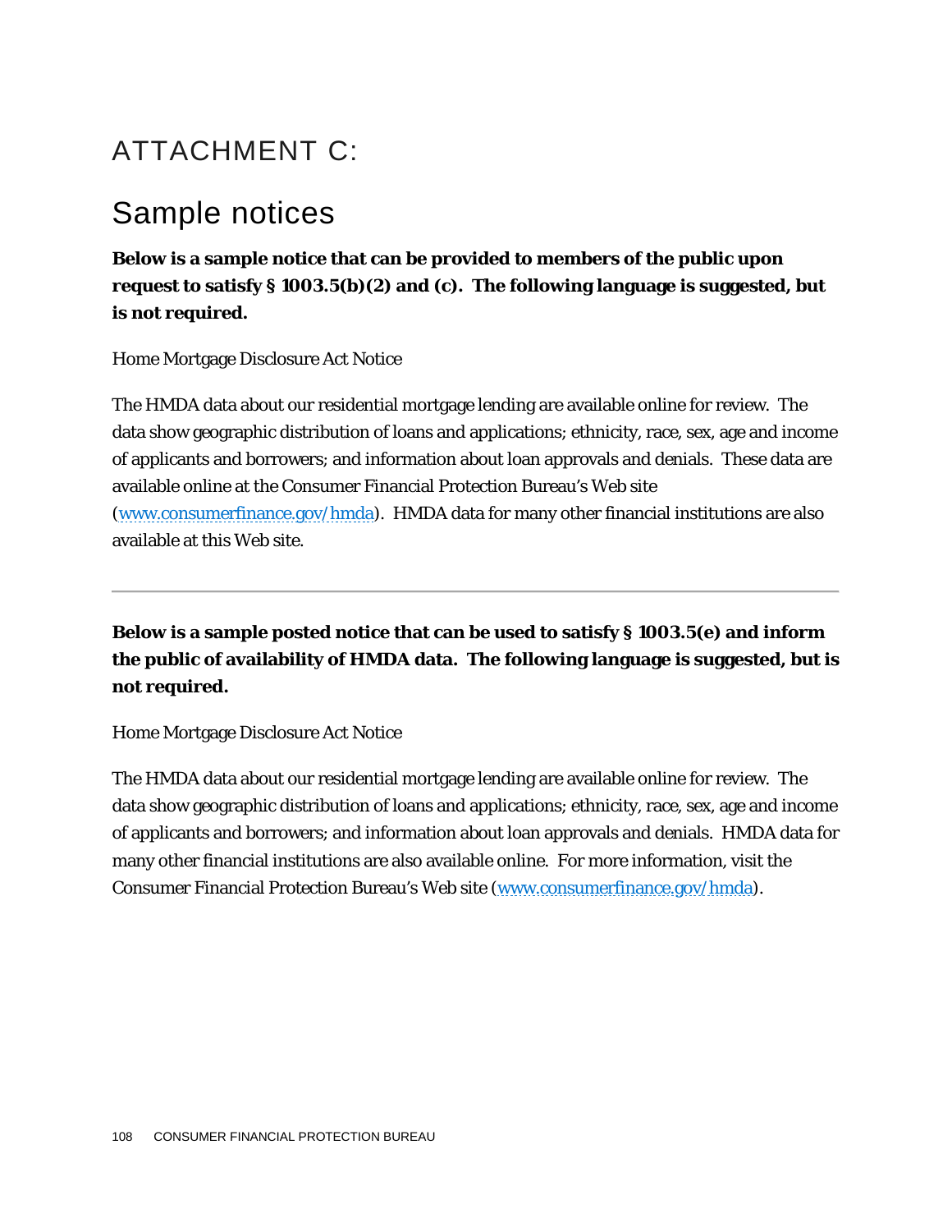# ATTACHMENT C:

## Sample notices

**Below is a sample notice that can be provided to members of the public upon request to satisfy § 1003.5(b)(2) and (c). The following language is suggested, but is not required.**

Home Mortgage Disclosure Act Notice

The HMDA data about our residential mortgage lending are available online for review. The data show geographic distribution of loans and applications; ethnicity, race, sex, age and income of applicants and borrowers; and information about loan approvals and denials. These data are available online at the Consumer Financial Protection Bureau's Web site (www.consumerfinance.gov/hmda). HMDA data for many other financial institutions are also available at this Web site.

---

**Below is a sample posted notice that can be used to satisfy § 1003.5(e) and inform the public of availability of HMDA data. The following language is suggested, but is not required.**

Home Mortgage Disclosure Act Notice

The HMDA data about our residential mortgage lending are available online for review. The data show geographic distribution of loans and applications; ethnicity, race, sex, age and income of applicants and borrowers; and information about loan approvals and denials. HMDA data for many other financial institutions are also available online. For more information, visit the Consumer Financial Protection Bureau's Web site (www.consumerfinance.gov/hmda).